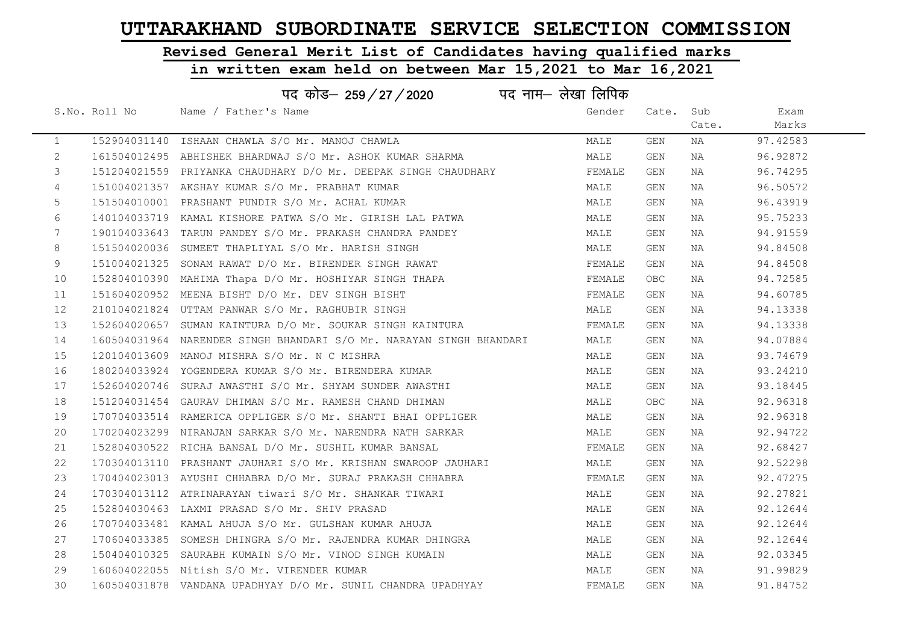# UTTARAKHAND SUBORDINATE SERVICE SELECTION COMMISSION

## Revised General Merit List of Candidates having qualified marks in written exam held on between Mar 15,2021 to Mar 16,2021

### पद कोड– 259/27/2020 पद नाम– लेखा लिपिक

| S.No. | Roll No | Name / Father's Name | Gender | Cate. | Sub Cate. | Exam Marks |
|---|---|---|---|---|---|---|
| 1 | 152904031140 | ISHAAN CHAWLA S/O Mr. MANOJ CHAWLA | MALE | GEN | NA | 97.42583 |
| 2 | 161504012495 | ABHISHEK BHARDWAJ S/O Mr. ASHOK KUMAR SHARMA | MALE | GEN | NA | 96.92872 |
| 3 | 151204021559 | PRIYANKA CHAUDHARY D/O Mr. DEEPAK SINGH CHAUDHARY | FEMALE | GEN | NA | 96.74295 |
| 4 | 151004021357 | AKSHAY KUMAR S/O Mr. PRABHAT KUMAR | MALE | GEN | NA | 96.50572 |
| 5 | 151504010001 | PRASHANT PUNDIR S/O Mr. ACHAL KUMAR | MALE | GEN | NA | 96.43919 |
| 6 | 140104033719 | KAMAL KISHORE PATWA S/O Mr. GIRISH LAL PATWA | MALE | GEN | NA | 95.75233 |
| 7 | 190104033643 | TARUN PANDEY S/O Mr. PRAKASH CHANDRA PANDEY | MALE | GEN | NA | 94.91559 |
| 8 | 151504020036 | SUMEET THAPLIYAL S/O Mr. HARISH SINGH | MALE | GEN | NA | 94.84508 |
| 9 | 151004021325 | SONAM RAWAT D/O Mr. BIRENDER SINGH RAWAT | FEMALE | GEN | NA | 94.84508 |
| 10 | 152804010390 | MAHIMA Thapa D/O Mr. HOSHIYAR SINGH THAPA | FEMALE | OBC | NA | 94.72585 |
| 11 | 151604020952 | MEENA BISHT D/O Mr. DEV SINGH BISHT | FEMALE | GEN | NA | 94.60785 |
| 12 | 210104021824 | UTTAM PANWAR S/O Mr. RAGHUBIR SINGH | MALE | GEN | NA | 94.13338 |
| 13 | 152604020657 | SUMAN KAINTURA D/O Mr. SOUKAR SINGH KAINTURA | FEMALE | GEN | NA | 94.13338 |
| 14 | 160504031964 | NARENDER SINGH BHANDARI S/O Mr. NARAYAN SINGH BHANDARI | MALE | GEN | NA | 94.07884 |
| 15 | 120104013609 | MANOJ MISHRA S/O Mr. N C MISHRA | MALE | GEN | NA | 93.74679 |
| 16 | 180204033924 | YOGENDERA KUMAR S/O Mr. BIRENDERA KUMAR | MALE | GEN | NA | 93.24210 |
| 17 | 152604020746 | SURAJ AWASTHI S/O Mr. SHYAM SUNDER AWASTHI | MALE | GEN | NA | 93.18445 |
| 18 | 151204031454 | GAURAV DHIMAN S/O Mr. RAMESH CHAND DHIMAN | MALE | OBC | NA | 92.96318 |
| 19 | 170704033514 | RAMERICA OPPLIGER S/O Mr. SHANTI BHAI OPPLIGER | MALE | GEN | NA | 92.96318 |
| 20 | 170204023299 | NIRANJAN SARKAR S/O Mr. NARENDRA NATH SARKAR | MALE | GEN | NA | 92.94722 |
| 21 | 152804030522 | RICHA BANSAL D/O Mr. SUSHIL KUMAR BANSAL | FEMALE | GEN | NA | 92.68427 |
| 22 | 170304013110 | PRASHANT JAUHARI S/O Mr. KRISHAN SWAROOP JAUHARI | MALE | GEN | NA | 92.52298 |
| 23 | 170404023013 | AYUSHI CHHABRA D/O Mr. SURAJ PRAKASH CHHABRA | FEMALE | GEN | NA | 92.47275 |
| 24 | 170304013112 | ATRINARAYAN tiwari S/O Mr. SHANKAR TIWARI | MALE | GEN | NA | 92.27821 |
| 25 | 152804030463 | LAXMI PRASAD S/O Mr. SHIV PRASAD | MALE | GEN | NA | 92.12644 |
| 26 | 170704033481 | KAMAL AHUJA S/O Mr. GULSHAN KUMAR AHUJA | MALE | GEN | NA | 92.12644 |
| 27 | 170604033385 | SOMESH DHINGRA S/O Mr. RAJENDRA KUMAR DHINGRA | MALE | GEN | NA | 92.12644 |
| 28 | 150404010325 | SAURABH KUMAIN S/O Mr. VINOD SINGH KUMAIN | MALE | GEN | NA | 92.03345 |
| 29 | 160604022055 | Nitish S/O Mr. VIRENDER KUMAR | MALE | GEN | NA | 91.99829 |
| 30 | 160504031878 | VANDANA UPADHYAY D/O Mr. SUNIL CHANDRA UPADHYAY | FEMALE | GEN | NA | 91.84752 |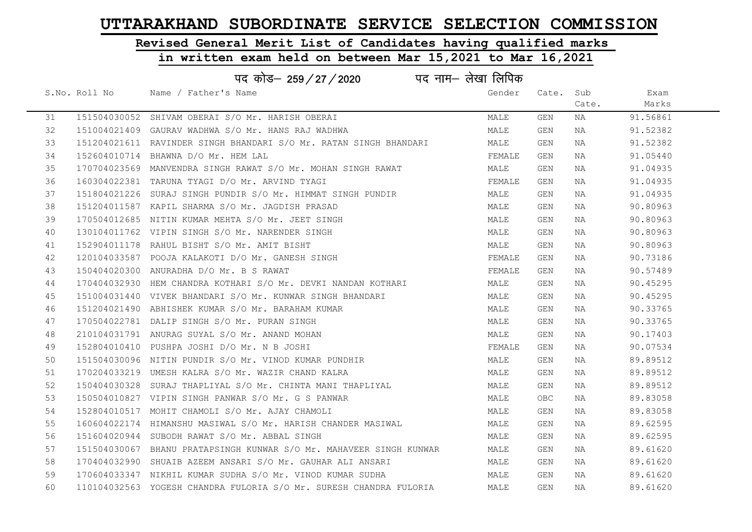# UTTARAKHAND SUBORDINATE SERVICE SELECTION COMMISSION

## Revised General Merit List of Candidates having qualified marks in written exam held on between Mar 15,2021 to Mar 16,2021

### पद कोड– 259/27/2020 पद नाम– लेखा लिपिक

| S.No. | Roll No | Name / Father's Name | Gender | Cate. | Sub Cate. | Exam Marks |
|---|---|---|---|---|---|---|
| 31 | 151504030052 | SHIVAM OBERAI S/O Mr. HARISH OBERAI | MALE | GEN | NA | 91.56861 |
| 32 | 151004021409 | GAURAV WADHWA S/O Mr. HANS RAJ WADHWA | MALE | GEN | NA | 91.52382 |
| 33 | 151204021611 | RAVINDER SINGH BHANDARI S/O Mr. RATAN SINGH BHANDARI | MALE | GEN | NA | 91.52382 |
| 34 | 152604010714 | BHAWNA D/O Mr. HEM LAL | FEMALE | GEN | NA | 91.05440 |
| 35 | 170704023569 | MANVENDRA SINGH RAWAT S/O Mr. MOHAN SINGH RAWAT | MALE | GEN | NA | 91.04935 |
| 36 | 160304022381 | TARUNA TYAGI D/O Mr. ARVIND TYAGI | FEMALE | GEN | NA | 91.04935 |
| 37 | 151804021226 | SURAJ SINGH PUNDIR S/O Mr. HIMMAT SINGH PUNDIR | MALE | GEN | NA | 91.04935 |
| 38 | 151204011587 | KAPIL SHARMA S/O Mr. JAGDISH PRASAD | MALE | GEN | NA | 90.80963 |
| 39 | 170504012685 | NITIN KUMAR MEHTA S/O Mr. JEET SINGH | MALE | GEN | NA | 90.80963 |
| 40 | 130104011762 | VIPIN SINGH S/O Mr. NARENDER SINGH | MALE | GEN | NA | 90.80963 |
| 41 | 152904011178 | RAHUL BISHT S/O Mr. AMIT BISHT | MALE | GEN | NA | 90.80963 |
| 42 | 120104033587 | POOJA KALAKOTI D/O Mr. GANESH SINGH | FEMALE | GEN | NA | 90.73186 |
| 43 | 150404020300 | ANURADHA D/O Mr. B S RAWAT | FEMALE | GEN | NA | 90.57489 |
| 44 | 170404032930 | HEM CHANDRA KOTHARI S/O Mr. DEVKI NANDAN KOTHARI | MALE | GEN | NA | 90.45295 |
| 45 | 151004031440 | VIVEK BHANDARI S/O Mr. KUNWAR SINGH BHANDARI | MALE | GEN | NA | 90.45295 |
| 46 | 151204021490 | ABHISHEK KUMAR S/O Mr. BARAHAM KUMAR | MALE | GEN | NA | 90.33765 |
| 47 | 170504022781 | DALIP SINGH S/O Mr. PURAN SINGH | MALE | GEN | NA | 90.33765 |
| 48 | 210104031791 | ANURAG SUYAL S/O Mr. ANAND MOHAN | MALE | GEN | NA | 90.17403 |
| 49 | 152804010410 | PUSHPA JOSHI D/O Mr. N B JOSHI | FEMALE | GEN | NA | 90.07534 |
| 50 | 151504030096 | NITIN PUNDIR S/O Mr. VINOD KUMAR PUNDHIR | MALE | GEN | NA | 89.89512 |
| 51 | 170204033219 | UMESH KALRA S/O Mr. WAZIR CHAND KALRA | MALE | GEN | NA | 89.89512 |
| 52 | 150404030328 | SURAJ THAPLIYAL S/O Mr. CHINTA MANI THAPLIYAL | MALE | GEN | NA | 89.89512 |
| 53 | 150504010827 | VIPIN SINGH PANWAR S/O Mr. G S PANWAR | MALE | OBC | NA | 89.83058 |
| 54 | 152804010517 | MOHIT CHAMOLI S/O Mr. AJAY CHAMOLI | MALE | GEN | NA | 89.83058 |
| 55 | 160604022174 | HIMANSHU MASIWAL S/O Mr. HARISH CHANDER MASIWAL | MALE | GEN | NA | 89.62595 |
| 56 | 151604020944 | SUBODH RAWAT S/O Mr. ABBAL SINGH | MALE | GEN | NA | 89.62595 |
| 57 | 151504030067 | BHANU PRATAPSINGH KUNWAR S/O Mr. MAHAVEER SINGH KUNWAR | MALE | GEN | NA | 89.61620 |
| 58 | 170404032990 | SHUAIB AZEEM ANSARI S/O Mr. GAUHAR ALI ANSARI | MALE | GEN | NA | 89.61620 |
| 59 | 170604033347 | NIKHIL KUMAR SUDHA S/O Mr. VINOD KUMAR SUDHA | MALE | GEN | NA | 89.61620 |
| 60 | 110104032563 | YOGESH CHANDRA FULORIA S/O Mr. SURESH CHANDRA FULORIA | MALE | GEN | NA | 89.61620 |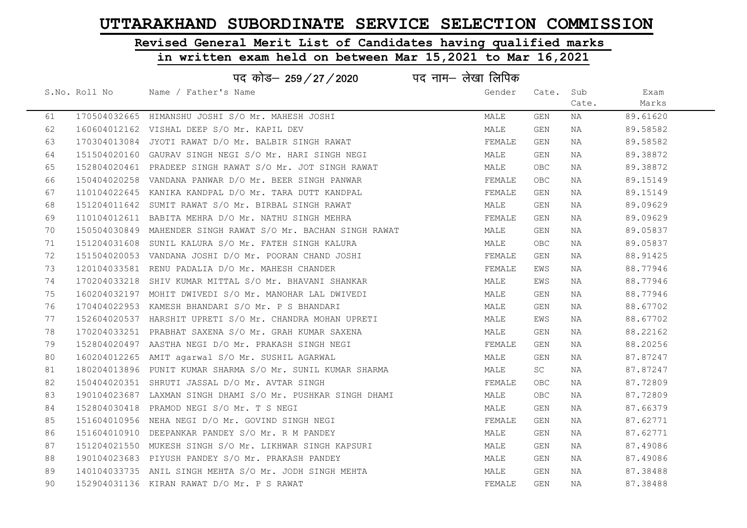# UTTARAKHAND SUBORDINATE SERVICE SELECTION COMMISSION

## Revised General Merit List of Candidates having qualified marks in written exam held on between Mar 15,2021 to Mar 16,2021

### पद कोड– 259/27/2020 पद नाम– लेखा लिपिक

| S.No. | Roll No | Name / Father's Name | Gender | Cate. | Sub Cate. | Exam Marks |
|---|---|---|---|---|---|---|
| 61 | 170504032665 | HIMANSHU JOSHI S/O Mr. MAHESH JOSHI | MALE | GEN | NA | 89.61620 |
| 62 | 160604012162 | VISHAL DEEP S/O Mr. KAPIL DEV | MALE | GEN | NA | 89.58582 |
| 63 | 170304013084 | JYOTI RAWAT D/O Mr. BALBIR SINGH RAWAT | FEMALE | GEN | NA | 89.58582 |
| 64 | 151504020160 | GAURAV SINGH NEGI S/O Mr. HARI SINGH NEGI | MALE | GEN | NA | 89.38872 |
| 65 | 152804020461 | PRADEEP SINGH RAWAT S/O Mr. JOT SINGH RAWAT | MALE | OBC | NA | 89.38872 |
| 66 | 150404020258 | VANDANA PANWAR D/O Mr. BEER SINGH PANWAR | FEMALE | OBC | NA | 89.15149 |
| 67 | 110104022645 | KANIKA KANDPAL D/O Mr. TARA DUTT KANDPAL | FEMALE | GEN | NA | 89.15149 |
| 68 | 151204011642 | SUMIT RAWAT S/O Mr. BIRBAL SINGH RAWAT | MALE | GEN | NA | 89.09629 |
| 69 | 110104012611 | BABITA MEHRA D/O Mr. NATHU SINGH MEHRA | FEMALE | GEN | NA | 89.09629 |
| 70 | 150504030849 | MAHENDER SINGH RAWAT S/O Mr. BACHAN SINGH RAWAT | MALE | GEN | NA | 89.05837 |
| 71 | 151204031608 | SUNIL KALURA S/O Mr. FATEH SINGH KALURA | MALE | OBC | NA | 89.05837 |
| 72 | 151504020053 | VANDANA JOSHI D/O Mr. POORAN CHAND JOSHI | FEMALE | GEN | NA | 88.91425 |
| 73 | 120104033581 | RENU PADALIA D/O Mr. MAHESH CHANDER | FEMALE | EWS | NA | 88.77946 |
| 74 | 170204033218 | SHIV KUMAR MITTAL S/O Mr. BHAVANI SHANKAR | MALE | EWS | NA | 88.77946 |
| 75 | 160204032197 | MOHIT DWIVEDI S/O Mr. MANOHAR LAL DWIVEDI | MALE | GEN | NA | 88.77946 |
| 76 | 170404022953 | KAMESH BHANDARI S/O Mr. P S BHANDARI | MALE | GEN | NA | 88.67702 |
| 77 | 152604020537 | HARSHIT UPRETI S/O Mr. CHANDRA MOHAN UPRETI | MALE | EWS | NA | 88.67702 |
| 78 | 170204033251 | PRABHAT SAXENA S/O Mr. GRAH KUMAR SAXENA | MALE | GEN | NA | 88.22162 |
| 79 | 152804020497 | AASTHA NEGI D/O Mr. PRAKASH SINGH NEGI | FEMALE | GEN | NA | 88.20256 |
| 80 | 160204012265 | AMIT agarwal S/O Mr. SUSHIL AGARWAL | MALE | GEN | NA | 87.87247 |
| 81 | 180204013896 | PUNIT KUMAR SHARMA S/O Mr. SUNIL KUMAR SHARMA | MALE | SC | NA | 87.87247 |
| 82 | 150404020351 | SHRUTI JASSAL D/O Mr. AVTAR SINGH | FEMALE | OBC | NA | 87.72809 |
| 83 | 190104023687 | LAXMAN SINGH DHAMI S/O Mr. PUSHKAR SINGH DHAMI | MALE | OBC | NA | 87.72809 |
| 84 | 152804030418 | PRAMOD NEGI S/O Mr. T S NEGI | MALE | GEN | NA | 87.66379 |
| 85 | 151604010956 | NEHA NEGI D/O Mr. GOVIND SINGH NEGI | FEMALE | GEN | NA | 87.62771 |
| 86 | 151604010910 | DEEPANKAR PANDEY S/O Mr. R M PANDEY | MALE | GEN | NA | 87.62771 |
| 87 | 151204021550 | MUKESH SINGH S/O Mr. LIKHWAR SINGH KAPSURI | MALE | GEN | NA | 87.49086 |
| 88 | 190104023683 | PIYUSH PANDEY S/O Mr. PRAKASH PANDEY | MALE | GEN | NA | 87.49086 |
| 89 | 140104033735 | ANIL SINGH MEHTA S/O Mr. JODH SINGH MEHTA | MALE | GEN | NA | 87.38488 |
| 90 | 152904031136 | KIRAN RAWAT D/O Mr. P S RAWAT | FEMALE | GEN | NA | 87.38488 |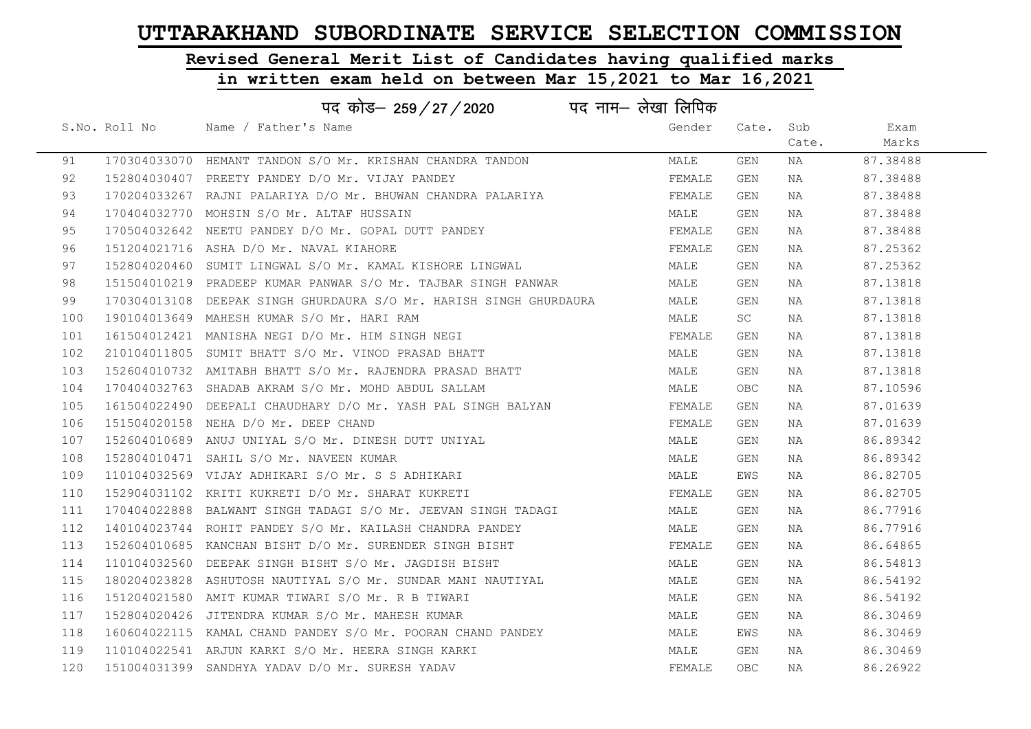# UTTARAKHAND SUBORDINATE SERVICE SELECTION COMMISSION

## Revised General Merit List of Candidates having qualified marks

## in written exam held on between Mar 15,2021 to Mar 16,2021

### पद कोड– 259/27/2020 पद नाम– लेखा लिपिक

| S.No. | Roll No | Name / Father's Name | Gender | Cate. | Sub Cate. | Exam Marks |
|---|---|---|---|---|---|---|
| 91 | 170304033070 | HEMANT TANDON S/O Mr. KRISHAN CHANDRA TANDON | MALE | GEN | NA | 87.38488 |
| 92 | 152804030407 | PREETY PANDEY D/O Mr. VIJAY PANDEY | FEMALE | GEN | NA | 87.38488 |
| 93 | 170204033267 | RAJNI PALARIYA D/O Mr. BHUWAN CHANDRA PALARIYA | FEMALE | GEN | NA | 87.38488 |
| 94 | 170404032770 | MOHSIN S/O Mr. ALTAF HUSSAIN | MALE | GEN | NA | 87.38488 |
| 95 | 170504032642 | NEETU PANDEY D/O Mr. GOPAL DUTT PANDEY | FEMALE | GEN | NA | 87.38488 |
| 96 | 151204021716 | ASHA D/O Mr. NAVAL KIAHORE | FEMALE | GEN | NA | 87.25362 |
| 97 | 152804020460 | SUMIT LINGWAL S/O Mr. KAMAL KISHORE LINGWAL | MALE | GEN | NA | 87.25362 |
| 98 | 151504010219 | PRADEEP KUMAR PANWAR S/O Mr. TAJBAR SINGH PANWAR | MALE | GEN | NA | 87.13818 |
| 99 | 170304013108 | DEEPAK SINGH GHURDAURA S/O Mr. HARISH SINGH GHURDAURA | MALE | GEN | NA | 87.13818 |
| 100 | 190104013649 | MAHESH KUMAR S/O Mr. HARI RAM | MALE | SC | NA | 87.13818 |
| 101 | 161504012421 | MANISHA NEGI D/O Mr. HIM SINGH NEGI | FEMALE | GEN | NA | 87.13818 |
| 102 | 210104011805 | SUMIT BHATT S/O Mr. VINOD PRASAD BHATT | MALE | GEN | NA | 87.13818 |
| 103 | 152604010732 | AMITABH BHATT S/O Mr. RAJENDRA PRASAD BHATT | MALE | GEN | NA | 87.13818 |
| 104 | 170404032763 | SHADAB AKRAM S/O Mr. MOHD ABDUL SALLAM | MALE | OBC | NA | 87.10596 |
| 105 | 161504022490 | DEEPALI CHAUDHARY D/O Mr. YASH PAL SINGH BALYAN | FEMALE | GEN | NA | 87.01639 |
| 106 | 151504020158 | NEHA D/O Mr. DEEP CHAND | FEMALE | GEN | NA | 87.01639 |
| 107 | 152604010689 | ANUJ UNIYAL S/O Mr. DINESH DUTT UNIYAL | MALE | GEN | NA | 86.89342 |
| 108 | 152804010471 | SAHIL S/O Mr. NAVEEN KUMAR | MALE | GEN | NA | 86.89342 |
| 109 | 110104032569 | VIJAY ADHIKARI S/O Mr. S S ADHIKARI | MALE | EWS | NA | 86.82705 |
| 110 | 152904031102 | KRITI KUKRETI D/O Mr. SHARAT KUKRETI | FEMALE | GEN | NA | 86.82705 |
| 111 | 170404022888 | BALWANT SINGH TADAGI S/O Mr. JEEVAN SINGH TADAGI | MALE | GEN | NA | 86.77916 |
| 112 | 140104023744 | ROHIT PANDEY S/O Mr. KAILASH CHANDRA PANDEY | MALE | GEN | NA | 86.77916 |
| 113 | 152604010685 | KANCHAN BISHT D/O Mr. SURENDER SINGH BISHT | FEMALE | GEN | NA | 86.64865 |
| 114 | 110104032560 | DEEPAK SINGH BISHT S/O Mr. JAGDISH BISHT | MALE | GEN | NA | 86.54813 |
| 115 | 180204023828 | ASHUTOSH NAUTIYAL S/O Mr. SUNDAR MANI NAUTIYAL | MALE | GEN | NA | 86.54192 |
| 116 | 151204021580 | AMIT KUMAR TIWARI S/O Mr. R B TIWARI | MALE | GEN | NA | 86.54192 |
| 117 | 152804020426 | JITENDRA KUMAR S/O Mr. MAHESH KUMAR | MALE | GEN | NA | 86.30469 |
| 118 | 160604022115 | KAMAL CHAND PANDEY S/O Mr. POORAN CHAND PANDEY | MALE | EWS | NA | 86.30469 |
| 119 | 110104022541 | ARJUN KARKI S/O Mr. HEERA SINGH KARKI | MALE | GEN | NA | 86.30469 |
| 120 | 151004031399 | SANDHYA YADAV D/O Mr. SURESH YADAV | FEMALE | OBC | NA | 86.26922 |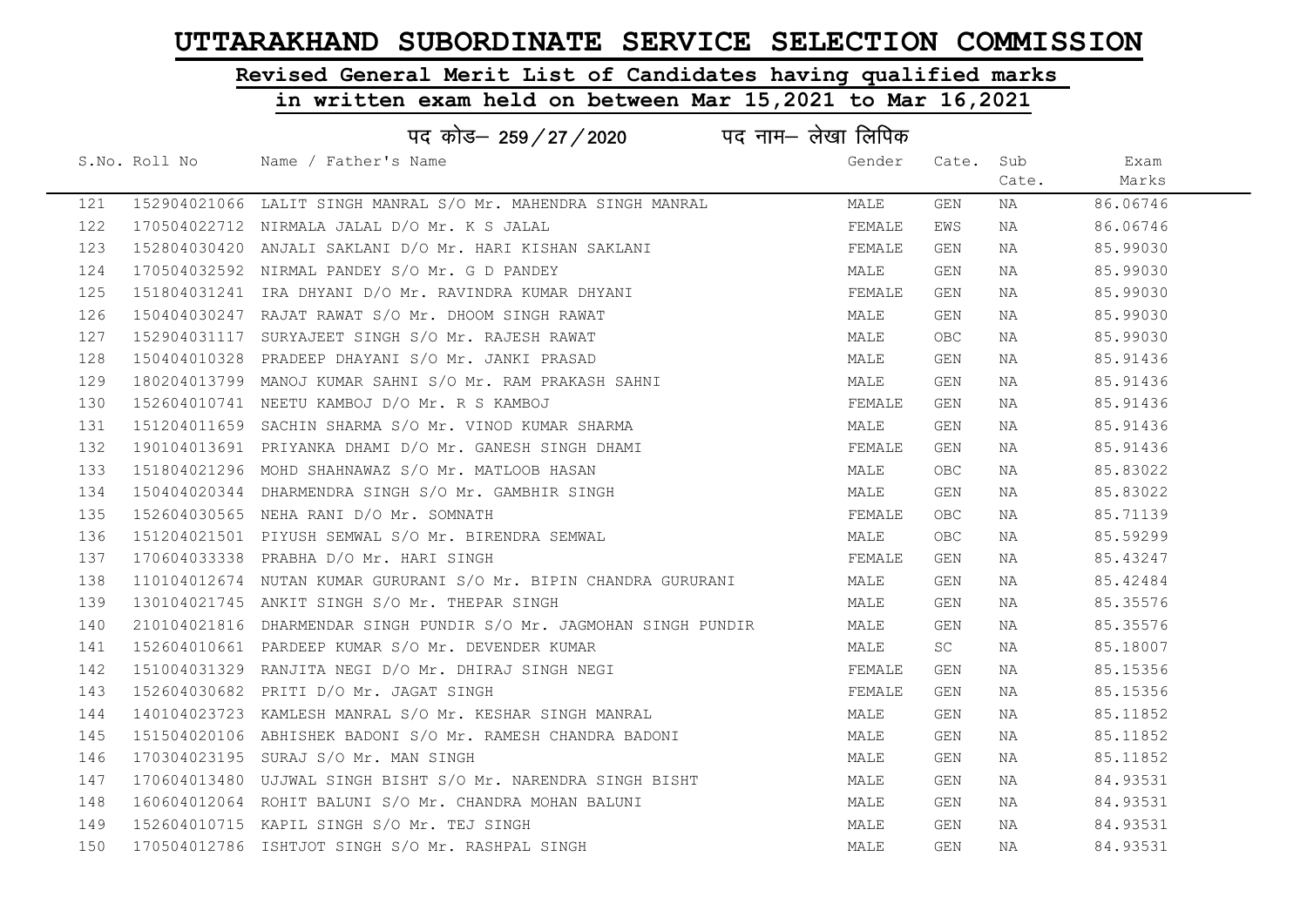# UTTARAKHAND SUBORDINATE SERVICE SELECTION COMMISSION

## Revised General Merit List of Candidates having qualified marks in written exam held on between Mar 15,2021 to Mar 16,2021

### पद कोड– 259/27/2020 पद नाम– लेखा लिपिक

| S.No. | Roll No | Name / Father's Name | Gender | Cate. | Sub Cate. | Exam Marks |
|---|---|---|---|---|---|---|
| 121 | 152904021066 | LALIT SINGH MANRAL S/O Mr. MAHENDRA SINGH MANRAL | MALE | GEN | NA | 86.06746 |
| 122 | 170504022712 | NIRMALA JALAL D/O Mr. K S JALAL | FEMALE | EWS | NA | 86.06746 |
| 123 | 152804030420 | ANJALI SAKLANI D/O Mr. HARI KISHAN SAKLANI | FEMALE | GEN | NA | 85.99030 |
| 124 | 170504032592 | NIRMAL PANDEY S/O Mr. G D PANDEY | MALE | GEN | NA | 85.99030 |
| 125 | 151804031241 | IRA DHYANI D/O Mr. RAVINDRA KUMAR DHYANI | FEMALE | GEN | NA | 85.99030 |
| 126 | 150404030247 | RAJAT RAWAT S/O Mr. DHOOM SINGH RAWAT | MALE | GEN | NA | 85.99030 |
| 127 | 152904031117 | SURYAJEET SINGH S/O Mr. RAJESH RAWAT | MALE | OBC | NA | 85.99030 |
| 128 | 150404010328 | PRADEEP DHAYANI S/O Mr. JANKI PRASAD | MALE | GEN | NA | 85.91436 |
| 129 | 180204013799 | MANOJ KUMAR SAHNI S/O Mr. RAM PRAKASH SAHNI | MALE | GEN | NA | 85.91436 |
| 130 | 152604010741 | NEETU KAMBOJ D/O Mr. R S KAMBOJ | FEMALE | GEN | NA | 85.91436 |
| 131 | 151204011659 | SACHIN SHARMA S/O Mr. VINOD KUMAR SHARMA | MALE | GEN | NA | 85.91436 |
| 132 | 190104013691 | PRIYANKA DHAMI D/O Mr. GANESH SINGH DHAMI | FEMALE | GEN | NA | 85.91436 |
| 133 | 151804021296 | MOHD SHAHNAWAZ S/O Mr. MATLOOB HASAN | MALE | OBC | NA | 85.83022 |
| 134 | 150404020344 | DHARMENDRA SINGH S/O Mr. GAMBHIR SINGH | MALE | GEN | NA | 85.83022 |
| 135 | 152604030565 | NEHA RANI D/O Mr. SOMNATH | FEMALE | OBC | NA | 85.71139 |
| 136 | 151204021501 | PIYUSH SEMWAL S/O Mr. BIRENDRA SEMWAL | MALE | OBC | NA | 85.59299 |
| 137 | 170604033338 | PRABHA D/O Mr. HARI SINGH | FEMALE | GEN | NA | 85.43247 |
| 138 | 110104012674 | NUTAN KUMAR GURURANI S/O Mr. BIPIN CHANDRA GURURANI | MALE | GEN | NA | 85.42484 |
| 139 | 130104021745 | ANKIT SINGH S/O Mr. THEPAR SINGH | MALE | GEN | NA | 85.35576 |
| 140 | 210104021816 | DHARMENDAR SINGH PUNDIR S/O Mr. JAGMOHAN SINGH PUNDIR | MALE | GEN | NA | 85.35576 |
| 141 | 152604010661 | PARDEEP KUMAR S/O Mr. DEVENDER KUMAR | MALE | SC | NA | 85.18007 |
| 142 | 151004031329 | RANJITA NEGI D/O Mr. DHIRAJ SINGH NEGI | FEMALE | GEN | NA | 85.15356 |
| 143 | 152604030682 | PRITI D/O Mr. JAGAT SINGH | FEMALE | GEN | NA | 85.15356 |
| 144 | 140104023723 | KAMLESH MANRAL S/O Mr. KESHAR SINGH MANRAL | MALE | GEN | NA | 85.11852 |
| 145 | 151504020106 | ABHISHEK BADONI S/O Mr. RAMESH CHANDRA BADONI | MALE | GEN | NA | 85.11852 |
| 146 | 170304023195 | SURAJ S/O Mr. MAN SINGH | MALE | GEN | NA | 85.11852 |
| 147 | 170604013480 | UJJWAL SINGH BISHT S/O Mr. NARENDRA SINGH BISHT | MALE | GEN | NA | 84.93531 |
| 148 | 160604012064 | ROHIT BALUNI S/O Mr. CHANDRA MOHAN BALUNI | MALE | GEN | NA | 84.93531 |
| 149 | 152604010715 | KAPIL SINGH S/O Mr. TEJ SINGH | MALE | GEN | NA | 84.93531 |
| 150 | 170504012786 | ISHTJOT SINGH S/O Mr. RASHPAL SINGH | MALE | GEN | NA | 84.93531 |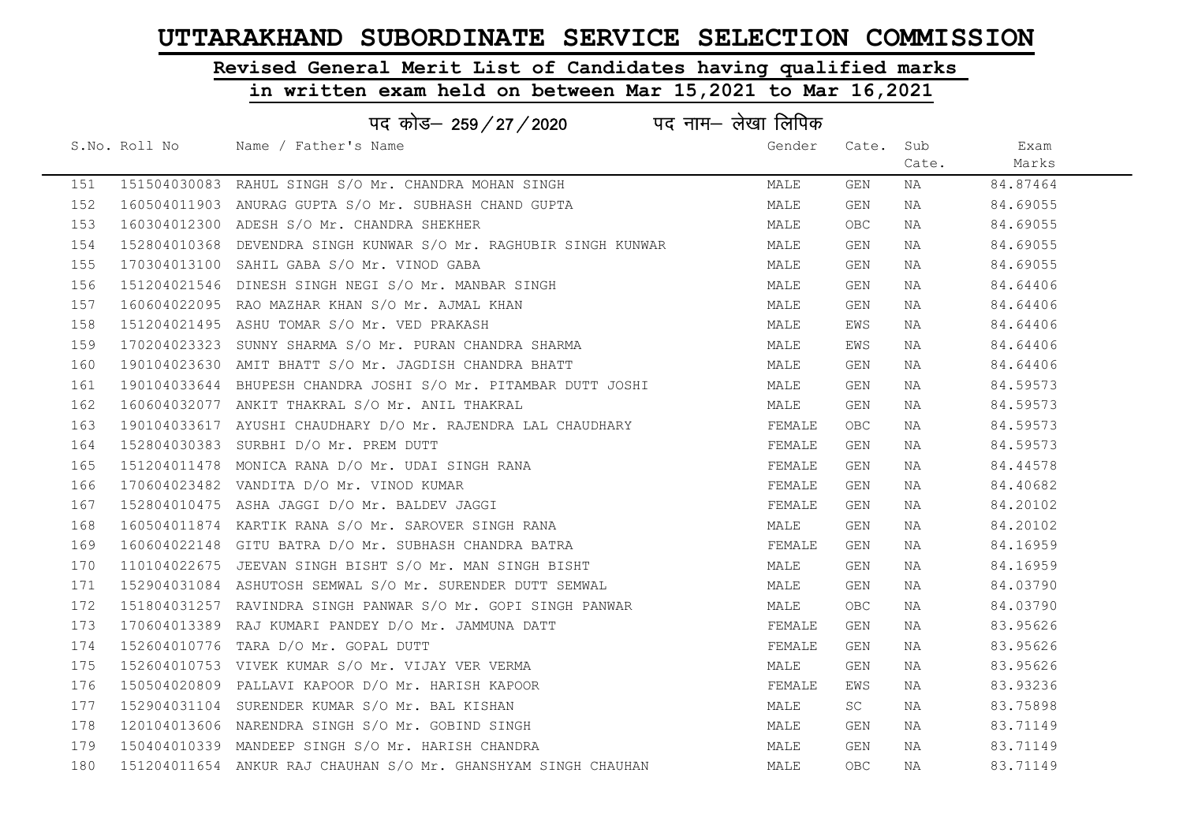# UTTARAKHAND SUBORDINATE SERVICE SELECTION COMMISSION

## Revised General Merit List of Candidates having qualified marks

## in written exam held on between Mar 15,2021 to Mar 16,2021

### पद कोड– 259/27/2020 पद नाम– लेखा लिपिक

| S.No. | Roll No | Name / Father's Name | Gender | Cate. | Sub Cate. | Exam Marks |
|---|---|---|---|---|---|---|
| 151 | 151504030083 | RAHUL SINGH S/O Mr. CHANDRA MOHAN SINGH | MALE | GEN | NA | 84.87464 |
| 152 | 160504011903 | ANURAG GUPTA S/O Mr. SUBHASH CHAND GUPTA | MALE | GEN | NA | 84.69055 |
| 153 | 160304012300 | ADESH S/O Mr. CHANDRA SHEKHER | MALE | OBC | NA | 84.69055 |
| 154 | 152804010368 | DEVENDRA SINGH KUNWAR S/O Mr. RAGHUBIR SINGH KUNWAR | MALE | GEN | NA | 84.69055 |
| 155 | 170304013100 | SAHIL GABA S/O Mr. VINOD GABA | MALE | GEN | NA | 84.69055 |
| 156 | 151204021546 | DINESH SINGH NEGI S/O Mr. MANBAR SINGH | MALE | GEN | NA | 84.64406 |
| 157 | 160604022095 | RAO MAZHAR KHAN S/O Mr. AJMAL KHAN | MALE | GEN | NA | 84.64406 |
| 158 | 151204021495 | ASHU TOMAR S/O Mr. VED PRAKASH | MALE | EWS | NA | 84.64406 |
| 159 | 170204023323 | SUNNY SHARMA S/O Mr. PURAN CHANDRA SHARMA | MALE | EWS | NA | 84.64406 |
| 160 | 190104023630 | AMIT BHATT S/O Mr. JAGDISH CHANDRA BHATT | MALE | GEN | NA | 84.64406 |
| 161 | 190104033644 | BHUPESH CHANDRA JOSHI S/O Mr. PITAMBAR DUTT JOSHI | MALE | GEN | NA | 84.59573 |
| 162 | 160604032077 | ANKIT THAKRAL S/O Mr. ANIL THAKRAL | MALE | GEN | NA | 84.59573 |
| 163 | 190104033617 | AYUSHI CHAUDHARY D/O Mr. RAJENDRA LAL CHAUDHARY | FEMALE | OBC | NA | 84.59573 |
| 164 | 152804030383 | SURBHI D/O Mr. PREM DUTT | FEMALE | GEN | NA | 84.59573 |
| 165 | 151204011478 | MONICA RANA D/O Mr. UDAI SINGH RANA | FEMALE | GEN | NA | 84.44578 |
| 166 | 170604023482 | VANDITA D/O Mr. VINOD KUMAR | FEMALE | GEN | NA | 84.40682 |
| 167 | 152804010475 | ASHA JAGGI D/O Mr. BALDEV JAGGI | FEMALE | GEN | NA | 84.20102 |
| 168 | 160504011874 | KARTIK RANA S/O Mr. SAROVER SINGH RANA | MALE | GEN | NA | 84.20102 |
| 169 | 160604022148 | GITU BATRA D/O Mr. SUBHASH CHANDRA BATRA | FEMALE | GEN | NA | 84.16959 |
| 170 | 110104022675 | JEEVAN SINGH BISHT S/O Mr. MAN SINGH BISHT | MALE | GEN | NA | 84.16959 |
| 171 | 152904031084 | ASHUTOSH SEMWAL S/O Mr. SURENDER DUTT SEMWAL | MALE | GEN | NA | 84.03790 |
| 172 | 151804031257 | RAVINDRA SINGH PANWAR S/O Mr. GOPI SINGH PANWAR | MALE | OBC | NA | 84.03790 |
| 173 | 170604013389 | RAJ KUMARI PANDEY D/O Mr. JAMMUNA DATT | FEMALE | GEN | NA | 83.95626 |
| 174 | 152604010776 | TARA D/O Mr. GOPAL DUTT | FEMALE | GEN | NA | 83.95626 |
| 175 | 152604010753 | VIVEK KUMAR S/O Mr. VIJAY VER VERMA | MALE | GEN | NA | 83.95626 |
| 176 | 150504020809 | PALLAVI KAPOOR D/O Mr. HARISH KAPOOR | FEMALE | EWS | NA | 83.93236 |
| 177 | 152904031104 | SURENDER KUMAR S/O Mr. BAL KISHAN | MALE | SC | NA | 83.75898 |
| 178 | 120104013606 | NARENDRA SINGH S/O Mr. GOBIND SINGH | MALE | GEN | NA | 83.71149 |
| 179 | 150404010339 | MANDEEP SINGH S/O Mr. HARISH CHANDRA | MALE | GEN | NA | 83.71149 |
| 180 | 151204011654 | ANKUR RAJ CHAUHAN S/O Mr. GHANSHYAM SINGH CHAUHAN | MALE | OBC | NA | 83.71149 |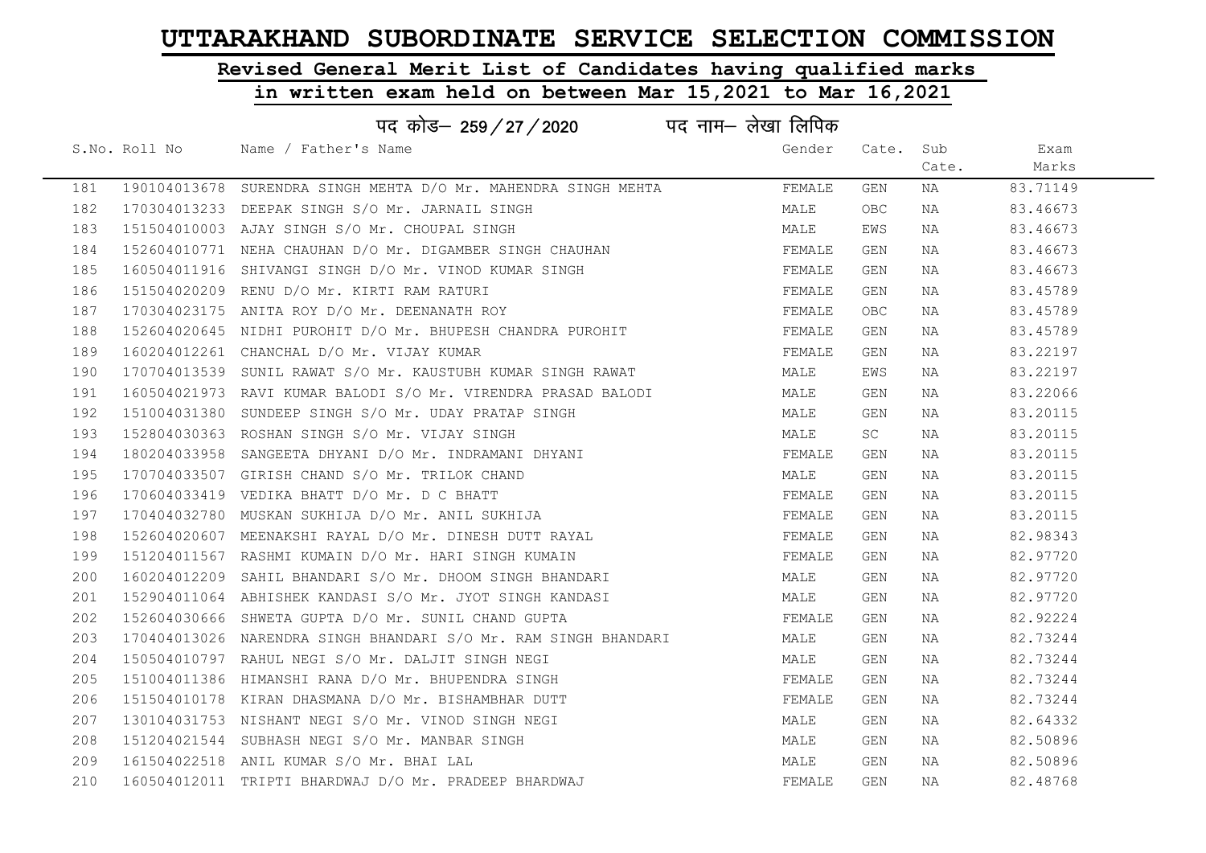# UTTARAKHAND SUBORDINATE SERVICE SELECTION COMMISSION

## Revised General Merit List of Candidates having qualified marks in written exam held on between Mar 15,2021 to Mar 16,2021

### पद कोड– 259/27/2020 पद नाम– लेखा लिपिक

| S.No. | Roll No | Name / Father's Name | Gender | Cate. | Sub Cate. | Exam Marks |
|---|---|---|---|---|---|---|
| 181 | 190104013678 | SURENDRA SINGH MEHTA D/O Mr. MAHENDRA SINGH MEHTA | FEMALE | GEN | NA | 83.71149 |
| 182 | 170304013233 | DEEPAK SINGH S/O Mr. JARNAIL SINGH | MALE | OBC | NA | 83.46673 |
| 183 | 151504010003 | AJAY SINGH S/O Mr. CHOUPAL SINGH | MALE | EWS | NA | 83.46673 |
| 184 | 152604010771 | NEHA CHAUHAN D/O Mr. DIGAMBER SINGH CHAUHAN | FEMALE | GEN | NA | 83.46673 |
| 185 | 160504011916 | SHIVANGI SINGH D/O Mr. VINOD KUMAR SINGH | FEMALE | GEN | NA | 83.46673 |
| 186 | 151504020209 | RENU D/O Mr. KIRTI RAM RATURI | FEMALE | GEN | NA | 83.45789 |
| 187 | 170304023175 | ANITA ROY D/O Mr. DEENANATH ROY | FEMALE | OBC | NA | 83.45789 |
| 188 | 152604020645 | NIDHI PUROHIT D/O Mr. BHUPESH CHANDRA PUROHIT | FEMALE | GEN | NA | 83.45789 |
| 189 | 160204012261 | CHANCHAL D/O Mr. VIJAY KUMAR | FEMALE | GEN | NA | 83.22197 |
| 190 | 170704013539 | SUNIL RAWAT S/O Mr. KAUSTUBH KUMAR SINGH RAWAT | MALE | EWS | NA | 83.22197 |
| 191 | 160504021973 | RAVI KUMAR BALODI S/O Mr. VIRENDRA PRASAD BALODI | MALE | GEN | NA | 83.22066 |
| 192 | 151004031380 | SUNDEEP SINGH S/O Mr. UDAY PRATAP SINGH | MALE | GEN | NA | 83.20115 |
| 193 | 152804030363 | ROSHAN SINGH S/O Mr. VIJAY SINGH | MALE | SC | NA | 83.20115 |
| 194 | 180204033958 | SANGEETA DHYANI D/O Mr. INDRAMANI DHYANI | FEMALE | GEN | NA | 83.20115 |
| 195 | 170704033507 | GIRISH CHAND S/O Mr. TRILOK CHAND | MALE | GEN | NA | 83.20115 |
| 196 | 170604033419 | VEDIKA BHATT D/O Mr. D C BHATT | FEMALE | GEN | NA | 83.20115 |
| 197 | 170404032780 | MUSKAN SUKHIJA D/O Mr. ANIL SUKHIJA | FEMALE | GEN | NA | 83.20115 |
| 198 | 152604020607 | MEENAKSHI RAYAL D/O Mr. DINESH DUTT RAYAL | FEMALE | GEN | NA | 82.98343 |
| 199 | 151204011567 | RASHMI KUMAIN D/O Mr. HARI SINGH KUMAIN | FEMALE | GEN | NA | 82.97720 |
| 200 | 160204012209 | SAHIL BHANDARI S/O Mr. DHOOM SINGH BHANDARI | MALE | GEN | NA | 82.97720 |
| 201 | 152904011064 | ABHISHEK KANDASI S/O Mr. JYOT SINGH KANDASI | MALE | GEN | NA | 82.97720 |
| 202 | 152604030666 | SHWETA GUPTA D/O Mr. SUNIL CHAND GUPTA | FEMALE | GEN | NA | 82.92224 |
| 203 | 170404013026 | NARENDRA SINGH BHANDARI S/O Mr. RAM SINGH BHANDARI | MALE | GEN | NA | 82.73244 |
| 204 | 150504010797 | RAHUL NEGI S/O Mr. DALJIT SINGH NEGI | MALE | GEN | NA | 82.73244 |
| 205 | 151004011386 | HIMANSHI RANA D/O Mr. BHUPENDRA SINGH | FEMALE | GEN | NA | 82.73244 |
| 206 | 151504010178 | KIRAN DHASMANA D/O Mr. BISHAMBHAR DUTT | FEMALE | GEN | NA | 82.73244 |
| 207 | 130104031753 | NISHANT NEGI S/O Mr. VINOD SINGH NEGI | MALE | GEN | NA | 82.64332 |
| 208 | 151204021544 | SUBHASH NEGI S/O Mr. MANBAR SINGH | MALE | GEN | NA | 82.50896 |
| 209 | 161504022518 | ANIL KUMAR S/O Mr. BHAI LAL | MALE | GEN | NA | 82.50896 |
| 210 | 160504012011 | TRIPTI BHARDWAJ D/O Mr. PRADEEP BHARDWAJ | FEMALE | GEN | NA | 82.48768 |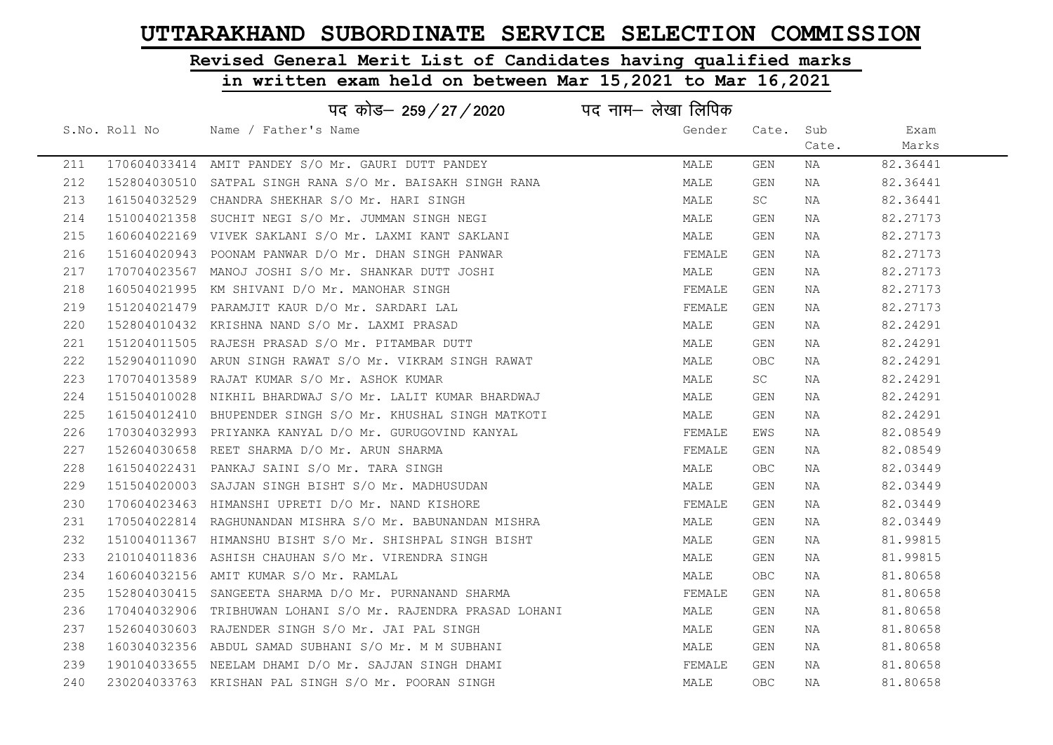# UTTARAKHAND SUBORDINATE SERVICE SELECTION COMMISSION

## Revised General Merit List of Candidates having qualified marks in written exam held on between Mar 15,2021 to Mar 16,2021

पद कोड– 259/27/2020 पद नाम– लेखा लिपिक

| S.No. | Roll No | Name / Father's Name | Gender | Cate. | Sub Cate. | Exam Marks |
|---|---|---|---|---|---|---|
| 211 | 170604033414 | AMIT PANDEY S/O Mr. GAURI DUTT PANDEY | MALE | GEN | NA | 82.36441 |
| 212 | 152804030510 | SATPAL SINGH RANA S/O Mr. BAISAKH SINGH RANA | MALE | GEN | NA | 82.36441 |
| 213 | 161504032529 | CHANDRA SHEKHAR S/O Mr. HARI SINGH | MALE | SC | NA | 82.36441 |
| 214 | 151004021358 | SUCHIT NEGI S/O Mr. JUMMAN SINGH NEGI | MALE | GEN | NA | 82.27173 |
| 215 | 160604022169 | VIVEK SAKLANI S/O Mr. LAXMI KANT SAKLANI | MALE | GEN | NA | 82.27173 |
| 216 | 151604020943 | POONAM PANWAR D/O Mr. DHAN SINGH PANWAR | FEMALE | GEN | NA | 82.27173 |
| 217 | 170704023567 | MANOJ JOSHI S/O Mr. SHANKAR DUTT JOSHI | MALE | GEN | NA | 82.27173 |
| 218 | 160504021995 | KM SHIVANI D/O Mr. MANOHAR SINGH | FEMALE | GEN | NA | 82.27173 |
| 219 | 151204021479 | PARAMJIT KAUR D/O Mr. SARDARI LAL | FEMALE | GEN | NA | 82.27173 |
| 220 | 152804010432 | KRISHNA NAND S/O Mr. LAXMI PRASAD | MALE | GEN | NA | 82.24291 |
| 221 | 151204011505 | RAJESH PRASAD S/O Mr. PITAMBAR DUTT | MALE | GEN | NA | 82.24291 |
| 222 | 152904011090 | ARUN SINGH RAWAT S/O Mr. VIKRAM SINGH RAWAT | MALE | OBC | NA | 82.24291 |
| 223 | 170704013589 | RAJAT KUMAR S/O Mr. ASHOK KUMAR | MALE | SC | NA | 82.24291 |
| 224 | 151504010028 | NIKHIL BHARDWAJ S/O Mr. LALIT KUMAR BHARDWAJ | MALE | GEN | NA | 82.24291 |
| 225 | 161504012410 | BHUPENDER SINGH S/O Mr. KHUSHAL SINGH MATKOTI | MALE | GEN | NA | 82.24291 |
| 226 | 170304032993 | PRIYANKA KANYAL D/O Mr. GURUGOVIND KANYAL | FEMALE | EWS | NA | 82.08549 |
| 227 | 152604030658 | REET SHARMA D/O Mr. ARUN SHARMA | FEMALE | GEN | NA | 82.08549 |
| 228 | 161504022431 | PANKAJ SAINI S/O Mr. TARA SINGH | MALE | OBC | NA | 82.03449 |
| 229 | 151504020003 | SAJJAN SINGH BISHT S/O Mr. MADHUSUDAN | MALE | GEN | NA | 82.03449 |
| 230 | 170604023463 | HIMANSHI UPRETI D/O Mr. NAND KISHORE | FEMALE | GEN | NA | 82.03449 |
| 231 | 170504022814 | RAGHUNANDAN MISHRA S/O Mr. BABUNANDAN MISHRA | MALE | GEN | NA | 82.03449 |
| 232 | 151004011367 | HIMANSHU BISHT S/O Mr. SHISHPAL SINGH BISHT | MALE | GEN | NA | 81.99815 |
| 233 | 210104011836 | ASHISH CHAUHAN S/O Mr. VIRENDRA SINGH | MALE | GEN | NA | 81.99815 |
| 234 | 160604032156 | AMIT KUMAR S/O Mr. RAMLAL | MALE | OBC | NA | 81.80658 |
| 235 | 152804030415 | SANGEETA SHARMA D/O Mr. PURNANAND SHARMA | FEMALE | GEN | NA | 81.80658 |
| 236 | 170404032906 | TRIBHUWAN LOHANI S/O Mr. RAJENDRA PRASAD LOHANI | MALE | GEN | NA | 81.80658 |
| 237 | 152604030603 | RAJENDER SINGH S/O Mr. JAI PAL SINGH | MALE | GEN | NA | 81.80658 |
| 238 | 160304032356 | ABDUL SAMAD SUBHANI S/O Mr. M M SUBHANI | MALE | GEN | NA | 81.80658 |
| 239 | 190104033655 | NEELAM DHAMI D/O Mr. SAJJAN SINGH DHAMI | FEMALE | GEN | NA | 81.80658 |
| 240 | 230204033763 | KRISHAN PAL SINGH S/O Mr. POORAN SINGH | MALE | OBC | NA | 81.80658 |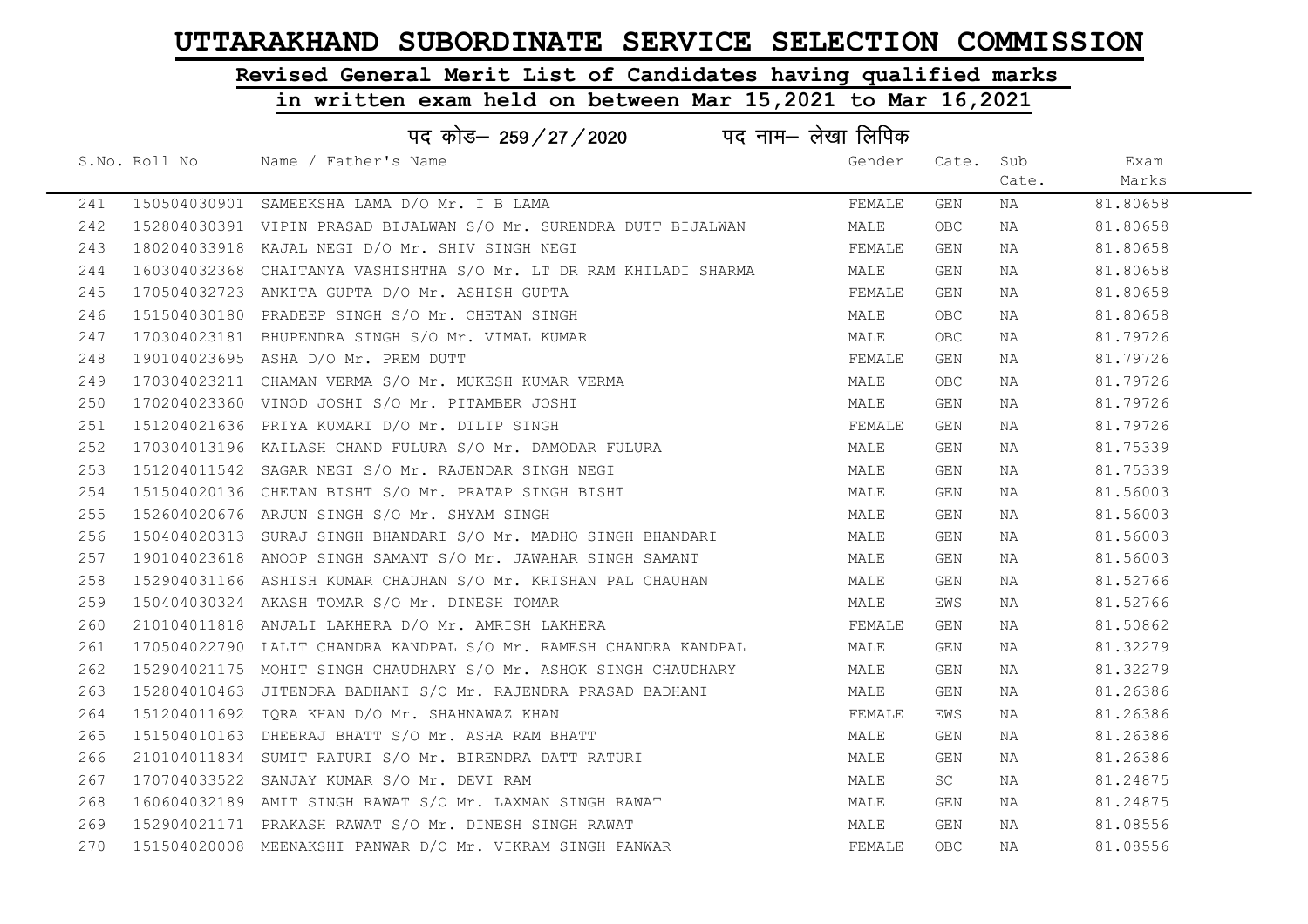# UTTARAKHAND SUBORDINATE SERVICE SELECTION COMMISSION

## Revised General Merit List of Candidates having qualified marks

## in written exam held on between Mar 15,2021 to Mar 16,2021

### पद कोड– 259 / 27 / 2020 पद नाम– लेखा लिपिक

| S.No. | Roll No | Name / Father's Name | Gender | Cate. | Sub Cate. | Exam Marks |
|---|---|---|---|---|---|---|
| 241 | 150504030901 | SAMEEKSHA LAMA D/O Mr. I B LAMA | FEMALE | GEN | NA | 81.80658 |
| 242 | 152804030391 | VIPIN PRASAD BIJALWAN S/O Mr. SURENDRA DUTT BIJALWAN | MALE | OBC | NA | 81.80658 |
| 243 | 180204033918 | KAJAL NEGI D/O Mr. SHIV SINGH NEGI | FEMALE | GEN | NA | 81.80658 |
| 244 | 160304032368 | CHAITANYA VASHISHTHA S/O Mr. LT DR RAM KHILADI SHARMA | MALE | GEN | NA | 81.80658 |
| 245 | 170504032723 | ANKITA GUPTA D/O Mr. ASHISH GUPTA | FEMALE | GEN | NA | 81.80658 |
| 246 | 151504030180 | PRADEEP SINGH S/O Mr. CHETAN SINGH | MALE | OBC | NA | 81.80658 |
| 247 | 170304023181 | BHUPENDRA SINGH S/O Mr. VIMAL KUMAR | MALE | OBC | NA | 81.79726 |
| 248 | 190104023695 | ASHA D/O Mr. PREM DUTT | FEMALE | GEN | NA | 81.79726 |
| 249 | 170304023211 | CHAMAN VERMA S/O Mr. MUKESH KUMAR VERMA | MALE | OBC | NA | 81.79726 |
| 250 | 170204023360 | VINOD JOSHI S/O Mr. PITAMBER JOSHI | MALE | GEN | NA | 81.79726 |
| 251 | 151204021636 | PRIYA KUMARI D/O Mr. DILIP SINGH | FEMALE | GEN | NA | 81.79726 |
| 252 | 170304013196 | KAILASH CHAND FULURA S/O Mr. DAMODAR FULURA | MALE | GEN | NA | 81.75339 |
| 253 | 151204011542 | SAGAR NEGI S/O Mr. RAJENDAR SINGH NEGI | MALE | GEN | NA | 81.75339 |
| 254 | 151504020136 | CHETAN BISHT S/O Mr. PRATAP SINGH BISHT | MALE | GEN | NA | 81.56003 |
| 255 | 152604020676 | ARJUN SINGH S/O Mr. SHYAM SINGH | MALE | GEN | NA | 81.56003 |
| 256 | 150404020313 | SURAJ SINGH BHANDARI S/O Mr. MADHO SINGH BHANDARI | MALE | GEN | NA | 81.56003 |
| 257 | 190104023618 | ANOOP SINGH SAMANT S/O Mr. JAWAHAR SINGH SAMANT | MALE | GEN | NA | 81.56003 |
| 258 | 152904031166 | ASHISH KUMAR CHAUHAN S/O Mr. KRISHAN PAL CHAUHAN | MALE | GEN | NA | 81.52766 |
| 259 | 150404030324 | AKASH TOMAR S/O Mr. DINESH TOMAR | MALE | EWS | NA | 81.52766 |
| 260 | 210104011818 | ANJALI LAKHERA D/O Mr. AMRISH LAKHERA | FEMALE | GEN | NA | 81.50862 |
| 261 | 170504022790 | LALIT CHANDRA KANDPAL S/O Mr. RAMESH CHANDRA KANDPAL | MALE | GEN | NA | 81.32279 |
| 262 | 152904021175 | MOHIT SINGH CHAUDHARY S/O Mr. ASHOK SINGH CHAUDHARY | MALE | GEN | NA | 81.32279 |
| 263 | 152804010463 | JITENDRA BADHANI S/O Mr. RAJENDRA PRASAD BADHANI | MALE | GEN | NA | 81.26386 |
| 264 | 151204011692 | IQRA KHAN D/O Mr. SHAHNAWAZ KHAN | FEMALE | EWS | NA | 81.26386 |
| 265 | 151504010163 | DHEERAJ BHATT S/O Mr. ASHA RAM BHATT | MALE | GEN | NA | 81.26386 |
| 266 | 210104011834 | SUMIT RATURI S/O Mr. BIRENDRA DATT RATURI | MALE | GEN | NA | 81.26386 |
| 267 | 170704033522 | SANJAY KUMAR S/O Mr. DEVI RAM | MALE | SC | NA | 81.24875 |
| 268 | 160604032189 | AMIT SINGH RAWAT S/O Mr. LAXMAN SINGH RAWAT | MALE | GEN | NA | 81.24875 |
| 269 | 152904021171 | PRAKASH RAWAT S/O Mr. DINESH SINGH RAWAT | MALE | GEN | NA | 81.08556 |
| 270 | 151504020008 | MEENAKSHI PANWAR D/O Mr. VIKRAM SINGH PANWAR | FEMALE | OBC | NA | 81.08556 |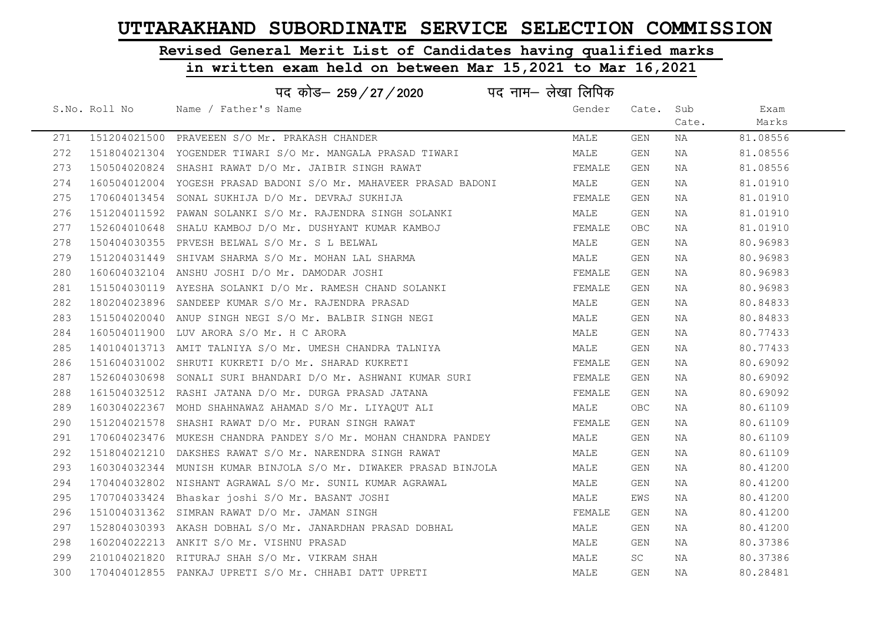# UTTARAKHAND SUBORDINATE SERVICE SELECTION COMMISSION

## Revised General Merit List of Candidates having qualified marks in written exam held on between Mar 15,2021 to Mar 16,2021

### पद कोड– 259/27/2020 पद नाम– लेखा लिपिक

| S.No. | Roll No | Name / Father's Name | Gender | Cate. | Sub Cate. | Exam Marks |
|---|---|---|---|---|---|---|
| 271 | 151204021500 | PRAVEEEN S/O Mr. PRAKASH CHANDER | MALE | GEN | NA | 81.08556 |
| 272 | 151804021304 | YOGENDER TIWARI S/O Mr. MANGALA PRASAD TIWARI | MALE | GEN | NA | 81.08556 |
| 273 | 150504020824 | SHASHI RAWAT D/O Mr. JAIBIR SINGH RAWAT | FEMALE | GEN | NA | 81.08556 |
| 274 | 160504012004 | YOGESH PRASAD BADONI S/O Mr. MAHAVEER PRASAD BADONI | MALE | GEN | NA | 81.01910 |
| 275 | 170604013454 | SONAL SUKHIJA D/O Mr. DEVRAJ SUKHIJA | FEMALE | GEN | NA | 81.01910 |
| 276 | 151204011592 | PAWAN SOLANKI S/O Mr. RAJENDRA SINGH SOLANKI | MALE | GEN | NA | 81.01910 |
| 277 | 152604010648 | SHALU KAMBOJ D/O Mr. DUSHYANT KUMAR KAMBOJ | FEMALE | OBC | NA | 81.01910 |
| 278 | 150404030355 | PRVESH BELWAL S/O Mr. S L BELWAL | MALE | GEN | NA | 80.96983 |
| 279 | 151204031449 | SHIVAM SHARMA S/O Mr. MOHAN LAL SHARMA | MALE | GEN | NA | 80.96983 |
| 280 | 160604032104 | ANSHU JOSHI D/O Mr. DAMODAR JOSHI | FEMALE | GEN | NA | 80.96983 |
| 281 | 151504030119 | AYESHA SOLANKI D/O Mr. RAMESH CHAND SOLANKI | FEMALE | GEN | NA | 80.96983 |
| 282 | 180204023896 | SANDEEP KUMAR S/O Mr. RAJENDRA PRASAD | MALE | GEN | NA | 80.84833 |
| 283 | 151504020040 | ANUP SINGH NEGI S/O Mr. BALBIR SINGH NEGI | MALE | GEN | NA | 80.84833 |
| 284 | 160504011900 | LUV ARORA S/O Mr. H C ARORA | MALE | GEN | NA | 80.77433 |
| 285 | 140104013713 | AMIT TALNIYA S/O Mr. UMESH CHANDRA TALNIYA | MALE | GEN | NA | 80.77433 |
| 286 | 151604031002 | SHRUTI KUKRETI D/O Mr. SHARAD KUKRETI | FEMALE | GEN | NA | 80.69092 |
| 287 | 152604030698 | SONALI SURI BHANDARI D/O Mr. ASHWANI KUMAR SURI | FEMALE | GEN | NA | 80.69092 |
| 288 | 161504032512 | RASHI JATANA D/O Mr. DURGA PRASAD JATANA | FEMALE | GEN | NA | 80.69092 |
| 289 | 160304022367 | MOHD SHAHNAWAZ AHAMAD S/O Mr. LIYAQUT ALI | MALE | OBC | NA | 80.61109 |
| 290 | 151204021578 | SHASHI RAWAT D/O Mr. PURAN SINGH RAWAT | FEMALE | GEN | NA | 80.61109 |
| 291 | 170604023476 | MUKESH CHANDRA PANDEY S/O Mr. MOHAN CHANDRA PANDEY | MALE | GEN | NA | 80.61109 |
| 292 | 151804021210 | DAKSHES RAWAT S/O Mr. NARENDRA SINGH RAWAT | MALE | GEN | NA | 80.61109 |
| 293 | 160304032344 | MUNISH KUMAR BINJOLA S/O Mr. DIWAKER PRASAD BINJOLA | MALE | GEN | NA | 80.41200 |
| 294 | 170404032802 | NISHANT AGRAWAL S/O Mr. SUNIL KUMAR AGRAWAL | MALE | GEN | NA | 80.41200 |
| 295 | 170704033424 | Bhaskar joshi S/O Mr. BASANT JOSHI | MALE | EWS | NA | 80.41200 |
| 296 | 151004031362 | SIMRAN RAWAT D/O Mr. JAMAN SINGH | FEMALE | GEN | NA | 80.41200 |
| 297 | 152804030393 | AKASH DOBHAL S/O Mr. JANARDHAN PRASAD DOBHAL | MALE | GEN | NA | 80.41200 |
| 298 | 160204022213 | ANKIT S/O Mr. VISHNU PRASAD | MALE | GEN | NA | 80.37386 |
| 299 | 210104021820 | RITURAJ SHAH S/O Mr. VIKRAM SHAH | MALE | SC | NA | 80.37386 |
| 300 | 170404012855 | PANKAJ UPRETI S/O Mr. CHHABI DATT UPRETI | MALE | GEN | NA | 80.28481 |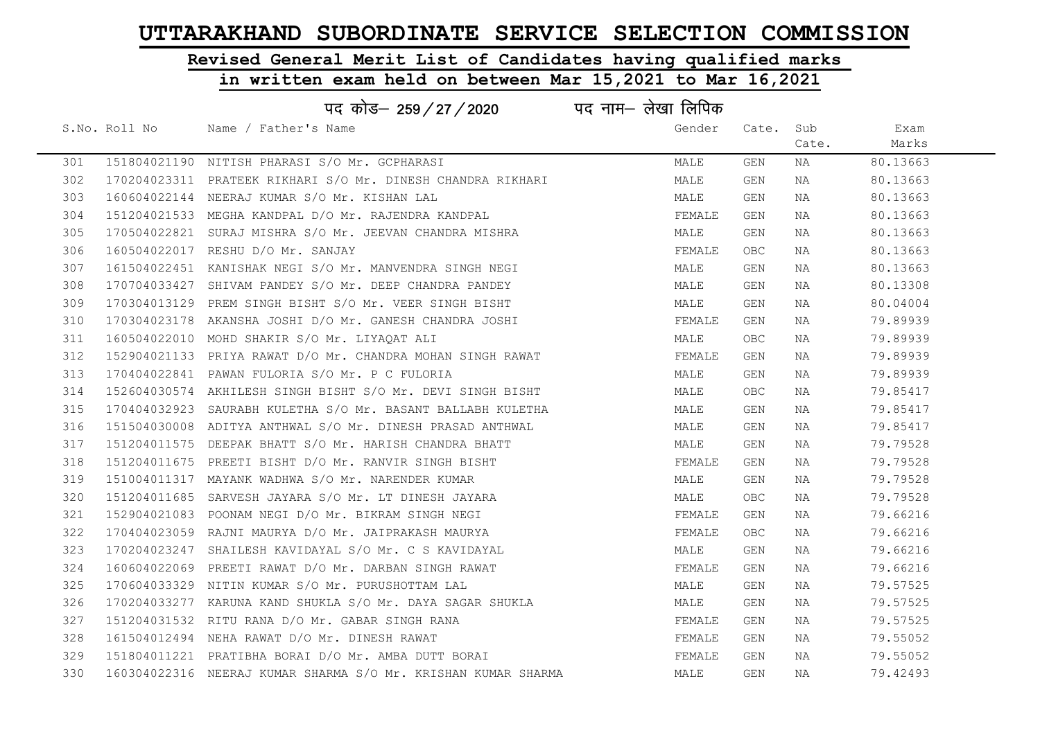# UTTARAKHAND SUBORDINATE SERVICE SELECTION COMMISSION

## Revised General Merit List of Candidates having qualified marks in written exam held on between Mar 15,2021 to Mar 16,2021

### पद कोड– 259/27/2020 पद नाम– लेखा लिपिक

| S.No. | Roll No | Name / Father's Name | Gender | Cate. | Sub Cate. | Exam Marks |
|---|---|---|---|---|---|---|
| 301 | 151804021190 | NITISH PHARASI S/O Mr. GCPHARASI | MALE | GEN | NA | 80.13663 |
| 302 | 170204023311 | PRATEEK RIKHARI S/O Mr. DINESH CHANDRA RIKHARI | MALE | GEN | NA | 80.13663 |
| 303 | 160604022144 | NEERAJ KUMAR S/O Mr. KISHAN LAL | MALE | GEN | NA | 80.13663 |
| 304 | 151204021533 | MEGHA KANDPAL D/O Mr. RAJENDRA KANDPAL | FEMALE | GEN | NA | 80.13663 |
| 305 | 170504022821 | SURAJ MISHRA S/O Mr. JEEVAN CHANDRA MISHRA | MALE | GEN | NA | 80.13663 |
| 306 | 160504022017 | RESHU D/O Mr. SANJAY | FEMALE | OBC | NA | 80.13663 |
| 307 | 161504022451 | KANISHAK NEGI S/O Mr. MANVENDRA SINGH NEGI | MALE | GEN | NA | 80.13663 |
| 308 | 170704033427 | SHIVAM PANDEY S/O Mr. DEEP CHANDRA PANDEY | MALE | GEN | NA | 80.13308 |
| 309 | 170304013129 | PREM SINGH BISHT S/O Mr. VEER SINGH BISHT | MALE | GEN | NA | 80.04004 |
| 310 | 170304023178 | AKANSHA JOSHI D/O Mr. GANESH CHANDRA JOSHI | FEMALE | GEN | NA | 79.89939 |
| 311 | 160504022010 | MOHD SHAKIR S/O Mr. LIYAQAT ALI | MALE | OBC | NA | 79.89939 |
| 312 | 152904021133 | PRIYA RAWAT D/O Mr. CHANDRA MOHAN SINGH RAWAT | FEMALE | GEN | NA | 79.89939 |
| 313 | 170404022841 | PAWAN FULORIA S/O Mr. P C FULORIA | MALE | GEN | NA | 79.89939 |
| 314 | 152604030574 | AKHILESH SINGH BISHT S/O Mr. DEVI SINGH BISHT | MALE | OBC | NA | 79.85417 |
| 315 | 170404032923 | SAURABH KULETHA S/O Mr. BASANT BALLABH KULETHA | MALE | GEN | NA | 79.85417 |
| 316 | 151504030008 | ADITYA ANTHWAL S/O Mr. DINESH PRASAD ANTHWAL | MALE | GEN | NA | 79.85417 |
| 317 | 151204011575 | DEEPAK BHATT S/O Mr. HARISH CHANDRA BHATT | MALE | GEN | NA | 79.79528 |
| 318 | 151204011675 | PREETI BISHT D/O Mr. RANVIR SINGH BISHT | FEMALE | GEN | NA | 79.79528 |
| 319 | 151004011317 | MAYANK WADHWA S/O Mr. NARENDER KUMAR | MALE | GEN | NA | 79.79528 |
| 320 | 151204011685 | SARVESH JAYARA S/O Mr. LT DINESH JAYARA | MALE | OBC | NA | 79.79528 |
| 321 | 152904021083 | POONAM NEGI D/O Mr. BIKRAM SINGH NEGI | FEMALE | GEN | NA | 79.66216 |
| 322 | 170404023059 | RAJNI MAURYA D/O Mr. JAIPRAKASH MAURYA | FEMALE | OBC | NA | 79.66216 |
| 323 | 170204023247 | SHAILESH KAVIDAYAL S/O Mr. C S KAVIDAYAL | MALE | GEN | NA | 79.66216 |
| 324 | 160604022069 | PREETI RAWAT D/O Mr. DARBAN SINGH RAWAT | FEMALE | GEN | NA | 79.66216 |
| 325 | 170604033329 | NITIN KUMAR S/O Mr. PURUSHOTTAM LAL | MALE | GEN | NA | 79.57525 |
| 326 | 170204033277 | KARUNA KAND SHUKLA S/O Mr. DAYA SAGAR SHUKLA | MALE | GEN | NA | 79.57525 |
| 327 | 151204031532 | RITU RANA D/O Mr. GABAR SINGH RANA | FEMALE | GEN | NA | 79.57525 |
| 328 | 161504012494 | NEHA RAWAT D/O Mr. DINESH RAWAT | FEMALE | GEN | NA | 79.55052 |
| 329 | 151804011221 | PRATIBHA BORAI D/O Mr. AMBA DUTT BORAI | FEMALE | GEN | NA | 79.55052 |
| 330 | 160304022316 | NEERAJ KUMAR SHARMA S/O Mr. KRISHAN KUMAR SHARMA | MALE | GEN | NA | 79.42493 |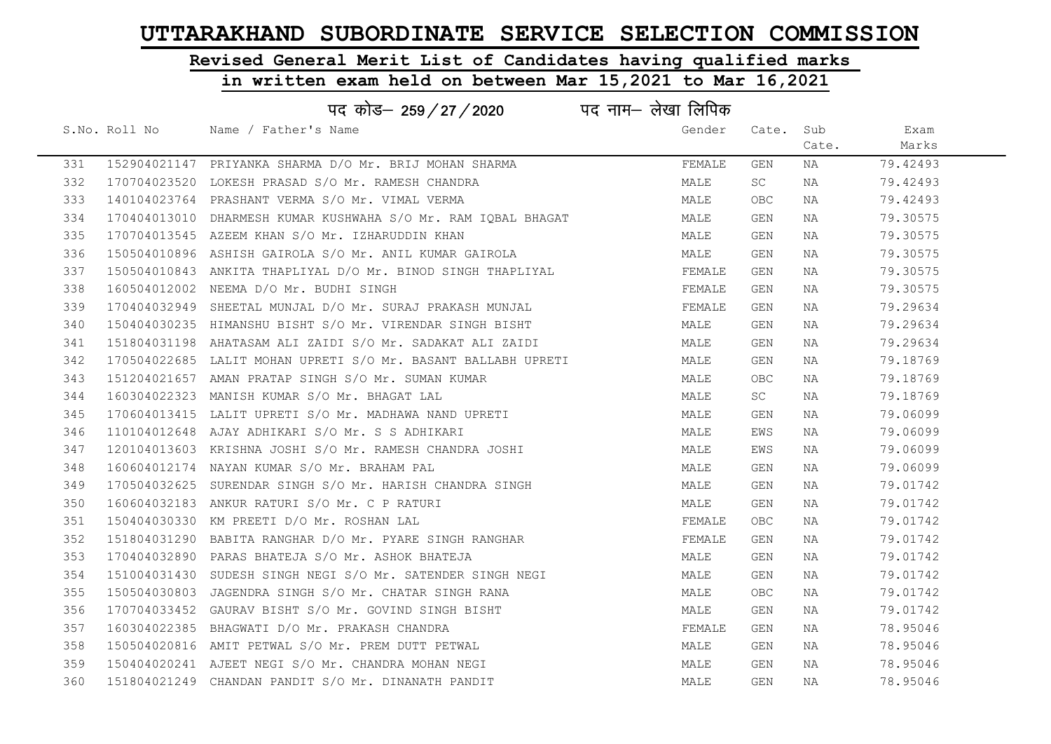# UTTARAKHAND SUBORDINATE SERVICE SELECTION COMMISSION

## Revised General Merit List of Candidates having qualified marks in written exam held on between Mar 15,2021 to Mar 16,2021

### पद कोड– 259/27/2020 पद नाम– लेखा लिपिक

| S.No. | Roll No | Name / Father's Name | Gender | Cate. | Sub Cate. | Exam Marks |
|---|---|---|---|---|---|---|
| 331 | 152904021147 | PRIYANKA SHARMA D/O Mr. BRIJ MOHAN SHARMA | FEMALE | GEN | NA | 79.42493 |
| 332 | 170704023520 | LOKESH PRASAD S/O Mr. RAMESH CHANDRA | MALE | SC | NA | 79.42493 |
| 333 | 140104023764 | PRASHANT VERMA S/O Mr. VIMAL VERMA | MALE | OBC | NA | 79.42493 |
| 334 | 170404013010 | DHARMESH KUMAR KUSHWAHA S/O Mr. RAM IQBAL BHAGAT | MALE | GEN | NA | 79.30575 |
| 335 | 170704013545 | AZEEM KHAN S/O Mr. IZHARUDDIN KHAN | MALE | GEN | NA | 79.30575 |
| 336 | 150504010896 | ASHISH GAIROLA S/O Mr. ANIL KUMAR GAIROLA | MALE | GEN | NA | 79.30575 |
| 337 | 150504010843 | ANKITA THAPLIYAL D/O Mr. BINOD SINGH THAPLIYAL | FEMALE | GEN | NA | 79.30575 |
| 338 | 160504012002 | NEEMA D/O Mr. BUDHI SINGH | FEMALE | GEN | NA | 79.30575 |
| 339 | 170404032949 | SHEETAL MUNJAL D/O Mr. SURAJ PRAKASH MUNJAL | FEMALE | GEN | NA | 79.29634 |
| 340 | 150404030235 | HIMANSHU BISHT S/O Mr. VIRENDAR SINGH BISHT | MALE | GEN | NA | 79.29634 |
| 341 | 151804031198 | AHATASAM ALI ZAIDI S/O Mr. SADAKAT ALI ZAIDI | MALE | GEN | NA | 79.29634 |
| 342 | 170504022685 | LALIT MOHAN UPRETI S/O Mr. BASANT BALLABH UPRETI | MALE | GEN | NA | 79.18769 |
| 343 | 151204021657 | AMAN PRATAP SINGH S/O Mr. SUMAN KUMAR | MALE | OBC | NA | 79.18769 |
| 344 | 160304022323 | MANISH KUMAR S/O Mr. BHAGAT LAL | MALE | SC | NA | 79.18769 |
| 345 | 170604013415 | LALIT UPRETI S/O Mr. MADHAWA NAND UPRETI | MALE | GEN | NA | 79.06099 |
| 346 | 110104012648 | AJAY ADHIKARI S/O Mr. S S ADHIKARI | MALE | EWS | NA | 79.06099 |
| 347 | 120104013603 | KRISHNA JOSHI S/O Mr. RAMESH CHANDRA JOSHI | MALE | EWS | NA | 79.06099 |
| 348 | 160604012174 | NAYAN KUMAR S/O Mr. BRAHAM PAL | MALE | GEN | NA | 79.06099 |
| 349 | 170504032625 | SURENDAR SINGH S/O Mr. HARISH CHANDRA SINGH | MALE | GEN | NA | 79.01742 |
| 350 | 160604032183 | ANKUR RATURI S/O Mr. C P RATURI | MALE | GEN | NA | 79.01742 |
| 351 | 150404030330 | KM PREETI D/O Mr. ROSHAN LAL | FEMALE | OBC | NA | 79.01742 |
| 352 | 151804031290 | BABITA RANGHAR D/O Mr. PYARE SINGH RANGHAR | FEMALE | GEN | NA | 79.01742 |
| 353 | 170404032890 | PARAS BHATEJA S/O Mr. ASHOK BHATEJA | MALE | GEN | NA | 79.01742 |
| 354 | 151004031430 | SUDESH SINGH NEGI S/O Mr. SATENDER SINGH NEGI | MALE | GEN | NA | 79.01742 |
| 355 | 150504030803 | JAGENDRA SINGH S/O Mr. CHATAR SINGH RANA | MALE | OBC | NA | 79.01742 |
| 356 | 170704033452 | GAURAV BISHT S/O Mr. GOVIND SINGH BISHT | MALE | GEN | NA | 79.01742 |
| 357 | 160304022385 | BHAGWATI D/O Mr. PRAKASH CHANDRA | FEMALE | GEN | NA | 78.95046 |
| 358 | 150504020816 | AMIT PETWAL S/O Mr. PREM DUTT PETWAL | MALE | GEN | NA | 78.95046 |
| 359 | 150404020241 | AJEET NEGI S/O Mr. CHANDRA MOHAN NEGI | MALE | GEN | NA | 78.95046 |
| 360 | 151804021249 | CHANDAN PANDIT S/O Mr. DINANATH PANDIT | MALE | GEN | NA | 78.95046 |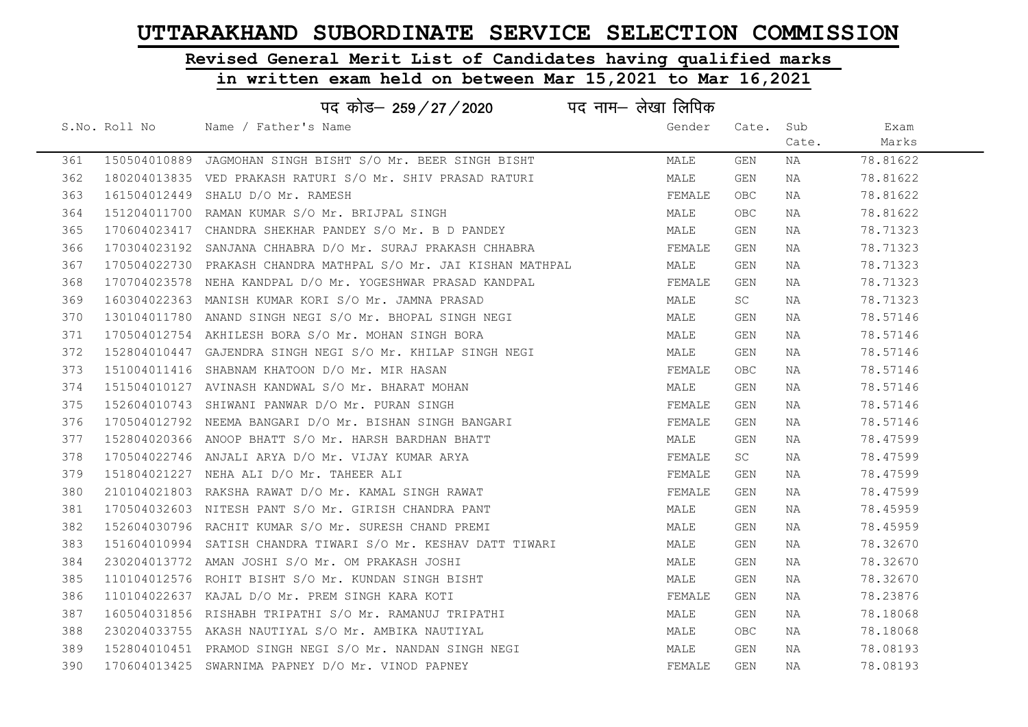# UTTARAKHAND SUBORDINATE SERVICE SELECTION COMMISSION

## Revised General Merit List of Candidates having qualified marks

## in written exam held on between Mar 15,2021 to Mar 16,2021

पद कोड– 259/27/2020 पद नाम– लेखा लिपिक

| S.No. | Roll No | Name / Father's Name | Gender | Cate. | Sub Cate. | Exam Marks |
|---|---|---|---|---|---|---|
| 361 | 150504010889 | JAGMOHAN SINGH BISHT S/O Mr. BEER SINGH BISHT | MALE | GEN | NA | 78.81622 |
| 362 | 180204013835 | VED PRAKASH RATURI S/O Mr. SHIV PRASAD RATURI | MALE | GEN | NA | 78.81622 |
| 363 | 161504012449 | SHALU D/O Mr. RAMESH | FEMALE | OBC | NA | 78.81622 |
| 364 | 151204011700 | RAMAN KUMAR S/O Mr. BRIJPAL SINGH | MALE | OBC | NA | 78.81622 |
| 365 | 170604023417 | CHANDRA SHEKHAR PANDEY S/O Mr. B D PANDEY | MALE | GEN | NA | 78.71323 |
| 366 | 170304023192 | SANJANA CHHABRA D/O Mr. SURAJ PRAKASH CHHABRA | FEMALE | GEN | NA | 78.71323 |
| 367 | 170504022730 | PRAKASH CHANDRA MATHPAL S/O Mr. JAI KISHAN MATHPAL | MALE | GEN | NA | 78.71323 |
| 368 | 170704023578 | NEHA KANDPAL D/O Mr. YOGESHWAR PRASAD KANDPAL | FEMALE | GEN | NA | 78.71323 |
| 369 | 160304022363 | MANISH KUMAR KORI S/O Mr. JAMNA PRASAD | MALE | SC | NA | 78.71323 |
| 370 | 130104011780 | ANAND SINGH NEGI S/O Mr. BHOPAL SINGH NEGI | MALE | GEN | NA | 78.57146 |
| 371 | 170504012754 | AKHILESH BORA S/O Mr. MOHAN SINGH BORA | MALE | GEN | NA | 78.57146 |
| 372 | 152804010447 | GAJENDRA SINGH NEGI S/O Mr. KHILAP SINGH NEGI | MALE | GEN | NA | 78.57146 |
| 373 | 151004011416 | SHABNAM KHATOON D/O Mr. MIR HASAN | FEMALE | OBC | NA | 78.57146 |
| 374 | 151504010127 | AVINASH KANDWAL S/O Mr. BHARAT MOHAN | MALE | GEN | NA | 78.57146 |
| 375 | 152604010743 | SHIWANI PANWAR D/O Mr. PURAN SINGH | FEMALE | GEN | NA | 78.57146 |
| 376 | 170504012792 | NEEMA BANGARI D/O Mr. BISHAN SINGH BANGARI | FEMALE | GEN | NA | 78.57146 |
| 377 | 152804020366 | ANOOP BHATT S/O Mr. HARSH BARDHAN BHATT | MALE | GEN | NA | 78.47599 |
| 378 | 170504022746 | ANJALI ARYA D/O Mr. VIJAY KUMAR ARYA | FEMALE | SC | NA | 78.47599 |
| 379 | 151804021227 | NEHA ALI D/O Mr. TAHEER ALI | FEMALE | GEN | NA | 78.47599 |
| 380 | 210104021803 | RAKSHA RAWAT D/O Mr. KAMAL SINGH RAWAT | FEMALE | GEN | NA | 78.47599 |
| 381 | 170504032603 | NITESH PANT S/O Mr. GIRISH CHANDRA PANT | MALE | GEN | NA | 78.45959 |
| 382 | 152604030796 | RACHIT KUMAR S/O Mr. SURESH CHAND PREMI | MALE | GEN | NA | 78.45959 |
| 383 | 151604010994 | SATISH CHANDRA TIWARI S/O Mr. KESHAV DATT TIWARI | MALE | GEN | NA | 78.32670 |
| 384 | 230204013772 | AMAN JOSHI S/O Mr. OM PRAKASH JOSHI | MALE | GEN | NA | 78.32670 |
| 385 | 110104012576 | ROHIT BISHT S/O Mr. KUNDAN SINGH BISHT | MALE | GEN | NA | 78.32670 |
| 386 | 110104022637 | KAJAL D/O Mr. PREM SINGH KARA KOTI | FEMALE | GEN | NA | 78.23876 |
| 387 | 160504031856 | RISHABH TRIPATHI S/O Mr. RAMANUJ TRIPATHI | MALE | GEN | NA | 78.18068 |
| 388 | 230204033755 | AKASH NAUTIYAL S/O Mr. AMBIKA NAUTIYAL | MALE | OBC | NA | 78.18068 |
| 389 | 152804010451 | PRAMOD SINGH NEGI S/O Mr. NANDAN SINGH NEGI | MALE | GEN | NA | 78.08193 |
| 390 | 170604013425 | SWARNIMA PAPNEY D/O Mr. VINOD PAPNEY | FEMALE | GEN | NA | 78.08193 |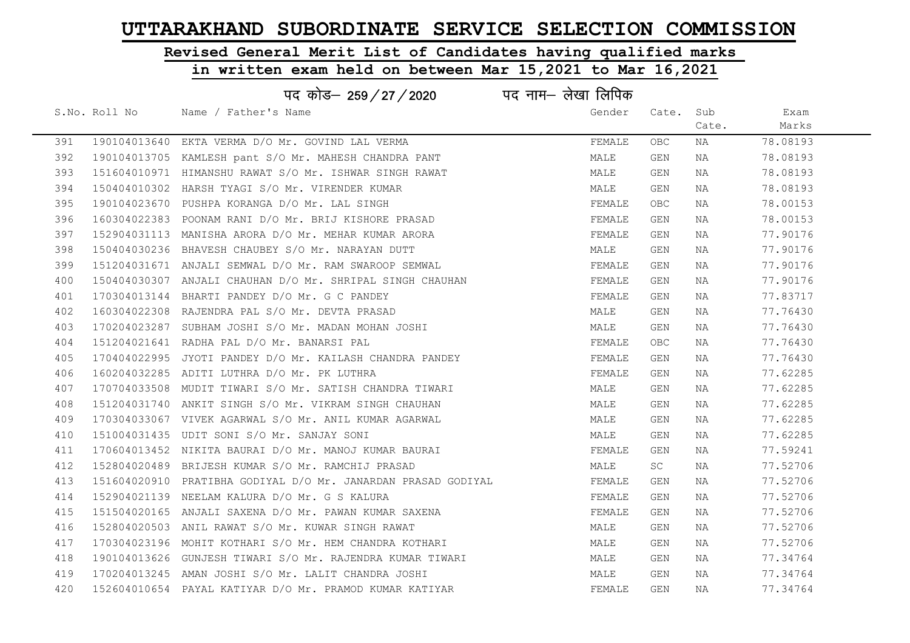# UTTARAKHAND SUBORDINATE SERVICE SELECTION COMMISSION

## Revised General Merit List of Candidates having qualified marks in written exam held on between Mar 15,2021 to Mar 16,2021

पद कोड– 259/27/2020 पद नाम– लेखा लिपिक

| S.No. | Roll No | Name / Father's Name | Gender | Cate. | Sub Cate. | Exam Marks |
|---|---|---|---|---|---|---|
| 391 | 190104013640 | EKTA VERMA D/O Mr. GOVIND LAL VERMA | FEMALE | OBC | NA | 78.08193 |
| 392 | 190104013705 | KAMLESH pant S/O Mr. MAHESH CHANDRA PANT | MALE | GEN | NA | 78.08193 |
| 393 | 151604010971 | HIMANSHU RAWAT S/O Mr. ISHWAR SINGH RAWAT | MALE | GEN | NA | 78.08193 |
| 394 | 150404010302 | HARSH TYAGI S/O Mr. VIRENDER KUMAR | MALE | GEN | NA | 78.08193 |
| 395 | 190104023670 | PUSHPA KORANGA D/O Mr. LAL SINGH | FEMALE | OBC | NA | 78.00153 |
| 396 | 160304022383 | POONAM RANI D/O Mr. BRIJ KISHORE PRASAD | FEMALE | GEN | NA | 78.00153 |
| 397 | 152904031113 | MANISHA ARORA D/O Mr. MEHAR KUMAR ARORA | FEMALE | GEN | NA | 77.90176 |
| 398 | 150404030236 | BHAVESH CHAUBEY S/O Mr. NARAYAN DUTT | MALE | GEN | NA | 77.90176 |
| 399 | 151204031671 | ANJALI SEMWAL D/O Mr. RAM SWAROOP SEMWAL | FEMALE | GEN | NA | 77.90176 |
| 400 | 150404030307 | ANJALI CHAUHAN D/O Mr. SHRIPAL SINGH CHAUHAN | FEMALE | GEN | NA | 77.90176 |
| 401 | 170304013144 | BHARTI PANDEY D/O Mr. G C PANDEY | FEMALE | GEN | NA | 77.83717 |
| 402 | 160304022308 | RAJENDRA PAL S/O Mr. DEVTA PRASAD | MALE | GEN | NA | 77.76430 |
| 403 | 170204023287 | SUBHAM JOSHI S/O Mr. MADAN MOHAN JOSHI | MALE | GEN | NA | 77.76430 |
| 404 | 151204021641 | RADHA PAL D/O Mr. BANARSI PAL | FEMALE | OBC | NA | 77.76430 |
| 405 | 170404022995 | JYOTI PANDEY D/O Mr. KAILASH CHANDRA PANDEY | FEMALE | GEN | NA | 77.76430 |
| 406 | 160204032285 | ADITI LUTHRA D/O Mr. PK LUTHRA | FEMALE | GEN | NA | 77.62285 |
| 407 | 170704033508 | MUDIT TIWARI S/O Mr. SATISH CHANDRA TIWARI | MALE | GEN | NA | 77.62285 |
| 408 | 151204031740 | ANKIT SINGH S/O Mr. VIKRAM SINGH CHAUHAN | MALE | GEN | NA | 77.62285 |
| 409 | 170304033067 | VIVEK AGARWAL S/O Mr. ANIL KUMAR AGARWAL | MALE | GEN | NA | 77.62285 |
| 410 | 151004031435 | UDIT SONI S/O Mr. SANJAY SONI | MALE | GEN | NA | 77.62285 |
| 411 | 170604013452 | NIKITA BAURAI D/O Mr. MANOJ KUMAR BAURAI | FEMALE | GEN | NA | 77.59241 |
| 412 | 152804020489 | BRIJESH KUMAR S/O Mr. RAMCHIJ PRASAD | MALE | SC | NA | 77.52706 |
| 413 | 151604020910 | PRATIBHA GODIYAL D/O Mr. JANARDAN PRASAD GODIYAL | FEMALE | GEN | NA | 77.52706 |
| 414 | 152904021139 | NEELAM KALURA D/O Mr. G S KALURA | FEMALE | GEN | NA | 77.52706 |
| 415 | 151504020165 | ANJALI SAXENA D/O Mr. PAWAN KUMAR SAXENA | FEMALE | GEN | NA | 77.52706 |
| 416 | 152804020503 | ANIL RAWAT S/O Mr. KUWAR SINGH RAWAT | MALE | GEN | NA | 77.52706 |
| 417 | 170304023196 | MOHIT KOTHARI S/O Mr. HEM CHANDRA KOTHARI | MALE | GEN | NA | 77.52706 |
| 418 | 190104013626 | GUNJESH TIWARI S/O Mr. RAJENDRA KUMAR TIWARI | MALE | GEN | NA | 77.34764 |
| 419 | 170204013245 | AMAN JOSHI S/O Mr. LALIT CHANDRA JOSHI | MALE | GEN | NA | 77.34764 |
| 420 | 152604010654 | PAYAL KATIYAR D/O Mr. PRAMOD KUMAR KATIYAR | FEMALE | GEN | NA | 77.34764 |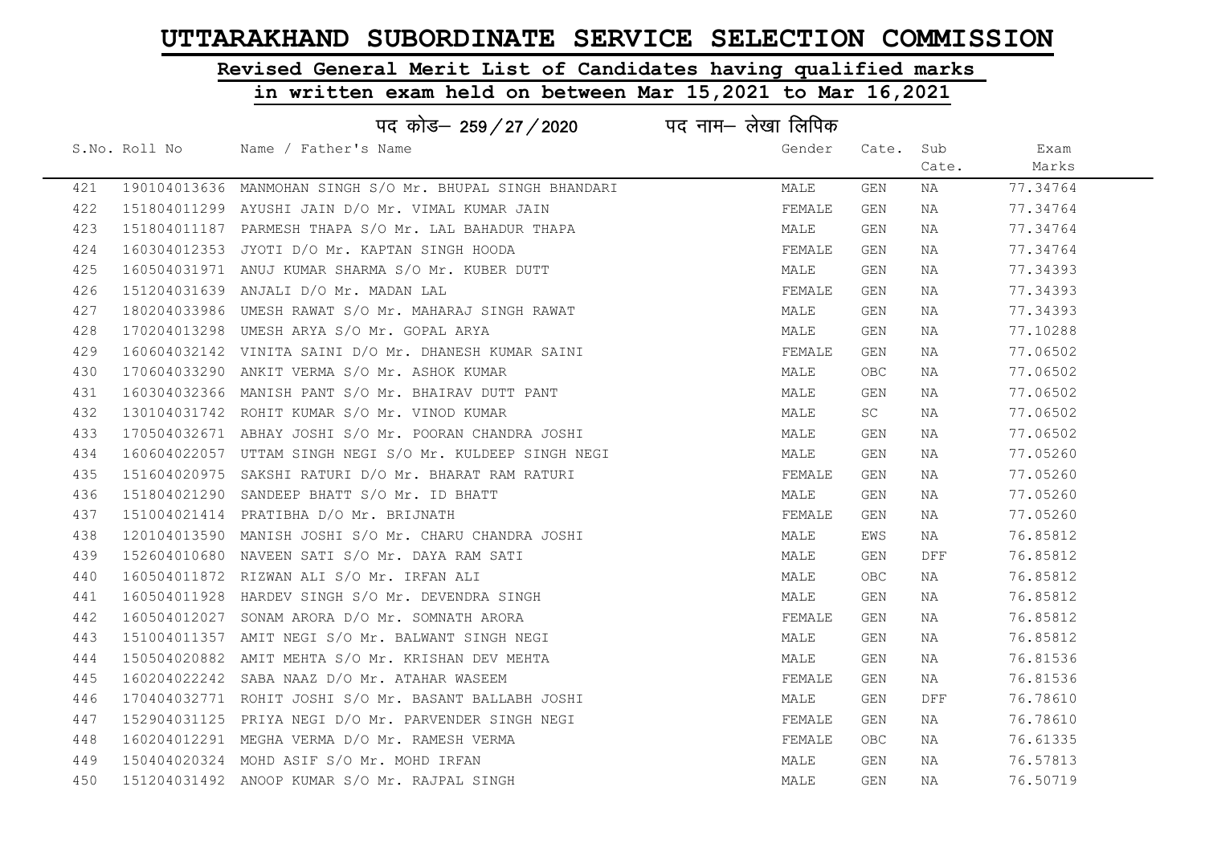# UTTARAKHAND SUBORDINATE SERVICE SELECTION COMMISSION

## Revised General Merit List of Candidates having qualified marks in written exam held on between Mar 15,2021 to Mar 16,2021

### पद कोड– 259/27/2020 पद नाम– लेखा लिपिक

| S.No. | Roll No | Name / Father's Name | Gender | Cate. | Sub Cate. | Exam Marks |
|---|---|---|---|---|---|---|
| 421 | 190104013636 | MANMOHAN SINGH S/O Mr. BHUPAL SINGH BHANDARI | MALE | GEN | NA | 77.34764 |
| 422 | 151804011299 | AYUSHI JAIN D/O Mr. VIMAL KUMAR JAIN | FEMALE | GEN | NA | 77.34764 |
| 423 | 151804011187 | PARMESH THAPA S/O Mr. LAL BAHADUR THAPA | MALE | GEN | NA | 77.34764 |
| 424 | 160304012353 | JYOTI D/O Mr. KAPTAN SINGH HOODA | FEMALE | GEN | NA | 77.34764 |
| 425 | 160504031971 | ANUJ KUMAR SHARMA S/O Mr. KUBER DUTT | MALE | GEN | NA | 77.34393 |
| 426 | 151204031639 | ANJALI D/O Mr. MADAN LAL | FEMALE | GEN | NA | 77.34393 |
| 427 | 180204033986 | UMESH RAWAT S/O Mr. MAHARAJ SINGH RAWAT | MALE | GEN | NA | 77.34393 |
| 428 | 170204013298 | UMESH ARYA S/O Mr. GOPAL ARYA | MALE | GEN | NA | 77.10288 |
| 429 | 160604032142 | VINITA SAINI D/O Mr. DHANESH KUMAR SAINI | FEMALE | GEN | NA | 77.06502 |
| 430 | 170604033290 | ANKIT VERMA S/O Mr. ASHOK KUMAR | MALE | OBC | NA | 77.06502 |
| 431 | 160304032366 | MANISH PANT S/O Mr. BHAIRAV DUTT PANT | MALE | GEN | NA | 77.06502 |
| 432 | 130104031742 | ROHIT KUMAR S/O Mr. VINOD KUMAR | MALE | SC | NA | 77.06502 |
| 433 | 170504032671 | ABHAY JOSHI S/O Mr. POORAN CHANDRA JOSHI | MALE | GEN | NA | 77.06502 |
| 434 | 160604022057 | UTTAM SINGH NEGI S/O Mr. KULDEEP SINGH NEGI | MALE | GEN | NA | 77.05260 |
| 435 | 151604020975 | SAKSHI RATURI D/O Mr. BHARAT RAM RATURI | FEMALE | GEN | NA | 77.05260 |
| 436 | 151804021290 | SANDEEP BHATT S/O Mr. ID BHATT | MALE | GEN | NA | 77.05260 |
| 437 | 151004021414 | PRATIBHA D/O Mr. BRIJNATH | FEMALE | GEN | NA | 77.05260 |
| 438 | 120104013590 | MANISH JOSHI S/O Mr. CHARU CHANDRA JOSHI | MALE | EWS | NA | 76.85812 |
| 439 | 152604010680 | NAVEEN SATI S/O Mr. DAYA RAM SATI | MALE | GEN | DFF | 76.85812 |
| 440 | 160504011872 | RIZWAN ALI S/O Mr. IRFAN ALI | MALE | OBC | NA | 76.85812 |
| 441 | 160504011928 | HARDEV SINGH S/O Mr. DEVENDRA SINGH | MALE | GEN | NA | 76.85812 |
| 442 | 160504012027 | SONAM ARORA D/O Mr. SOMNATH ARORA | FEMALE | GEN | NA | 76.85812 |
| 443 | 151004011357 | AMIT NEGI S/O Mr. BALWANT SINGH NEGI | MALE | GEN | NA | 76.85812 |
| 444 | 150504020882 | AMIT MEHTA S/O Mr. KRISHAN DEV MEHTA | MALE | GEN | NA | 76.81536 |
| 445 | 160204022242 | SABA NAAZ D/O Mr. ATAHAR WASEEM | FEMALE | GEN | NA | 76.81536 |
| 446 | 170404032771 | ROHIT JOSHI S/O Mr. BASANT BALLABH JOSHI | MALE | GEN | DFF | 76.78610 |
| 447 | 152904031125 | PRIYA NEGI D/O Mr. PARVENDER SINGH NEGI | FEMALE | GEN | NA | 76.78610 |
| 448 | 160204012291 | MEGHA VERMA D/O Mr. RAMESH VERMA | FEMALE | OBC | NA | 76.61335 |
| 449 | 150404020324 | MOHD ASIF S/O Mr. MOHD IRFAN | MALE | GEN | NA | 76.57813 |
| 450 | 151204031492 | ANOOP KUMAR S/O Mr. RAJPAL SINGH | MALE | GEN | NA | 76.50719 |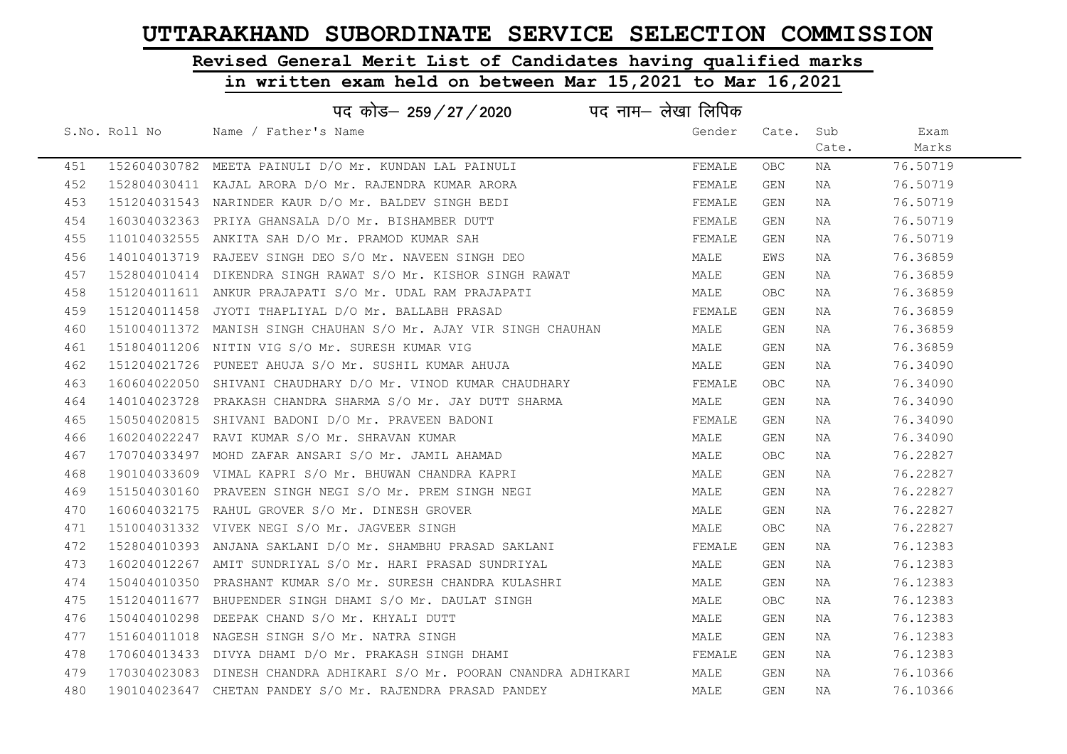# UTTARAKHAND SUBORDINATE SERVICE SELECTION COMMISSION

## Revised General Merit List of Candidates having qualified marks

## in written exam held on between Mar 15,2021 to Mar 16,2021

### पद कोड– 259 / 27 / 2020 पद नाम– लेखा लिपिक

| S.No. | Roll No | Name / Father's Name | Gender | Cate. | Sub Cate. | Exam Marks |
|---|---|---|---|---|---|---|
| 451 | 152604030782 | MEETA PAINULI D/O Mr. KUNDAN LAL PAINULI | FEMALE | OBC | NA | 76.50719 |
| 452 | 152804030411 | KAJAL ARORA D/O Mr. RAJENDRA KUMAR ARORA | FEMALE | GEN | NA | 76.50719 |
| 453 | 151204031543 | NARINDER KAUR D/O Mr. BALDEV SINGH BEDI | FEMALE | GEN | NA | 76.50719 |
| 454 | 160304032363 | PRIYA GHANSALA D/O Mr. BISHAMBER DUTT | FEMALE | GEN | NA | 76.50719 |
| 455 | 110104032555 | ANKITA SAH D/O Mr. PRAMOD KUMAR SAH | FEMALE | GEN | NA | 76.50719 |
| 456 | 140104013719 | RAJEEV SINGH DEO S/O Mr. NAVEEN SINGH DEO | MALE | EWS | NA | 76.36859 |
| 457 | 152804010414 | DIKENDRA SINGH RAWAT S/O Mr. KISHOR SINGH RAWAT | MALE | GEN | NA | 76.36859 |
| 458 | 151204011611 | ANKUR PRAJAPATI S/O Mr. UDAL RAM PRAJAPATI | MALE | OBC | NA | 76.36859 |
| 459 | 151204011458 | JYOTI THAPLIYAL D/O Mr. BALLABH PRASAD | FEMALE | GEN | NA | 76.36859 |
| 460 | 151004011372 | MANISH SINGH CHAUHAN S/O Mr. AJAY VIR SINGH CHAUHAN | MALE | GEN | NA | 76.36859 |
| 461 | 151804011206 | NITIN VIG S/O Mr. SURESH KUMAR VIG | MALE | GEN | NA | 76.36859 |
| 462 | 151204021726 | PUNEET AHUJA S/O Mr. SUSHIL KUMAR AHUJA | MALE | GEN | NA | 76.34090 |
| 463 | 160604022050 | SHIVANI CHAUDHARY D/O Mr. VINOD KUMAR CHAUDHARY | FEMALE | OBC | NA | 76.34090 |
| 464 | 140104023728 | PRAKASH CHANDRA SHARMA S/O Mr. JAY DUTT SHARMA | MALE | GEN | NA | 76.34090 |
| 465 | 150504020815 | SHIVANI BADONI D/O Mr. PRAVEEN BADONI | FEMALE | GEN | NA | 76.34090 |
| 466 | 160204022247 | RAVI KUMAR S/O Mr. SHRAVAN KUMAR | MALE | GEN | NA | 76.34090 |
| 467 | 170704033497 | MOHD ZAFAR ANSARI S/O Mr. JAMIL AHAMAD | MALE | OBC | NA | 76.22827 |
| 468 | 190104033609 | VIMAL KAPRI S/O Mr. BHUWAN CHANDRA KAPRI | MALE | GEN | NA | 76.22827 |
| 469 | 151504030160 | PRAVEEN SINGH NEGI S/O Mr. PREM SINGH NEGI | MALE | GEN | NA | 76.22827 |
| 470 | 160604032175 | RAHUL GROVER S/O Mr. DINESH GROVER | MALE | GEN | NA | 76.22827 |
| 471 | 151004031332 | VIVEK NEGI S/O Mr. JAGVEER SINGH | MALE | OBC | NA | 76.22827 |
| 472 | 152804010393 | ANJANA SAKLANI D/O Mr. SHAMBHU PRASAD SAKLANI | FEMALE | GEN | NA | 76.12383 |
| 473 | 160204012267 | AMIT SUNDRIYAL S/O Mr. HARI PRASAD SUNDRIYAL | MALE | GEN | NA | 76.12383 |
| 474 | 150404010350 | PRASHANT KUMAR S/O Mr. SURESH CHANDRA KULASHRI | MALE | GEN | NA | 76.12383 |
| 475 | 151204011677 | BHUPENDER SINGH DHAMI S/O Mr. DAULAT SINGH | MALE | OBC | NA | 76.12383 |
| 476 | 150404010298 | DEEPAK CHAND S/O Mr. KHYALI DUTT | MALE | GEN | NA | 76.12383 |
| 477 | 151604011018 | NAGESH SINGH S/O Mr. NATRA SINGH | MALE | GEN | NA | 76.12383 |
| 478 | 170604013433 | DIVYA DHAMI D/O Mr. PRAKASH SINGH DHAMI | FEMALE | GEN | NA | 76.12383 |
| 479 | 170304023083 | DINESH CHANDRA ADHIKARI S/O Mr. POORAN CNANDRA ADHIKARI | MALE | GEN | NA | 76.10366 |
| 480 | 190104023647 | CHETAN PANDEY S/O Mr. RAJENDRA PRASAD PANDEY | MALE | GEN | NA | 76.10366 |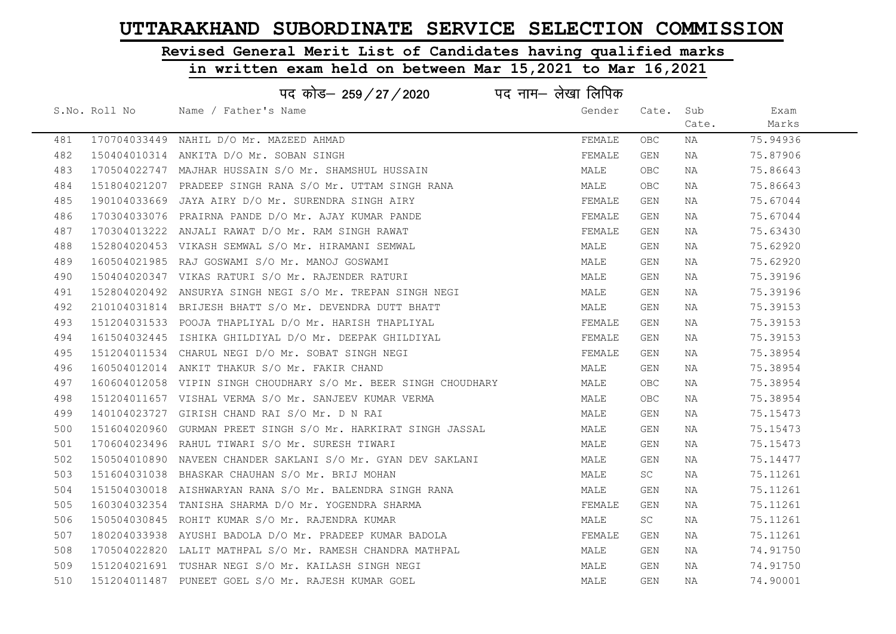# UTTARAKHAND SUBORDINATE SERVICE SELECTION COMMISSION

## Revised General Merit List of Candidates having qualified marks

## in written exam held on between Mar 15,2021 to Mar 16,2021

पद कोड– 259/27/2020 पद नाम– लेखा लिपिक

| S.No. | Roll No | Name / Father's Name | Gender | Cate. | Sub Cate. | Exam Marks |
|---|---|---|---|---|---|---|
| 481 | 170704033449 | NAHIL D/O Mr. MAZEED AHMAD | FEMALE | OBC | NA | 75.94936 |
| 482 | 150404010314 | ANKITA D/O Mr. SOBAN SINGH | FEMALE | GEN | NA | 75.87906 |
| 483 | 170504022747 | MAJHAR HUSSAIN S/O Mr. SHAMSHUL HUSSAIN | MALE | OBC | NA | 75.86643 |
| 484 | 151804021207 | PRADEEP SINGH RANA S/O Mr. UTTAM SINGH RANA | MALE | OBC | NA | 75.86643 |
| 485 | 190104033669 | JAYA AIRY D/O Mr. SURENDRA SINGH AIRY | FEMALE | GEN | NA | 75.67044 |
| 486 | 170304033076 | PRAIRNA PANDE D/O Mr. AJAY KUMAR PANDE | FEMALE | GEN | NA | 75.67044 |
| 487 | 170304013222 | ANJALI RAWAT D/O Mr. RAM SINGH RAWAT | FEMALE | GEN | NA | 75.63430 |
| 488 | 152804020453 | VIKASH SEMWAL S/O Mr. HIRAMANI SEMWAL | MALE | GEN | NA | 75.62920 |
| 489 | 160504021985 | RAJ GOSWAMI S/O Mr. MANOJ GOSWAMI | MALE | GEN | NA | 75.62920 |
| 490 | 150404020347 | VIKAS RATURI S/O Mr. RAJENDER RATURI | MALE | GEN | NA | 75.39196 |
| 491 | 152804020492 | ANSURYA SINGH NEGI S/O Mr. TREPAN SINGH NEGI | MALE | GEN | NA | 75.39196 |
| 492 | 210104031814 | BRIJESH BHATT S/O Mr. DEVENDRA DUTT BHATT | MALE | GEN | NA | 75.39153 |
| 493 | 151204031533 | POOJA THAPLIYAL D/O Mr. HARISH THAPLIYAL | FEMALE | GEN | NA | 75.39153 |
| 494 | 161504032445 | ISHIKA GHILDIYAL D/O Mr. DEEPAK GHILDIYAL | FEMALE | GEN | NA | 75.39153 |
| 495 | 151204011534 | CHARUL NEGI D/O Mr. SOBAT SINGH NEGI | FEMALE | GEN | NA | 75.38954 |
| 496 | 160504012014 | ANKIT THAKUR S/O Mr. FAKIR CHAND | MALE | GEN | NA | 75.38954 |
| 497 | 160604012058 | VIPIN SINGH CHOUDHARY S/O Mr. BEER SINGH CHOUDHARY | MALE | OBC | NA | 75.38954 |
| 498 | 151204011657 | VISHAL VERMA S/O Mr. SANJEEV KUMAR VERMA | MALE | OBC | NA | 75.38954 |
| 499 | 140104023727 | GIRISH CHAND RAI S/O Mr. D N RAI | MALE | GEN | NA | 75.15473 |
| 500 | 151604020960 | GURMAN PREET SINGH S/O Mr. HARKIRAT SINGH JASSAL | MALE | GEN | NA | 75.15473 |
| 501 | 170604023496 | RAHUL TIWARI S/O Mr. SURESH TIWARI | MALE | GEN | NA | 75.15473 |
| 502 | 150504010890 | NAVEEN CHANDER SAKLANI S/O Mr. GYAN DEV SAKLANI | MALE | GEN | NA | 75.14477 |
| 503 | 151604031038 | BHASKAR CHAUHAN S/O Mr. BRIJ MOHAN | MALE | SC | NA | 75.11261 |
| 504 | 151504030018 | AISHWARYAN RANA S/O Mr. BALENDRA SINGH RANA | MALE | GEN | NA | 75.11261 |
| 505 | 160304032354 | TANISHA SHARMA D/O Mr. YOGENDRA SHARMA | FEMALE | GEN | NA | 75.11261 |
| 506 | 150504030845 | ROHIT KUMAR S/O Mr. RAJENDRA KUMAR | MALE | SC | NA | 75.11261 |
| 507 | 180204033938 | AYUSHI BADOLA D/O Mr. PRADEEP KUMAR BADOLA | FEMALE | GEN | NA | 75.11261 |
| 508 | 170504022820 | LALIT MATHPAL S/O Mr. RAMESH CHANDRA MATHPAL | MALE | GEN | NA | 74.91750 |
| 509 | 151204021691 | TUSHAR NEGI S/O Mr. KAILASH SINGH NEGI | MALE | GEN | NA | 74.91750 |
| 510 | 151204011487 | PUNEET GOEL S/O Mr. RAJESH KUMAR GOEL | MALE | GEN | NA | 74.90001 |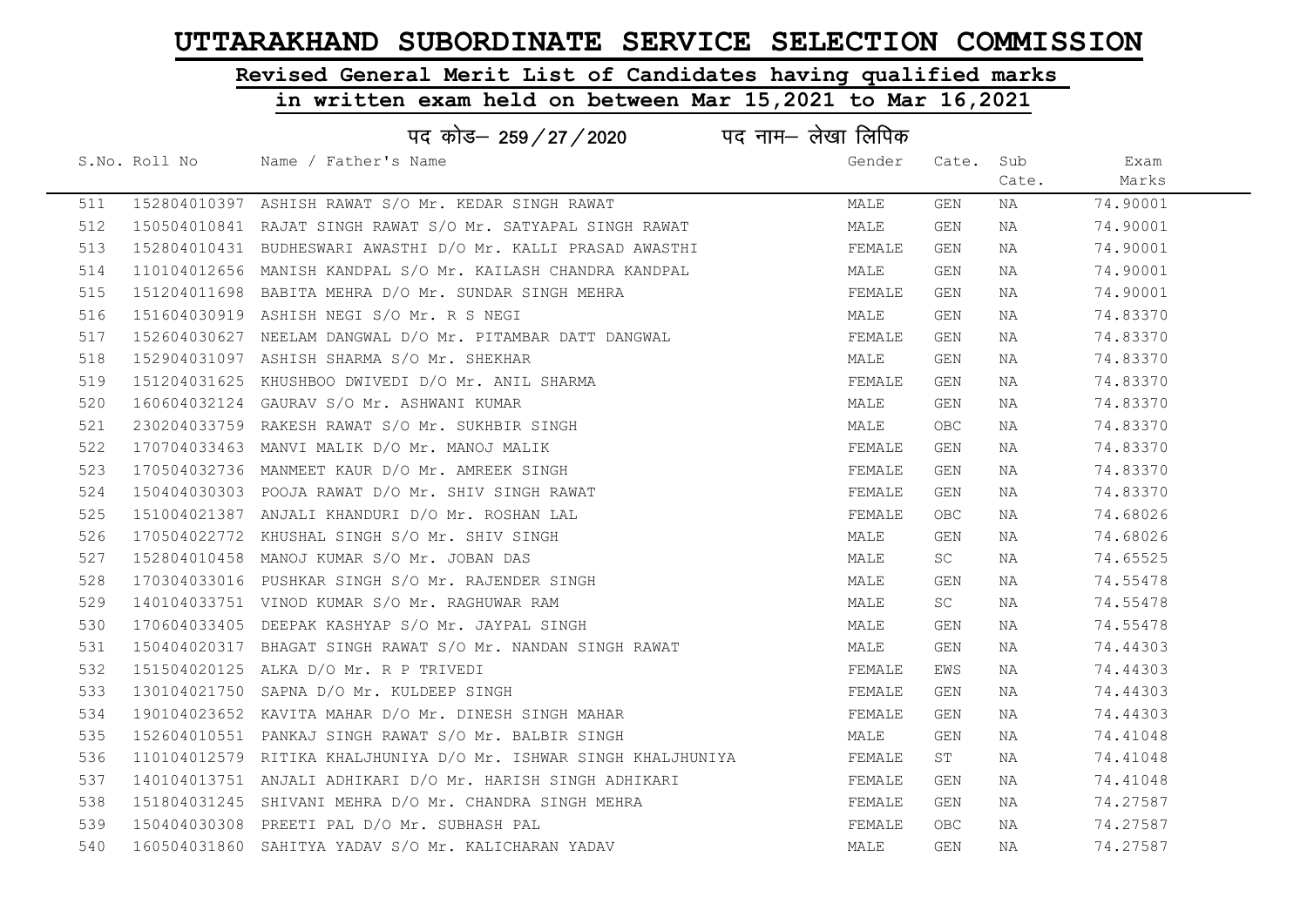# UTTARAKHAND SUBORDINATE SERVICE SELECTION COMMISSION

## Revised General Merit List of Candidates having qualified marks

## in written exam held on between Mar 15,2021 to Mar 16,2021

### पद कोड– 259/27/2020 पद नाम– लेखा लिपिक

| S.No. | Roll No | Name / Father's Name | Gender | Cate. | Sub Cate. | Exam Marks |
|---|---|---|---|---|---|---|
| 511 | 152804010397 | ASHISH RAWAT S/O Mr. KEDAR SINGH RAWAT | MALE | GEN | NA | 74.90001 |
| 512 | 150504010841 | RAJAT SINGH RAWAT S/O Mr. SATYAPAL SINGH RAWAT | MALE | GEN | NA | 74.90001 |
| 513 | 152804010431 | BUDHESWARI AWASTHI D/O Mr. KALLI PRASAD AWASTHI | FEMALE | GEN | NA | 74.90001 |
| 514 | 110104012656 | MANISH KANDPAL S/O Mr. KAILASH CHANDRA KANDPAL | MALE | GEN | NA | 74.90001 |
| 515 | 151204011698 | BABITA MEHRA D/O Mr. SUNDAR SINGH MEHRA | FEMALE | GEN | NA | 74.90001 |
| 516 | 151604030919 | ASHISH NEGI S/O Mr. R S NEGI | MALE | GEN | NA | 74.83370 |
| 517 | 152604030627 | NEELAM DANGWAL D/O Mr. PITAMBAR DATT DANGWAL | FEMALE | GEN | NA | 74.83370 |
| 518 | 152904031097 | ASHISH SHARMA S/O Mr. SHEKHAR | MALE | GEN | NA | 74.83370 |
| 519 | 151204031625 | KHUSHBOO DWIVEDI D/O Mr. ANIL SHARMA | FEMALE | GEN | NA | 74.83370 |
| 520 | 160604032124 | GAURAV S/O Mr. ASHWANI KUMAR | MALE | GEN | NA | 74.83370 |
| 521 | 230204033759 | RAKESH RAWAT S/O Mr. SUKHBIR SINGH | MALE | OBC | NA | 74.83370 |
| 522 | 170704033463 | MANVI MALIK D/O Mr. MANOJ MALIK | FEMALE | GEN | NA | 74.83370 |
| 523 | 170504032736 | MANMEET KAUR D/O Mr. AMREEK SINGH | FEMALE | GEN | NA | 74.83370 |
| 524 | 150404030303 | POOJA RAWAT D/O Mr. SHIV SINGH RAWAT | FEMALE | GEN | NA | 74.83370 |
| 525 | 151004021387 | ANJALI KHANDURI D/O Mr. ROSHAN LAL | FEMALE | OBC | NA | 74.68026 |
| 526 | 170504022772 | KHUSHAL SINGH S/O Mr. SHIV SINGH | MALE | GEN | NA | 74.68026 |
| 527 | 152804010458 | MANOJ KUMAR S/O Mr. JOBAN DAS | MALE | SC | NA | 74.65525 |
| 528 | 170304033016 | PUSHKAR SINGH S/O Mr. RAJENDER SINGH | MALE | GEN | NA | 74.55478 |
| 529 | 140104033751 | VINOD KUMAR S/O Mr. RAGHUWAR RAM | MALE | SC | NA | 74.55478 |
| 530 | 170604033405 | DEEPAK KASHYAP S/O Mr. JAYPAL SINGH | MALE | GEN | NA | 74.55478 |
| 531 | 150404020317 | BHAGAT SINGH RAWAT S/O Mr. NANDAN SINGH RAWAT | MALE | GEN | NA | 74.44303 |
| 532 | 151504020125 | ALKA D/O Mr. R P TRIVEDI | FEMALE | EWS | NA | 74.44303 |
| 533 | 130104021750 | SAPNA D/O Mr. KULDEEP SINGH | FEMALE | GEN | NA | 74.44303 |
| 534 | 190104023652 | KAVITA MAHAR D/O Mr. DINESH SINGH MAHAR | FEMALE | GEN | NA | 74.44303 |
| 535 | 152604010551 | PANKAJ SINGH RAWAT S/O Mr. BALBIR SINGH | MALE | GEN | NA | 74.41048 |
| 536 | 110104012579 | RITIKA KHALJHUNIYA D/O Mr. ISHWAR SINGH KHALJHUNIYA | FEMALE | ST | NA | 74.41048 |
| 537 | 140104013751 | ANJALI ADHIKARI D/O Mr. HARISH SINGH ADHIKARI | FEMALE | GEN | NA | 74.41048 |
| 538 | 151804031245 | SHIVANI MEHRA D/O Mr. CHANDRA SINGH MEHRA | FEMALE | GEN | NA | 74.27587 |
| 539 | 150404030308 | PREETI PAL D/O Mr. SUBHASH PAL | FEMALE | OBC | NA | 74.27587 |
| 540 | 160504031860 | SAHITYA YADAV S/O Mr. KALICHARAN YADAV | MALE | GEN | NA | 74.27587 |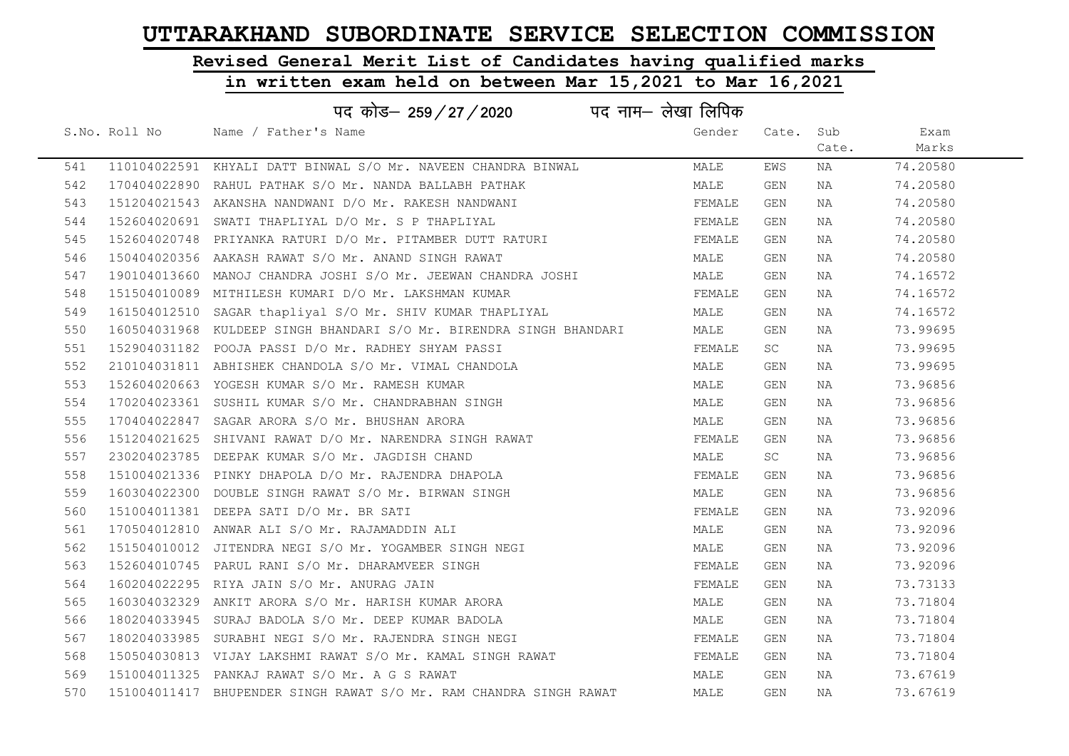# UTTARAKHAND SUBORDINATE SERVICE SELECTION COMMISSION

## Revised General Merit List of Candidates having qualified marks

## in written exam held on between Mar 15,2021 to Mar 16,2021

### पद कोड– 259/27/2020 पद नाम– लेखा लिपिक

| S.No. | Roll No | Name / Father's Name | Gender | Cate. | Sub Cate. | Exam Marks |
|---|---|---|---|---|---|---|
| 541 | 110104022591 | KHYALI DATT BINWAL S/O Mr. NAVEEN CHANDRA BINWAL | MALE | EWS | NA | 74.20580 |
| 542 | 170404022890 | RAHUL PATHAK S/O Mr. NANDA BALLABH PATHAK | MALE | GEN | NA | 74.20580 |
| 543 | 151204021543 | AKANSHA NANDWANI D/O Mr. RAKESH NANDWANI | FEMALE | GEN | NA | 74.20580 |
| 544 | 152604020691 | SWATI THAPLIYAL D/O Mr. S P THAPLIYAL | FEMALE | GEN | NA | 74.20580 |
| 545 | 152604020748 | PRIYANKA RATURI D/O Mr. PITAMBER DUTT RATURI | FEMALE | GEN | NA | 74.20580 |
| 546 | 150404020356 | AAKASH RAWAT S/O Mr. ANAND SINGH RAWAT | MALE | GEN | NA | 74.20580 |
| 547 | 190104013660 | MANOJ CHANDRA JOSHI S/O Mr. JEEWAN CHANDRA JOSHI | MALE | GEN | NA | 74.16572 |
| 548 | 151504010089 | MITHILESH KUMARI D/O Mr. LAKSHMAN KUMAR | FEMALE | GEN | NA | 74.16572 |
| 549 | 161504012510 | SAGAR thapliyal S/O Mr. SHIV KUMAR THAPLIYAL | MALE | GEN | NA | 74.16572 |
| 550 | 160504031968 | KULDEEP SINGH BHANDARI S/O Mr. BIRENDRA SINGH BHANDARI | MALE | GEN | NA | 73.99695 |
| 551 | 152904031182 | POOJA PASSI D/O Mr. RADHEY SHYAM PASSI | FEMALE | SC | NA | 73.99695 |
| 552 | 210104031811 | ABHISHEK CHANDOLA S/O Mr. VIMAL CHANDOLA | MALE | GEN | NA | 73.99695 |
| 553 | 152604020663 | YOGESH KUMAR S/O Mr. RAMESH KUMAR | MALE | GEN | NA | 73.96856 |
| 554 | 170204023361 | SUSHIL KUMAR S/O Mr. CHANDRABHAN SINGH | MALE | GEN | NA | 73.96856 |
| 555 | 170404022847 | SAGAR ARORA S/O Mr. BHUSHAN ARORA | MALE | GEN | NA | 73.96856 |
| 556 | 151204021625 | SHIVANI RAWAT D/O Mr. NARENDRA SINGH RAWAT | FEMALE | GEN | NA | 73.96856 |
| 557 | 230204023785 | DEEPAK KUMAR S/O Mr. JAGDISH CHAND | MALE | SC | NA | 73.96856 |
| 558 | 151004021336 | PINKY DHAPOLA D/O Mr. RAJENDRA DHAPOLA | FEMALE | GEN | NA | 73.96856 |
| 559 | 160304022300 | DOUBLE SINGH RAWAT S/O Mr. BIRWAN SINGH | MALE | GEN | NA | 73.96856 |
| 560 | 151004011381 | DEEPA SATI D/O Mr. BR SATI | FEMALE | GEN | NA | 73.92096 |
| 561 | 170504012810 | ANWAR ALI S/O Mr. RAJAMADDIN ALI | MALE | GEN | NA | 73.92096 |
| 562 | 151504010012 | JITENDRA NEGI S/O Mr. YOGAMBER SINGH NEGI | MALE | GEN | NA | 73.92096 |
| 563 | 152604010745 | PARUL RANI S/O Mr. DHARAMVEER SINGH | FEMALE | GEN | NA | 73.92096 |
| 564 | 160204022295 | RIYA JAIN S/O Mr. ANURAG JAIN | FEMALE | GEN | NA | 73.73133 |
| 565 | 160304032329 | ANKIT ARORA S/O Mr. HARISH KUMAR ARORA | MALE | GEN | NA | 73.71804 |
| 566 | 180204033945 | SURAJ BADOLA S/O Mr. DEEP KUMAR BADOLA | MALE | GEN | NA | 73.71804 |
| 567 | 180204033985 | SURABHI NEGI S/O Mr. RAJENDRA SINGH NEGI | FEMALE | GEN | NA | 73.71804 |
| 568 | 150504030813 | VIJAY LAKSHMI RAWAT S/O Mr. KAMAL SINGH RAWAT | FEMALE | GEN | NA | 73.71804 |
| 569 | 151004011325 | PANKAJ RAWAT S/O Mr. A G S RAWAT | MALE | GEN | NA | 73.67619 |
| 570 | 151004011417 | BHUPENDER SINGH RAWAT S/O Mr. RAM CHANDRA SINGH RAWAT | MALE | GEN | NA | 73.67619 |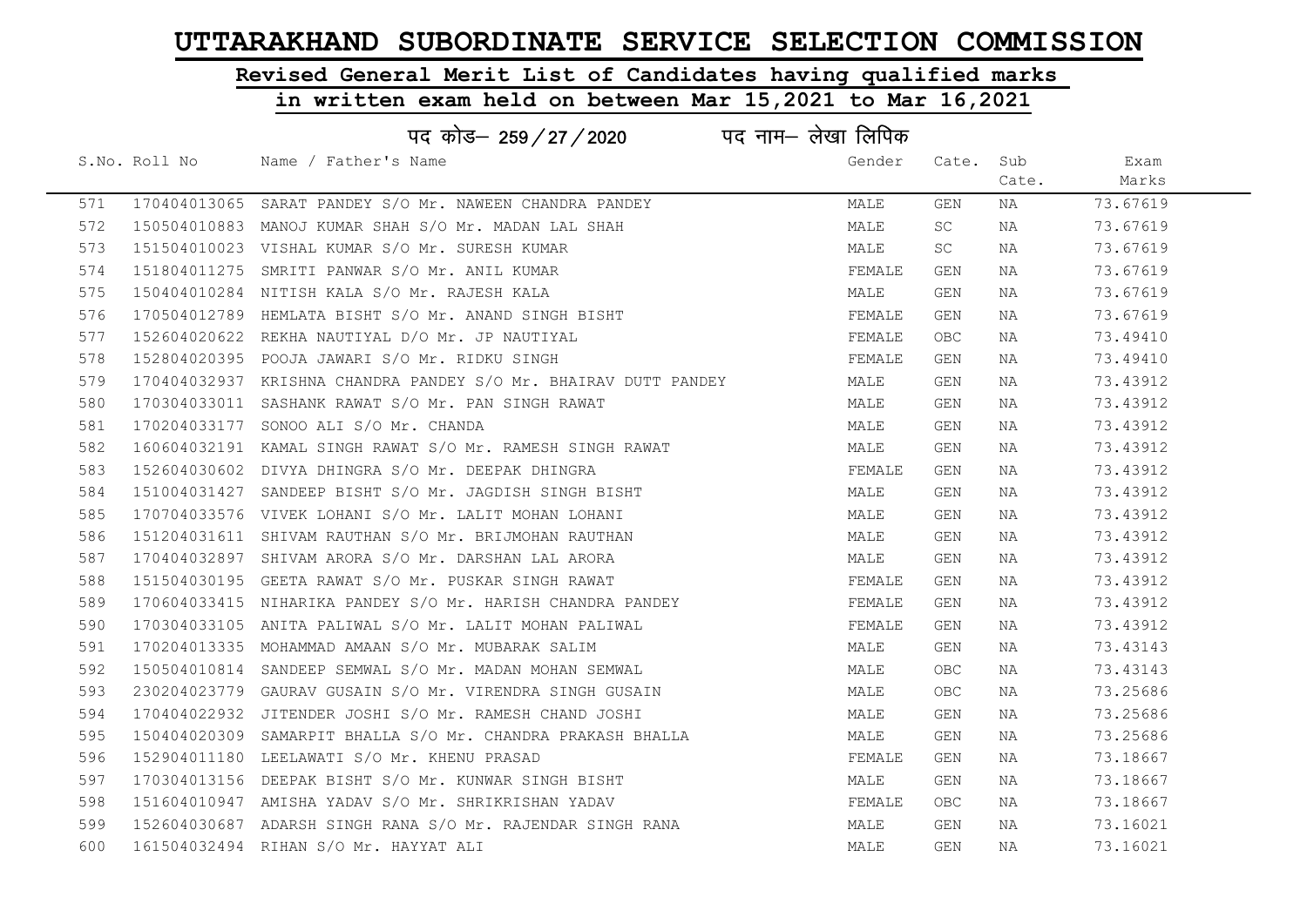# UTTARAKHAND SUBORDINATE SERVICE SELECTION COMMISSION

## Revised General Merit List of Candidates having qualified marks in written exam held on between Mar 15,2021 to Mar 16,2021

### पद कोड– 259/27/2020 पद नाम– लेखा लिपिक

| S.No. | Roll No | Name / Father's Name | Gender | Cate. | Sub Cate. | Exam Marks |
|---|---|---|---|---|---|---|
| 571 | 170404013065 | SARAT PANDEY S/O Mr. NAWEEN CHANDRA PANDEY | MALE | GEN | NA | 73.67619 |
| 572 | 150504010883 | MANOJ KUMAR SHAH S/O Mr. MADAN LAL SHAH | MALE | SC | NA | 73.67619 |
| 573 | 151504010023 | VISHAL KUMAR S/O Mr. SURESH KUMAR | MALE | SC | NA | 73.67619 |
| 574 | 151804011275 | SMRITI PANWAR S/O Mr. ANIL KUMAR | FEMALE | GEN | NA | 73.67619 |
| 575 | 150404010284 | NITISH KALA S/O Mr. RAJESH KALA | MALE | GEN | NA | 73.67619 |
| 576 | 170504012789 | HEMLATA BISHT S/O Mr. ANAND SINGH BISHT | FEMALE | GEN | NA | 73.67619 |
| 577 | 152604020622 | REKHA NAUTIYAL D/O Mr. JP NAUTIYAL | FEMALE | OBC | NA | 73.49410 |
| 578 | 152804020395 | POOJA JAWARI S/O Mr. RIDKU SINGH | FEMALE | GEN | NA | 73.49410 |
| 579 | 170404032937 | KRISHNA CHANDRA PANDEY S/O Mr. BHAIRAV DUTT PANDEY | MALE | GEN | NA | 73.43912 |
| 580 | 170304033011 | SASHANK RAWAT S/O Mr. PAN SINGH RAWAT | MALE | GEN | NA | 73.43912 |
| 581 | 170204033177 | SONOO ALI S/O Mr. CHANDA | MALE | GEN | NA | 73.43912 |
| 582 | 160604032191 | KAMAL SINGH RAWAT S/O Mr. RAMESH SINGH RAWAT | MALE | GEN | NA | 73.43912 |
| 583 | 152604030602 | DIVYA DHINGRA S/O Mr. DEEPAK DHINGRA | FEMALE | GEN | NA | 73.43912 |
| 584 | 151004031427 | SANDEEP BISHT S/O Mr. JAGDISH SINGH BISHT | MALE | GEN | NA | 73.43912 |
| 585 | 170704033576 | VIVEK LOHANI S/O Mr. LALIT MOHAN LOHANI | MALE | GEN | NA | 73.43912 |
| 586 | 151204031611 | SHIVAM RAUTHAN S/O Mr. BRIJMOHAN RAUTHAN | MALE | GEN | NA | 73.43912 |
| 587 | 170404032897 | SHIVAM ARORA S/O Mr. DARSHAN LAL ARORA | MALE | GEN | NA | 73.43912 |
| 588 | 151504030195 | GEETA RAWAT S/O Mr. PUSKAR SINGH RAWAT | FEMALE | GEN | NA | 73.43912 |
| 589 | 170604033415 | NIHARIKA PANDEY S/O Mr. HARISH CHANDRA PANDEY | FEMALE | GEN | NA | 73.43912 |
| 590 | 170304033105 | ANITA PALIWAL S/O Mr. LALIT MOHAN PALIWAL | FEMALE | GEN | NA | 73.43912 |
| 591 | 170204013335 | MOHAMMAD AMAAN S/O Mr. MUBARAK SALIM | MALE | GEN | NA | 73.43143 |
| 592 | 150504010814 | SANDEEP SEMWAL S/O Mr. MADAN MOHAN SEMWAL | MALE | OBC | NA | 73.43143 |
| 593 | 230204023779 | GAURAV GUSAIN S/O Mr. VIRENDRA SINGH GUSAIN | MALE | OBC | NA | 73.25686 |
| 594 | 170404022932 | JITENDER JOSHI S/O Mr. RAMESH CHAND JOSHI | MALE | GEN | NA | 73.25686 |
| 595 | 150404020309 | SAMARPIT BHALLA S/O Mr. CHANDRA PRAKASH BHALLA | MALE | GEN | NA | 73.25686 |
| 596 | 152904011180 | LEELAWATI S/O Mr. KHENU PRASAD | FEMALE | GEN | NA | 73.18667 |
| 597 | 170304013156 | DEEPAK BISHT S/O Mr. KUNWAR SINGH BISHT | MALE | GEN | NA | 73.18667 |
| 598 | 151604010947 | AMISHA YADAV S/O Mr. SHRIKRISHAN YADAV | FEMALE | OBC | NA | 73.18667 |
| 599 | 152604030687 | ADARSH SINGH RANA S/O Mr. RAJENDAR SINGH RANA | MALE | GEN | NA | 73.16021 |
| 600 | 161504032494 | RIHAN S/O Mr. HAYYAT ALI | MALE | GEN | NA | 73.16021 |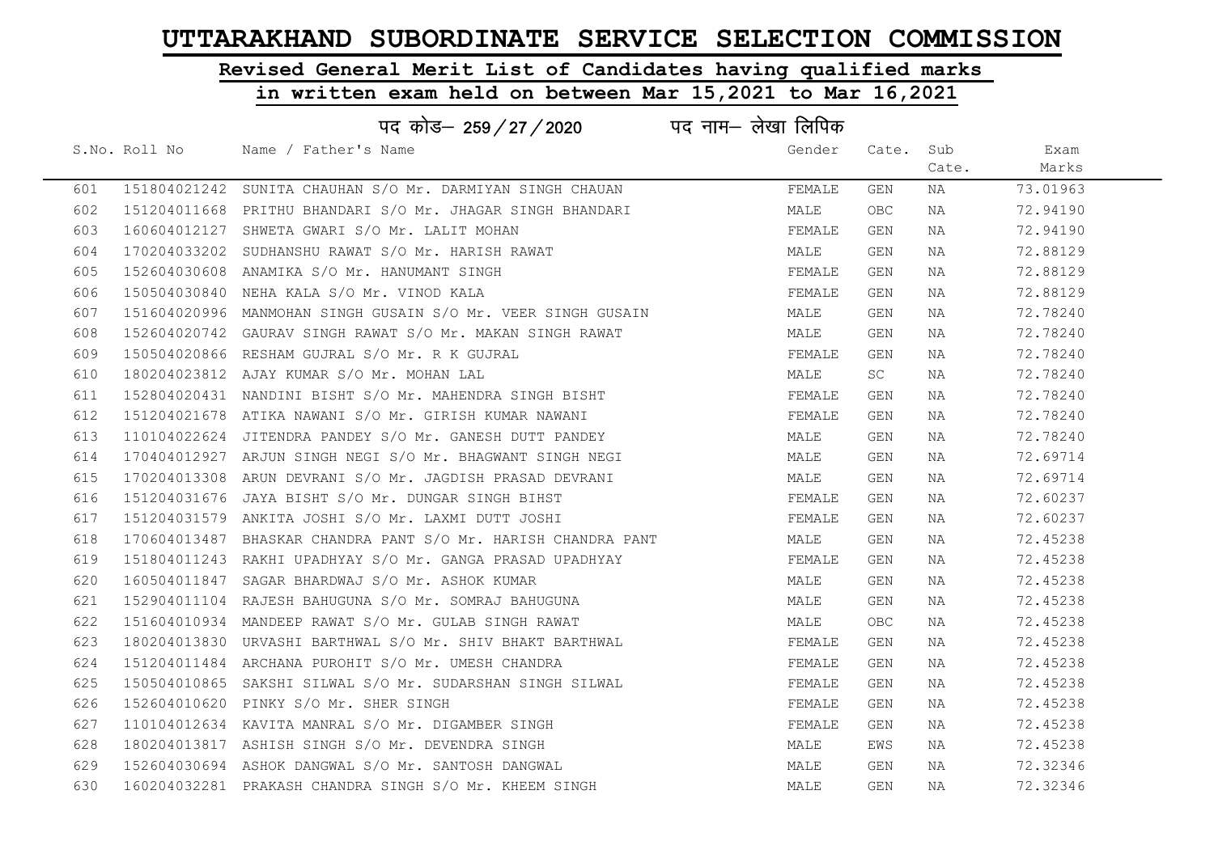# UTTARAKHAND SUBORDINATE SERVICE SELECTION COMMISSION

## Revised General Merit List of Candidates having qualified marks

## in written exam held on between Mar 15,2021 to Mar 16,2021

### पद कोड– 259 / 27 / 2020 पद नाम– लेखा लिपिक

| S.No. | Roll No | Name / Father's Name | Gender | Cate. | Sub Cate. | Exam Marks |
|---|---|---|---|---|---|---|
| 601 | 151804021242 | SUNITA CHAUHAN S/O Mr. DARMIYAN SINGH CHAUAN | FEMALE | GEN | NA | 73.01963 |
| 602 | 151204011668 | PRITHU BHANDARI S/O Mr. JHAGAR SINGH BHANDARI | MALE | OBC | NA | 72.94190 |
| 603 | 160604012127 | SHWETA GWARI S/O Mr. LALIT MOHAN | FEMALE | GEN | NA | 72.94190 |
| 604 | 170204033202 | SUDHANSHU RAWAT S/O Mr. HARISH RAWAT | MALE | GEN | NA | 72.88129 |
| 605 | 152604030608 | ANAMIKA S/O Mr. HANUMANT SINGH | FEMALE | GEN | NA | 72.88129 |
| 606 | 150504030840 | NEHA KALA S/O Mr. VINOD KALA | FEMALE | GEN | NA | 72.88129 |
| 607 | 151604020996 | MANMOHAN SINGH GUSAIN S/O Mr. VEER SINGH GUSAIN | MALE | GEN | NA | 72.78240 |
| 608 | 152604020742 | GAURAV SINGH RAWAT S/O Mr. MAKAN SINGH RAWAT | MALE | GEN | NA | 72.78240 |
| 609 | 150504020866 | RESHAM GUJRAL S/O Mr. R K GUJRAL | FEMALE | GEN | NA | 72.78240 |
| 610 | 180204023812 | AJAY KUMAR S/O Mr. MOHAN LAL | MALE | SC | NA | 72.78240 |
| 611 | 152804020431 | NANDINI BISHT S/O Mr. MAHENDRA SINGH BISHT | FEMALE | GEN | NA | 72.78240 |
| 612 | 151204021678 | ATIKA NAWANI S/O Mr. GIRISH KUMAR NAWANI | FEMALE | GEN | NA | 72.78240 |
| 613 | 110104022624 | JITENDRA PANDEY S/O Mr. GANESH DUTT PANDEY | MALE | GEN | NA | 72.78240 |
| 614 | 170404012927 | ARJUN SINGH NEGI S/O Mr. BHAGWANT SINGH NEGI | MALE | GEN | NA | 72.69714 |
| 615 | 170204013308 | ARUN DEVRANI S/O Mr. JAGDISH PRASAD DEVRANI | MALE | GEN | NA | 72.69714 |
| 616 | 151204031676 | JAYA BISHT S/O Mr. DUNGAR SINGH BIHST | FEMALE | GEN | NA | 72.60237 |
| 617 | 151204031579 | ANKITA JOSHI S/O Mr. LAXMI DUTT JOSHI | FEMALE | GEN | NA | 72.60237 |
| 618 | 170604013487 | BHASKAR CHANDRA PANT S/O Mr. HARISH CHANDRA PANT | MALE | GEN | NA | 72.45238 |
| 619 | 151804011243 | RAKHI UPADHYAY S/O Mr. GANGA PRASAD UPADHYAY | FEMALE | GEN | NA | 72.45238 |
| 620 | 160504011847 | SAGAR BHARDWAJ S/O Mr. ASHOK KUMAR | MALE | GEN | NA | 72.45238 |
| 621 | 152904011104 | RAJESH BAHUGUNA S/O Mr. SOMRAJ BAHUGUNA | MALE | GEN | NA | 72.45238 |
| 622 | 151604010934 | MANDEEP RAWAT S/O Mr. GULAB SINGH RAWAT | MALE | OBC | NA | 72.45238 |
| 623 | 180204013830 | URVASHI BARTHWAL S/O Mr. SHIV BHAKT BARTHWAL | FEMALE | GEN | NA | 72.45238 |
| 624 | 151204011484 | ARCHANA PUROHIT S/O Mr. UMESH CHANDRA | FEMALE | GEN | NA | 72.45238 |
| 625 | 150504010865 | SAKSHI SILWAL S/O Mr. SUDARSHAN SINGH SILWAL | FEMALE | GEN | NA | 72.45238 |
| 626 | 152604010620 | PINKY S/O Mr. SHER SINGH | FEMALE | GEN | NA | 72.45238 |
| 627 | 110104012634 | KAVITA MANRAL S/O Mr. DIGAMBER SINGH | FEMALE | GEN | NA | 72.45238 |
| 628 | 180204013817 | ASHISH SINGH S/O Mr. DEVENDRA SINGH | MALE | EWS | NA | 72.45238 |
| 629 | 152604030694 | ASHOK DANGWAL S/O Mr. SANTOSH DANGWAL | MALE | GEN | NA | 72.32346 |
| 630 | 160204032281 | PRAKASH CHANDRA SINGH S/O Mr. KHEEM SINGH | MALE | GEN | NA | 72.32346 |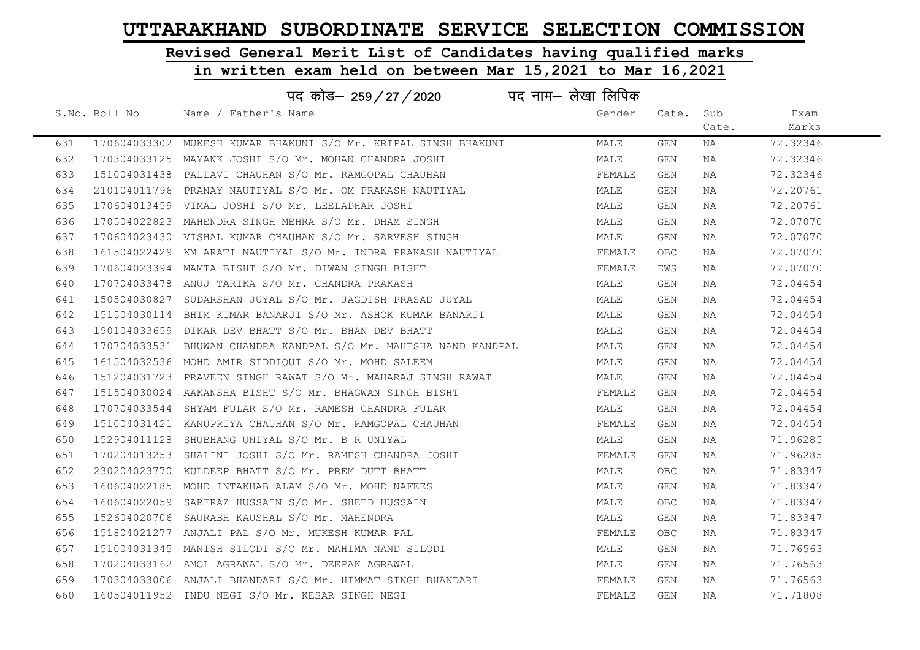# UTTARAKHAND SUBORDINATE SERVICE SELECTION COMMISSION

## Revised General Merit List of Candidates having qualified marks

## in written exam held on between Mar 15,2021 to Mar 16,2021

पद कोड– 259/27/2020 पद नाम– लेखा लिपिक

| S.No. | Roll No | Name / Father's Name | Gender | Cate. | Sub Cate. | Exam Marks |
|---|---|---|---|---|---|---|
| 631 | 170604033302 | MUKESH KUMAR BHAKUNI S/O Mr. KRIPAL SINGH BHAKUNI | MALE | GEN | NA | 72.32346 |
| 632 | 170304033125 | MAYANK JOSHI S/O Mr. MOHAN CHANDRA JOSHI | MALE | GEN | NA | 72.32346 |
| 633 | 151004031438 | PALLAVI CHAUHAN S/O Mr. RAMGOPAL CHAUHAN | FEMALE | GEN | NA | 72.32346 |
| 634 | 210104011796 | PRANAY NAUTIYAL S/O Mr. OM PRAKASH NAUTIYAL | MALE | GEN | NA | 72.20761 |
| 635 | 170604013459 | VIMAL JOSHI S/O Mr. LEELADHAR JOSHI | MALE | GEN | NA | 72.20761 |
| 636 | 170504022823 | MAHENDRA SINGH MEHRA S/O Mr. DHAM SINGH | MALE | GEN | NA | 72.07070 |
| 637 | 170604023430 | VISHAL KUMAR CHAUHAN S/O Mr. SARVESH SINGH | MALE | GEN | NA | 72.07070 |
| 638 | 161504022429 | KM ARATI NAUTIYAL S/O Mr. INDRA PRAKASH NAUTIYAL | FEMALE | OBC | NA | 72.07070 |
| 639 | 170604023394 | MAMTA BISHT S/O Mr. DIWAN SINGH BISHT | FEMALE | EWS | NA | 72.07070 |
| 640 | 170704033478 | ANUJ TARIKA S/O Mr. CHANDRA PRAKASH | MALE | GEN | NA | 72.04454 |
| 641 | 150504030827 | SUDARSHAN JUYAL S/O Mr. JAGDISH PRASAD JUYAL | MALE | GEN | NA | 72.04454 |
| 642 | 151504030114 | BHIM KUMAR BANARJI S/O Mr. ASHOK KUMAR BANARJI | MALE | GEN | NA | 72.04454 |
| 643 | 190104033659 | DIKAR DEV BHATT S/O Mr. BHAN DEV BHATT | MALE | GEN | NA | 72.04454 |
| 644 | 170704033531 | BHUWAN CHANDRA KANDPAL S/O Mr. MAHESHA NAND KANDPAL | MALE | GEN | NA | 72.04454 |
| 645 | 161504032536 | MOHD AMIR SIDDIQUI S/O Mr. MOHD SALEEM | MALE | GEN | NA | 72.04454 |
| 646 | 151204031723 | PRAVEEN SINGH RAWAT S/O Mr. MAHARAJ SINGH RAWAT | MALE | GEN | NA | 72.04454 |
| 647 | 151504030024 | AAKANSHA BISHT S/O Mr. BHAGWAN SINGH BISHT | FEMALE | GEN | NA | 72.04454 |
| 648 | 170704033544 | SHYAM FULAR S/O Mr. RAMESH CHANDRA FULAR | MALE | GEN | NA | 72.04454 |
| 649 | 151004031421 | KANUPRIYA CHAUHAN S/O Mr. RAMGOPAL CHAUHAN | FEMALE | GEN | NA | 72.04454 |
| 650 | 152904011128 | SHUBHANG UNIYAL S/O Mr. B R UNIYAL | MALE | GEN | NA | 71.96285 |
| 651 | 170204013253 | SHALINI JOSHI S/O Mr. RAMESH CHANDRA JOSHI | FEMALE | GEN | NA | 71.96285 |
| 652 | 230204023770 | KULDEEP BHATT S/O Mr. PREM DUTT BHATT | MALE | OBC | NA | 71.83347 |
| 653 | 160604022185 | MOHD INTAKHAB ALAM S/O Mr. MOHD NAFEES | MALE | GEN | NA | 71.83347 |
| 654 | 160604022059 | SARFRAZ HUSSAIN S/O Mr. SHEED HUSSAIN | MALE | OBC | NA | 71.83347 |
| 655 | 152604020706 | SAURABH KAUSHAL S/O Mr. MAHENDRA | MALE | GEN | NA | 71.83347 |
| 656 | 151804021277 | ANJALI PAL S/O Mr. MUKESH KUMAR PAL | FEMALE | OBC | NA | 71.83347 |
| 657 | 151004031345 | MANISH SILODI S/O Mr. MAHIMA NAND SILODI | MALE | GEN | NA | 71.76563 |
| 658 | 170204033162 | AMOL AGRAWAL S/O Mr. DEEPAK AGRAWAL | MALE | GEN | NA | 71.76563 |
| 659 | 170304033006 | ANJALI BHANDARI S/O Mr. HIMMAT SINGH BHANDARI | FEMALE | GEN | NA | 71.76563 |
| 660 | 160504011952 | INDU NEGI S/O Mr. KESAR SINGH NEGI | FEMALE | GEN | NA | 71.71808 |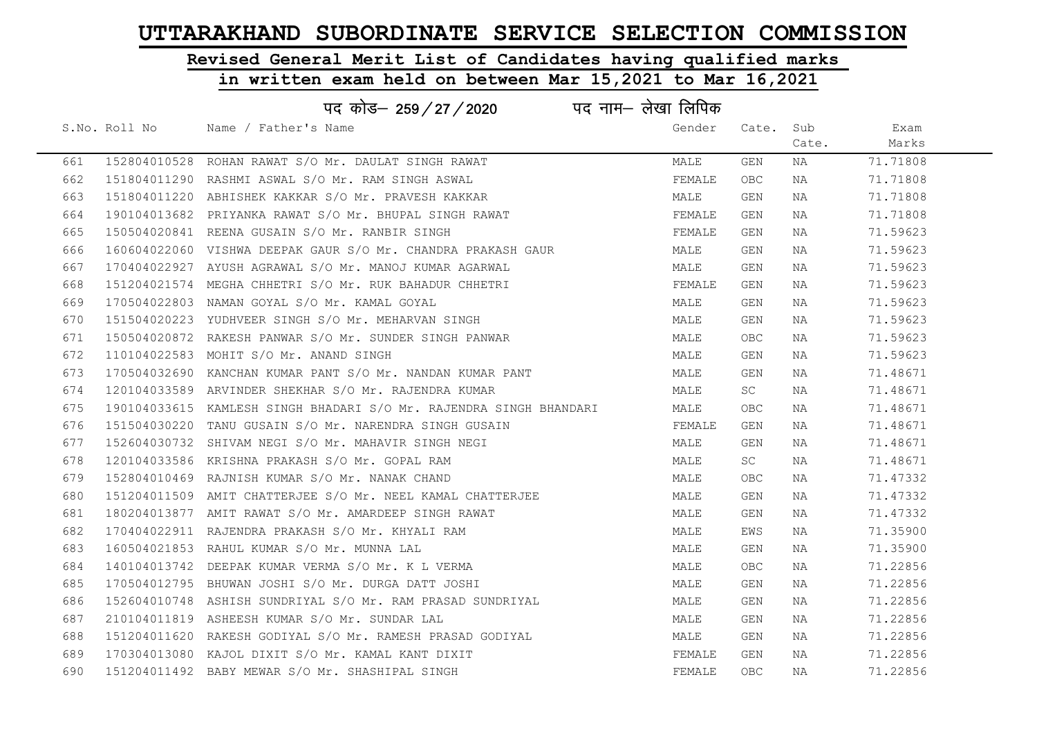# UTTARAKHAND SUBORDINATE SERVICE SELECTION COMMISSION

## Revised General Merit List of Candidates having qualified marks in written exam held on between Mar 15,2021 to Mar 16,2021

### पद कोड– 259/27/2020 पद नाम– लेखा लिपिक

| S.No. | Roll No | Name / Father's Name | Gender | Cate. | Sub Cate. | Exam Marks |
|---|---|---|---|---|---|---|
| 661 | 152804010528 | ROHAN RAWAT S/O Mr. DAULAT SINGH RAWAT | MALE | GEN | NA | 71.71808 |
| 662 | 151804011290 | RASHMI ASWAL S/O Mr. RAM SINGH ASWAL | FEMALE | OBC | NA | 71.71808 |
| 663 | 151804011220 | ABHISHEK KAKKAR S/O Mr. PRAVESH KAKKAR | MALE | GEN | NA | 71.71808 |
| 664 | 190104013682 | PRIYANKA RAWAT S/O Mr. BHUPAL SINGH RAWAT | FEMALE | GEN | NA | 71.71808 |
| 665 | 150504020841 | REENA GUSAIN S/O Mr. RANBIR SINGH | FEMALE | GEN | NA | 71.59623 |
| 666 | 160604022060 | VISHWA DEEPAK GAUR S/O Mr. CHANDRA PRAKASH GAUR | MALE | GEN | NA | 71.59623 |
| 667 | 170404022927 | AYUSH AGRAWAL S/O Mr. MANOJ KUMAR AGARWAL | MALE | GEN | NA | 71.59623 |
| 668 | 151204021574 | MEGHA CHHETRI S/O Mr. RUK BAHADUR CHHETRI | FEMALE | GEN | NA | 71.59623 |
| 669 | 170504022803 | NAMAN GOYAL S/O Mr. KAMAL GOYAL | MALE | GEN | NA | 71.59623 |
| 670 | 151504020223 | YUDHVEER SINGH S/O Mr. MEHARVAN SINGH | MALE | GEN | NA | 71.59623 |
| 671 | 150504020872 | RAKESH PANWAR S/O Mr. SUNDER SINGH PANWAR | MALE | OBC | NA | 71.59623 |
| 672 | 110104022583 | MOHIT S/O Mr. ANAND SINGH | MALE | GEN | NA | 71.59623 |
| 673 | 170504032690 | KANCHAN KUMAR PANT S/O Mr. NANDAN KUMAR PANT | MALE | GEN | NA | 71.48671 |
| 674 | 120104033589 | ARVINDER SHEKHAR S/O Mr. RAJENDRA KUMAR | MALE | SC | NA | 71.48671 |
| 675 | 190104033615 | KAMLESH SINGH BHADARI S/O Mr. RAJENDRA SINGH BHANDARI | MALE | OBC | NA | 71.48671 |
| 676 | 151504030220 | TANU GUSAIN S/O Mr. NARENDRA SINGH GUSAIN | FEMALE | GEN | NA | 71.48671 |
| 677 | 152604030732 | SHIVAM NEGI S/O Mr. MAHAVIR SINGH NEGI | MALE | GEN | NA | 71.48671 |
| 678 | 120104033586 | KRISHNA PRAKASH S/O Mr. GOPAL RAM | MALE | SC | NA | 71.48671 |
| 679 | 152804010469 | RAJNISH KUMAR S/O Mr. NANAK CHAND | MALE | OBC | NA | 71.47332 |
| 680 | 151204011509 | AMIT CHATTERJEE S/O Mr. NEEL KAMAL CHATTERJEE | MALE | GEN | NA | 71.47332 |
| 681 | 180204013877 | AMIT RAWAT S/O Mr. AMARDEEP SINGH RAWAT | MALE | GEN | NA | 71.47332 |
| 682 | 170404022911 | RAJENDRA PRAKASH S/O Mr. KHYALI RAM | MALE | EWS | NA | 71.35900 |
| 683 | 160504021853 | RAHUL KUMAR S/O Mr. MUNNA LAL | MALE | GEN | NA | 71.35900 |
| 684 | 140104013742 | DEEPAK KUMAR VERMA S/O Mr. K L VERMA | MALE | OBC | NA | 71.22856 |
| 685 | 170504012795 | BHUWAN JOSHI S/O Mr. DURGA DATT JOSHI | MALE | GEN | NA | 71.22856 |
| 686 | 152604010748 | ASHISH SUNDRIYAL S/O Mr. RAM PRASAD SUNDRIYAL | MALE | GEN | NA | 71.22856 |
| 687 | 210104011819 | ASHEESH KUMAR S/O Mr. SUNDAR LAL | MALE | GEN | NA | 71.22856 |
| 688 | 151204011620 | RAKESH GODIYAL S/O Mr. RAMESH PRASAD GODIYAL | MALE | GEN | NA | 71.22856 |
| 689 | 170304013080 | KAJOL DIXIT S/O Mr. KAMAL KANT DIXIT | FEMALE | GEN | NA | 71.22856 |
| 690 | 151204011492 | BABY MEWAR S/O Mr. SHASHIPAL SINGH | FEMALE | OBC | NA | 71.22856 |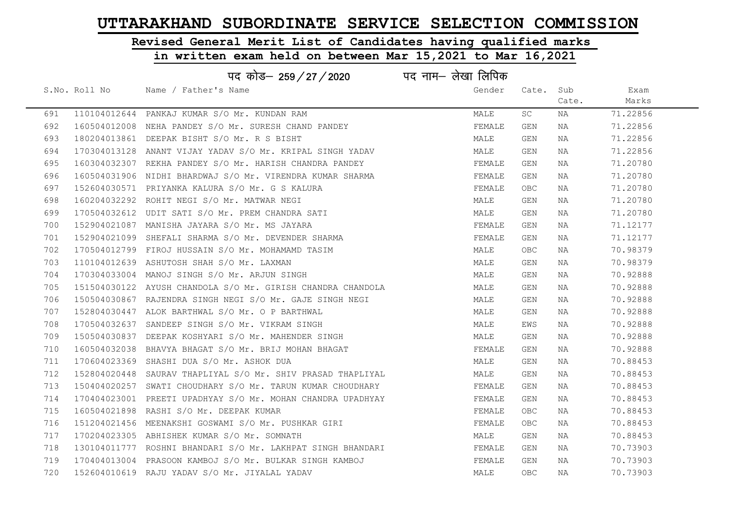# UTTARAKHAND SUBORDINATE SERVICE SELECTION COMMISSION

## Revised General Merit List of Candidates having qualified marks in written exam held on between Mar 15,2021 to Mar 16,2021

### पद कोड– 259/27/2020 पद नाम– लेखा लिपिक

| S.No. | Roll No | Name / Father's Name | Gender | Cate. | Sub Cate. | Exam Marks |
|---|---|---|---|---|---|---|
| 691 | 110104012644 | PANKAJ KUMAR S/O Mr. KUNDAN RAM | MALE | SC | NA | 71.22856 |
| 692 | 160504012008 | NEHA PANDEY S/O Mr. SURESH CHAND PANDEY | FEMALE | GEN | NA | 71.22856 |
| 693 | 180204013861 | DEEPAK BISHT S/O Mr. R S BISHT | MALE | GEN | NA | 71.22856 |
| 694 | 170304013128 | ANANT VIJAY YADAV S/O Mr. KRIPAL SINGH YADAV | MALE | GEN | NA | 71.22856 |
| 695 | 160304032307 | REKHA PANDEY S/O Mr. HARISH CHANDRA PANDEY | FEMALE | GEN | NA | 71.20780 |
| 696 | 160504031906 | NIDHI BHARDWAJ S/O Mr. VIRENDRA KUMAR SHARMA | FEMALE | GEN | NA | 71.20780 |
| 697 | 152604030571 | PRIYANKA KALURA S/O Mr. G S KALURA | FEMALE | OBC | NA | 71.20780 |
| 698 | 160204032292 | ROHIT NEGI S/O Mr. MATWAR NEGI | MALE | GEN | NA | 71.20780 |
| 699 | 170504032612 | UDIT SATI S/O Mr. PREM CHANDRA SATI | MALE | GEN | NA | 71.20780 |
| 700 | 152904021087 | MANISHA JAYARA S/O Mr. MS JAYARA | FEMALE | GEN | NA | 71.12177 |
| 701 | 152904021099 | SHEFALI SHARMA S/O Mr. DEVENDER SHARMA | FEMALE | GEN | NA | 71.12177 |
| 702 | 170504012799 | FIROJ HUSSAIN S/O Mr. MOHAMAMD TASIM | MALE | OBC | NA | 70.98379 |
| 703 | 110104012639 | ASHUTOSH SHAH S/O Mr. LAXMAN | MALE | GEN | NA | 70.98379 |
| 704 | 170304033004 | MANOJ SINGH S/O Mr. ARJUN SINGH | MALE | GEN | NA | 70.92888 |
| 705 | 151504030122 | AYUSH CHANDOLA S/O Mr. GIRISH CHANDRA CHANDOLA | MALE | GEN | NA | 70.92888 |
| 706 | 150504030867 | RAJENDRA SINGH NEGI S/O Mr. GAJE SINGH NEGI | MALE | GEN | NA | 70.92888 |
| 707 | 152804030447 | ALOK BARTHWAL S/O Mr. O P BARTHWAL | MALE | GEN | NA | 70.92888 |
| 708 | 170504032637 | SANDEEP SINGH S/O Mr. VIKRAM SINGH | MALE | EWS | NA | 70.92888 |
| 709 | 150504030837 | DEEPAK KOSHYARI S/O Mr. MAHENDER SINGH | MALE | GEN | NA | 70.92888 |
| 710 | 160504032038 | BHAVYA BHAGAT S/O Mr. BRIJ MOHAN BHAGAT | FEMALE | GEN | NA | 70.92888 |
| 711 | 170604023369 | SHASHI DUA S/O Mr. ASHOK DUA | MALE | GEN | NA | 70.88453 |
| 712 | 152804020448 | SAURAV THAPLIYAL S/O Mr. SHIV PRASAD THAPLIYAL | MALE | GEN | NA | 70.88453 |
| 713 | 150404020257 | SWATI CHOUDHARY S/O Mr. TARUN KUMAR CHOUDHARY | FEMALE | GEN | NA | 70.88453 |
| 714 | 170404023001 | PREETI UPADHYAY S/O Mr. MOHAN CHANDRA UPADHYAY | FEMALE | GEN | NA | 70.88453 |
| 715 | 160504021898 | RASHI S/O Mr. DEEPAK KUMAR | FEMALE | OBC | NA | 70.88453 |
| 716 | 151204021456 | MEENAKSHI GOSWAMI S/O Mr. PUSHKAR GIRI | FEMALE | OBC | NA | 70.88453 |
| 717 | 170204023305 | ABHISHEK KUMAR S/O Mr. SOMNATH | MALE | GEN | NA | 70.88453 |
| 718 | 130104011777 | ROSHNI BHANDARI S/O Mr. LAKHPAT SINGH BHANDARI | FEMALE | GEN | NA | 70.73903 |
| 719 | 170404013004 | PRASOON KAMBOJ S/O Mr. BULKAR SINGH KAMBOJ | FEMALE | GEN | NA | 70.73903 |
| 720 | 152604010619 | RAJU YADAV S/O Mr. JIYALAL YADAV | MALE | OBC | NA | 70.73903 |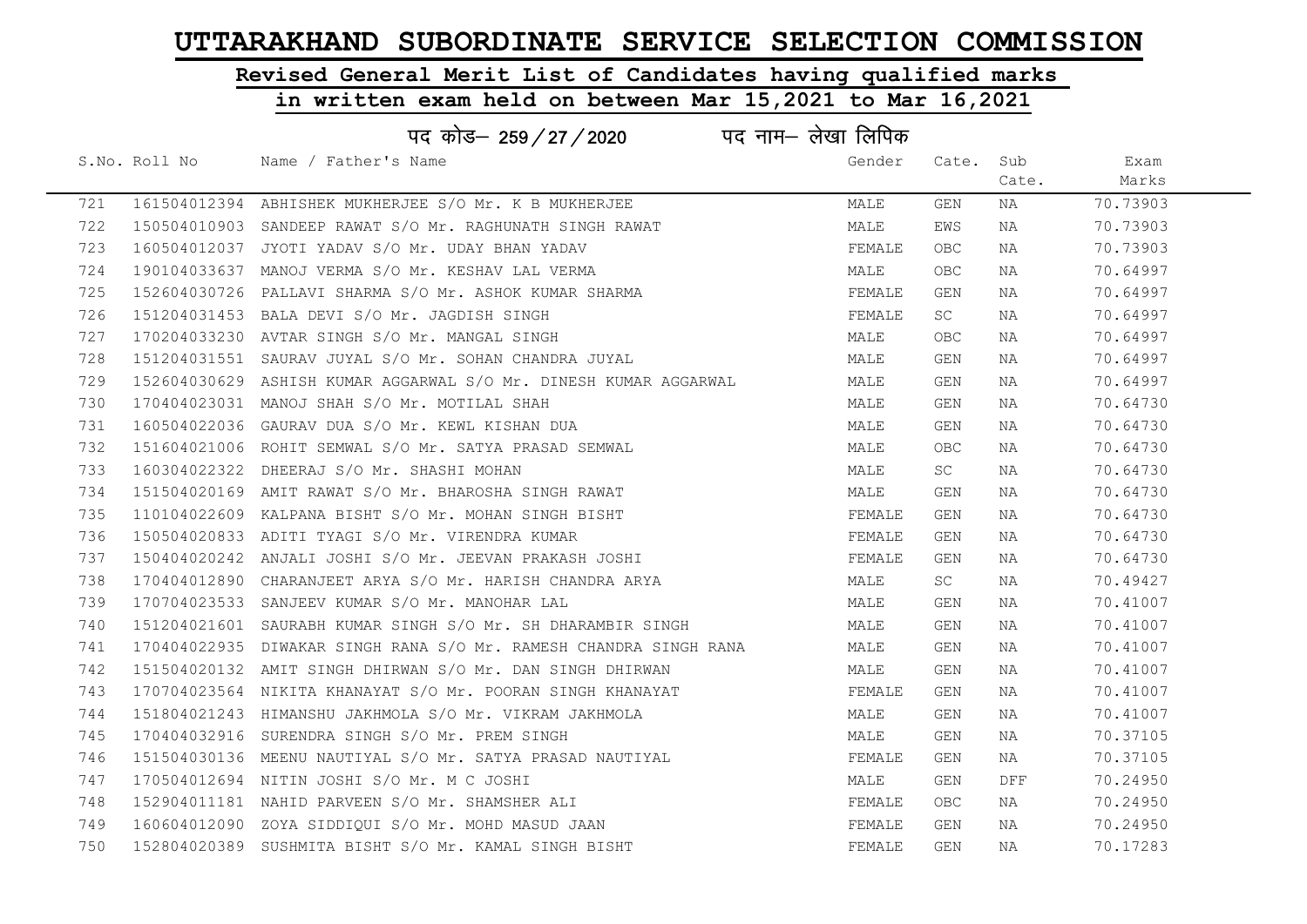# UTTARAKHAND SUBORDINATE SERVICE SELECTION COMMISSION

## Revised General Merit List of Candidates having qualified marks

## in written exam held on between Mar 15,2021 to Mar 16,2021

### पद कोड– 259/27/2020 पद नाम– लेखा लिपिक

| S.No. | Roll No | Name / Father's Name | Gender | Cate. | Sub Cate. | Exam Marks |
|---|---|---|---|---|---|---|
| 721 | 161504012394 | ABHISHEK MUKHERJEE S/O Mr. K B MUKHERJEE | MALE | GEN | NA | 70.73903 |
| 722 | 150504010903 | SANDEEP RAWAT S/O Mr. RAGHUNATH SINGH RAWAT | MALE | EWS | NA | 70.73903 |
| 723 | 160504012037 | JYOTI YADAV S/O Mr. UDAY BHAN YADAV | FEMALE | OBC | NA | 70.73903 |
| 724 | 190104033637 | MANOJ VERMA S/O Mr. KESHAV LAL VERMA | MALE | OBC | NA | 70.64997 |
| 725 | 152604030726 | PALLAVI SHARMA S/O Mr. ASHOK KUMAR SHARMA | FEMALE | GEN | NA | 70.64997 |
| 726 | 151204031453 | BALA DEVI S/O Mr. JAGDISH SINGH | FEMALE | SC | NA | 70.64997 |
| 727 | 170204033230 | AVTAR SINGH S/O Mr. MANGAL SINGH | MALE | OBC | NA | 70.64997 |
| 728 | 151204031551 | SAURAV JUYAL S/O Mr. SOHAN CHANDRA JUYAL | MALE | GEN | NA | 70.64997 |
| 729 | 152604030629 | ASHISH KUMAR AGGARWAL S/O Mr. DINESH KUMAR AGGARWAL | MALE | GEN | NA | 70.64997 |
| 730 | 170404023031 | MANOJ SHAH S/O Mr. MOTILAL SHAH | MALE | GEN | NA | 70.64730 |
| 731 | 160504022036 | GAURAV DUA S/O Mr. KEWL KISHAN DUA | MALE | GEN | NA | 70.64730 |
| 732 | 151604021006 | ROHIT SEMWAL S/O Mr. SATYA PRASAD SEMWAL | MALE | OBC | NA | 70.64730 |
| 733 | 160304022322 | DHEERAJ S/O Mr. SHASHI MOHAN | MALE | SC | NA | 70.64730 |
| 734 | 151504020169 | AMIT RAWAT S/O Mr. BHAROSHA SINGH RAWAT | MALE | GEN | NA | 70.64730 |
| 735 | 110104022609 | KALPANA BISHT S/O Mr. MOHAN SINGH BISHT | FEMALE | GEN | NA | 70.64730 |
| 736 | 150504020833 | ADITI TYAGI S/O Mr. VIRENDRA KUMAR | FEMALE | GEN | NA | 70.64730 |
| 737 | 150404020242 | ANJALI JOSHI S/O Mr. JEEVAN PRAKASH JOSHI | FEMALE | GEN | NA | 70.64730 |
| 738 | 170404012890 | CHARANJEET ARYA S/O Mr. HARISH CHANDRA ARYA | MALE | SC | NA | 70.49427 |
| 739 | 170704023533 | SANJEEV KUMAR S/O Mr. MANOHAR LAL | MALE | GEN | NA | 70.41007 |
| 740 | 151204021601 | SAURABH KUMAR SINGH S/O Mr. SH DHARAMBIR SINGH | MALE | GEN | NA | 70.41007 |
| 741 | 170404022935 | DIWAKAR SINGH RANA S/O Mr. RAMESH CHANDRA SINGH RANA | MALE | GEN | NA | 70.41007 |
| 742 | 151504020132 | AMIT SINGH DHIRWAN S/O Mr. DAN SINGH DHIRWAN | MALE | GEN | NA | 70.41007 |
| 743 | 170704023564 | NIKITA KHANAYAT S/O Mr. POORAN SINGH KHANAYAT | FEMALE | GEN | NA | 70.41007 |
| 744 | 151804021243 | HIMANSHU JAKHMOLA S/O Mr. VIKRAM JAKHMOLA | MALE | GEN | NA | 70.41007 |
| 745 | 170404032916 | SURENDRA SINGH S/O Mr. PREM SINGH | MALE | GEN | NA | 70.37105 |
| 746 | 151504030136 | MEENU NAUTIYAL S/O Mr. SATYA PRASAD NAUTIYAL | FEMALE | GEN | NA | 70.37105 |
| 747 | 170504012694 | NITIN JOSHI S/O Mr. M C JOSHI | MALE | GEN | DFF | 70.24950 |
| 748 | 152904011181 | NAHID PARVEEN S/O Mr. SHAMSHER ALI | FEMALE | OBC | NA | 70.24950 |
| 749 | 160604012090 | ZOYA SIDDIQUI S/O Mr. MOHD MASUD JAAN | FEMALE | GEN | NA | 70.24950 |
| 750 | 152804020389 | SUSHMITA BISHT S/O Mr. KAMAL SINGH BISHT | FEMALE | GEN | NA | 70.17283 |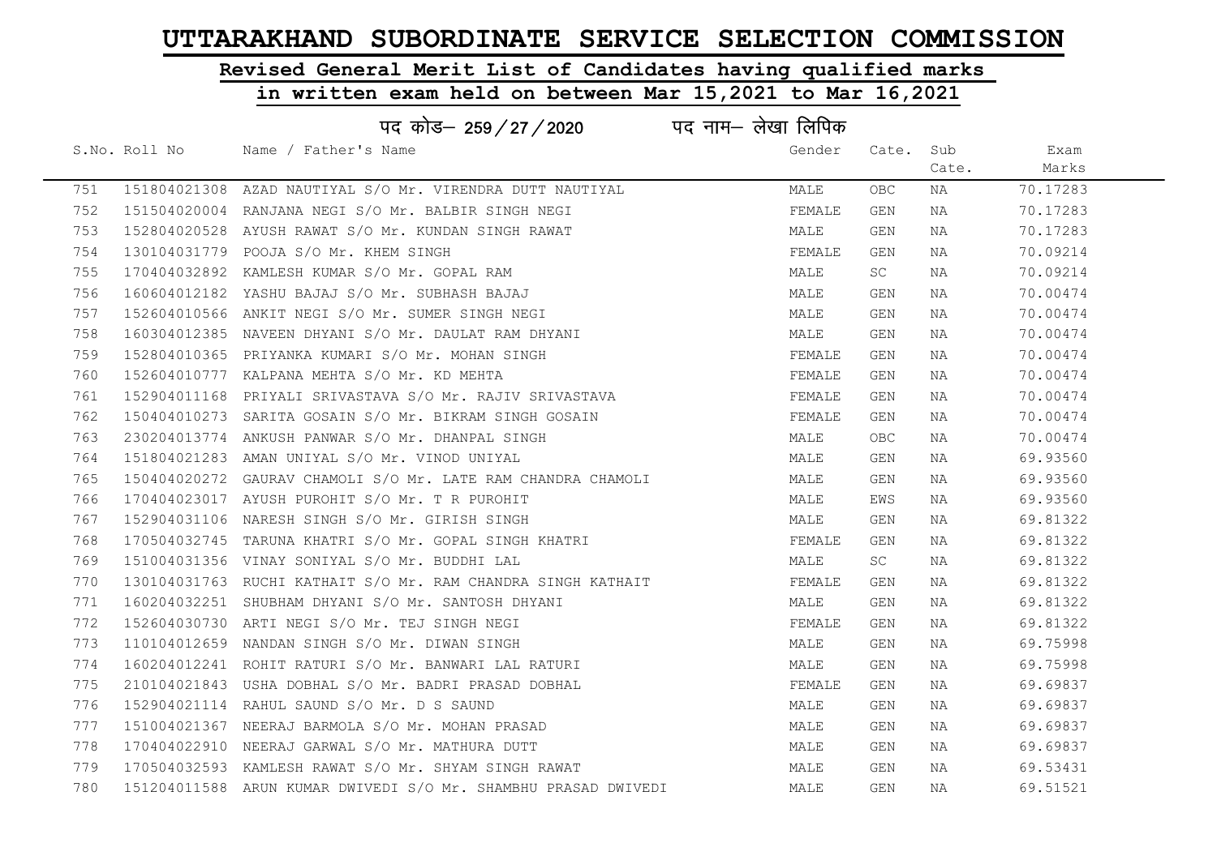# UTTARAKHAND SUBORDINATE SERVICE SELECTION COMMISSION

## Revised General Merit List of Candidates having qualified marks

## in written exam held on between Mar 15,2021 to Mar 16,2021

### पद कोड– 259/27/2020 पद नाम– लेखा लिपिक

| S.No. | Roll No | Name / Father's Name | Gender | Cate. | Sub Cate. | Exam Marks |
|---|---|---|---|---|---|---|
| 751 | 151804021308 | AZAD NAUTIYAL S/O Mr. VIRENDRA DUTT NAUTIYAL | MALE | OBC | NA | 70.17283 |
| 752 | 151504020004 | RANJANA NEGI S/O Mr. BALBIR SINGH NEGI | FEMALE | GEN | NA | 70.17283 |
| 753 | 152804020528 | AYUSH RAWAT S/O Mr. KUNDAN SINGH RAWAT | MALE | GEN | NA | 70.17283 |
| 754 | 130104031779 | POOJA S/O Mr. KHEM SINGH | FEMALE | GEN | NA | 70.09214 |
| 755 | 170404032892 | KAMLESH KUMAR S/O Mr. GOPAL RAM | MALE | SC | NA | 70.09214 |
| 756 | 160604012182 | YASHU BAJAJ S/O Mr. SUBHASH BAJAJ | MALE | GEN | NA | 70.00474 |
| 757 | 152604010566 | ANKIT NEGI S/O Mr. SUMER SINGH NEGI | MALE | GEN | NA | 70.00474 |
| 758 | 160304012385 | NAVEEN DHYANI S/O Mr. DAULAT RAM DHYANI | MALE | GEN | NA | 70.00474 |
| 759 | 152804010365 | PRIYANKA KUMARI S/O Mr. MOHAN SINGH | FEMALE | GEN | NA | 70.00474 |
| 760 | 152604010777 | KALPANA MEHTA S/O Mr. KD MEHTA | FEMALE | GEN | NA | 70.00474 |
| 761 | 152904011168 | PRIYALI SRIVASTAVA S/O Mr. RAJIV SRIVASTAVA | FEMALE | GEN | NA | 70.00474 |
| 762 | 150404010273 | SARITA GOSAIN S/O Mr. BIKRAM SINGH GOSAIN | FEMALE | GEN | NA | 70.00474 |
| 763 | 230204013774 | ANKUSH PANWAR S/O Mr. DHANPAL SINGH | MALE | OBC | NA | 70.00474 |
| 764 | 151804021283 | AMAN UNIYAL S/O Mr. VINOD UNIYAL | MALE | GEN | NA | 69.93560 |
| 765 | 150404020272 | GAURAV CHAMOLI S/O Mr. LATE RAM CHANDRA CHAMOLI | MALE | GEN | NA | 69.93560 |
| 766 | 170404023017 | AYUSH PUROHIT S/O Mr. T R PUROHIT | MALE | EWS | NA | 69.93560 |
| 767 | 152904031106 | NARESH SINGH S/O Mr. GIRISH SINGH | MALE | GEN | NA | 69.81322 |
| 768 | 170504032745 | TARUNA KHATRI S/O Mr. GOPAL SINGH KHATRI | FEMALE | GEN | NA | 69.81322 |
| 769 | 151004031356 | VINAY SONIYAL S/O Mr. BUDDHI LAL | MALE | SC | NA | 69.81322 |
| 770 | 130104031763 | RUCHI KATHAIT S/O Mr. RAM CHANDRA SINGH KATHAIT | FEMALE | GEN | NA | 69.81322 |
| 771 | 160204032251 | SHUBHAM DHYANI S/O Mr. SANTOSH DHYANI | MALE | GEN | NA | 69.81322 |
| 772 | 152604030730 | ARTI NEGI S/O Mr. TEJ SINGH NEGI | FEMALE | GEN | NA | 69.81322 |
| 773 | 110104012659 | NANDAN SINGH S/O Mr. DIWAN SINGH | MALE | GEN | NA | 69.75998 |
| 774 | 160204012241 | ROHIT RATURI S/O Mr. BANWARI LAL RATURI | MALE | GEN | NA | 69.75998 |
| 775 | 210104021843 | USHA DOBHAL S/O Mr. BADRI PRASAD DOBHAL | FEMALE | GEN | NA | 69.69837 |
| 776 | 152904021114 | RAHUL SAUND S/O Mr. D S SAUND | MALE | GEN | NA | 69.69837 |
| 777 | 151004021367 | NEERAJ BARMOLA S/O Mr. MOHAN PRASAD | MALE | GEN | NA | 69.69837 |
| 778 | 170404022910 | NEERAJ GARWAL S/O Mr. MATHURA DUTT | MALE | GEN | NA | 69.69837 |
| 779 | 170504032593 | KAMLESH RAWAT S/O Mr. SHYAM SINGH RAWAT | MALE | GEN | NA | 69.53431 |
| 780 | 151204011588 | ARUN KUMAR DWIVEDI S/O Mr. SHAMBHU PRASAD DWIVEDI | MALE | GEN | NA | 69.51521 |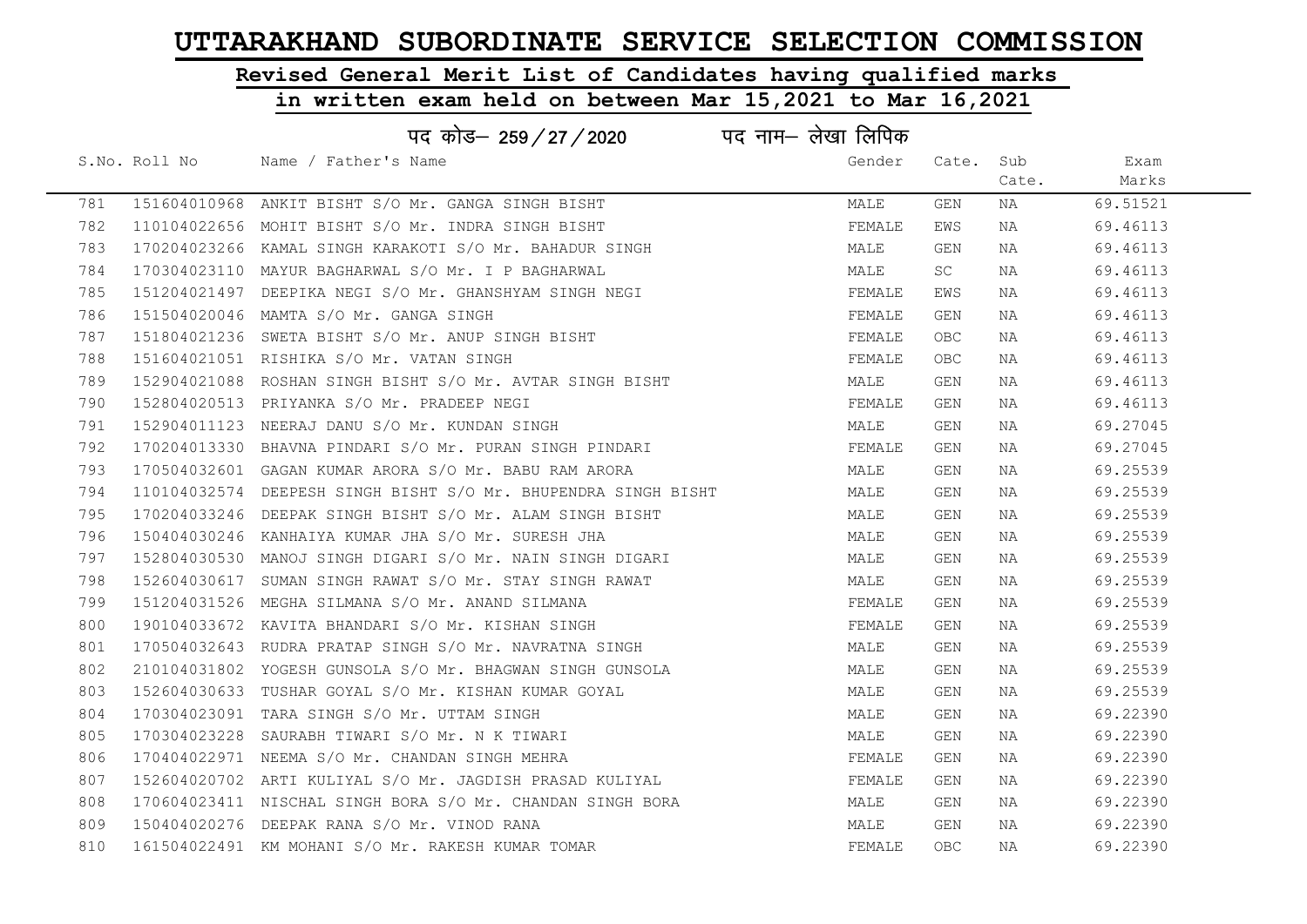# UTTARAKHAND SUBORDINATE SERVICE SELECTION COMMISSION

## Revised General Merit List of Candidates having qualified marks

## in written exam held on between Mar 15,2021 to Mar 16,2021

### पद कोड– 259/27/2020 पद नाम– लेखा लिपिक

| S.No. | Roll No | Name / Father's Name | Gender | Cate. | Sub Cate. | Exam Marks |
|---|---|---|---|---|---|---|
| 781 | 151604010968 | ANKIT BISHT S/O Mr. GANGA SINGH BISHT | MALE | GEN | NA | 69.51521 |
| 782 | 110104022656 | MOHIT BISHT S/O Mr. INDRA SINGH BISHT | FEMALE | EWS | NA | 69.46113 |
| 783 | 170204023266 | KAMAL SINGH KARAKOTI S/O Mr. BAHADUR SINGH | MALE | GEN | NA | 69.46113 |
| 784 | 170304023110 | MAYUR BAGHARWAL S/O Mr. I P BAGHARWAL | MALE | SC | NA | 69.46113 |
| 785 | 151204021497 | DEEPIKA NEGI S/O Mr. GHANSHYAM SINGH NEGI | FEMALE | EWS | NA | 69.46113 |
| 786 | 151504020046 | MAMTA S/O Mr. GANGA SINGH | FEMALE | GEN | NA | 69.46113 |
| 787 | 151804021236 | SWETA BISHT S/O Mr. ANUP SINGH BISHT | FEMALE | OBC | NA | 69.46113 |
| 788 | 151604021051 | RISHIKA S/O Mr. VATAN SINGH | FEMALE | OBC | NA | 69.46113 |
| 789 | 152904021088 | ROSHAN SINGH BISHT S/O Mr. AVTAR SINGH BISHT | MALE | GEN | NA | 69.46113 |
| 790 | 152804020513 | PRIYANKA S/O Mr. PRADEEP NEGI | FEMALE | GEN | NA | 69.46113 |
| 791 | 152904011123 | NEERAJ DANU S/O Mr. KUNDAN SINGH | MALE | GEN | NA | 69.27045 |
| 792 | 170204013330 | BHAVNA PINDARI S/O Mr. PURAN SINGH PINDARI | FEMALE | GEN | NA | 69.27045 |
| 793 | 170504032601 | GAGAN KUMAR ARORA S/O Mr. BABU RAM ARORA | MALE | GEN | NA | 69.25539 |
| 794 | 110104032574 | DEEPESH SINGH BISHT S/O Mr. BHUPENDRA SINGH BISHT | MALE | GEN | NA | 69.25539 |
| 795 | 170204033246 | DEEPAK SINGH BISHT S/O Mr. ALAM SINGH BISHT | MALE | GEN | NA | 69.25539 |
| 796 | 150404030246 | KANHAIYA KUMAR JHA S/O Mr. SURESH JHA | MALE | GEN | NA | 69.25539 |
| 797 | 152804030530 | MANOJ SINGH DIGARI S/O Mr. NAIN SINGH DIGARI | MALE | GEN | NA | 69.25539 |
| 798 | 152604030617 | SUMAN SINGH RAWAT S/O Mr. STAY SINGH RAWAT | MALE | GEN | NA | 69.25539 |
| 799 | 151204031526 | MEGHA SILMANA S/O Mr. ANAND SILMANA | FEMALE | GEN | NA | 69.25539 |
| 800 | 190104033672 | KAVITA BHANDARI S/O Mr. KISHAN SINGH | FEMALE | GEN | NA | 69.25539 |
| 801 | 170504032643 | RUDRA PRATAP SINGH S/O Mr. NAVRATNA SINGH | MALE | GEN | NA | 69.25539 |
| 802 | 210104031802 | YOGESH GUNSOLA S/O Mr. BHAGWAN SINGH GUNSOLA | MALE | GEN | NA | 69.25539 |
| 803 | 152604030633 | TUSHAR GOYAL S/O Mr. KISHAN KUMAR GOYAL | MALE | GEN | NA | 69.25539 |
| 804 | 170304023091 | TARA SINGH S/O Mr. UTTAM SINGH | MALE | GEN | NA | 69.22390 |
| 805 | 170304023228 | SAURABH TIWARI S/O Mr. N K TIWARI | MALE | GEN | NA | 69.22390 |
| 806 | 170404022971 | NEEMA S/O Mr. CHANDAN SINGH MEHRA | FEMALE | GEN | NA | 69.22390 |
| 807 | 152604020702 | ARTI KULIYAL S/O Mr. JAGDISH PRASAD KULIYAL | FEMALE | GEN | NA | 69.22390 |
| 808 | 170604023411 | NISCHAL SINGH BORA S/O Mr. CHANDAN SINGH BORA | MALE | GEN | NA | 69.22390 |
| 809 | 150404020276 | DEEPAK RANA S/O Mr. VINOD RANA | MALE | GEN | NA | 69.22390 |
| 810 | 161504022491 | KM MOHANI S/O Mr. RAKESH KUMAR TOMAR | FEMALE | OBC | NA | 69.22390 |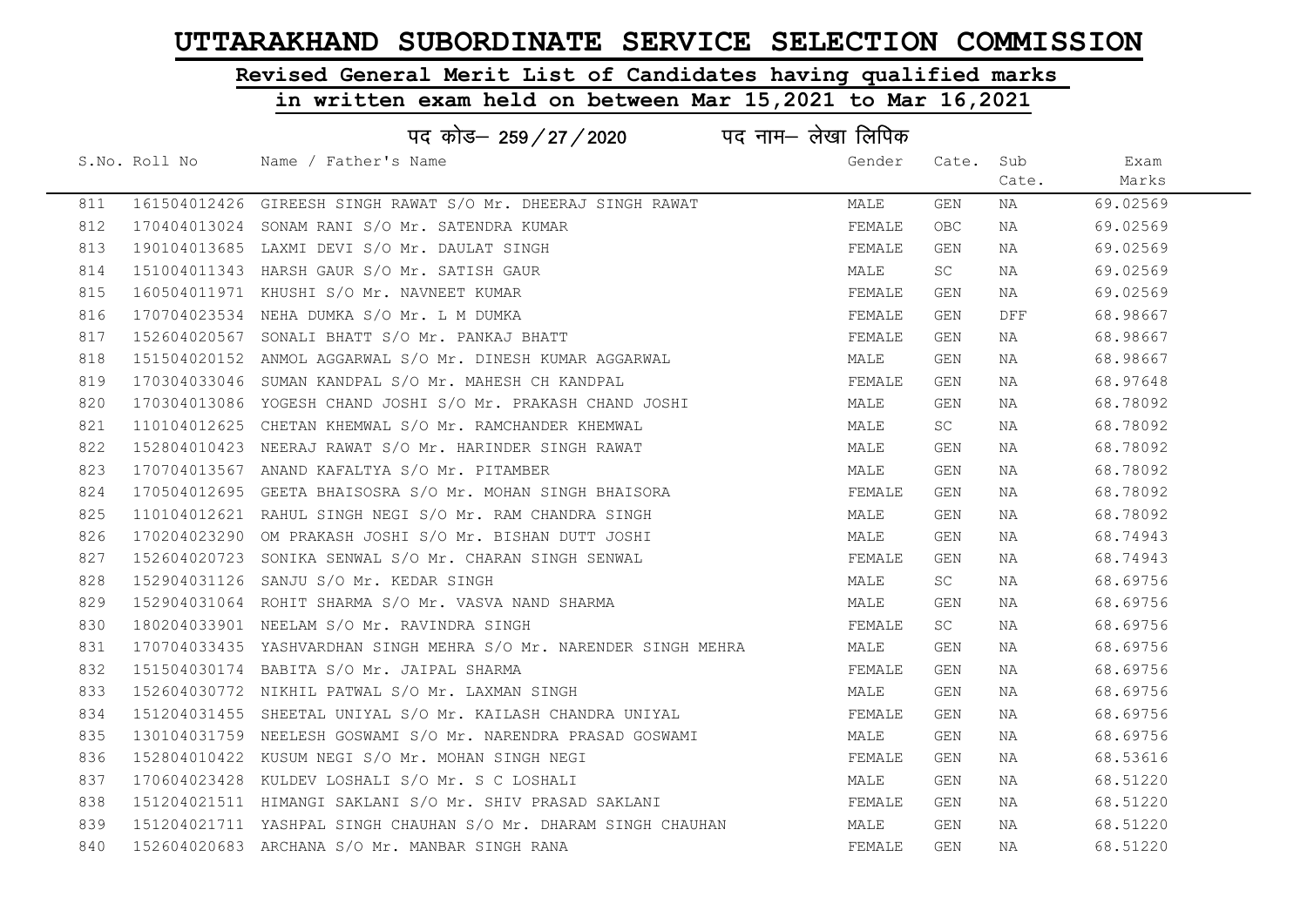# UTTARAKHAND SUBORDINATE SERVICE SELECTION COMMISSION

## Revised General Merit List of Candidates having qualified marks

## in written exam held on between Mar 15,2021 to Mar 16,2021

पद कोड– 259/27/2020 पद नाम– लेखा लिपिक

| S.No. | Roll No | Name / Father's Name | Gender | Cate. | Sub Cate. | Exam Marks |
|---|---|---|---|---|---|---|
| 811 | 161504012426 | GIREESH SINGH RAWAT S/O Mr. DHEERAJ SINGH RAWAT | MALE | GEN | NA | 69.02569 |
| 812 | 170404013024 | SONAM RANI S/O Mr. SATENDRA KUMAR | FEMALE | OBC | NA | 69.02569 |
| 813 | 190104013685 | LAXMI DEVI S/O Mr. DAULAT SINGH | FEMALE | GEN | NA | 69.02569 |
| 814 | 151004011343 | HARSH GAUR S/O Mr. SATISH GAUR | MALE | SC | NA | 69.02569 |
| 815 | 160504011971 | KHUSHI S/O Mr. NAVNEET KUMAR | FEMALE | GEN | NA | 69.02569 |
| 816 | 170704023534 | NEHA DUMKA S/O Mr. L M DUMKA | FEMALE | GEN | DFF | 68.98667 |
| 817 | 152604020567 | SONALI BHATT S/O Mr. PANKAJ BHATT | FEMALE | GEN | NA | 68.98667 |
| 818 | 151504020152 | ANMOL AGGARWAL S/O Mr. DINESH KUMAR AGGARWAL | MALE | GEN | NA | 68.98667 |
| 819 | 170304033046 | SUMAN KANDPAL S/O Mr. MAHESH CH KANDPAL | FEMALE | GEN | NA | 68.97648 |
| 820 | 170304013086 | YOGESH CHAND JOSHI S/O Mr. PRAKASH CHAND JOSHI | MALE | GEN | NA | 68.78092 |
| 821 | 110104012625 | CHETAN KHEMWAL S/O Mr. RAMCHANDER KHEMWAL | MALE | SC | NA | 68.78092 |
| 822 | 152804010423 | NEERAJ RAWAT S/O Mr. HARINDER SINGH RAWAT | MALE | GEN | NA | 68.78092 |
| 823 | 170704013567 | ANAND KAFALTYA S/O Mr. PITAMBER | MALE | GEN | NA | 68.78092 |
| 824 | 170504012695 | GEETA BHAISOSRA S/O Mr. MOHAN SINGH BHAISORA | FEMALE | GEN | NA | 68.78092 |
| 825 | 110104012621 | RAHUL SINGH NEGI S/O Mr. RAM CHANDRA SINGH | MALE | GEN | NA | 68.78092 |
| 826 | 170204023290 | OM PRAKASH JOSHI S/O Mr. BISHAN DUTT JOSHI | MALE | GEN | NA | 68.74943 |
| 827 | 152604020723 | SONIKA SENWAL S/O Mr. CHARAN SINGH SENWAL | FEMALE | GEN | NA | 68.74943 |
| 828 | 152904031126 | SANJU S/O Mr. KEDAR SINGH | MALE | SC | NA | 68.69756 |
| 829 | 152904031064 | ROHIT SHARMA S/O Mr. VASVA NAND SHARMA | MALE | GEN | NA | 68.69756 |
| 830 | 180204033901 | NEELAM S/O Mr. RAVINDRA SINGH | FEMALE | SC | NA | 68.69756 |
| 831 | 170704033435 | YASHVARDHAN SINGH MEHRA S/O Mr. NARENDER SINGH MEHRA | MALE | GEN | NA | 68.69756 |
| 832 | 151504030174 | BABITA S/O Mr. JAIPAL SHARMA | FEMALE | GEN | NA | 68.69756 |
| 833 | 152604030772 | NIKHIL PATWAL S/O Mr. LAXMAN SINGH | MALE | GEN | NA | 68.69756 |
| 834 | 151204031455 | SHEETAL UNIYAL S/O Mr. KAILASH CHANDRA UNIYAL | FEMALE | GEN | NA | 68.69756 |
| 835 | 130104031759 | NEELESH GOSWAMI S/O Mr. NARENDRA PRASAD GOSWAMI | MALE | GEN | NA | 68.69756 |
| 836 | 152804010422 | KUSUM NEGI S/O Mr. MOHAN SINGH NEGI | FEMALE | GEN | NA | 68.53616 |
| 837 | 170604023428 | KULDEV LOSHALI S/O Mr. S C LOSHALI | MALE | GEN | NA | 68.51220 |
| 838 | 151204021511 | HIMANGI SAKLANI S/O Mr. SHIV PRASAD SAKLANI | FEMALE | GEN | NA | 68.51220 |
| 839 | 151204021711 | YASHPAL SINGH CHAUHAN S/O Mr. DHARAM SINGH CHAUHAN | MALE | GEN | NA | 68.51220 |
| 840 | 152604020683 | ARCHANA S/O Mr. MANBAR SINGH RANA | FEMALE | GEN | NA | 68.51220 |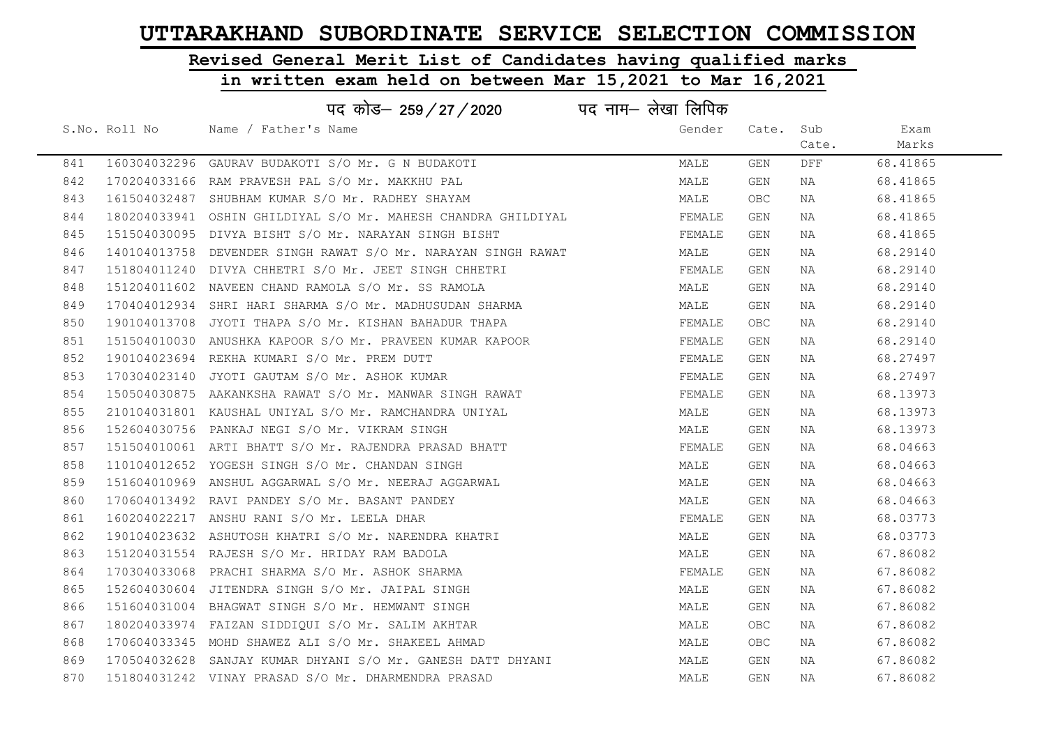# UTTARAKHAND SUBORDINATE SERVICE SELECTION COMMISSION

## Revised General Merit List of Candidates having qualified marks

## in written exam held on between Mar 15,2021 to Mar 16,2021

पद कोड– 259/27/2020 पद नाम– लेखा लिपिक

| S.No. | Roll No | Name / Father's Name | Gender | Cate. | Sub Cate. | Exam Marks |
|---|---|---|---|---|---|---|
| 841 | 160304032296 | GAURAV BUDAKOTI S/O Mr. G N BUDAKOTI | MALE | GEN | DFF | 68.41865 |
| 842 | 170204033166 | RAM PRAVESH PAL S/O Mr. MAKKHU PAL | MALE | GEN | NA | 68.41865 |
| 843 | 161504032487 | SHUBHAM KUMAR S/O Mr. RADHEY SHAYAM | MALE | OBC | NA | 68.41865 |
| 844 | 180204033941 | OSHIN GHILDIYAL S/O Mr. MAHESH CHANDRA GHILDIYAL | FEMALE | GEN | NA | 68.41865 |
| 845 | 151504030095 | DIVYA BISHT S/O Mr. NARAYAN SINGH BISHT | FEMALE | GEN | NA | 68.41865 |
| 846 | 140104013758 | DEVENDER SINGH RAWAT S/O Mr. NARAYAN SINGH RAWAT | MALE | GEN | NA | 68.29140 |
| 847 | 151804011240 | DIVYA CHHETRI S/O Mr. JEET SINGH CHHETRI | FEMALE | GEN | NA | 68.29140 |
| 848 | 151204011602 | NAVEEN CHAND RAMOLA S/O Mr. SS RAMOLA | MALE | GEN | NA | 68.29140 |
| 849 | 170404012934 | SHRI HARI SHARMA S/O Mr. MADHUSUDAN SHARMA | MALE | GEN | NA | 68.29140 |
| 850 | 190104013708 | JYOTI THAPA S/O Mr. KISHAN BAHADUR THAPA | FEMALE | OBC | NA | 68.29140 |
| 851 | 151504010030 | ANUSHKA KAPOOR S/O Mr. PRAVEEN KUMAR KAPOOR | FEMALE | GEN | NA | 68.29140 |
| 852 | 190104023694 | REKHA KUMARI S/O Mr. PREM DUTT | FEMALE | GEN | NA | 68.27497 |
| 853 | 170304023140 | JYOTI GAUTAM S/O Mr. ASHOK KUMAR | FEMALE | GEN | NA | 68.27497 |
| 854 | 150504030875 | AAKANKSHA RAWAT S/O Mr. MANWAR SINGH RAWAT | FEMALE | GEN | NA | 68.13973 |
| 855 | 210104031801 | KAUSHAL UNIYAL S/O Mr. RAMCHANDRA UNIYAL | MALE | GEN | NA | 68.13973 |
| 856 | 152604030756 | PANKAJ NEGI S/O Mr. VIKRAM SINGH | MALE | GEN | NA | 68.13973 |
| 857 | 151504010061 | ARTI BHATT S/O Mr. RAJENDRA PRASAD BHATT | FEMALE | GEN | NA | 68.04663 |
| 858 | 110104012652 | YOGESH SINGH S/O Mr. CHANDAN SINGH | MALE | GEN | NA | 68.04663 |
| 859 | 151604010969 | ANSHUL AGGARWAL S/O Mr. NEERAJ AGGARWAL | MALE | GEN | NA | 68.04663 |
| 860 | 170604013492 | RAVI PANDEY S/O Mr. BASANT PANDEY | MALE | GEN | NA | 68.04663 |
| 861 | 160204022217 | ANSHU RANI S/O Mr. LEELA DHAR | FEMALE | GEN | NA | 68.03773 |
| 862 | 190104023632 | ASHUTOSH KHATRI S/O Mr. NARENDRA KHATRI | MALE | GEN | NA | 68.03773 |
| 863 | 151204031554 | RAJESH S/O Mr. HRIDAY RAM BADOLA | MALE | GEN | NA | 67.86082 |
| 864 | 170304033068 | PRACHI SHARMA S/O Mr. ASHOK SHARMA | FEMALE | GEN | NA | 67.86082 |
| 865 | 152604030604 | JITENDRA SINGH S/O Mr. JAIPAL SINGH | MALE | GEN | NA | 67.86082 |
| 866 | 151604031004 | BHAGWAT SINGH S/O Mr. HEMWANT SINGH | MALE | GEN | NA | 67.86082 |
| 867 | 180204033974 | FAIZAN SIDDIQUI S/O Mr. SALIM AKHTAR | MALE | OBC | NA | 67.86082 |
| 868 | 170604033345 | MOHD SHAWEZ ALI S/O Mr. SHAKEEL AHMAD | MALE | OBC | NA | 67.86082 |
| 869 | 170504032628 | SANJAY KUMAR DHYANI S/O Mr. GANESH DATT DHYANI | MALE | GEN | NA | 67.86082 |
| 870 | 151804031242 | VINAY PRASAD S/O Mr. DHARMENDRA PRASAD | MALE | GEN | NA | 67.86082 |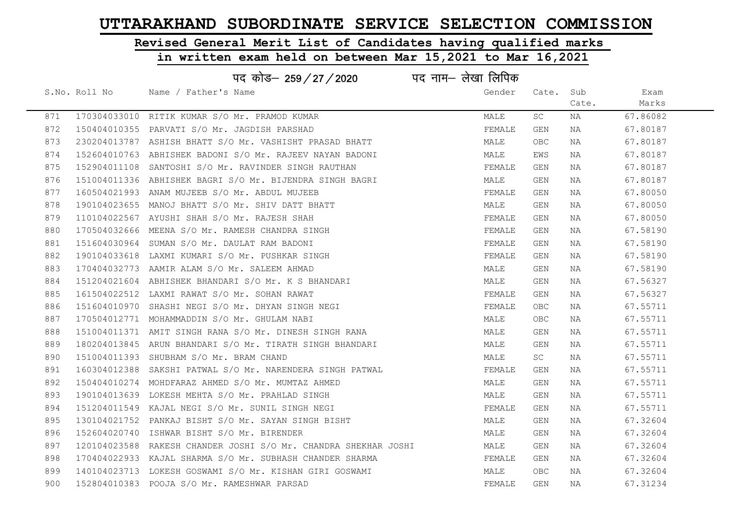# UTTARAKHAND SUBORDINATE SERVICE SELECTION COMMISSION

## Revised General Merit List of Candidates having qualified marks

## in written exam held on between Mar 15,2021 to Mar 16,2021

पद कोड– 259/27/2020 पद नाम– लेखा लिपिक

| S.No. | Roll No | Name / Father's Name | Gender | Cate. | Sub Cate. | Exam Marks |
|---|---|---|---|---|---|---|
| 871 | 170304033010 | RITIK KUMAR S/O Mr. PRAMOD KUMAR | MALE | SC | NA | 67.86082 |
| 872 | 150404010355 | PARVATI S/O Mr. JAGDISH PARSHAD | FEMALE | GEN | NA | 67.80187 |
| 873 | 230204013787 | ASHISH BHATT S/O Mr. VASHISHT PRASAD BHATT | MALE | OBC | NA | 67.80187 |
| 874 | 152604010763 | ABHISHEK BADONI S/O Mr. RAJEEV NAYAN BADONI | MALE | EWS | NA | 67.80187 |
| 875 | 152904011108 | SANTOSHI S/O Mr. RAVINDER SINGH RAUTHAN | FEMALE | GEN | NA | 67.80187 |
| 876 | 151004011336 | ABHISHEK BAGRI S/O Mr. BIJENDRA SINGH BAGRI | MALE | GEN | NA | 67.80187 |
| 877 | 160504021993 | ANAM MUJEEB S/O Mr. ABDUL MUJEEB | FEMALE | GEN | NA | 67.80050 |
| 878 | 190104023655 | MANOJ BHATT S/O Mr. SHIV DATT BHATT | MALE | GEN | NA | 67.80050 |
| 879 | 110104022567 | AYUSHI SHAH S/O Mr. RAJESH SHAH | FEMALE | GEN | NA | 67.80050 |
| 880 | 170504032666 | MEENA S/O Mr. RAMESH CHANDRA SINGH | FEMALE | GEN | NA | 67.58190 |
| 881 | 151604030964 | SUMAN S/O Mr. DAULAT RAM BADONI | FEMALE | GEN | NA | 67.58190 |
| 882 | 190104033618 | LAXMI KUMARI S/O Mr. PUSHKAR SINGH | FEMALE | GEN | NA | 67.58190 |
| 883 | 170404032773 | AAMIR ALAM S/O Mr. SALEEM AHMAD | MALE | GEN | NA | 67.58190 |
| 884 | 151204021604 | ABHISHEK BHANDARI S/O Mr. K S BHANDARI | MALE | GEN | NA | 67.56327 |
| 885 | 161504022512 | LAXMI RAWAT S/O Mr. SOHAN RAWAT | FEMALE | GEN | NA | 67.56327 |
| 886 | 151604010970 | SHASHI NEGI S/O Mr. DHYAN SINGH NEGI | FEMALE | OBC | NA | 67.55711 |
| 887 | 170504012771 | MOHAMMADDIN S/O Mr. GHULAM NABI | MALE | OBC | NA | 67.55711 |
| 888 | 151004011371 | AMIT SINGH RANA S/O Mr. DINESH SINGH RANA | MALE | GEN | NA | 67.55711 |
| 889 | 180204013845 | ARUN BHANDARI S/O Mr. TIRATH SINGH BHANDARI | MALE | GEN | NA | 67.55711 |
| 890 | 151004011393 | SHUBHAM S/O Mr. BRAM CHAND | MALE | SC | NA | 67.55711 |
| 891 | 160304012388 | SAKSHI PATWAL S/O Mr. NARENDERA SINGH PATWAL | FEMALE | GEN | NA | 67.55711 |
| 892 | 150404010274 | MOHDFARAZ AHMED S/O Mr. MUMTAZ AHMED | MALE | GEN | NA | 67.55711 |
| 893 | 190104013639 | LOKESH MEHTA S/O Mr. PRAHLAD SINGH | MALE | GEN | NA | 67.55711 |
| 894 | 151204011549 | KAJAL NEGI S/O Mr. SUNIL SINGH NEGI | FEMALE | GEN | NA | 67.55711 |
| 895 | 130104021752 | PANKAJ BISHT S/O Mr. SAYAN SINGH BISHT | MALE | GEN | NA | 67.32604 |
| 896 | 152604020740 | ISHWAR BISHT S/O Mr. BIRENDER | MALE | GEN | NA | 67.32604 |
| 897 | 120104023588 | RAKESH CHANDER JOSHI S/O Mr. CHANDRA SHEKHAR JOSHI | MALE | GEN | NA | 67.32604 |
| 898 | 170404022933 | KAJAL SHARMA S/O Mr. SUBHASH CHANDER SHARMA | FEMALE | GEN | NA | 67.32604 |
| 899 | 140104023713 | LOKESH GOSWAMI S/O Mr. KISHAN GIRI GOSWAMI | MALE | OBC | NA | 67.32604 |
| 900 | 152804010383 | POOJA S/O Mr. RAMESHWAR PARSAD | FEMALE | GEN | NA | 67.31234 |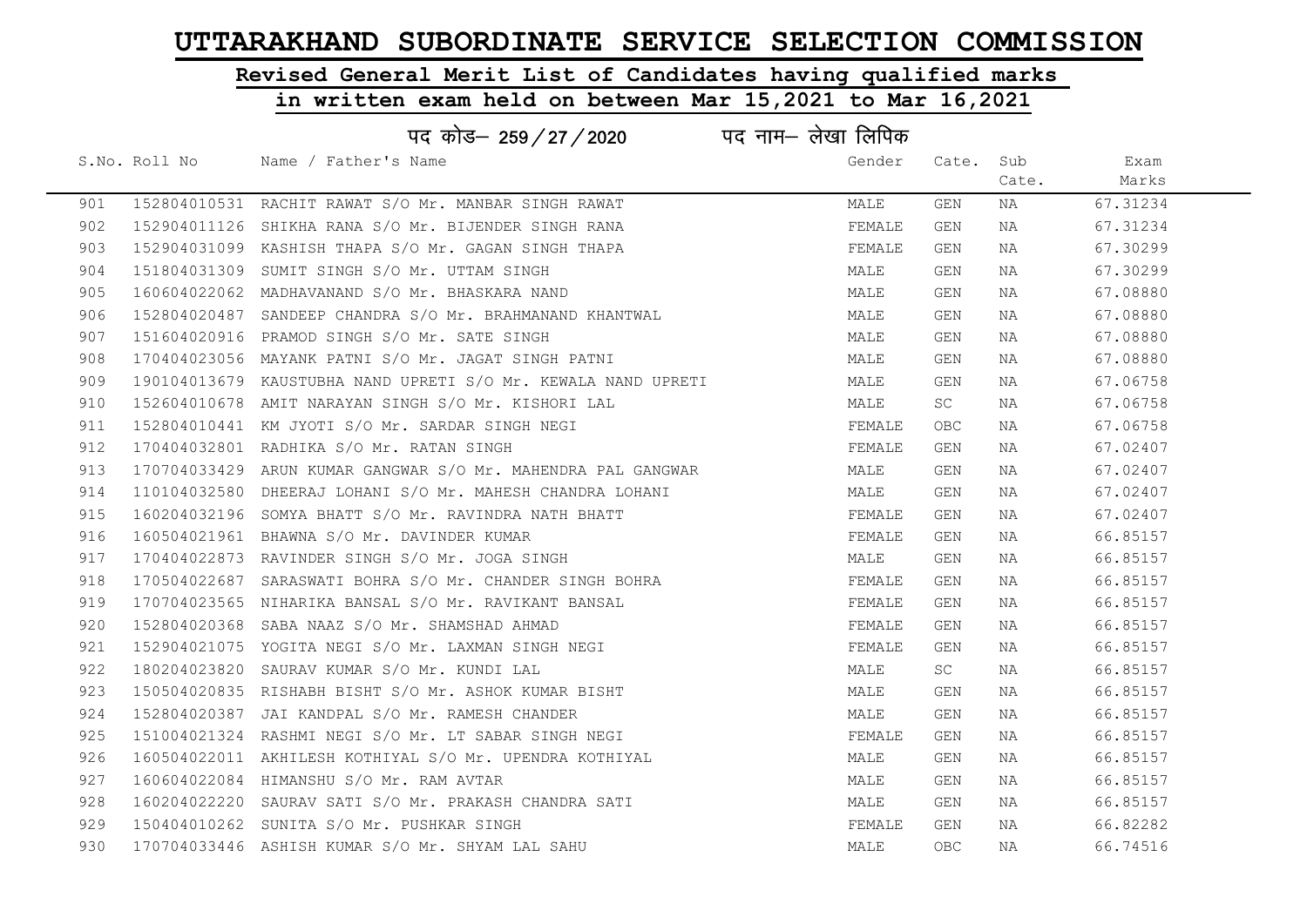# UTTARAKHAND SUBORDINATE SERVICE SELECTION COMMISSION

## Revised General Merit List of Candidates having qualified marks

## in written exam held on between Mar 15,2021 to Mar 16,2021

पद कोड– 259/27/2020 पद नाम– लेखा लिपिक

| S.No. | Roll No | Name / Father's Name | Gender | Cate. | Sub Cate. | Exam Marks |
|---|---|---|---|---|---|---|
| 901 | 152804010531 | RACHIT RAWAT S/O Mr. MANBAR SINGH RAWAT | MALE | GEN | NA | 67.31234 |
| 902 | 152904011126 | SHIKHA RANA S/O Mr. BIJENDER SINGH RANA | FEMALE | GEN | NA | 67.31234 |
| 903 | 152904031099 | KASHISH THAPA S/O Mr. GAGAN SINGH THAPA | FEMALE | GEN | NA | 67.30299 |
| 904 | 151804031309 | SUMIT SINGH S/O Mr. UTTAM SINGH | MALE | GEN | NA | 67.30299 |
| 905 | 160604022062 | MADHAVANAND S/O Mr. BHASKARA NAND | MALE | GEN | NA | 67.08880 |
| 906 | 152804020487 | SANDEEP CHANDRA S/O Mr. BRAHMANAND KHANTWAL | MALE | GEN | NA | 67.08880 |
| 907 | 151604020916 | PRAMOD SINGH S/O Mr. SATE SINGH | MALE | GEN | NA | 67.08880 |
| 908 | 170404023056 | MAYANK PATNI S/O Mr. JAGAT SINGH PATNI | MALE | GEN | NA | 67.08880 |
| 909 | 190104013679 | KAUSTUBHA NAND UPRETI S/O Mr. KEWALA NAND UPRETI | MALE | GEN | NA | 67.06758 |
| 910 | 152604010678 | AMIT NARAYAN SINGH S/O Mr. KISHORI LAL | MALE | SC | NA | 67.06758 |
| 911 | 152804010441 | KM JYOTI S/O Mr. SARDAR SINGH NEGI | FEMALE | OBC | NA | 67.06758 |
| 912 | 170404032801 | RADHIKA S/O Mr. RATAN SINGH | FEMALE | GEN | NA | 67.02407 |
| 913 | 170704033429 | ARUN KUMAR GANGWAR S/O Mr. MAHENDRA PAL GANGWAR | MALE | GEN | NA | 67.02407 |
| 914 | 110104032580 | DHEERAJ LOHANI S/O Mr. MAHESH CHANDRA LOHANI | MALE | GEN | NA | 67.02407 |
| 915 | 160204032196 | SOMYA BHATT S/O Mr. RAVINDRA NATH BHATT | FEMALE | GEN | NA | 67.02407 |
| 916 | 160504021961 | BHAWNA S/O Mr. DAVINDER KUMAR | FEMALE | GEN | NA | 66.85157 |
| 917 | 170404022873 | RAVINDER SINGH S/O Mr. JOGA SINGH | MALE | GEN | NA | 66.85157 |
| 918 | 170504022687 | SARASWATI BOHRA S/O Mr. CHANDER SINGH BOHRA | FEMALE | GEN | NA | 66.85157 |
| 919 | 170704023565 | NIHARIKA BANSAL S/O Mr. RAVIKANT BANSAL | FEMALE | GEN | NA | 66.85157 |
| 920 | 152804020368 | SABA NAAZ S/O Mr. SHAMSHAD AHMAD | FEMALE | GEN | NA | 66.85157 |
| 921 | 152904021075 | YOGITA NEGI S/O Mr. LAXMAN SINGH NEGI | FEMALE | GEN | NA | 66.85157 |
| 922 | 180204023820 | SAURAV KUMAR S/O Mr. KUNDI LAL | MALE | SC | NA | 66.85157 |
| 923 | 150504020835 | RISHABH BISHT S/O Mr. ASHOK KUMAR BISHT | MALE | GEN | NA | 66.85157 |
| 924 | 152804020387 | JAI KANDPAL S/O Mr. RAMESH CHANDER | MALE | GEN | NA | 66.85157 |
| 925 | 151004021324 | RASHMI NEGI S/O Mr. LT SABAR SINGH NEGI | FEMALE | GEN | NA | 66.85157 |
| 926 | 160504022011 | AKHILESH KOTHIYAL S/O Mr. UPENDRA KOTHIYAL | MALE | GEN | NA | 66.85157 |
| 927 | 160604022084 | HIMANSHU S/O Mr. RAM AVTAR | MALE | GEN | NA | 66.85157 |
| 928 | 160204022220 | SAURAV SATI S/O Mr. PRAKASH CHANDRA SATI | MALE | GEN | NA | 66.85157 |
| 929 | 150404010262 | SUNITA S/O Mr. PUSHKAR SINGH | FEMALE | GEN | NA | 66.82282 |
| 930 | 170704033446 | ASHISH KUMAR S/O Mr. SHYAM LAL SAHU | MALE | OBC | NA | 66.74516 |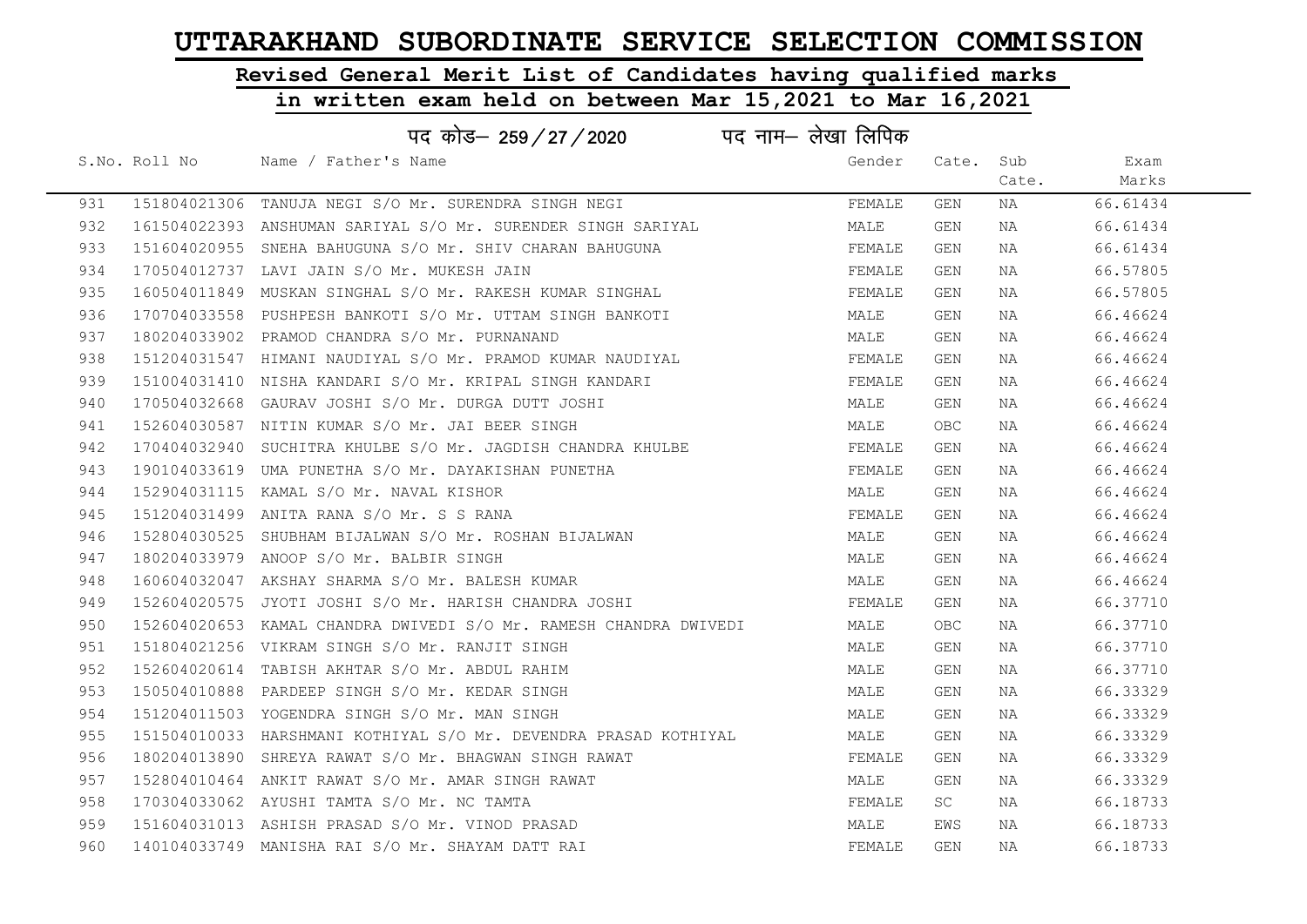# UTTARAKHAND SUBORDINATE SERVICE SELECTION COMMISSION

## Revised General Merit List of Candidates having qualified marks

## in written exam held on between Mar 15,2021 to Mar 16,2021

### पद कोड– 259/27/2020 पद नाम– लेखा लिपिक

| S.No. | Roll No | Name / Father's Name | Gender | Cate. | Sub Cate. | Exam Marks |
|---|---|---|---|---|---|---|
| 931 | 151804021306 | TANUJA NEGI S/O Mr. SURENDRA SINGH NEGI | FEMALE | GEN | NA | 66.61434 |
| 932 | 161504022393 | ANSHUMAN SARIYAL S/O Mr. SURENDER SINGH SARIYAL | MALE | GEN | NA | 66.61434 |
| 933 | 151604020955 | SNEHA BAHUGUNA S/O Mr. SHIV CHARAN BAHUGUNA | FEMALE | GEN | NA | 66.61434 |
| 934 | 170504012737 | LAVI JAIN S/O Mr. MUKESH JAIN | FEMALE | GEN | NA | 66.57805 |
| 935 | 160504011849 | MUSKAN SINGHAL S/O Mr. RAKESH KUMAR SINGHAL | FEMALE | GEN | NA | 66.57805 |
| 936 | 170704033558 | PUSHPESH BANKOTI S/O Mr. UTTAM SINGH BANKOTI | MALE | GEN | NA | 66.46624 |
| 937 | 180204033902 | PRAMOD CHANDRA S/O Mr. PURNANAND | MALE | GEN | NA | 66.46624 |
| 938 | 151204031547 | HIMANI NAUDIYAL S/O Mr. PRAMOD KUMAR NAUDIYAL | FEMALE | GEN | NA | 66.46624 |
| 939 | 151004031410 | NISHA KANDARI S/O Mr. KRIPAL SINGH KANDARI | FEMALE | GEN | NA | 66.46624 |
| 940 | 170504032668 | GAURAV JOSHI S/O Mr. DURGA DUTT JOSHI | MALE | GEN | NA | 66.46624 |
| 941 | 152604030587 | NITIN KUMAR S/O Mr. JAI BEER SINGH | MALE | OBC | NA | 66.46624 |
| 942 | 170404032940 | SUCHITRA KHULBE S/O Mr. JAGDISH CHANDRA KHULBE | FEMALE | GEN | NA | 66.46624 |
| 943 | 190104033619 | UMA PUNETHA S/O Mr. DAYAKISHAN PUNETHA | FEMALE | GEN | NA | 66.46624 |
| 944 | 152904031115 | KAMAL S/O Mr. NAVAL KISHOR | MALE | GEN | NA | 66.46624 |
| 945 | 151204031499 | ANITA RANA S/O Mr. S S RANA | FEMALE | GEN | NA | 66.46624 |
| 946 | 152804030525 | SHUBHAM BIJALWAN S/O Mr. ROSHAN BIJALWAN | MALE | GEN | NA | 66.46624 |
| 947 | 180204033979 | ANOOP S/O Mr. BALBIR SINGH | MALE | GEN | NA | 66.46624 |
| 948 | 160604032047 | AKSHAY SHARMA S/O Mr. BALESH KUMAR | MALE | GEN | NA | 66.46624 |
| 949 | 152604020575 | JYOTI JOSHI S/O Mr. HARISH CHANDRA JOSHI | FEMALE | GEN | NA | 66.37710 |
| 950 | 152604020653 | KAMAL CHANDRA DWIVEDI S/O Mr. RAMESH CHANDRA DWIVEDI | MALE | OBC | NA | 66.37710 |
| 951 | 151804021256 | VIKRAM SINGH S/O Mr. RANJIT SINGH | MALE | GEN | NA | 66.37710 |
| 952 | 152604020614 | TABISH AKHTAR S/O Mr. ABDUL RAHIM | MALE | GEN | NA | 66.37710 |
| 953 | 150504010888 | PARDEEP SINGH S/O Mr. KEDAR SINGH | MALE | GEN | NA | 66.33329 |
| 954 | 151204011503 | YOGENDRA SINGH S/O Mr. MAN SINGH | MALE | GEN | NA | 66.33329 |
| 955 | 151504010033 | HARSHMANI KOTHIYAL S/O Mr. DEVENDRA PRASAD KOTHIYAL | MALE | GEN | NA | 66.33329 |
| 956 | 180204013890 | SHREYA RAWAT S/O Mr. BHAGWAN SINGH RAWAT | FEMALE | GEN | NA | 66.33329 |
| 957 | 152804010464 | ANKIT RAWAT S/O Mr. AMAR SINGH RAWAT | MALE | GEN | NA | 66.33329 |
| 958 | 170304033062 | AYUSHI TAMTA S/O Mr. NC TAMTA | FEMALE | SC | NA | 66.18733 |
| 959 | 151604031013 | ASHISH PRASAD S/O Mr. VINOD PRASAD | MALE | EWS | NA | 66.18733 |
| 960 | 140104033749 | MANISHA RAI S/O Mr. SHAYAM DATT RAI | FEMALE | GEN | NA | 66.18733 |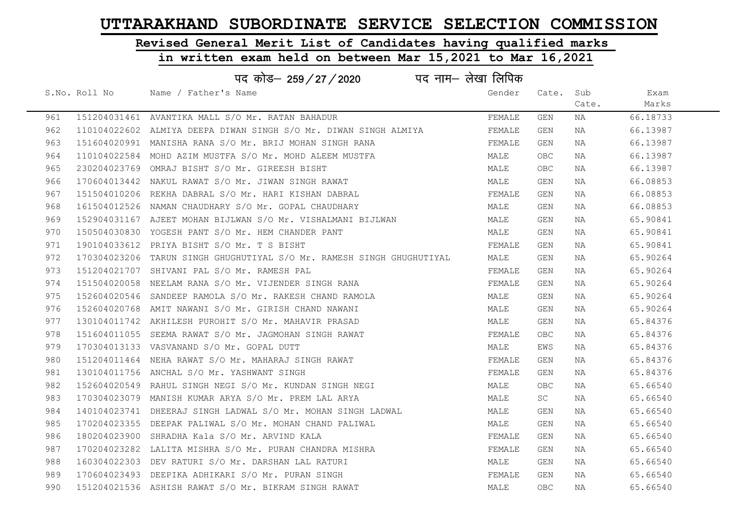# UTTARAKHAND SUBORDINATE SERVICE SELECTION COMMISSION

## Revised General Merit List of Candidates having qualified marks in written exam held on between Mar 15,2021 to Mar 16,2021

### पद कोड– 259/27/2020 पद नाम– लेखा लिपिक

| S.No. | Roll No | Name / Father's Name | Gender | Cate. | Sub Cate. | Exam Marks |
|---|---|---|---|---|---|---|
| 961 | 151204031461 | AVANTIKA MALL S/O Mr. RATAN BAHADUR | FEMALE | GEN | NA | 66.18733 |
| 962 | 110104022602 | ALMIYA DEEPA DIWAN SINGH S/O Mr. DIWAN SINGH ALMIYA | FEMALE | GEN | NA | 66.13987 |
| 963 | 151604020991 | MANISHA RANA S/O Mr. BRIJ MOHAN SINGH RANA | FEMALE | GEN | NA | 66.13987 |
| 964 | 110104022584 | MOHD AZIM MUSTFA S/O Mr. MOHD ALEEM MUSTFA | MALE | OBC | NA | 66.13987 |
| 965 | 230204023769 | OMRAJ BISHT S/O Mr. GIREESH BISHT | MALE | OBC | NA | 66.13987 |
| 966 | 170604013442 | NAKUL RAWAT S/O Mr. JIWAN SINGH RAWAT | MALE | GEN | NA | 66.08853 |
| 967 | 151504010206 | REKHA DABRAL S/O Mr. HARI KISHAN DABRAL | FEMALE | GEN | NA | 66.08853 |
| 968 | 161504012526 | NAMAN CHAUDHARY S/O Mr. GOPAL CHAUDHARY | MALE | GEN | NA | 66.08853 |
| 969 | 152904031167 | AJEET MOHAN BIJLWAN S/O Mr. VISHALMANI BIJLWAN | MALE | GEN | NA | 65.90841 |
| 970 | 150504030830 | YOGESH PANT S/O Mr. HEM CHANDER PANT | MALE | GEN | NA | 65.90841 |
| 971 | 190104033612 | PRIYA BISHT S/O Mr. T S BISHT | FEMALE | GEN | NA | 65.90841 |
| 972 | 170304023206 | TARUN SINGH GHUGHUTIYAL S/O Mr. RAMESH SINGH GHUGHUTIYAL | MALE | GEN | NA | 65.90264 |
| 973 | 151204021707 | SHIVANI PAL S/O Mr. RAMESH PAL | FEMALE | GEN | NA | 65.90264 |
| 974 | 151504020058 | NEELAM RANA S/O Mr. VIJENDER SINGH RANA | FEMALE | GEN | NA | 65.90264 |
| 975 | 152604020546 | SANDEEP RAMOLA S/O Mr. RAKESH CHAND RAMOLA | MALE | GEN | NA | 65.90264 |
| 976 | 152604020768 | AMIT NAWANI S/O Mr. GIRISH CHAND NAWANI | MALE | GEN | NA | 65.90264 |
| 977 | 130104011742 | AKHILESH PUROHIT S/O Mr. MAHAVIR PRASAD | MALE | GEN | NA | 65.84376 |
| 978 | 151604011055 | SEEMA RAWAT S/O Mr. JAGMOHAN SINGH RAWAT | FEMALE | OBC | NA | 65.84376 |
| 979 | 170304013133 | VASVANAND S/O Mr. GOPAL DUTT | MALE | EWS | NA | 65.84376 |
| 980 | 151204011464 | NEHA RAWAT S/O Mr. MAHARAJ SINGH RAWAT | FEMALE | GEN | NA | 65.84376 |
| 981 | 130104011756 | ANCHAL S/O Mr. YASHWANT SINGH | FEMALE | GEN | NA | 65.84376 |
| 982 | 152604020549 | RAHUL SINGH NEGI S/O Mr. KUNDAN SINGH NEGI | MALE | OBC | NA | 65.66540 |
| 983 | 170304023079 | MANISH KUMAR ARYA S/O Mr. PREM LAL ARYA | MALE | SC | NA | 65.66540 |
| 984 | 140104023741 | DHEERAJ SINGH LADWAL S/O Mr. MOHAN SINGH LADWAL | MALE | GEN | NA | 65.66540 |
| 985 | 170204023355 | DEEPAK PALIWAL S/O Mr. MOHAN CHAND PALIWAL | MALE | GEN | NA | 65.66540 |
| 986 | 180204023900 | SHRADHA Kala S/O Mr. ARVIND KALA | FEMALE | GEN | NA | 65.66540 |
| 987 | 170204023282 | LALITA MISHRA S/O Mr. PURAN CHANDRA MISHRA | FEMALE | GEN | NA | 65.66540 |
| 988 | 160304022303 | DEV RATURI S/O Mr. DARSHAN LAL RATURI | MALE | GEN | NA | 65.66540 |
| 989 | 170604023493 | DEEPIKA ADHIKARI S/O Mr. PURAN SINGH | FEMALE | GEN | NA | 65.66540 |
| 990 | 151204021536 | ASHISH RAWAT S/O Mr. BIKRAM SINGH RAWAT | MALE | OBC | NA | 65.66540 |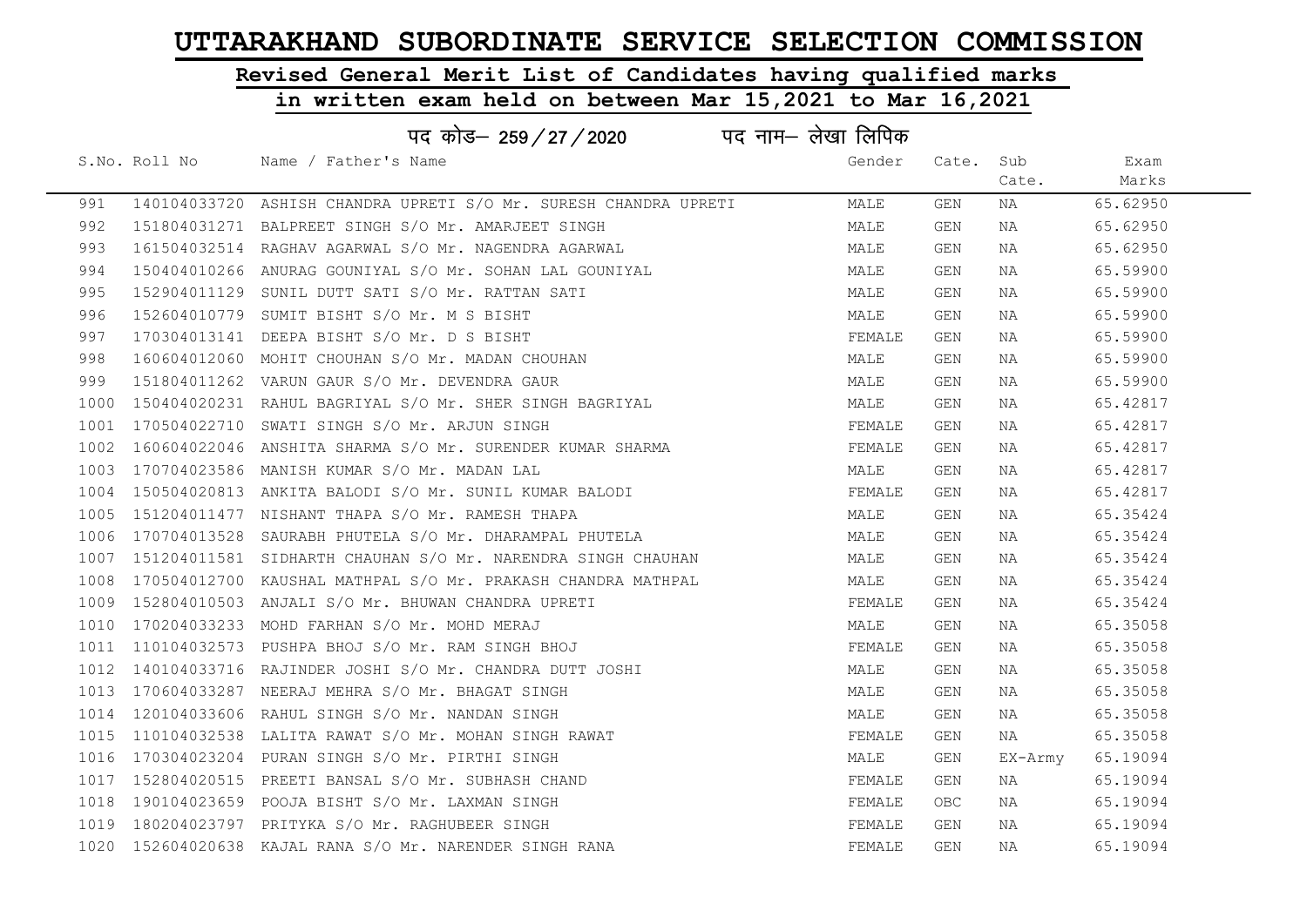# UTTARAKHAND SUBORDINATE SERVICE SELECTION COMMISSION

## Revised General Merit List of Candidates having qualified marks in written exam held on between Mar 15,2021 to Mar 16,2021

### पद कोड– 259/27/2020 पद नाम– लेखा लिपिक

| S.No. | Roll No | Name / Father's Name | Gender | Cate. | Sub Cate. | Exam Marks |
|---|---|---|---|---|---|---|
| 991 | 140104033720 | ASHISH CHANDRA UPRETI S/O Mr. SURESH CHANDRA UPRETI | MALE | GEN | NA | 65.62950 |
| 992 | 151804031271 | BALPREET SINGH S/O Mr. AMARJEET SINGH | MALE | GEN | NA | 65.62950 |
| 993 | 161504032514 | RAGHAV AGARWAL S/O Mr. NAGENDRA AGARWAL | MALE | GEN | NA | 65.62950 |
| 994 | 150404010266 | ANURAG GOUNIYAL S/O Mr. SOHAN LAL GOUNIYAL | MALE | GEN | NA | 65.59900 |
| 995 | 152904011129 | SUNIL DUTT SATI S/O Mr. RATTAN SATI | MALE | GEN | NA | 65.59900 |
| 996 | 152604010779 | SUMIT BISHT S/O Mr. M S BISHT | MALE | GEN | NA | 65.59900 |
| 997 | 170304013141 | DEEPA BISHT S/O Mr. D S BISHT | FEMALE | GEN | NA | 65.59900 |
| 998 | 160604012060 | MOHIT CHOUHAN S/O Mr. MADAN CHOUHAN | MALE | GEN | NA | 65.59900 |
| 999 | 151804011262 | VARUN GAUR S/O Mr. DEVENDRA GAUR | MALE | GEN | NA | 65.59900 |
| 1000 | 150404020231 | RAHUL BAGRIYAL S/O Mr. SHER SINGH BAGRIYAL | MALE | GEN | NA | 65.42817 |
| 1001 | 170504022710 | SWATI SINGH S/O Mr. ARJUN SINGH | FEMALE | GEN | NA | 65.42817 |
| 1002 | 160604022046 | ANSHITA SHARMA S/O Mr. SURENDER KUMAR SHARMA | FEMALE | GEN | NA | 65.42817 |
| 1003 | 170704023586 | MANISH KUMAR S/O Mr. MADAN LAL | MALE | GEN | NA | 65.42817 |
| 1004 | 150504020813 | ANKITA BALODI S/O Mr. SUNIL KUMAR BALODI | FEMALE | GEN | NA | 65.42817 |
| 1005 | 151204011477 | NISHANT THAPA S/O Mr. RAMESH THAPA | MALE | GEN | NA | 65.35424 |
| 1006 | 170704013528 | SAURABH PHUTELA S/O Mr. DHARAMPAL PHUTELA | MALE | GEN | NA | 65.35424 |
| 1007 | 151204011581 | SIDHARTH CHAUHAN S/O Mr. NARENDRA SINGH CHAUHAN | MALE | GEN | NA | 65.35424 |
| 1008 | 170504012700 | KAUSHAL MATHPAL S/O Mr. PRAKASH CHANDRA MATHPAL | MALE | GEN | NA | 65.35424 |
| 1009 | 152804010503 | ANJALI S/O Mr. BHUWAN CHANDRA UPRETI | FEMALE | GEN | NA | 65.35424 |
| 1010 | 170204033233 | MOHD FARHAN S/O Mr. MOHD MERAJ | MALE | GEN | NA | 65.35058 |
| 1011 | 110104032573 | PUSHPA BHOJ S/O Mr. RAM SINGH BHOJ | FEMALE | GEN | NA | 65.35058 |
| 1012 | 140104033716 | RAJINDER JOSHI S/O Mr. CHANDRA DUTT JOSHI | MALE | GEN | NA | 65.35058 |
| 1013 | 170604033287 | NEERAJ MEHRA S/O Mr. BHAGAT SINGH | MALE | GEN | NA | 65.35058 |
| 1014 | 120104033606 | RAHUL SINGH S/O Mr. NANDAN SINGH | MALE | GEN | NA | 65.35058 |
| 1015 | 110104032538 | LALITA RAWAT S/O Mr. MOHAN SINGH RAWAT | FEMALE | GEN | NA | 65.35058 |
| 1016 | 170304023204 | PURAN SINGH S/O Mr. PIRTHI SINGH | MALE | GEN | EX-Army | 65.19094 |
| 1017 | 152804020515 | PREETI BANSAL S/O Mr. SUBHASH CHAND | FEMALE | GEN | NA | 65.19094 |
| 1018 | 190104023659 | POOJA BISHT S/O Mr. LAXMAN SINGH | FEMALE | OBC | NA | 65.19094 |
| 1019 | 180204023797 | PRITYKA S/O Mr. RAGHUBEER SINGH | FEMALE | GEN | NA | 65.19094 |
| 1020 | 152604020638 | KAJAL RANA S/O Mr. NARENDER SINGH RANA | FEMALE | GEN | NA | 65.19094 |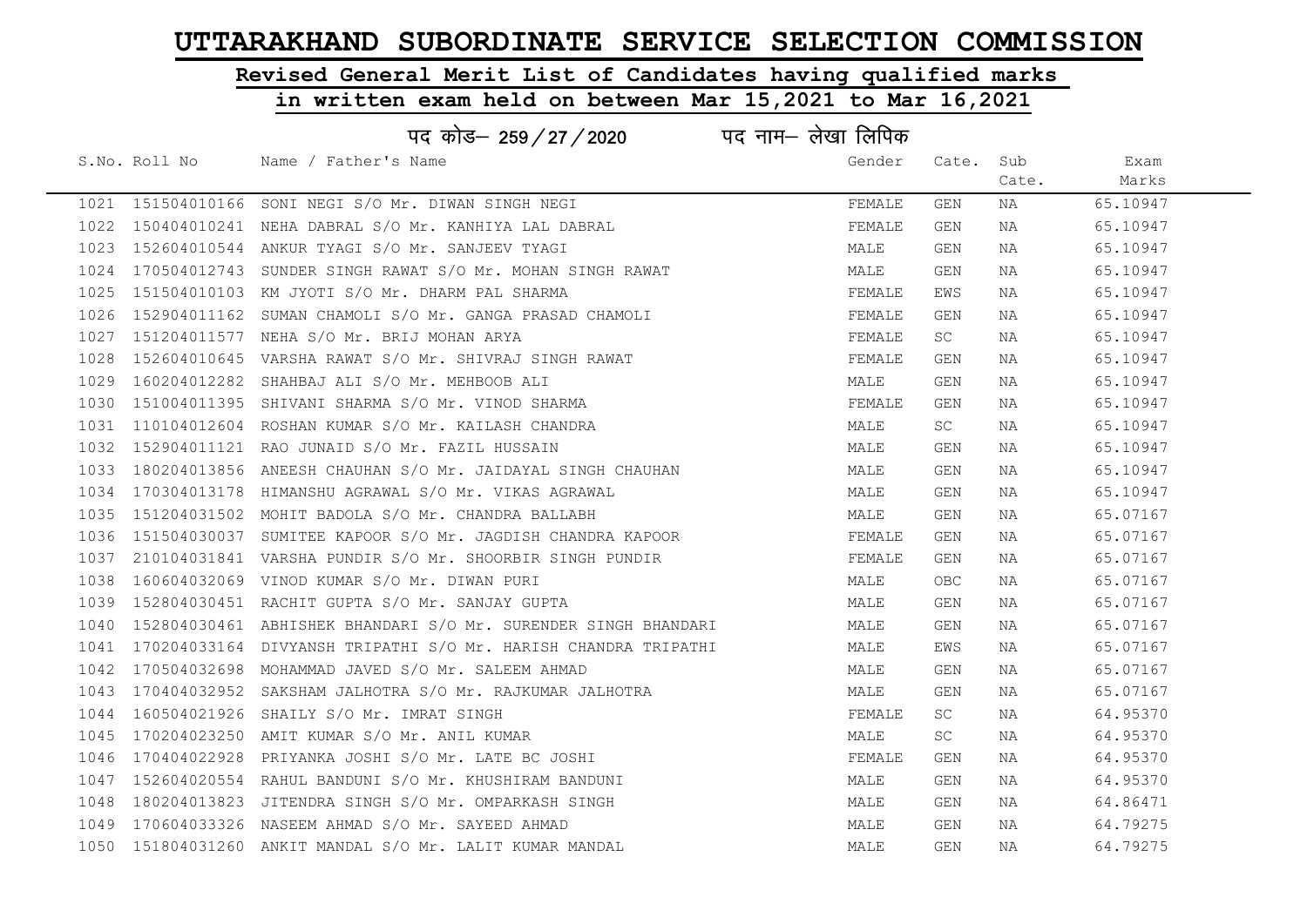# UTTARAKHAND SUBORDINATE SERVICE SELECTION COMMISSION

## Revised General Merit List of Candidates having qualified marks

## in written exam held on between Mar 15,2021 to Mar 16,2021

पद कोड– 259/27/2020 पद नाम– लेखा लिपिक

| S.No. | Roll No | Name / Father's Name | Gender | Cate. | Sub Cate. | Exam Marks |
|---|---|---|---|---|---|---|
| 1021 | 151504010166 | SONI NEGI S/O Mr. DIWAN SINGH NEGI | FEMALE | GEN | NA | 65.10947 |
| 1022 | 150404010241 | NEHA DABRAL S/O Mr. KANHIYA LAL DABRAL | FEMALE | GEN | NA | 65.10947 |
| 1023 | 152604010544 | ANKUR TYAGI S/O Mr. SANJEEV TYAGI | MALE | GEN | NA | 65.10947 |
| 1024 | 170504012743 | SUNDER SINGH RAWAT S/O Mr. MOHAN SINGH RAWAT | MALE | GEN | NA | 65.10947 |
| 1025 | 151504010103 | KM JYOTI S/O Mr. DHARM PAL SHARMA | FEMALE | EWS | NA | 65.10947 |
| 1026 | 152904011162 | SUMAN CHAMOLI S/O Mr. GANGA PRASAD CHAMOLI | FEMALE | GEN | NA | 65.10947 |
| 1027 | 151204011577 | NEHA S/O Mr. BRIJ MOHAN ARYA | FEMALE | SC | NA | 65.10947 |
| 1028 | 152604010645 | VARSHA RAWAT S/O Mr. SHIVRAJ SINGH RAWAT | FEMALE | GEN | NA | 65.10947 |
| 1029 | 160204012282 | SHAHBAJ ALI S/O Mr. MEHBOOB ALI | MALE | GEN | NA | 65.10947 |
| 1030 | 151004011395 | SHIVANI SHARMA S/O Mr. VINOD SHARMA | FEMALE | GEN | NA | 65.10947 |
| 1031 | 110104012604 | ROSHAN KUMAR S/O Mr. KAILASH CHANDRA | MALE | SC | NA | 65.10947 |
| 1032 | 152904011121 | RAO JUNAID S/O Mr. FAZIL HUSSAIN | MALE | GEN | NA | 65.10947 |
| 1033 | 180204013856 | ANEESH CHAUHAN S/O Mr. JAIDAYAL SINGH CHAUHAN | MALE | GEN | NA | 65.10947 |
| 1034 | 170304013178 | HIMANSHU AGRAWAL S/O Mr. VIKAS AGRAWAL | MALE | GEN | NA | 65.10947 |
| 1035 | 151204031502 | MOHIT BADOLA S/O Mr. CHANDRA BALLABH | MALE | GEN | NA | 65.07167 |
| 1036 | 151504030037 | SUMITEE KAPOOR S/O Mr. JAGDISH CHANDRA KAPOOR | FEMALE | GEN | NA | 65.07167 |
| 1037 | 210104031841 | VARSHA PUNDIR S/O Mr. SHOORBIR SINGH PUNDIR | FEMALE | GEN | NA | 65.07167 |
| 1038 | 160604032069 | VINOD KUMAR S/O Mr. DIWAN PURI | MALE | OBC | NA | 65.07167 |
| 1039 | 152804030451 | RACHIT GUPTA S/O Mr. SANJAY GUPTA | MALE | GEN | NA | 65.07167 |
| 1040 | 152804030461 | ABHISHEK BHANDARI S/O Mr. SURENDER SINGH BHANDARI | MALE | GEN | NA | 65.07167 |
| 1041 | 170204033164 | DIVYANSH TRIPATHI S/O Mr. HARISH CHANDRA TRIPATHI | MALE | EWS | NA | 65.07167 |
| 1042 | 170504032698 | MOHAMMAD JAVED S/O Mr. SALEEM AHMAD | MALE | GEN | NA | 65.07167 |
| 1043 | 170404032952 | SAKSHAM JALHOTRA S/O Mr. RAJKUMAR JALHOTRA | MALE | GEN | NA | 65.07167 |
| 1044 | 160504021926 | SHAILY S/O Mr. IMRAT SINGH | FEMALE | SC | NA | 64.95370 |
| 1045 | 170204023250 | AMIT KUMAR S/O Mr. ANIL KUMAR | MALE | SC | NA | 64.95370 |
| 1046 | 170404022928 | PRIYANKA JOSHI S/O Mr. LATE BC JOSHI | FEMALE | GEN | NA | 64.95370 |
| 1047 | 152604020554 | RAHUL BANDUNI S/O Mr. KHUSHIRAM BANDUNI | MALE | GEN | NA | 64.95370 |
| 1048 | 180204013823 | JITENDRA SINGH S/O Mr. OMPARKASH SINGH | MALE | GEN | NA | 64.86471 |
| 1049 | 170604033326 | NASEEM AHMAD S/O Mr. SAYEED AHMAD | MALE | GEN | NA | 64.79275 |
| 1050 | 151804031260 | ANKIT MANDAL S/O Mr. LALIT KUMAR MANDAL | MALE | GEN | NA | 64.79275 |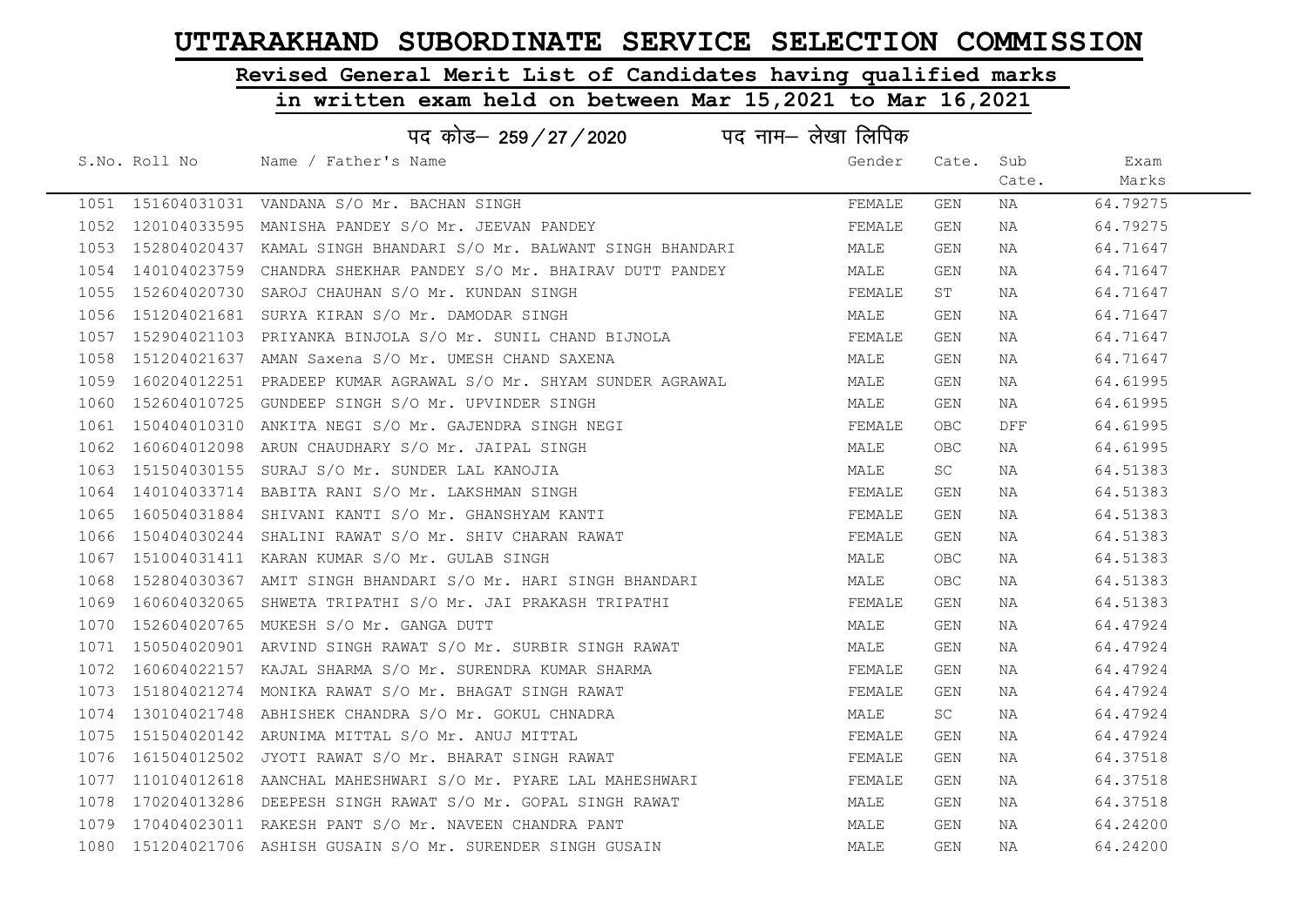# UTTARAKHAND SUBORDINATE SERVICE SELECTION COMMISSION

## Revised General Merit List of Candidates having qualified marks

## in written exam held on between Mar 15,2021 to Mar 16,2021

### पद कोड– 259 / 27 / 2020 पद नाम– लेखा लिपिक

| S.No. | Roll No | Name / Father's Name | Gender | Cate. | Sub Cate. | Exam Marks |
|---|---|---|---|---|---|---|
| 1051 | 151604031031 | VANDANA S/O Mr. BACHAN SINGH | FEMALE | GEN | NA | 64.79275 |
| 1052 | 120104033595 | MANISHA PANDEY S/O Mr. JEEVAN PANDEY | FEMALE | GEN | NA | 64.79275 |
| 1053 | 152804020437 | KAMAL SINGH BHANDARI S/O Mr. BALWANT SINGH BHANDARI | MALE | GEN | NA | 64.71647 |
| 1054 | 140104023759 | CHANDRA SHEKHAR PANDEY S/O Mr. BHAIRAV DUTT PANDEY | MALE | GEN | NA | 64.71647 |
| 1055 | 152604020730 | SAROJ CHAUHAN S/O Mr. KUNDAN SINGH | FEMALE | ST | NA | 64.71647 |
| 1056 | 151204021681 | SURYA KIRAN S/O Mr. DAMODAR SINGH | MALE | GEN | NA | 64.71647 |
| 1057 | 152904021103 | PRIYANKA BINJOLA S/O Mr. SUNIL CHAND BIJNOLA | FEMALE | GEN | NA | 64.71647 |
| 1058 | 151204021637 | AMAN Saxena S/O Mr. UMESH CHAND SAXENA | MALE | GEN | NA | 64.71647 |
| 1059 | 160204012251 | PRADEEP KUMAR AGRAWAL S/O Mr. SHYAM SUNDER AGRAWAL | MALE | GEN | NA | 64.61995 |
| 1060 | 152604010725 | GUNDEEP SINGH S/O Mr. UPVINDER SINGH | MALE | GEN | NA | 64.61995 |
| 1061 | 150404010310 | ANKITA NEGI S/O Mr. GAJENDRA SINGH NEGI | FEMALE | OBC | DFF | 64.61995 |
| 1062 | 160604012098 | ARUN CHAUDHARY S/O Mr. JAIPAL SINGH | MALE | OBC | NA | 64.61995 |
| 1063 | 151504030155 | SURAJ S/O Mr. SUNDER LAL KANOJIA | MALE | SC | NA | 64.51383 |
| 1064 | 140104033714 | BABITA RANI S/O Mr. LAKSHMAN SINGH | FEMALE | GEN | NA | 64.51383 |
| 1065 | 160504031884 | SHIVANI KANTI S/O Mr. GHANSHYAM KANTI | FEMALE | GEN | NA | 64.51383 |
| 1066 | 150404030244 | SHALINI RAWAT S/O Mr. SHIV CHARAN RAWAT | FEMALE | GEN | NA | 64.51383 |
| 1067 | 151004031411 | KARAN KUMAR S/O Mr. GULAB SINGH | MALE | OBC | NA | 64.51383 |
| 1068 | 152804030367 | AMIT SINGH BHANDARI S/O Mr. HARI SINGH BHANDARI | MALE | OBC | NA | 64.51383 |
| 1069 | 160604032065 | SHWETA TRIPATHI S/O Mr. JAI PRAKASH TRIPATHI | FEMALE | GEN | NA | 64.51383 |
| 1070 | 152604020765 | MUKESH S/O Mr. GANGA DUTT | MALE | GEN | NA | 64.47924 |
| 1071 | 150504020901 | ARVIND SINGH RAWAT S/O Mr. SURBIR SINGH RAWAT | MALE | GEN | NA | 64.47924 |
| 1072 | 160604022157 | KAJAL SHARMA S/O Mr. SURENDRA KUMAR SHARMA | FEMALE | GEN | NA | 64.47924 |
| 1073 | 151804021274 | MONIKA RAWAT S/O Mr. BHAGAT SINGH RAWAT | FEMALE | GEN | NA | 64.47924 |
| 1074 | 130104021748 | ABHISHEK CHANDRA S/O Mr. GOKUL CHNADRA | MALE | SC | NA | 64.47924 |
| 1075 | 151504020142 | ARUNIMA MITTAL S/O Mr. ANUJ MITTAL | FEMALE | GEN | NA | 64.47924 |
| 1076 | 161504012502 | JYOTI RAWAT S/O Mr. BHARAT SINGH RAWAT | FEMALE | GEN | NA | 64.37518 |
| 1077 | 110104012618 | AANCHAL MAHESHWARI S/O Mr. PYARE LAL MAHESHWARI | FEMALE | GEN | NA | 64.37518 |
| 1078 | 170204013286 | DEEPESH SINGH RAWAT S/O Mr. GOPAL SINGH RAWAT | MALE | GEN | NA | 64.37518 |
| 1079 | 170404023011 | RAKESH PANT S/O Mr. NAVEEN CHANDRA PANT | MALE | GEN | NA | 64.24200 |
| 1080 | 151204021706 | ASHISH GUSAIN S/O Mr. SURENDER SINGH GUSAIN | MALE | GEN | NA | 64.24200 |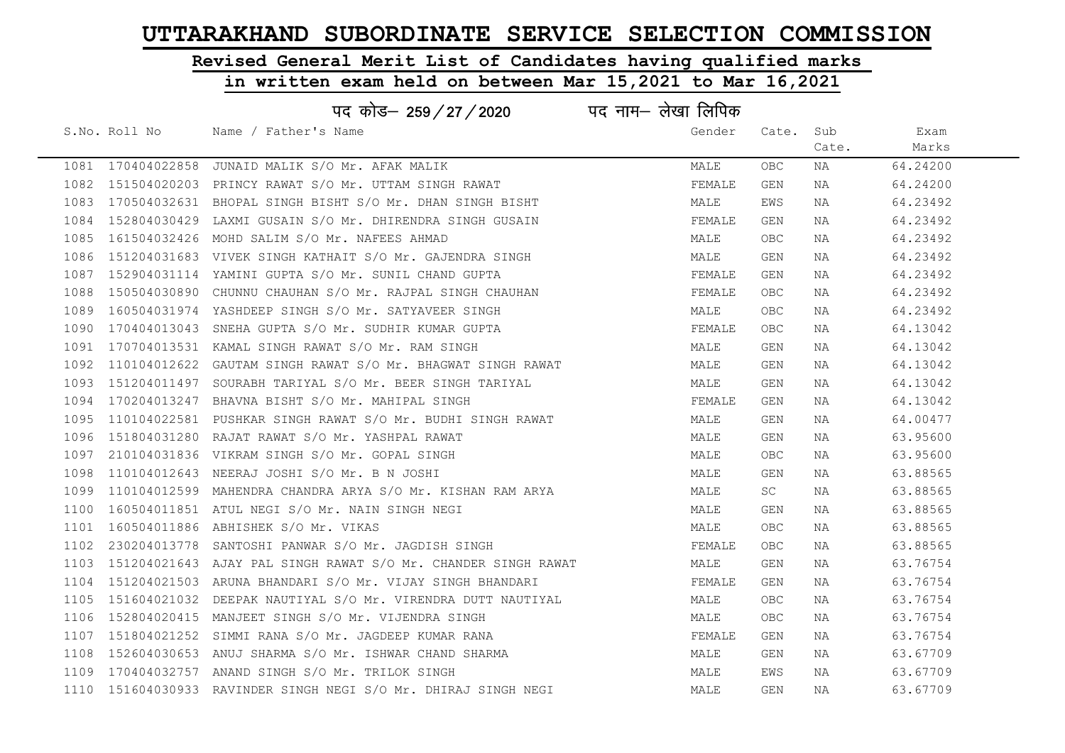# UTTARAKHAND SUBORDINATE SERVICE SELECTION COMMISSION

## Revised General Merit List of Candidates having qualified marks

## in written exam held on between Mar 15,2021 to Mar 16,2021

पद कोड– 259/27/2020 पद नाम– लेखा लिपिक

| S.No. | Roll No | Name / Father's Name | Gender | Cate. | Sub Cate. | Exam Marks |
|---|---|---|---|---|---|---|
| 1081 | 170404022858 | JUNAID MALIK S/O Mr. AFAK MALIK | MALE | OBC | NA | 64.24200 |
| 1082 | 151504020203 | PRINCY RAWAT S/O Mr. UTTAM SINGH RAWAT | FEMALE | GEN | NA | 64.24200 |
| 1083 | 170504032631 | BHOPAL SINGH BISHT S/O Mr. DHAN SINGH BISHT | MALE | EWS | NA | 64.23492 |
| 1084 | 152804030429 | LAXMI GUSAIN S/O Mr. DHIRENDRA SINGH GUSAIN | FEMALE | GEN | NA | 64.23492 |
| 1085 | 161504032426 | MOHD SALIM S/O Mr. NAFEES AHMAD | MALE | OBC | NA | 64.23492 |
| 1086 | 151204031683 | VIVEK SINGH KATHAIT S/O Mr. GAJENDRA SINGH | MALE | GEN | NA | 64.23492 |
| 1087 | 152904031114 | YAMINI GUPTA S/O Mr. SUNIL CHAND GUPTA | FEMALE | GEN | NA | 64.23492 |
| 1088 | 150504030890 | CHUNNU CHAUHAN S/O Mr. RAJPAL SINGH CHAUHAN | FEMALE | OBC | NA | 64.23492 |
| 1089 | 160504031974 | YASHDEEP SINGH S/O Mr. SATYAVEER SINGH | MALE | OBC | NA | 64.23492 |
| 1090 | 170404013043 | SNEHA GUPTA S/O Mr. SUDHIR KUMAR GUPTA | FEMALE | OBC | NA | 64.13042 |
| 1091 | 170704013531 | KAMAL SINGH RAWAT S/O Mr. RAM SINGH | MALE | GEN | NA | 64.13042 |
| 1092 | 110104012622 | GAUTAM SINGH RAWAT S/O Mr. BHAGWAT SINGH RAWAT | MALE | GEN | NA | 64.13042 |
| 1093 | 151204011497 | SOURABH TARIYAL S/O Mr. BEER SINGH TARIYAL | MALE | GEN | NA | 64.13042 |
| 1094 | 170204013247 | BHAVNA BISHT S/O Mr. MAHIPAL SINGH | FEMALE | GEN | NA | 64.13042 |
| 1095 | 110104022581 | PUSHKAR SINGH RAWAT S/O Mr. BUDHI SINGH RAWAT | MALE | GEN | NA | 64.00477 |
| 1096 | 151804031280 | RAJAT RAWAT S/O Mr. YASHPAL RAWAT | MALE | GEN | NA | 63.95600 |
| 1097 | 210104031836 | VIKRAM SINGH S/O Mr. GOPAL SINGH | MALE | OBC | NA | 63.95600 |
| 1098 | 110104012643 | NEERAJ JOSHI S/O Mr. B N JOSHI | MALE | GEN | NA | 63.88565 |
| 1099 | 110104012599 | MAHENDRA CHANDRA ARYA S/O Mr. KISHAN RAM ARYA | MALE | SC | NA | 63.88565 |
| 1100 | 160504011851 | ATUL NEGI S/O Mr. NAIN SINGH NEGI | MALE | GEN | NA | 63.88565 |
| 1101 | 160504011886 | ABHISHEK S/O Mr. VIKAS | MALE | OBC | NA | 63.88565 |
| 1102 | 230204013778 | SANTOSHI PANWAR S/O Mr. JAGDISH SINGH | FEMALE | OBC | NA | 63.88565 |
| 1103 | 151204021643 | AJAY PAL SINGH RAWAT S/O Mr. CHANDER SINGH RAWAT | MALE | GEN | NA | 63.76754 |
| 1104 | 151204021503 | ARUNA BHANDARI S/O Mr. VIJAY SINGH BHANDARI | FEMALE | GEN | NA | 63.76754 |
| 1105 | 151604021032 | DEEPAK NAUTIYAL S/O Mr. VIRENDRA DUTT NAUTIYAL | MALE | OBC | NA | 63.76754 |
| 1106 | 152804020415 | MANJEET SINGH S/O Mr. VIJENDRA SINGH | MALE | OBC | NA | 63.76754 |
| 1107 | 151804021252 | SIMMI RANA S/O Mr. JAGDEEP KUMAR RANA | FEMALE | GEN | NA | 63.76754 |
| 1108 | 152604030653 | ANUJ SHARMA S/O Mr. ISHWAR CHAND SHARMA | MALE | GEN | NA | 63.67709 |
| 1109 | 170404032757 | ANAND SINGH S/O Mr. TRILOK SINGH | MALE | EWS | NA | 63.67709 |
| 1110 | 151604030933 | RAVINDER SINGH NEGI S/O Mr. DHIRAJ SINGH NEGI | MALE | GEN | NA | 63.67709 |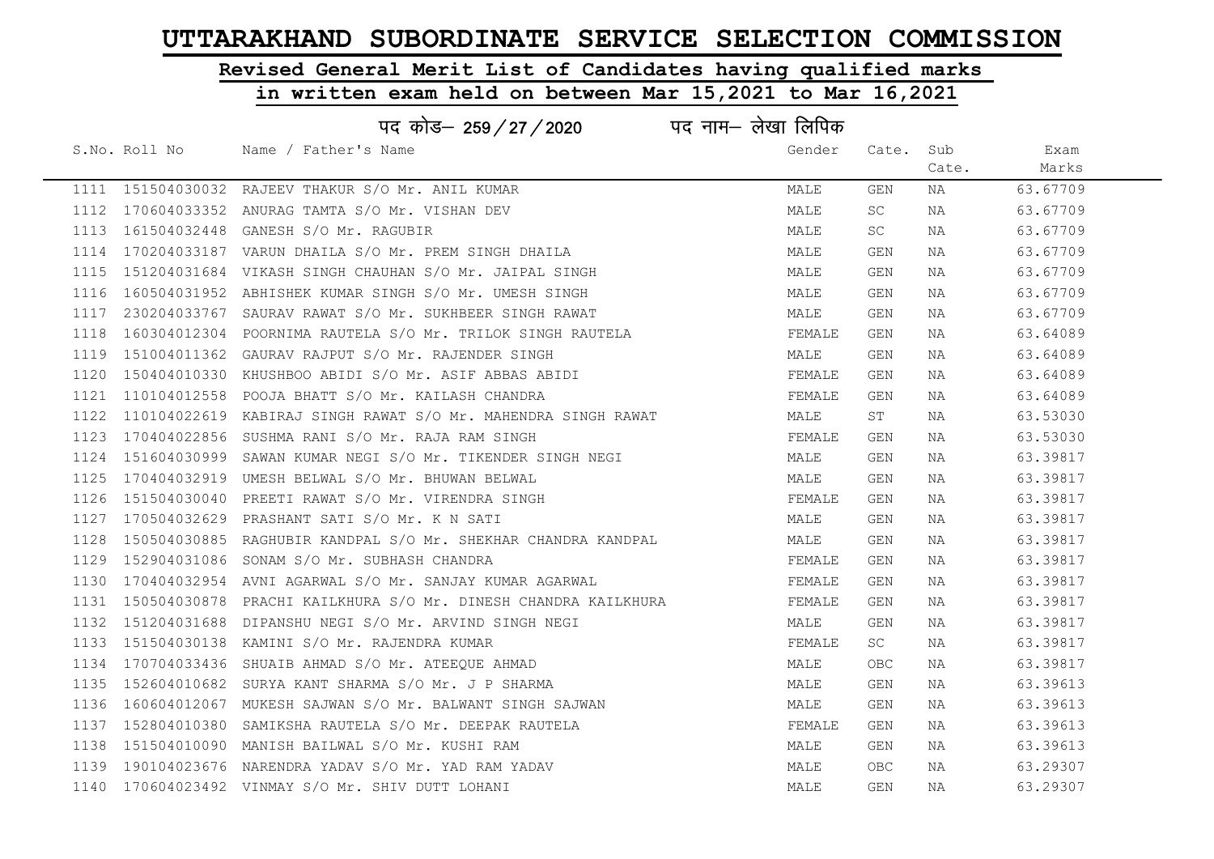# UTTARAKHAND SUBORDINATE SERVICE SELECTION COMMISSION

## Revised General Merit List of Candidates having qualified marks in written exam held on between Mar 15,2021 to Mar 16,2021

### पद कोड– 259 / 27 / 2020 पद नाम– लेखा लिपिक

| S.No. | Roll No | Name / Father's Name | Gender | Cate. | Sub Cate. | Exam Marks |
|---|---|---|---|---|---|---|
| 1111 | 151504030032 | RAJEEV THAKUR S/O Mr. ANIL KUMAR | MALE | GEN | NA | 63.67709 |
| 1112 | 170604033352 | ANURAG TAMTA S/O Mr. VISHAN DEV | MALE | SC | NA | 63.67709 |
| 1113 | 161504032448 | GANESH S/O Mr. RAGUBIR | MALE | SC | NA | 63.67709 |
| 1114 | 170204033187 | VARUN DHAILA S/O Mr. PREM SINGH DHAILA | MALE | GEN | NA | 63.67709 |
| 1115 | 151204031684 | VIKASH SINGH CHAUHAN S/O Mr. JAIPAL SINGH | MALE | GEN | NA | 63.67709 |
| 1116 | 160504031952 | ABHISHEK KUMAR SINGH S/O Mr. UMESH SINGH | MALE | GEN | NA | 63.67709 |
| 1117 | 230204033767 | SAURAV RAWAT S/O Mr. SUKHBEER SINGH RAWAT | MALE | GEN | NA | 63.67709 |
| 1118 | 160304012304 | POORNIMA RAUTELA S/O Mr. TRILOK SINGH RAUTELA | FEMALE | GEN | NA | 63.64089 |
| 1119 | 151004011362 | GAURAV RAJPUT S/O Mr. RAJENDER SINGH | MALE | GEN | NA | 63.64089 |
| 1120 | 150404010330 | KHUSHBOO ABIDI S/O Mr. ASIF ABBAS ABIDI | FEMALE | GEN | NA | 63.64089 |
| 1121 | 110104012558 | POOJA BHATT S/O Mr. KAILASH CHANDRA | FEMALE | GEN | NA | 63.64089 |
| 1122 | 110104022619 | KABIRAJ SINGH RAWAT S/O Mr. MAHENDRA SINGH RAWAT | MALE | ST | NA | 63.53030 |
| 1123 | 170404022856 | SUSHMA RANI S/O Mr. RAJA RAM SINGH | FEMALE | GEN | NA | 63.53030 |
| 1124 | 151604030999 | SAWAN KUMAR NEGI S/O Mr. TIKENDER SINGH NEGI | MALE | GEN | NA | 63.39817 |
| 1125 | 170404032919 | UMESH BELWAL S/O Mr. BHUWAN BELWAL | MALE | GEN | NA | 63.39817 |
| 1126 | 151504030040 | PREETI RAWAT S/O Mr. VIRENDRA SINGH | FEMALE | GEN | NA | 63.39817 |
| 1127 | 170504032629 | PRASHANT SATI S/O Mr. K N SATI | MALE | GEN | NA | 63.39817 |
| 1128 | 150504030885 | RAGHUBIR KANDPAL S/O Mr. SHEKHAR CHANDRA KANDPAL | MALE | GEN | NA | 63.39817 |
| 1129 | 152904031086 | SONAM S/O Mr. SUBHASH CHANDRA | FEMALE | GEN | NA | 63.39817 |
| 1130 | 170404032954 | AVNI AGARWAL S/O Mr. SANJAY KUMAR AGARWAL | FEMALE | GEN | NA | 63.39817 |
| 1131 | 150504030878 | PRACHI KAILKHURA S/O Mr. DINESH CHANDRA KAILKHURA | FEMALE | GEN | NA | 63.39817 |
| 1132 | 151204031688 | DIPANSHU NEGI S/O Mr. ARVIND SINGH NEGI | MALE | GEN | NA | 63.39817 |
| 1133 | 151504030138 | KAMINI S/O Mr. RAJENDRA KUMAR | FEMALE | SC | NA | 63.39817 |
| 1134 | 170704033436 | SHUAIB AHMAD S/O Mr. ATEEQUE AHMAD | MALE | OBC | NA | 63.39817 |
| 1135 | 152604010682 | SURYA KANT SHARMA S/O Mr. J P SHARMA | MALE | GEN | NA | 63.39613 |
| 1136 | 160604012067 | MUKESH SAJWAN S/O Mr. BALWANT SINGH SAJWAN | MALE | GEN | NA | 63.39613 |
| 1137 | 152804010380 | SAMIKSHA RAUTELA S/O Mr. DEEPAK RAUTELA | FEMALE | GEN | NA | 63.39613 |
| 1138 | 151504010090 | MANISH BAILWAL S/O Mr. KUSHI RAM | MALE | GEN | NA | 63.39613 |
| 1139 | 190104023676 | NARENDRA YADAV S/O Mr. YAD RAM YADAV | MALE | OBC | NA | 63.29307 |
| 1140 | 170604023492 | VINMAY S/O Mr. SHIV DUTT LOHANI | MALE | GEN | NA | 63.29307 |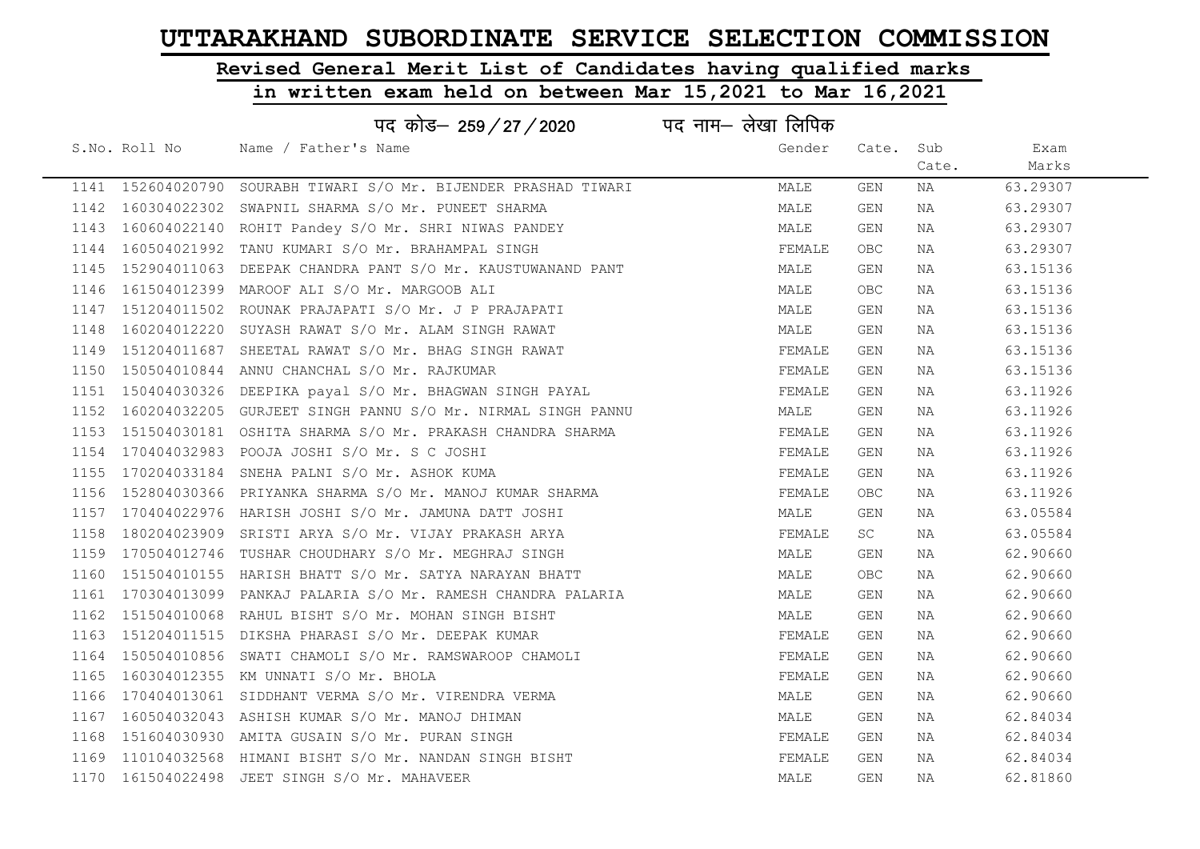# UTTARAKHAND SUBORDINATE SERVICE SELECTION COMMISSION

## Revised General Merit List of Candidates having qualified marks

## in written exam held on between Mar 15,2021 to Mar 16,2021

पद कोड– 259 / 27 / 2020 पद नाम– लेखा लिपिक

| S.No. | Roll No | Name / Father's Name | Gender | Cate. | Sub Cate. | Exam Marks |
|---|---|---|---|---|---|---|
| 1141 | 152604020790 | SOURABH TIWARI S/O Mr. BIJENDER PRASHAD TIWARI | MALE | GEN | NA | 63.29307 |
| 1142 | 160304022302 | SWAPNIL SHARMA S/O Mr. PUNEET SHARMA | MALE | GEN | NA | 63.29307 |
| 1143 | 160604022140 | ROHIT Pandey S/O Mr. SHRI NIWAS PANDEY | MALE | GEN | NA | 63.29307 |
| 1144 | 160504021992 | TANU KUMARI S/O Mr. BRAHAMPAL SINGH | FEMALE | OBC | NA | 63.29307 |
| 1145 | 152904011063 | DEEPAK CHANDRA PANT S/O Mr. KAUSTUWANAND PANT | MALE | GEN | NA | 63.15136 |
| 1146 | 161504012399 | MAROOF ALI S/O Mr. MARGOOB ALI | MALE | OBC | NA | 63.15136 |
| 1147 | 151204011502 | ROUNAK PRAJAPATI S/O Mr. J P PRAJAPATI | MALE | GEN | NA | 63.15136 |
| 1148 | 160204012220 | SUYASH RAWAT S/O Mr. ALAM SINGH RAWAT | MALE | GEN | NA | 63.15136 |
| 1149 | 151204011687 | SHEETAL RAWAT S/O Mr. BHAG SINGH RAWAT | FEMALE | GEN | NA | 63.15136 |
| 1150 | 150504010844 | ANNU CHANCHAL S/O Mr. RAJKUMAR | FEMALE | GEN | NA | 63.15136 |
| 1151 | 150404030326 | DEEPIKA payal S/O Mr. BHAGWAN SINGH PAYAL | FEMALE | GEN | NA | 63.11926 |
| 1152 | 160204032205 | GURJEET SINGH PANNU S/O Mr. NIRMAL SINGH PANNU | MALE | GEN | NA | 63.11926 |
| 1153 | 151504030181 | OSHITA SHARMA S/O Mr. PRAKASH CHANDRA SHARMA | FEMALE | GEN | NA | 63.11926 |
| 1154 | 170404032983 | POOJA JOSHI S/O Mr. S C JOSHI | FEMALE | GEN | NA | 63.11926 |
| 1155 | 170204033184 | SNEHA PALNI S/O Mr. ASHOK KUMA | FEMALE | GEN | NA | 63.11926 |
| 1156 | 152804030366 | PRIYANKA SHARMA S/O Mr. MANOJ KUMAR SHARMA | FEMALE | OBC | NA | 63.11926 |
| 1157 | 170404022976 | HARISH JOSHI S/O Mr. JAMUNA DATT JOSHI | MALE | GEN | NA | 63.05584 |
| 1158 | 180204023909 | SRISTI ARYA S/O Mr. VIJAY PRAKASH ARYA | FEMALE | SC | NA | 63.05584 |
| 1159 | 170504012746 | TUSHAR CHOUDHARY S/O Mr. MEGHRAJ SINGH | MALE | GEN | NA | 62.90660 |
| 1160 | 151504010155 | HARISH BHATT S/O Mr. SATYA NARAYAN BHATT | MALE | OBC | NA | 62.90660 |
| 1161 | 170304013099 | PANKAJ PALARIA S/O Mr. RAMESH CHANDRA PALARIA | MALE | GEN | NA | 62.90660 |
| 1162 | 151504010068 | RAHUL BISHT S/O Mr. MOHAN SINGH BISHT | MALE | GEN | NA | 62.90660 |
| 1163 | 151204011515 | DIKSHA PHARASI S/O Mr. DEEPAK KUMAR | FEMALE | GEN | NA | 62.90660 |
| 1164 | 150504010856 | SWATI CHAMOLI S/O Mr. RAMSWAROOP CHAMOLI | FEMALE | GEN | NA | 62.90660 |
| 1165 | 160304012355 | KM UNNATI S/O Mr. BHOLA | FEMALE | GEN | NA | 62.90660 |
| 1166 | 170404013061 | SIDDHANT VERMA S/O Mr. VIRENDRA VERMA | MALE | GEN | NA | 62.90660 |
| 1167 | 160504032043 | ASHISH KUMAR S/O Mr. MANOJ DHIMAN | MALE | GEN | NA | 62.84034 |
| 1168 | 151604030930 | AMITA GUSAIN S/O Mr. PURAN SINGH | FEMALE | GEN | NA | 62.84034 |
| 1169 | 110104032568 | HIMANI BISHT S/O Mr. NANDAN SINGH BISHT | FEMALE | GEN | NA | 62.84034 |
| 1170 | 161504022498 | JEET SINGH S/O Mr. MAHAVEER | MALE | GEN | NA | 62.81860 |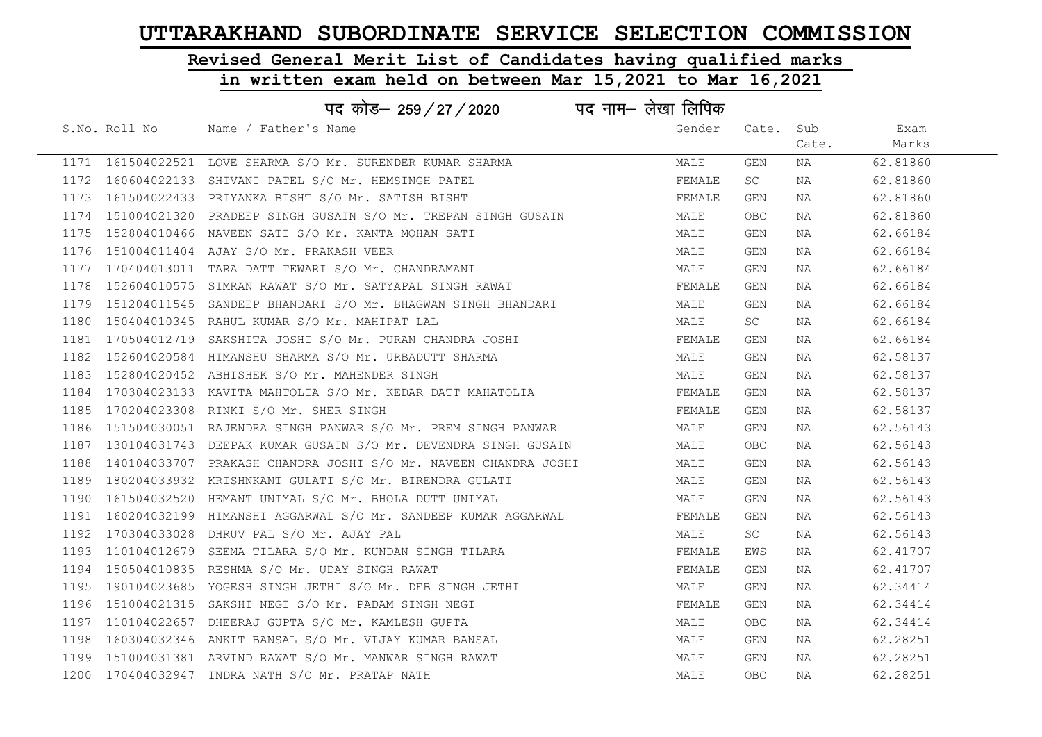# UTTARAKHAND SUBORDINATE SERVICE SELECTION COMMISSION

## Revised General Merit List of Candidates having qualified marks in written exam held on between Mar 15,2021 to Mar 16,2021

### पद कोड– 259 / 27 / 2020 पद नाम– लेखा लिपिक

| S.No. | Roll No | Name / Father's Name | Gender | Cate. | Sub Cate. | Exam Marks |
|---|---|---|---|---|---|---|
| 1171 | 161504022521 | LOVE SHARMA S/O Mr. SURENDER KUMAR SHARMA | MALE | GEN | NA | 62.81860 |
| 1172 | 160604022133 | SHIVANI PATEL S/O Mr. HEMSINGH PATEL | FEMALE | SC | NA | 62.81860 |
| 1173 | 161504022433 | PRIYANKA BISHT S/O Mr. SATISH BISHT | FEMALE | GEN | NA | 62.81860 |
| 1174 | 151004021320 | PRADEEP SINGH GUSAIN S/O Mr. TREPAN SINGH GUSAIN | MALE | OBC | NA | 62.81860 |
| 1175 | 152804010466 | NAVEEN SATI S/O Mr. KANTA MOHAN SATI | MALE | GEN | NA | 62.66184 |
| 1176 | 151004011404 | AJAY S/O Mr. PRAKASH VEER | MALE | GEN | NA | 62.66184 |
| 1177 | 170404013011 | TARA DATT TEWARI S/O Mr. CHANDRAMANI | MALE | GEN | NA | 62.66184 |
| 1178 | 152604010575 | SIMRAN RAWAT S/O Mr. SATYAPAL SINGH RAWAT | FEMALE | GEN | NA | 62.66184 |
| 1179 | 151204011545 | SANDEEP BHANDARI S/O Mr. BHAGWAN SINGH BHANDARI | MALE | GEN | NA | 62.66184 |
| 1180 | 150404010345 | RAHUL KUMAR S/O Mr. MAHIPAT LAL | MALE | SC | NA | 62.66184 |
| 1181 | 170504012719 | SAKSHITA JOSHI S/O Mr. PURAN CHANDRA JOSHI | FEMALE | GEN | NA | 62.66184 |
| 1182 | 152604020584 | HIMANSHU SHARMA S/O Mr. URBADUTT SHARMA | MALE | GEN | NA | 62.58137 |
| 1183 | 152804020452 | ABHISHEK S/O Mr. MAHENDER SINGH | MALE | GEN | NA | 62.58137 |
| 1184 | 170304023133 | KAVITA MAHTOLIA S/O Mr. KEDAR DATT MAHATOLIA | FEMALE | GEN | NA | 62.58137 |
| 1185 | 170204023308 | RINKI S/O Mr. SHER SINGH | FEMALE | GEN | NA | 62.58137 |
| 1186 | 151504030051 | RAJENDRA SINGH PANWAR S/O Mr. PREM SINGH PANWAR | MALE | GEN | NA | 62.56143 |
| 1187 | 130104031743 | DEEPAK KUMAR GUSAIN S/O Mr. DEVENDRA SINGH GUSAIN | MALE | OBC | NA | 62.56143 |
| 1188 | 140104033707 | PRAKASH CHANDRA JOSHI S/O Mr. NAVEEN CHANDRA JOSHI | MALE | GEN | NA | 62.56143 |
| 1189 | 180204033932 | KRISHNKANT GULATI S/O Mr. BIRENDRA GULATI | MALE | GEN | NA | 62.56143 |
| 1190 | 161504032520 | HEMANT UNIYAL S/O Mr. BHOLA DUTT UNIYAL | MALE | GEN | NA | 62.56143 |
| 1191 | 160204032199 | HIMANSHI AGGARWAL S/O Mr. SANDEEP KUMAR AGGARWAL | FEMALE | GEN | NA | 62.56143 |
| 1192 | 170304033028 | DHRUV PAL S/O Mr. AJAY PAL | MALE | SC | NA | 62.56143 |
| 1193 | 110104012679 | SEEMA TILARA S/O Mr. KUNDAN SINGH TILARA | FEMALE | EWS | NA | 62.41707 |
| 1194 | 150504010835 | RESHMA S/O Mr. UDAY SINGH RAWAT | FEMALE | GEN | NA | 62.41707 |
| 1195 | 190104023685 | YOGESH SINGH JETHI S/O Mr. DEB SINGH JETHI | MALE | GEN | NA | 62.34414 |
| 1196 | 151004021315 | SAKSHI NEGI S/O Mr. PADAM SINGH NEGI | FEMALE | GEN | NA | 62.34414 |
| 1197 | 110104022657 | DHEERAJ GUPTA S/O Mr. KAMLESH GUPTA | MALE | OBC | NA | 62.34414 |
| 1198 | 160304032346 | ANKIT BANSAL S/O Mr. VIJAY KUMAR BANSAL | MALE | GEN | NA | 62.28251 |
| 1199 | 151004031381 | ARVIND RAWAT S/O Mr. MANWAR SINGH RAWAT | MALE | GEN | NA | 62.28251 |
| 1200 | 170404032947 | INDRA NATH S/O Mr. PRATAP NATH | MALE | OBC | NA | 62.28251 |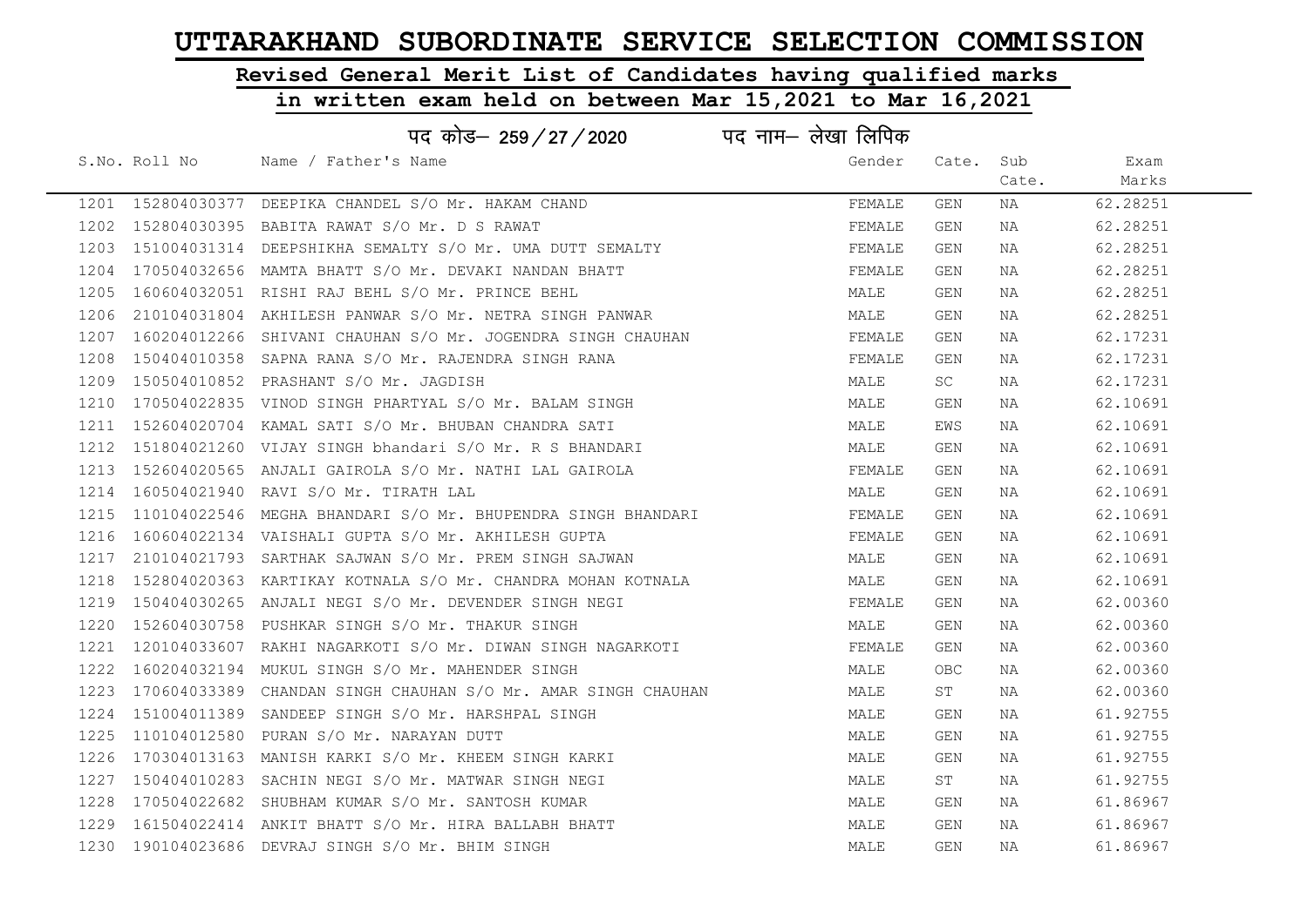# UTTARAKHAND SUBORDINATE SERVICE SELECTION COMMISSION

## Revised General Merit List of Candidates having qualified marks

## in written exam held on between Mar 15,2021 to Mar 16,2021

### पद कोड– 259 / 27 / 2020 पद नाम– लेखा लिपिक

| S.No. | Roll No | Name / Father's Name | Gender | Cate. | Sub Cate. | Exam Marks |
|---|---|---|---|---|---|---|
| 1201 | 152804030377 | DEEPIKA CHANDEL S/O Mr. HAKAM CHAND | FEMALE | GEN | NA | 62.28251 |
| 1202 | 152804030395 | BABITA RAWAT S/O Mr. D S RAWAT | FEMALE | GEN | NA | 62.28251 |
| 1203 | 151004031314 | DEEPSHIKHA SEMALTY S/O Mr. UMA DUTT SEMALTY | FEMALE | GEN | NA | 62.28251 |
| 1204 | 170504032656 | MAMTA BHATT S/O Mr. DEVAKI NANDAN BHATT | FEMALE | GEN | NA | 62.28251 |
| 1205 | 160604032051 | RISHI RAJ BEHL S/O Mr. PRINCE BEHL | MALE | GEN | NA | 62.28251 |
| 1206 | 210104031804 | AKHILESH PANWAR S/O Mr. NETRA SINGH PANWAR | MALE | GEN | NA | 62.28251 |
| 1207 | 160204012266 | SHIVANI CHAUHAN S/O Mr. JOGENDRA SINGH CHAUHAN | FEMALE | GEN | NA | 62.17231 |
| 1208 | 150404010358 | SAPNA RANA S/O Mr. RAJENDRA SINGH RANA | FEMALE | GEN | NA | 62.17231 |
| 1209 | 150504010852 | PRASHANT S/O Mr. JAGDISH | MALE | SC | NA | 62.17231 |
| 1210 | 170504022835 | VINOD SINGH PHARTYAL S/O Mr. BALAM SINGH | MALE | GEN | NA | 62.10691 |
| 1211 | 152604020704 | KAMAL SATI S/O Mr. BHUBAN CHANDRA SATI | MALE | EWS | NA | 62.10691 |
| 1212 | 151804021260 | VIJAY SINGH bhandari S/O Mr. R S BHANDARI | MALE | GEN | NA | 62.10691 |
| 1213 | 152604020565 | ANJALI GAIROLA S/O Mr. NATHI LAL GAIROLA | FEMALE | GEN | NA | 62.10691 |
| 1214 | 160504021940 | RAVI S/O Mr. TIRATH LAL | MALE | GEN | NA | 62.10691 |
| 1215 | 110104022546 | MEGHA BHANDARI S/O Mr. BHUPENDRA SINGH BHANDARI | FEMALE | GEN | NA | 62.10691 |
| 1216 | 160604022134 | VAISHALI GUPTA S/O Mr. AKHILESH GUPTA | FEMALE | GEN | NA | 62.10691 |
| 1217 | 210104021793 | SARTHAK SAJWAN S/O Mr. PREM SINGH SAJWAN | MALE | GEN | NA | 62.10691 |
| 1218 | 152804020363 | KARTIKAY KOTNALA S/O Mr. CHANDRA MOHAN KOTNALA | MALE | GEN | NA | 62.10691 |
| 1219 | 150404030265 | ANJALI NEGI S/O Mr. DEVENDER SINGH NEGI | FEMALE | GEN | NA | 62.00360 |
| 1220 | 152604030758 | PUSHKAR SINGH S/O Mr. THAKUR SINGH | MALE | GEN | NA | 62.00360 |
| 1221 | 120104033607 | RAKHI NAGARKOTI S/O Mr. DIWAN SINGH NAGARKOTI | FEMALE | GEN | NA | 62.00360 |
| 1222 | 160204032194 | MUKUL SINGH S/O Mr. MAHENDER SINGH | MALE | OBC | NA | 62.00360 |
| 1223 | 170604033389 | CHANDAN SINGH CHAUHAN S/O Mr. AMAR SINGH CHAUHAN | MALE | ST | NA | 62.00360 |
| 1224 | 151004011389 | SANDEEP SINGH S/O Mr. HARSHPAL SINGH | MALE | GEN | NA | 61.92755 |
| 1225 | 110104012580 | PURAN S/O Mr. NARAYAN DUTT | MALE | GEN | NA | 61.92755 |
| 1226 | 170304013163 | MANISH KARKI S/O Mr. KHEEM SINGH KARKI | MALE | GEN | NA | 61.92755 |
| 1227 | 150404010283 | SACHIN NEGI S/O Mr. MATWAR SINGH NEGI | MALE | ST | NA | 61.92755 |
| 1228 | 170504022682 | SHUBHAM KUMAR S/O Mr. SANTOSH KUMAR | MALE | GEN | NA | 61.86967 |
| 1229 | 161504022414 | ANKIT BHATT S/O Mr. HIRA BALLABH BHATT | MALE | GEN | NA | 61.86967 |
| 1230 | 190104023686 | DEVRAJ SINGH S/O Mr. BHIM SINGH | MALE | GEN | NA | 61.86967 |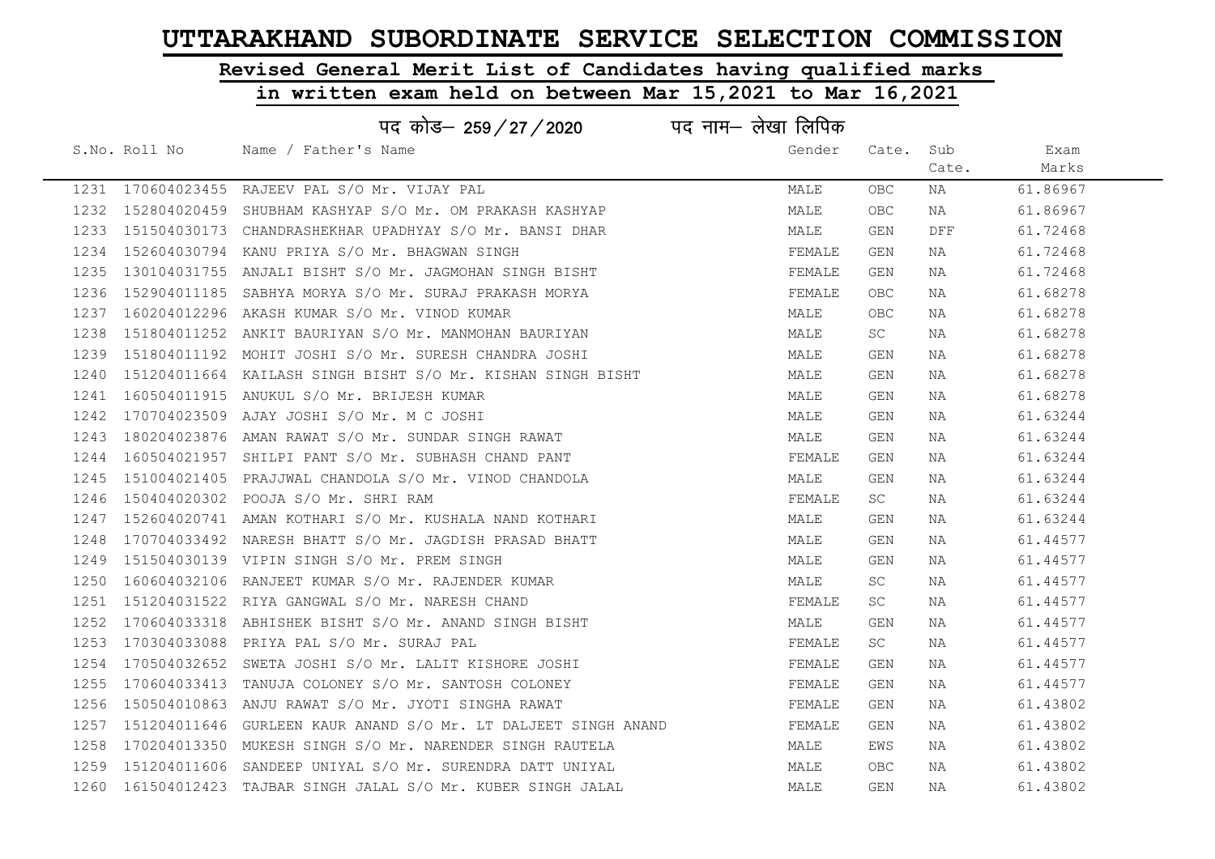# UTTARAKHAND SUBORDINATE SERVICE SELECTION COMMISSION

## Revised General Merit List of Candidates having qualified marks in written exam held on between Mar 15,2021 to Mar 16,2021

### पद कोड– 259 / 27 / 2020 पद नाम– लेखा लिपिक

| S.No. | Roll No | Name / Father's Name | Gender | Cate. | Sub Cate. | Exam Marks |
|---|---|---|---|---|---|---|
| 1231 | 170604023455 | RAJEEV PAL S/O Mr. VIJAY PAL | MALE | OBC | NA | 61.86967 |
| 1232 | 152804020459 | SHUBHAM KASHYAP S/O Mr. OM PRAKASH KASHYAP | MALE | OBC | NA | 61.86967 |
| 1233 | 151504030173 | CHANDRASHEKHAR UPADHYAY S/O Mr. BANSI DHAR | MALE | GEN | DFF | 61.72468 |
| 1234 | 152604030794 | KANU PRIYA S/O Mr. BHAGWAN SINGH | FEMALE | GEN | NA | 61.72468 |
| 1235 | 130104031755 | ANJALI BISHT S/O Mr. JAGMOHAN SINGH BISHT | FEMALE | GEN | NA | 61.72468 |
| 1236 | 152904011185 | SABHYA MORYA S/O Mr. SURAJ PRAKASH MORYA | FEMALE | OBC | NA | 61.68278 |
| 1237 | 160204012296 | AKASH KUMAR S/O Mr. VINOD KUMAR | MALE | OBC | NA | 61.68278 |
| 1238 | 151804011252 | ANKIT BAURIYAN S/O Mr. MANMOHAN BAURIYAN | MALE | SC | NA | 61.68278 |
| 1239 | 151804011192 | MOHIT JOSHI S/O Mr. SURESH CHANDRA JOSHI | MALE | GEN | NA | 61.68278 |
| 1240 | 151204011664 | KAILASH SINGH BISHT S/O Mr. KISHAN SINGH BISHT | MALE | GEN | NA | 61.68278 |
| 1241 | 160504011915 | ANUKUL S/O Mr. BRIJESH KUMAR | MALE | GEN | NA | 61.68278 |
| 1242 | 170704023509 | AJAY JOSHI S/O Mr. M C JOSHI | MALE | GEN | NA | 61.63244 |
| 1243 | 180204023876 | AMAN RAWAT S/O Mr. SUNDAR SINGH RAWAT | MALE | GEN | NA | 61.63244 |
| 1244 | 160504021957 | SHILPI PANT S/O Mr. SUBHASH CHAND PANT | FEMALE | GEN | NA | 61.63244 |
| 1245 | 151004021405 | PRAJJWAL CHANDOLA S/O Mr. VINOD CHANDOLA | MALE | GEN | NA | 61.63244 |
| 1246 | 150404020302 | POOJA S/O Mr. SHRI RAM | FEMALE | SC | NA | 61.63244 |
| 1247 | 152604020741 | AMAN KOTHARI S/O Mr. KUSHALA NAND KOTHARI | MALE | GEN | NA | 61.63244 |
| 1248 | 170704033492 | NARESH BHATT S/O Mr. JAGDISH PRASAD BHATT | MALE | GEN | NA | 61.44577 |
| 1249 | 151504030139 | VIPIN SINGH S/O Mr. PREM SINGH | MALE | GEN | NA | 61.44577 |
| 1250 | 160604032106 | RANJEET KUMAR S/O Mr. RAJENDER KUMAR | MALE | SC | NA | 61.44577 |
| 1251 | 151204031522 | RIYA GANGWAL S/O Mr. NARESH CHAND | FEMALE | SC | NA | 61.44577 |
| 1252 | 170604033318 | ABHISHEK BISHT S/O Mr. ANAND SINGH BISHT | MALE | GEN | NA | 61.44577 |
| 1253 | 170304033088 | PRIYA PAL S/O Mr. SURAJ PAL | FEMALE | SC | NA | 61.44577 |
| 1254 | 170504032652 | SWETA JOSHI S/O Mr. LALIT KISHORE JOSHI | FEMALE | GEN | NA | 61.44577 |
| 1255 | 170604033413 | TANUJA COLONEY S/O Mr. SANTOSH COLONEY | FEMALE | GEN | NA | 61.44577 |
| 1256 | 150504010863 | ANJU RAWAT S/O Mr. JYOTI SINGHA RAWAT | FEMALE | GEN | NA | 61.43802 |
| 1257 | 151204011646 | GURLEEN KAUR ANAND S/O Mr. LT DALJEET SINGH ANAND | FEMALE | GEN | NA | 61.43802 |
| 1258 | 170204013350 | MUKESH SINGH S/O Mr. NARENDER SINGH RAUTELA | MALE | EWS | NA | 61.43802 |
| 1259 | 151204011606 | SANDEEP UNIYAL S/O Mr. SURENDRA DATT UNIYAL | MALE | OBC | NA | 61.43802 |
| 1260 | 161504012423 | TAJBAR SINGH JALAL S/O Mr. KUBER SINGH JALAL | MALE | GEN | NA | 61.43802 |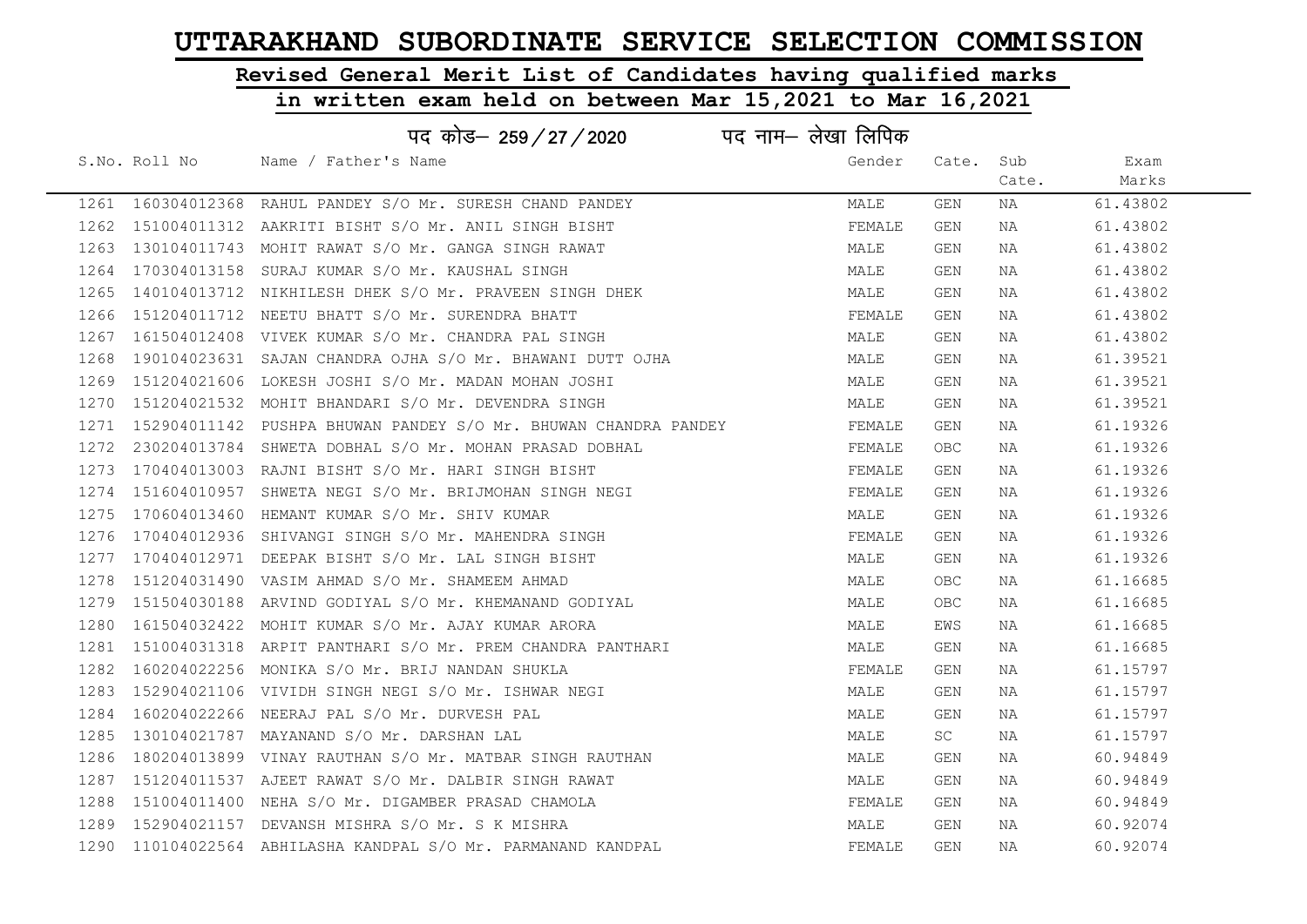# UTTARAKHAND SUBORDINATE SERVICE SELECTION COMMISSION

## Revised General Merit List of Candidates having qualified marks

## in written exam held on between Mar 15,2021 to Mar 16,2021

पद कोड– 259/27/2020 पद नाम– लेखा लिपिक

| S.No. | Roll No | Name / Father's Name | Gender | Cate. | Sub Cate. | Exam Marks |
|---|---|---|---|---|---|---|
| 1261 | 160304012368 | RAHUL PANDEY S/O Mr. SURESH CHAND PANDEY | MALE | GEN | NA | 61.43802 |
| 1262 | 151004011312 | AAKRITI BISHT S/O Mr. ANIL SINGH BISHT | FEMALE | GEN | NA | 61.43802 |
| 1263 | 130104011743 | MOHIT RAWAT S/O Mr. GANGA SINGH RAWAT | MALE | GEN | NA | 61.43802 |
| 1264 | 170304013158 | SURAJ KUMAR S/O Mr. KAUSHAL SINGH | MALE | GEN | NA | 61.43802 |
| 1265 | 140104013712 | NIKHILESH DHEK S/O Mr. PRAVEEN SINGH DHEK | MALE | GEN | NA | 61.43802 |
| 1266 | 151204011712 | NEETU BHATT S/O Mr. SURENDRA BHATT | FEMALE | GEN | NA | 61.43802 |
| 1267 | 161504012408 | VIVEK KUMAR S/O Mr. CHANDRA PAL SINGH | MALE | GEN | NA | 61.43802 |
| 1268 | 190104023631 | SAJAN CHANDRA OJHA S/O Mr. BHAWANI DUTT OJHA | MALE | GEN | NA | 61.39521 |
| 1269 | 151204021606 | LOKESH JOSHI S/O Mr. MADAN MOHAN JOSHI | MALE | GEN | NA | 61.39521 |
| 1270 | 151204021532 | MOHIT BHANDARI S/O Mr. DEVENDRA SINGH | MALE | GEN | NA | 61.39521 |
| 1271 | 152904011142 | PUSHPA BHUWAN PANDEY S/O Mr. BHUWAN CHANDRA PANDEY | FEMALE | GEN | NA | 61.19326 |
| 1272 | 230204013784 | SHWETA DOBHAL S/O Mr. MOHAN PRASAD DOBHAL | FEMALE | OBC | NA | 61.19326 |
| 1273 | 170404013003 | RAJNI BISHT S/O Mr. HARI SINGH BISHT | FEMALE | GEN | NA | 61.19326 |
| 1274 | 151604010957 | SHWETA NEGI S/O Mr. BRIJMOHAN SINGH NEGI | FEMALE | GEN | NA | 61.19326 |
| 1275 | 170604013460 | HEMANT KUMAR S/O Mr. SHIV KUMAR | MALE | GEN | NA | 61.19326 |
| 1276 | 170404012936 | SHIVANGI SINGH S/O Mr. MAHENDRA SINGH | FEMALE | GEN | NA | 61.19326 |
| 1277 | 170404012971 | DEEPAK BISHT S/O Mr. LAL SINGH BISHT | MALE | GEN | NA | 61.19326 |
| 1278 | 151204031490 | VASIM AHMAD S/O Mr. SHAMEEM AHMAD | MALE | OBC | NA | 61.16685 |
| 1279 | 151504030188 | ARVIND GODIYAL S/O Mr. KHEMANAND GODIYAL | MALE | OBC | NA | 61.16685 |
| 1280 | 161504032422 | MOHIT KUMAR S/O Mr. AJAY KUMAR ARORA | MALE | EWS | NA | 61.16685 |
| 1281 | 151004031318 | ARPIT PANTHARI S/O Mr. PREM CHANDRA PANTHARI | MALE | GEN | NA | 61.16685 |
| 1282 | 160204022256 | MONIKA S/O Mr. BRIJ NANDAN SHUKLA | FEMALE | GEN | NA | 61.15797 |
| 1283 | 152904021106 | VIVIDH SINGH NEGI S/O Mr. ISHWAR NEGI | MALE | GEN | NA | 61.15797 |
| 1284 | 160204022266 | NEERAJ PAL S/O Mr. DURVESH PAL | MALE | GEN | NA | 61.15797 |
| 1285 | 130104021787 | MAYANAND S/O Mr. DARSHAN LAL | MALE | SC | NA | 61.15797 |
| 1286 | 180204013899 | VINAY RAUTHAN S/O Mr. MATBAR SINGH RAUTHAN | MALE | GEN | NA | 60.94849 |
| 1287 | 151204011537 | AJEET RAWAT S/O Mr. DALBIR SINGH RAWAT | MALE | GEN | NA | 60.94849 |
| 1288 | 151004011400 | NEHA S/O Mr. DIGAMBER PRASAD CHAMOLA | FEMALE | GEN | NA | 60.94849 |
| 1289 | 152904021157 | DEVANSH MISHRA S/O Mr. S K MISHRA | MALE | GEN | NA | 60.92074 |
| 1290 | 110104022564 | ABHILASHA KANDPAL S/O Mr. PARMANAND KANDPAL | FEMALE | GEN | NA | 60.92074 |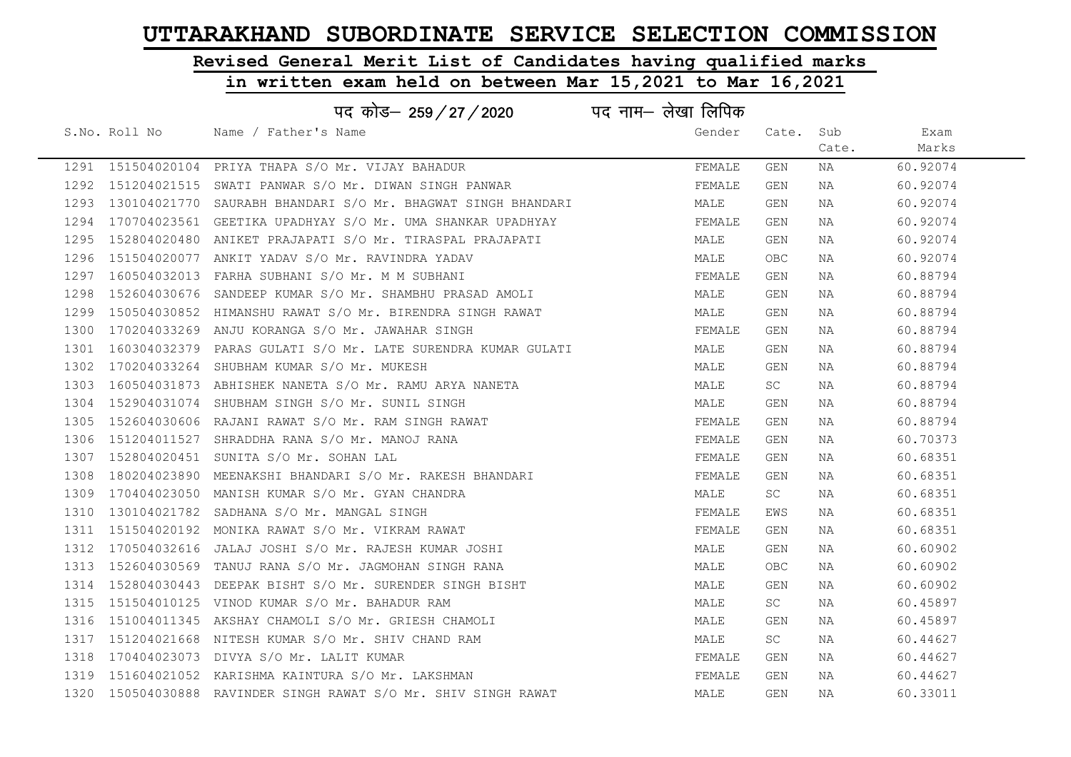# UTTARAKHAND SUBORDINATE SERVICE SELECTION COMMISSION

## Revised General Merit List of Candidates having qualified marks

## in written exam held on between Mar 15,2021 to Mar 16,2021

पद कोड– 259 / 27 / 2020 पद नाम– लेखा लिपिक

| S.No. | Roll No | Name / Father's Name | Gender | Cate. | Sub Cate. | Exam Marks |
|---|---|---|---|---|---|---|
| 1291 | 151504020104 | PRIYA THAPA S/O Mr. VIJAY BAHADUR | FEMALE | GEN | NA | 60.92074 |
| 1292 | 151204021515 | SWATI PANWAR S/O Mr. DIWAN SINGH PANWAR | FEMALE | GEN | NA | 60.92074 |
| 1293 | 130104021770 | SAURABH BHANDARI S/O Mr. BHAGWAT SINGH BHANDARI | MALE | GEN | NA | 60.92074 |
| 1294 | 170704023561 | GEETIKA UPADHYAY S/O Mr. UMA SHANKAR UPADHYAY | FEMALE | GEN | NA | 60.92074 |
| 1295 | 152804020480 | ANIKET PRAJAPATI S/O Mr. TIRASPAL PRAJAPATI | MALE | GEN | NA | 60.92074 |
| 1296 | 151504020077 | ANKIT YADAV S/O Mr. RAVINDRA YADAV | MALE | OBC | NA | 60.92074 |
| 1297 | 160504032013 | FARHA SUBHANI S/O Mr. M M SUBHANI | FEMALE | GEN | NA | 60.88794 |
| 1298 | 152604030676 | SANDEEP KUMAR S/O Mr. SHAMBHU PRASAD AMOLI | MALE | GEN | NA | 60.88794 |
| 1299 | 150504030852 | HIMANSHU RAWAT S/O Mr. BIRENDRA SINGH RAWAT | MALE | GEN | NA | 60.88794 |
| 1300 | 170204033269 | ANJU KORANGA S/O Mr. JAWAHAR SINGH | FEMALE | GEN | NA | 60.88794 |
| 1301 | 160304032379 | PARAS GULATI S/O Mr. LATE SURENDRA KUMAR GULATI | MALE | GEN | NA | 60.88794 |
| 1302 | 170204033264 | SHUBHAM KUMAR S/O Mr. MUKESH | MALE | GEN | NA | 60.88794 |
| 1303 | 160504031873 | ABHISHEK NANETA S/O Mr. RAMU ARYA NANETA | MALE | SC | NA | 60.88794 |
| 1304 | 152904031074 | SHUBHAM SINGH S/O Mr. SUNIL SINGH | MALE | GEN | NA | 60.88794 |
| 1305 | 152604030606 | RAJANI RAWAT S/O Mr. RAM SINGH RAWAT | FEMALE | GEN | NA | 60.88794 |
| 1306 | 151204011527 | SHRADDHA RANA S/O Mr. MANOJ RANA | FEMALE | GEN | NA | 60.70373 |
| 1307 | 152804020451 | SUNITA S/O Mr. SOHAN LAL | FEMALE | GEN | NA | 60.68351 |
| 1308 | 180204023890 | MEENAKSHI BHANDARI S/O Mr. RAKESH BHANDARI | FEMALE | GEN | NA | 60.68351 |
| 1309 | 170404023050 | MANISH KUMAR S/O Mr. GYAN CHANDRA | MALE | SC | NA | 60.68351 |
| 1310 | 130104021782 | SADHANA S/O Mr. MANGAL SINGH | FEMALE | EWS | NA | 60.68351 |
| 1311 | 151504020192 | MONIKA RAWAT S/O Mr. VIKRAM RAWAT | FEMALE | GEN | NA | 60.68351 |
| 1312 | 170504032616 | JALAJ JOSHI S/O Mr. RAJESH KUMAR JOSHI | MALE | GEN | NA | 60.60902 |
| 1313 | 152604030569 | TANUJ RANA S/O Mr. JAGMOHAN SINGH RANA | MALE | OBC | NA | 60.60902 |
| 1314 | 152804030443 | DEEPAK BISHT S/O Mr. SURENDER SINGH BISHT | MALE | GEN | NA | 60.60902 |
| 1315 | 151504010125 | VINOD KUMAR S/O Mr. BAHADUR RAM | MALE | SC | NA | 60.45897 |
| 1316 | 151004011345 | AKSHAY CHAMOLI S/O Mr. GRIESH CHAMOLI | MALE | GEN | NA | 60.45897 |
| 1317 | 151204021668 | NITESH KUMAR S/O Mr. SHIV CHAND RAM | MALE | SC | NA | 60.44627 |
| 1318 | 170404023073 | DIVYA S/O Mr. LALIT KUMAR | FEMALE | GEN | NA | 60.44627 |
| 1319 | 151604021052 | KARISHMA KAINTURA S/O Mr. LAKSHMAN | FEMALE | GEN | NA | 60.44627 |
| 1320 | 150504030888 | RAVINDER SINGH RAWAT S/O Mr. SHIV SINGH RAWAT | MALE | GEN | NA | 60.33011 |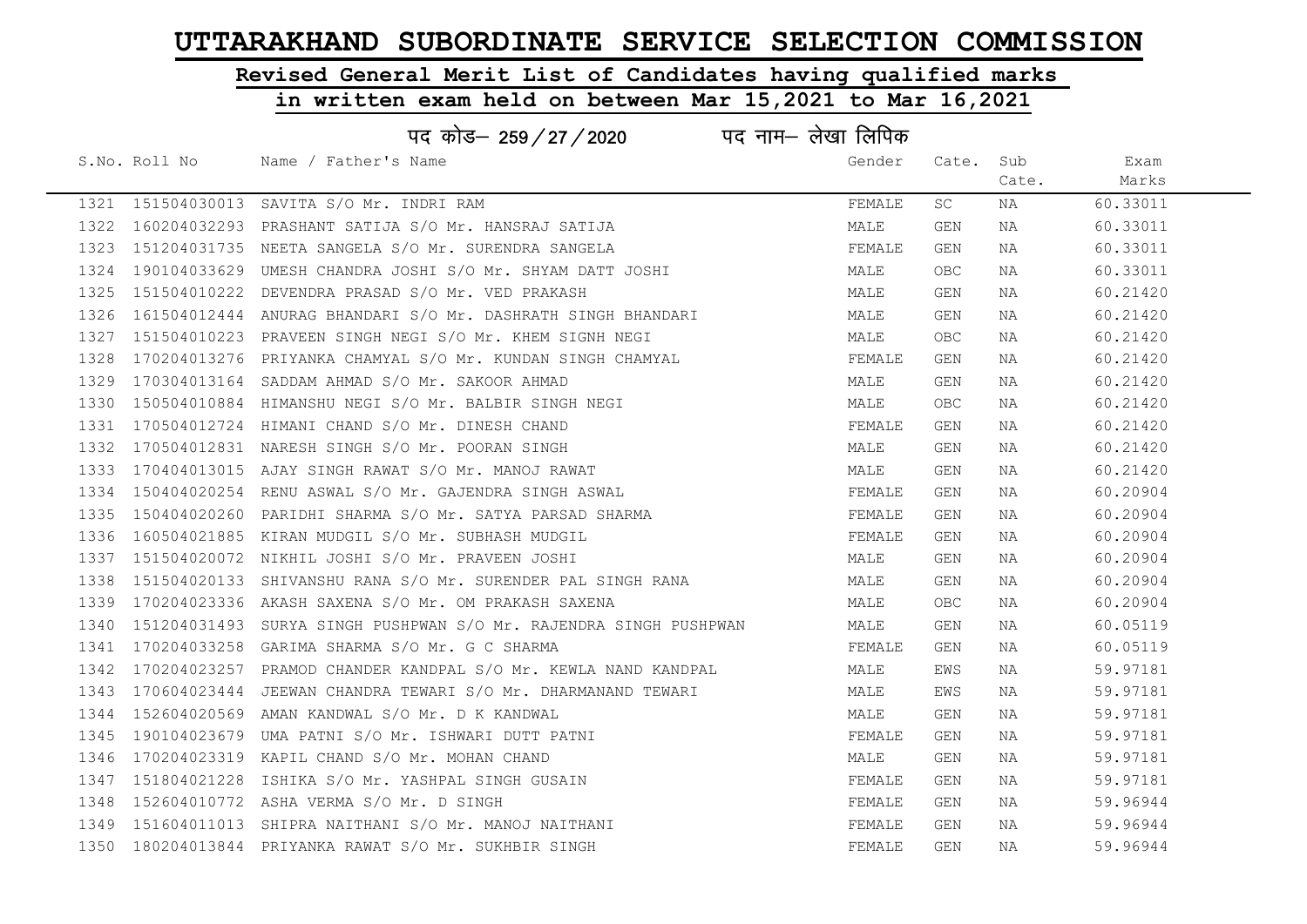# UTTARAKHAND SUBORDINATE SERVICE SELECTION COMMISSION

## Revised General Merit List of Candidates having qualified marks

## in written exam held on between Mar 15,2021 to Mar 16,2021

पद कोड– 259/27/2020 पद नाम– लेखा लिपिक

| S.No. | Roll No | Name / Father's Name | Gender | Cate. | Sub Cate. | Exam Marks |
|---|---|---|---|---|---|---|
| 1321 | 151504030013 | SAVITA S/O Mr. INDRI RAM | FEMALE | SC | NA | 60.33011 |
| 1322 | 160204032293 | PRASHANT SATIJA S/O Mr. HANSRAJ SATIJA | MALE | GEN | NA | 60.33011 |
| 1323 | 151204031735 | NEETA SANGELA S/O Mr. SURENDRA SANGELA | FEMALE | GEN | NA | 60.33011 |
| 1324 | 190104033629 | UMESH CHANDRA JOSHI S/O Mr. SHYAM DATT JOSHI | MALE | OBC | NA | 60.33011 |
| 1325 | 151504010222 | DEVENDRA PRASAD S/O Mr. VED PRAKASH | MALE | GEN | NA | 60.21420 |
| 1326 | 161504012444 | ANURAG BHANDARI S/O Mr. DASHRATH SINGH BHANDARI | MALE | GEN | NA | 60.21420 |
| 1327 | 151504010223 | PRAVEEN SINGH NEGI S/O Mr. KHEM SIGNH NEGI | MALE | OBC | NA | 60.21420 |
| 1328 | 170204013276 | PRIYANKA CHAMYAL S/O Mr. KUNDAN SINGH CHAMYAL | FEMALE | GEN | NA | 60.21420 |
| 1329 | 170304013164 | SADDAM AHMAD S/O Mr. SAKOOR AHMAD | MALE | GEN | NA | 60.21420 |
| 1330 | 150504010884 | HIMANSHU NEGI S/O Mr. BALBIR SINGH NEGI | MALE | OBC | NA | 60.21420 |
| 1331 | 170504012724 | HIMANI CHAND S/O Mr. DINESH CHAND | FEMALE | GEN | NA | 60.21420 |
| 1332 | 170504012831 | NARESH SINGH S/O Mr. POORAN SINGH | MALE | GEN | NA | 60.21420 |
| 1333 | 170404013015 | AJAY SINGH RAWAT S/O Mr. MANOJ RAWAT | MALE | GEN | NA | 60.21420 |
| 1334 | 150404020254 | RENU ASWAL S/O Mr. GAJENDRA SINGH ASWAL | FEMALE | GEN | NA | 60.20904 |
| 1335 | 150404020260 | PARIDHI SHARMA S/O Mr. SATYA PARSAD SHARMA | FEMALE | GEN | NA | 60.20904 |
| 1336 | 160504021885 | KIRAN MUDGIL S/O Mr. SUBHASH MUDGIL | FEMALE | GEN | NA | 60.20904 |
| 1337 | 151504020072 | NIKHIL JOSHI S/O Mr. PRAVEEN JOSHI | MALE | GEN | NA | 60.20904 |
| 1338 | 151504020133 | SHIVANSHU RANA S/O Mr. SURENDER PAL SINGH RANA | MALE | GEN | NA | 60.20904 |
| 1339 | 170204023336 | AKASH SAXENA S/O Mr. OM PRAKASH SAXENA | MALE | OBC | NA | 60.20904 |
| 1340 | 151204031493 | SURYA SINGH PUSHPWAN S/O Mr. RAJENDRA SINGH PUSHPWAN | MALE | GEN | NA | 60.05119 |
| 1341 | 170204033258 | GARIMA SHARMA S/O Mr. G C SHARMA | FEMALE | GEN | NA | 60.05119 |
| 1342 | 170204023257 | PRAMOD CHANDER KANDPAL S/O Mr. KEWLA NAND KANDPAL | MALE | EWS | NA | 59.97181 |
| 1343 | 170604023444 | JEEWAN CHANDRA TEWARI S/O Mr. DHARMANAND TEWARI | MALE | EWS | NA | 59.97181 |
| 1344 | 152604020569 | AMAN KANDWAL S/O Mr. D K KANDWAL | MALE | GEN | NA | 59.97181 |
| 1345 | 190104023679 | UMA PATNI S/O Mr. ISHWARI DUTT PATNI | FEMALE | GEN | NA | 59.97181 |
| 1346 | 170204023319 | KAPIL CHAND S/O Mr. MOHAN CHAND | MALE | GEN | NA | 59.97181 |
| 1347 | 151804021228 | ISHIKA S/O Mr. YASHPAL SINGH GUSAIN | FEMALE | GEN | NA | 59.97181 |
| 1348 | 152604010772 | ASHA VERMA S/O Mr. D SINGH | FEMALE | GEN | NA | 59.96944 |
| 1349 | 151604011013 | SHIPRA NAITHANI S/O Mr. MANOJ NAITHANI | FEMALE | GEN | NA | 59.96944 |
| 1350 | 180204013844 | PRIYANKA RAWAT S/O Mr. SUKHBIR SINGH | FEMALE | GEN | NA | 59.96944 |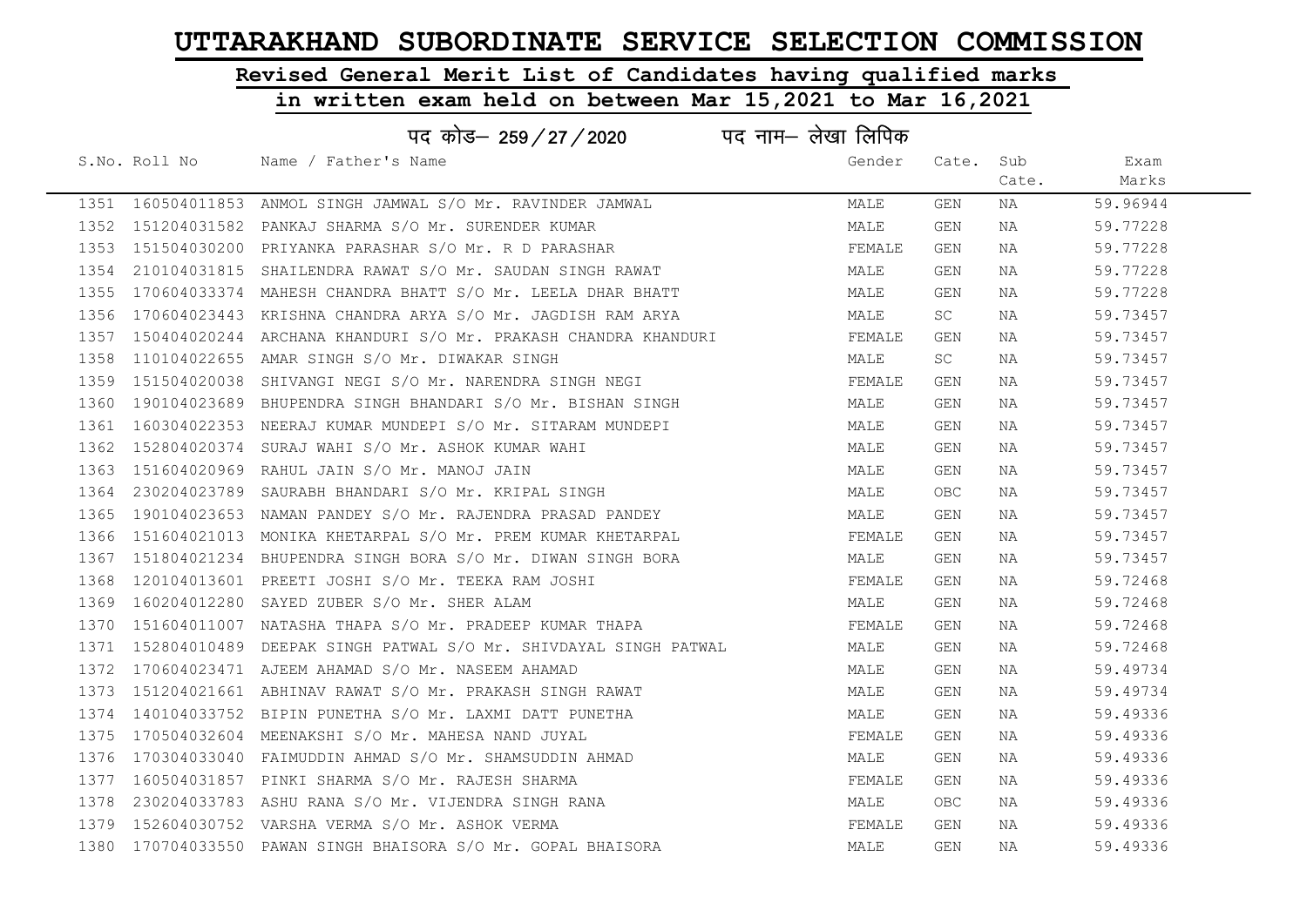# UTTARAKHAND SUBORDINATE SERVICE SELECTION COMMISSION

## Revised General Merit List of Candidates having qualified marks in written exam held on between Mar 15,2021 to Mar 16,2021

### पद कोड– 259/27/2020 पद नाम– लेखा लिपिक

| S.No. | Roll No | Name / Father's Name | Gender | Cate. | Sub Cate. | Exam Marks |
|---|---|---|---|---|---|---|
| 1351 | 160504011853 | ANMOL SINGH JAMWAL S/O Mr. RAVINDER JAMWAL | MALE | GEN | NA | 59.96944 |
| 1352 | 151204031582 | PANKAJ SHARMA S/O Mr. SURENDER KUMAR | MALE | GEN | NA | 59.77228 |
| 1353 | 151504030200 | PRIYANKA PARASHAR S/O Mr. R D PARASHAR | FEMALE | GEN | NA | 59.77228 |
| 1354 | 210104031815 | SHAILENDRA RAWAT S/O Mr. SAUDAN SINGH RAWAT | MALE | GEN | NA | 59.77228 |
| 1355 | 170604033374 | MAHESH CHANDRA BHATT S/O Mr. LEELA DHAR BHATT | MALE | GEN | NA | 59.77228 |
| 1356 | 170604023443 | KRISHNA CHANDRA ARYA S/O Mr. JAGDISH RAM ARYA | MALE | SC | NA | 59.73457 |
| 1357 | 150404020244 | ARCHANA KHANDURI S/O Mr. PRAKASH CHANDRA KHANDURI | FEMALE | GEN | NA | 59.73457 |
| 1358 | 110104022655 | AMAR SINGH S/O Mr. DIWAKAR SINGH | MALE | SC | NA | 59.73457 |
| 1359 | 151504020038 | SHIVANGI NEGI S/O Mr. NARENDRA SINGH NEGI | FEMALE | GEN | NA | 59.73457 |
| 1360 | 190104023689 | BHUPENDRA SINGH BHANDARI S/O Mr. BISHAN SINGH | MALE | GEN | NA | 59.73457 |
| 1361 | 160304022353 | NEERAJ KUMAR MUNDEPI S/O Mr. SITARAM MUNDEPI | MALE | GEN | NA | 59.73457 |
| 1362 | 152804020374 | SURAJ WAHI S/O Mr. ASHOK KUMAR WAHI | MALE | GEN | NA | 59.73457 |
| 1363 | 151604020969 | RAHUL JAIN S/O Mr. MANOJ JAIN | MALE | GEN | NA | 59.73457 |
| 1364 | 230204023789 | SAURABH BHANDARI S/O Mr. KRIPAL SINGH | MALE | OBC | NA | 59.73457 |
| 1365 | 190104023653 | NAMAN PANDEY S/O Mr. RAJENDRA PRASAD PANDEY | MALE | GEN | NA | 59.73457 |
| 1366 | 151604021013 | MONIKA KHETARPAL S/O Mr. PREM KUMAR KHETARPAL | FEMALE | GEN | NA | 59.73457 |
| 1367 | 151804021234 | BHUPENDRA SINGH BORA S/O Mr. DIWAN SINGH BORA | MALE | GEN | NA | 59.73457 |
| 1368 | 120104013601 | PREETI JOSHI S/O Mr. TEEKA RAM JOSHI | FEMALE | GEN | NA | 59.72468 |
| 1369 | 160204012280 | SAYED ZUBER S/O Mr. SHER ALAM | MALE | GEN | NA | 59.72468 |
| 1370 | 151604011007 | NATASHA THAPA S/O Mr. PRADEEP KUMAR THAPA | FEMALE | GEN | NA | 59.72468 |
| 1371 | 152804010489 | DEEPAK SINGH PATWAL S/O Mr. SHIVDAYAL SINGH PATWAL | MALE | GEN | NA | 59.72468 |
| 1372 | 170604023471 | AJEEM AHAMAD S/O Mr. NASEEM AHAMAD | MALE | GEN | NA | 59.49734 |
| 1373 | 151204021661 | ABHINAV RAWAT S/O Mr. PRAKASH SINGH RAWAT | MALE | GEN | NA | 59.49734 |
| 1374 | 140104033752 | BIPIN PUNETHA S/O Mr. LAXMI DATT PUNETHA | MALE | GEN | NA | 59.49336 |
| 1375 | 170504032604 | MEENAKSHI S/O Mr. MAHESA NAND JUYAL | FEMALE | GEN | NA | 59.49336 |
| 1376 | 170304033040 | FAIMUDDIN AHMAD S/O Mr. SHAMSUDDIN AHMAD | MALE | GEN | NA | 59.49336 |
| 1377 | 160504031857 | PINKI SHARMA S/O Mr. RAJESH SHARMA | FEMALE | GEN | NA | 59.49336 |
| 1378 | 230204033783 | ASHU RANA S/O Mr. VIJENDRA SINGH RANA | MALE | OBC | NA | 59.49336 |
| 1379 | 152604030752 | VARSHA VERMA S/O Mr. ASHOK VERMA | FEMALE | GEN | NA | 59.49336 |
| 1380 | 170704033550 | PAWAN SINGH BHAISORA S/O Mr. GOPAL BHAISORA | MALE | GEN | NA | 59.49336 |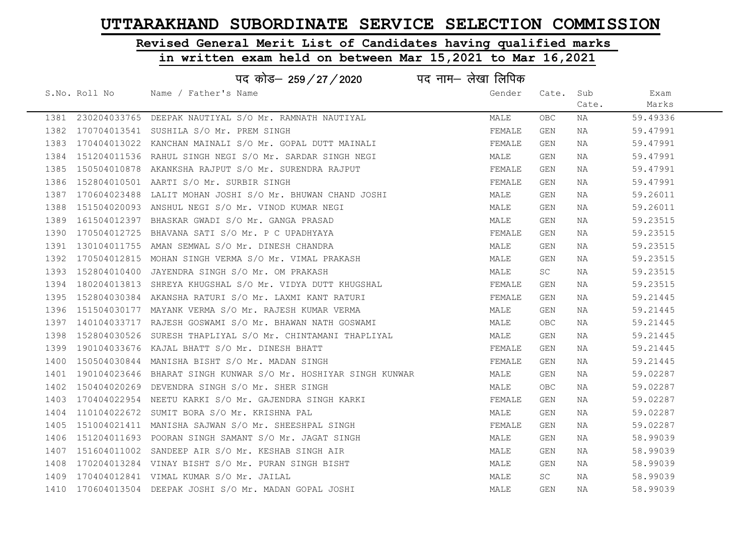# UTTARAKHAND SUBORDINATE SERVICE SELECTION COMMISSION

## Revised General Merit List of Candidates having qualified marks in written exam held on between Mar 15,2021 to Mar 16,2021

पद कोड– 259/27/2020 पद नाम– लेखा लिपिक

| S.No. | Roll No | Name / Father's Name | Gender | Cate. | Sub Cate. | Exam Marks |
|---|---|---|---|---|---|---|
| 1381 | 230204033765 | DEEPAK NAUTIYAL S/O Mr. RAMNATH NAUTIYAL | MALE | OBC | NA | 59.49336 |
| 1382 | 170704013541 | SUSHILA S/O Mr. PREM SINGH | FEMALE | GEN | NA | 59.47991 |
| 1383 | 170404013022 | KANCHAN MAINALI S/O Mr. GOPAL DUTT MAINALI | FEMALE | GEN | NA | 59.47991 |
| 1384 | 151204011536 | RAHUL SINGH NEGI S/O Mr. SARDAR SINGH NEGI | MALE | GEN | NA | 59.47991 |
| 1385 | 150504010878 | AKANKSHA RAJPUT S/O Mr. SURENDRA RAJPUT | FEMALE | GEN | NA | 59.47991 |
| 1386 | 152804010501 | AARTI S/O Mr. SURBIR SINGH | FEMALE | GEN | NA | 59.47991 |
| 1387 | 170604023488 | LALIT MOHAN JOSHI S/O Mr. BHUWAN CHAND JOSHI | MALE | GEN | NA | 59.26011 |
| 1388 | 151504020093 | ANSHUL NEGI S/O Mr. VINOD KUMAR NEGI | MALE | GEN | NA | 59.26011 |
| 1389 | 161504012397 | BHASKAR GWADI S/O Mr. GANGA PRASAD | MALE | GEN | NA | 59.23515 |
| 1390 | 170504012725 | BHAVANA SATI S/O Mr. P C UPADHYAYA | FEMALE | GEN | NA | 59.23515 |
| 1391 | 130104011755 | AMAN SEMWAL S/O Mr. DINESH CHANDRA | MALE | GEN | NA | 59.23515 |
| 1392 | 170504012815 | MOHAN SINGH VERMA S/O Mr. VIMAL PRAKASH | MALE | GEN | NA | 59.23515 |
| 1393 | 152804010400 | JAYENDRA SINGH S/O Mr. OM PRAKASH | MALE | SC | NA | 59.23515 |
| 1394 | 180204013813 | SHREYA KHUGSHAL S/O Mr. VIDYA DUTT KHUGSHAL | FEMALE | GEN | NA | 59.23515 |
| 1395 | 152804030384 | AKANSHA RATURI S/O Mr. LAXMI KANT RATURI | FEMALE | GEN | NA | 59.21445 |
| 1396 | 151504030177 | MAYANK VERMA S/O Mr. RAJESH KUMAR VERMA | MALE | GEN | NA | 59.21445 |
| 1397 | 140104033717 | RAJESH GOSWAMI S/O Mr. BHAWAN NATH GOSWAMI | MALE | OBC | NA | 59.21445 |
| 1398 | 152804030526 | SURESH THAPLIYAL S/O Mr. CHINTAMANI THAPLIYAL | MALE | GEN | NA | 59.21445 |
| 1399 | 190104033676 | KAJAL BHATT S/O Mr. DINESH BHATT | FEMALE | GEN | NA | 59.21445 |
| 1400 | 150504030844 | MANISHA BISHT S/O Mr. MADAN SINGH | FEMALE | GEN | NA | 59.21445 |
| 1401 | 190104023646 | BHARAT SINGH KUNWAR S/O Mr. HOSHIYAR SINGH KUNWAR | MALE | GEN | NA | 59.02287 |
| 1402 | 150404020269 | DEVENDRA SINGH S/O Mr. SHER SINGH | MALE | OBC | NA | 59.02287 |
| 1403 | 170404022954 | NEETU KARKI S/O Mr. GAJENDRA SINGH KARKI | FEMALE | GEN | NA | 59.02287 |
| 1404 | 110104022672 | SUMIT BORA S/O Mr. KRISHNA PAL | MALE | GEN | NA | 59.02287 |
| 1405 | 151004021411 | MANISHA SAJWAN S/O Mr. SHEESHPAL SINGH | FEMALE | GEN | NA | 59.02287 |
| 1406 | 151204011693 | POORAN SINGH SAMANT S/O Mr. JAGAT SINGH | MALE | GEN | NA | 58.99039 |
| 1407 | 151604011002 | SANDEEP AIR S/O Mr. KESHAB SINGH AIR | MALE | GEN | NA | 58.99039 |
| 1408 | 170204013284 | VINAY BISHT S/O Mr. PURAN SINGH BISHT | MALE | GEN | NA | 58.99039 |
| 1409 | 170404012841 | VIMAL KUMAR S/O Mr. JAILAL | MALE | SC | NA | 58.99039 |
| 1410 | 170604013504 | DEEPAK JOSHI S/O Mr. MADAN GOPAL JOSHI | MALE | GEN | NA | 58.99039 |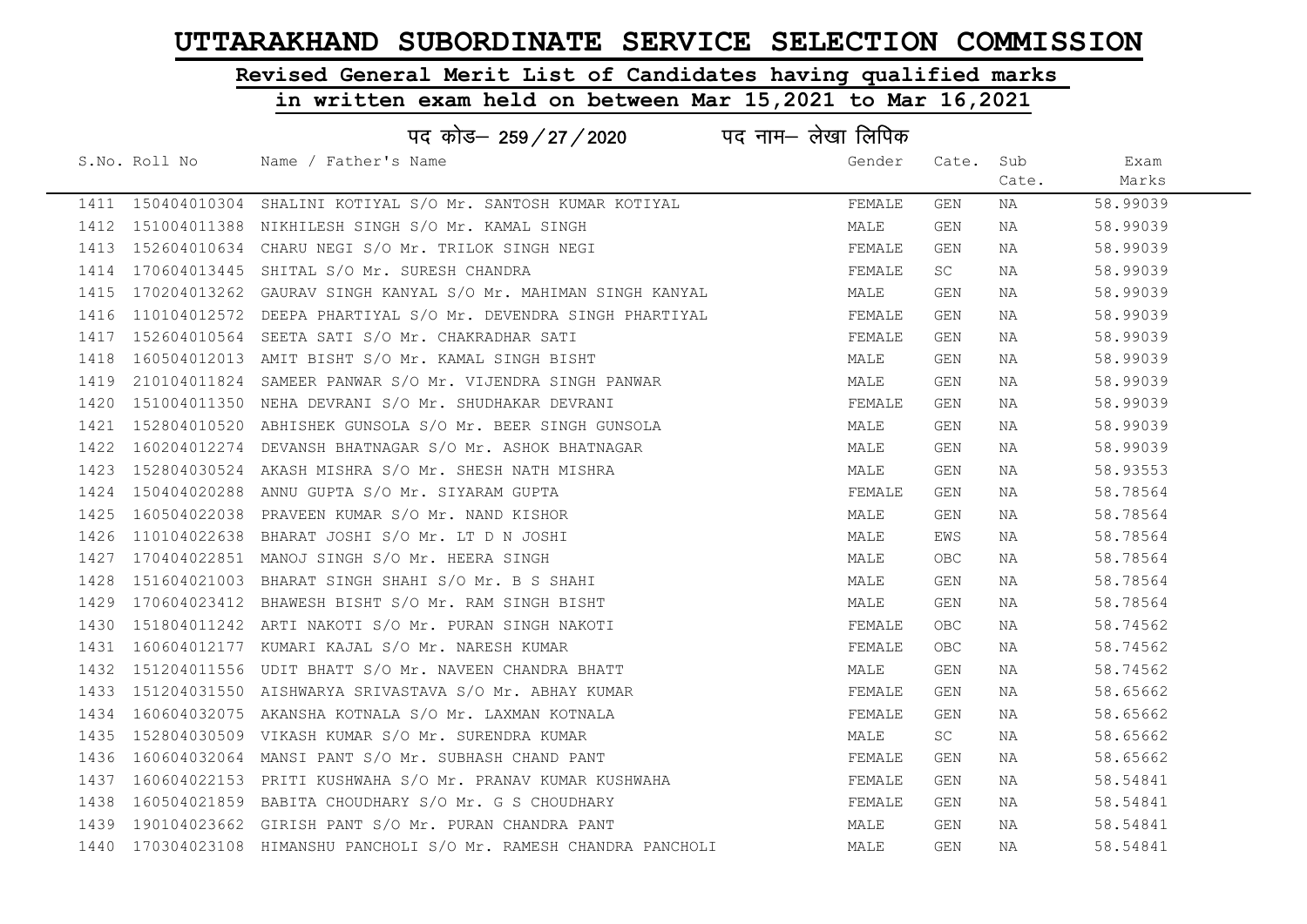# UTTARAKHAND SUBORDINATE SERVICE SELECTION COMMISSION

## Revised General Merit List of Candidates having qualified marks

## in written exam held on between Mar 15,2021 to Mar 16,2021

### पद कोड– 259/27/2020 पद नाम– लेखा लिपिक

| S.No. | Roll No | Name / Father's Name | Gender | Cate. | Sub Cate. | Exam Marks |
|---|---|---|---|---|---|---|
| 1411 | 150404010304 | SHALINI KOTIYAL S/O Mr. SANTOSH KUMAR KOTIYAL | FEMALE | GEN | NA | 58.99039 |
| 1412 | 151004011388 | NIKHILESH SINGH S/O Mr. KAMAL SINGH | MALE | GEN | NA | 58.99039 |
| 1413 | 152604010634 | CHARU NEGI S/O Mr. TRILOK SINGH NEGI | FEMALE | GEN | NA | 58.99039 |
| 1414 | 170604013445 | SHITAL S/O Mr. SURESH CHANDRA | FEMALE | SC | NA | 58.99039 |
| 1415 | 170204013262 | GAURAV SINGH KANYAL S/O Mr. MAHIMAN SINGH KANYAL | MALE | GEN | NA | 58.99039 |
| 1416 | 110104012572 | DEEPA PHARTIYAL S/O Mr. DEVENDRA SINGH PHARTIYAL | FEMALE | GEN | NA | 58.99039 |
| 1417 | 152604010564 | SEETA SATI S/O Mr. CHAKRADHAR SATI | FEMALE | GEN | NA | 58.99039 |
| 1418 | 160504012013 | AMIT BISHT S/O Mr. KAMAL SINGH BISHT | MALE | GEN | NA | 58.99039 |
| 1419 | 210104011824 | SAMEER PANWAR S/O Mr. VIJENDRA SINGH PANWAR | MALE | GEN | NA | 58.99039 |
| 1420 | 151004011350 | NEHA DEVRANI S/O Mr. SHUDHAKAR DEVRANI | FEMALE | GEN | NA | 58.99039 |
| 1421 | 152804010520 | ABHISHEK GUNSOLA S/O Mr. BEER SINGH GUNSOLA | MALE | GEN | NA | 58.99039 |
| 1422 | 160204012274 | DEVANSH BHATNAGAR S/O Mr. ASHOK BHATNAGAR | MALE | GEN | NA | 58.99039 |
| 1423 | 152804030524 | AKASH MISHRA S/O Mr. SHESH NATH MISHRA | MALE | GEN | NA | 58.93553 |
| 1424 | 150404020288 | ANNU GUPTA S/O Mr. SIYARAM GUPTA | FEMALE | GEN | NA | 58.78564 |
| 1425 | 160504022038 | PRAVEEN KUMAR S/O Mr. NAND KISHOR | MALE | GEN | NA | 58.78564 |
| 1426 | 110104022638 | BHARAT JOSHI S/O Mr. LT D N JOSHI | MALE | EWS | NA | 58.78564 |
| 1427 | 170404022851 | MANOJ SINGH S/O Mr. HEERA SINGH | MALE | OBC | NA | 58.78564 |
| 1428 | 151604021003 | BHARAT SINGH SHAHI S/O Mr. B S SHAHI | MALE | GEN | NA | 58.78564 |
| 1429 | 170604023412 | BHAWESH BISHT S/O Mr. RAM SINGH BISHT | MALE | GEN | NA | 58.78564 |
| 1430 | 151804011242 | ARTI NAKOTI S/O Mr. PURAN SINGH NAKOTI | FEMALE | OBC | NA | 58.74562 |
| 1431 | 160604012177 | KUMARI KAJAL S/O Mr. NARESH KUMAR | FEMALE | OBC | NA | 58.74562 |
| 1432 | 151204011556 | UDIT BHATT S/O Mr. NAVEEN CHANDRA BHATT | MALE | GEN | NA | 58.74562 |
| 1433 | 151204031550 | AISHWARYA SRIVASTAVA S/O Mr. ABHAY KUMAR | FEMALE | GEN | NA | 58.65662 |
| 1434 | 160604032075 | AKANSHA KOTNALA S/O Mr. LAXMAN KOTNALA | FEMALE | GEN | NA | 58.65662 |
| 1435 | 152804030509 | VIKASH KUMAR S/O Mr. SURENDRA KUMAR | MALE | SC | NA | 58.65662 |
| 1436 | 160604032064 | MANSI PANT S/O Mr. SUBHASH CHAND PANT | FEMALE | GEN | NA | 58.65662 |
| 1437 | 160604022153 | PRITI KUSHWAHA S/O Mr. PRANAV KUMAR KUSHWAHA | FEMALE | GEN | NA | 58.54841 |
| 1438 | 160504021859 | BABITA CHOUDHARY S/O Mr. G S CHOUDHARY | FEMALE | GEN | NA | 58.54841 |
| 1439 | 190104023662 | GIRISH PANT S/O Mr. PURAN CHANDRA PANT | MALE | GEN | NA | 58.54841 |
| 1440 | 170304023108 | HIMANSHU PANCHOLI S/O Mr. RAMESH CHANDRA PANCHOLI | MALE | GEN | NA | 58.54841 |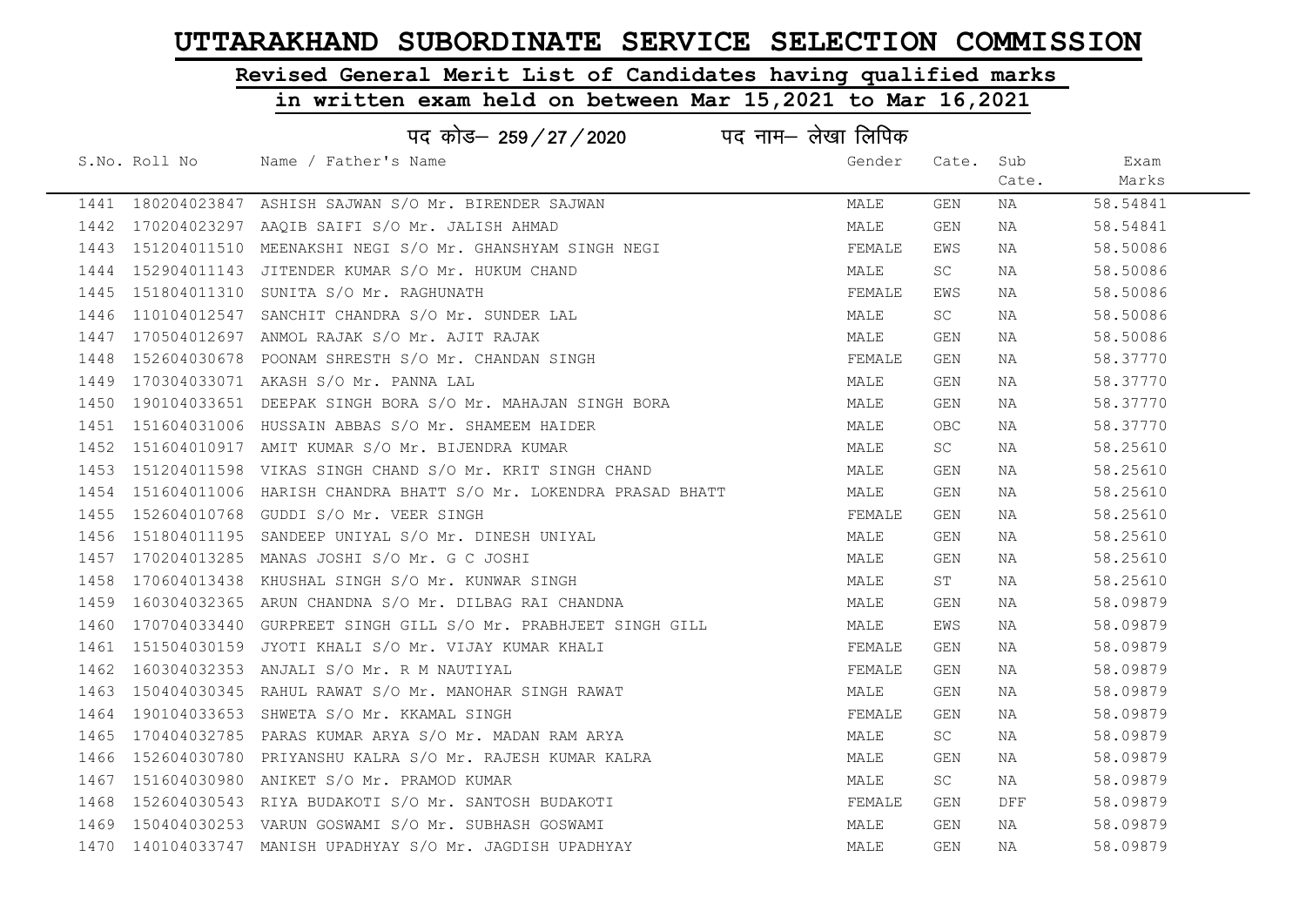# UTTARAKHAND SUBORDINATE SERVICE SELECTION COMMISSION

## Revised General Merit List of Candidates having qualified marks

## in written exam held on between Mar 15,2021 to Mar 16,2021

### पद कोड– 259/27/2020 पद नाम– लेखा लिपिक

| S.No. | Roll No | Name / Father's Name | Gender | Cate. | Sub Cate. | Exam Marks |
|---|---|---|---|---|---|---|
| 1441 | 180204023847 | ASHISH SAJWAN S/O Mr. BIRENDER SAJWAN | MALE | GEN | NA | 58.54841 |
| 1442 | 170204023297 | AAQIB SAIFI S/O Mr. JALISH AHMAD | MALE | GEN | NA | 58.54841 |
| 1443 | 151204011510 | MEENAKSHI NEGI S/O Mr. GHANSHYAM SINGH NEGI | FEMALE | EWS | NA | 58.50086 |
| 1444 | 152904011143 | JITENDER KUMAR S/O Mr. HUKUM CHAND | MALE | SC | NA | 58.50086 |
| 1445 | 151804011310 | SUNITA S/O Mr. RAGHUNATH | FEMALE | EWS | NA | 58.50086 |
| 1446 | 110104012547 | SANCHIT CHANDRA S/O Mr. SUNDER LAL | MALE | SC | NA | 58.50086 |
| 1447 | 170504012697 | ANMOL RAJAK S/O Mr. AJIT RAJAK | MALE | GEN | NA | 58.50086 |
| 1448 | 152604030678 | POONAM SHRESTH S/O Mr. CHANDAN SINGH | FEMALE | GEN | NA | 58.37770 |
| 1449 | 170304033071 | AKASH S/O Mr. PANNA LAL | MALE | GEN | NA | 58.37770 |
| 1450 | 190104033651 | DEEPAK SINGH BORA S/O Mr. MAHAJAN SINGH BORA | MALE | GEN | NA | 58.37770 |
| 1451 | 151604031006 | HUSSAIN ABBAS S/O Mr. SHAMEEM HAIDER | MALE | OBC | NA | 58.37770 |
| 1452 | 151604010917 | AMIT KUMAR S/O Mr. BIJENDRA KUMAR | MALE | SC | NA | 58.25610 |
| 1453 | 151204011598 | VIKAS SINGH CHAND S/O Mr. KRIT SINGH CHAND | MALE | GEN | NA | 58.25610 |
| 1454 | 151604011006 | HARISH CHANDRA BHATT S/O Mr. LOKENDRA PRASAD BHATT | MALE | GEN | NA | 58.25610 |
| 1455 | 152604010768 | GUDDI S/O Mr. VEER SINGH | FEMALE | GEN | NA | 58.25610 |
| 1456 | 151804011195 | SANDEEP UNIYAL S/O Mr. DINESH UNIYAL | MALE | GEN | NA | 58.25610 |
| 1457 | 170204013285 | MANAS JOSHI S/O Mr. G C JOSHI | MALE | GEN | NA | 58.25610 |
| 1458 | 170604013438 | KHUSHAL SINGH S/O Mr. KUNWAR SINGH | MALE | ST | NA | 58.25610 |
| 1459 | 160304032365 | ARUN CHANDNA S/O Mr. DILBAG RAI CHANDNA | MALE | GEN | NA | 58.09879 |
| 1460 | 170704033440 | GURPREET SINGH GILL S/O Mr. PRABHJEET SINGH GILL | MALE | EWS | NA | 58.09879 |
| 1461 | 151504030159 | JYOTI KHALI S/O Mr. VIJAY KUMAR KHALI | FEMALE | GEN | NA | 58.09879 |
| 1462 | 160304032353 | ANJALI S/O Mr. R M NAUTIYAL | FEMALE | GEN | NA | 58.09879 |
| 1463 | 150404030345 | RAHUL RAWAT S/O Mr. MANOHAR SINGH RAWAT | MALE | GEN | NA | 58.09879 |
| 1464 | 190104033653 | SHWETA S/O Mr. KKAMAL SINGH | FEMALE | GEN | NA | 58.09879 |
| 1465 | 170404032785 | PARAS KUMAR ARYA S/O Mr. MADAN RAM ARYA | MALE | SC | NA | 58.09879 |
| 1466 | 152604030780 | PRIYANSHU KALRA S/O Mr. RAJESH KUMAR KALRA | MALE | GEN | NA | 58.09879 |
| 1467 | 151604030980 | ANIKET S/O Mr. PRAMOD KUMAR | MALE | SC | NA | 58.09879 |
| 1468 | 152604030543 | RIYA BUDAKOTI S/O Mr. SANTOSH BUDAKOTI | FEMALE | GEN | DFF | 58.09879 |
| 1469 | 150404030253 | VARUN GOSWAMI S/O Mr. SUBHASH GOSWAMI | MALE | GEN | NA | 58.09879 |
| 1470 | 140104033747 | MANISH UPADHYAY S/O Mr. JAGDISH UPADHYAY | MALE | GEN | NA | 58.09879 |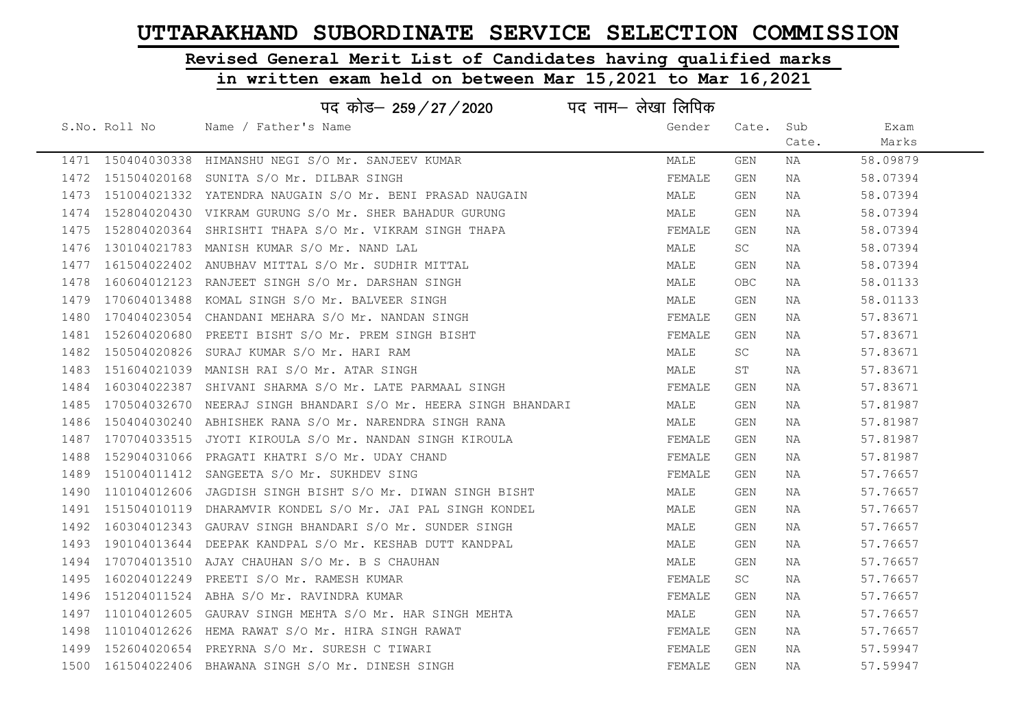# UTTARAKHAND SUBORDINATE SERVICE SELECTION COMMISSION

## Revised General Merit List of Candidates having qualified marks

## in written exam held on between Mar 15,2021 to Mar 16,2021

पद कोड– 259/27/2020 पद नाम– लेखा लिपिक

| S.No. | Roll No | Name / Father's Name | Gender | Cate. | Sub Cate. | Exam Marks |
|---|---|---|---|---|---|---|
| 1471 | 150404030338 | HIMANSHU NEGI S/O Mr. SANJEEV KUMAR | MALE | GEN | NA | 58.09879 |
| 1472 | 151504020168 | SUNITA S/O Mr. DILBAR SINGH | FEMALE | GEN | NA | 58.07394 |
| 1473 | 151004021332 | YATENDRA NAUGAIN S/O Mr. BENI PRASAD NAUGAIN | MALE | GEN | NA | 58.07394 |
| 1474 | 152804020430 | VIKRAM GURUNG S/O Mr. SHER BAHADUR GURUNG | MALE | GEN | NA | 58.07394 |
| 1475 | 152804020364 | SHRISHTI THAPA S/O Mr. VIKRAM SINGH THAPA | FEMALE | GEN | NA | 58.07394 |
| 1476 | 130104021783 | MANISH KUMAR S/O Mr. NAND LAL | MALE | SC | NA | 58.07394 |
| 1477 | 161504022402 | ANUBHAV MITTAL S/O Mr. SUDHIR MITTAL | MALE | GEN | NA | 58.07394 |
| 1478 | 160604012123 | RANJEET SINGH S/O Mr. DARSHAN SINGH | MALE | OBC | NA | 58.01133 |
| 1479 | 170604013488 | KOMAL SINGH S/O Mr. BALVEER SINGH | MALE | GEN | NA | 58.01133 |
| 1480 | 170404023054 | CHANDANI MEHARA S/O Mr. NANDAN SINGH | FEMALE | GEN | NA | 57.83671 |
| 1481 | 152604020680 | PREETI BISHT S/O Mr. PREM SINGH BISHT | FEMALE | GEN | NA | 57.83671 |
| 1482 | 150504020826 | SURAJ KUMAR S/O Mr. HARI RAM | MALE | SC | NA | 57.83671 |
| 1483 | 151604021039 | MANISH RAI S/O Mr. ATAR SINGH | MALE | ST | NA | 57.83671 |
| 1484 | 160304022387 | SHIVANI SHARMA S/O Mr. LATE PARMAAL SINGH | FEMALE | GEN | NA | 57.83671 |
| 1485 | 170504032670 | NEERAJ SINGH BHANDARI S/O Mr. HEERA SINGH BHANDARI | MALE | GEN | NA | 57.81987 |
| 1486 | 150404030240 | ABHISHEK RANA S/O Mr. NARENDRA SINGH RANA | MALE | GEN | NA | 57.81987 |
| 1487 | 170704033515 | JYOTI KIROULA S/O Mr. NANDAN SINGH KIROULA | FEMALE | GEN | NA | 57.81987 |
| 1488 | 152904031066 | PRAGATI KHATRI S/O Mr. UDAY CHAND | FEMALE | GEN | NA | 57.81987 |
| 1489 | 151004011412 | SANGEETA S/O Mr. SUKHDEV SING | FEMALE | GEN | NA | 57.76657 |
| 1490 | 110104012606 | JAGDISH SINGH BISHT S/O Mr. DIWAN SINGH BISHT | MALE | GEN | NA | 57.76657 |
| 1491 | 151504010119 | DHARAMVIR KONDEL S/O Mr. JAI PAL SINGH KONDEL | MALE | GEN | NA | 57.76657 |
| 1492 | 160304012343 | GAURAV SINGH BHANDARI S/O Mr. SUNDER SINGH | MALE | GEN | NA | 57.76657 |
| 1493 | 190104013644 | DEEPAK KANDPAL S/O Mr. KESHAB DUTT KANDPAL | MALE | GEN | NA | 57.76657 |
| 1494 | 170704013510 | AJAY CHAUHAN S/O Mr. B S CHAUHAN | MALE | GEN | NA | 57.76657 |
| 1495 | 160204012249 | PREETI S/O Mr. RAMESH KUMAR | FEMALE | SC | NA | 57.76657 |
| 1496 | 151204011524 | ABHA S/O Mr. RAVINDRA KUMAR | FEMALE | GEN | NA | 57.76657 |
| 1497 | 110104012605 | GAURAV SINGH MEHTA S/O Mr. HAR SINGH MEHTA | MALE | GEN | NA | 57.76657 |
| 1498 | 110104012626 | HEMA RAWAT S/O Mr. HIRA SINGH RAWAT | FEMALE | GEN | NA | 57.76657 |
| 1499 | 152604020654 | PREYRNA S/O Mr. SURESH C TIWARI | FEMALE | GEN | NA | 57.59947 |
| 1500 | 161504022406 | BHAWANA SINGH S/O Mr. DINESH SINGH | FEMALE | GEN | NA | 57.59947 |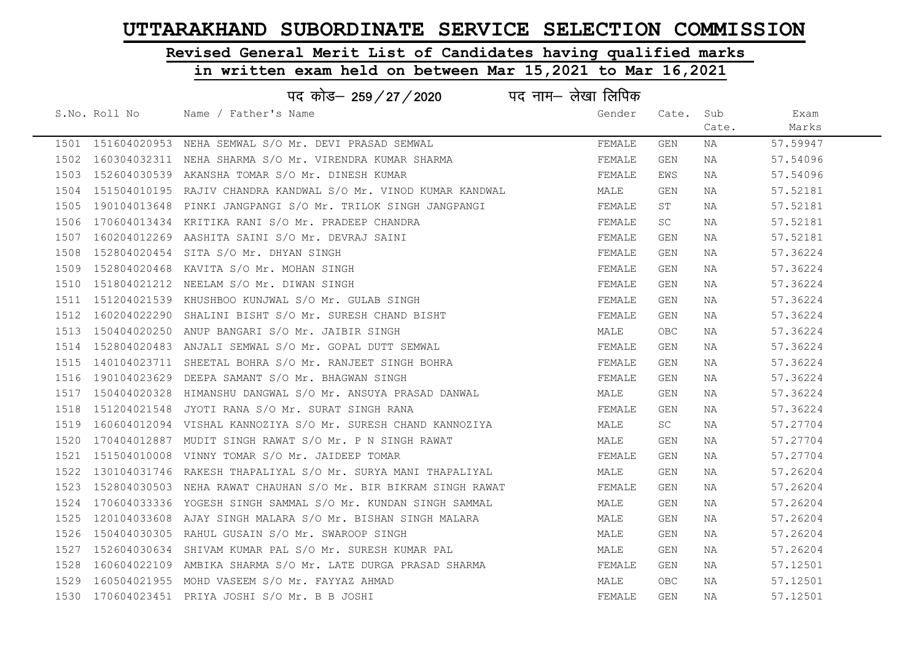# UTTARAKHAND SUBORDINATE SERVICE SELECTION COMMISSION

## Revised General Merit List of Candidates having qualified marks in written exam held on between Mar 15,2021 to Mar 16,2021

### पद कोड– 259/27/2020 पद नाम– लेखा लिपिक

| S.No. | Roll No | Name / Father's Name | Gender | Cate. | Sub Cate. | Exam Marks |
|---|---|---|---|---|---|---|
| 1501 | 151604020953 | NEHA SEMWAL S/O Mr. DEVI PRASAD SEMWAL | FEMALE | GEN | NA | 57.59947 |
| 1502 | 160304032311 | NEHA SHARMA S/O Mr. VIRENDRA KUMAR SHARMA | FEMALE | GEN | NA | 57.54096 |
| 1503 | 152604030539 | AKANSHA TOMAR S/O Mr. DINESH KUMAR | FEMALE | EWS | NA | 57.54096 |
| 1504 | 151504010195 | RAJIV CHANDRA KANDWAL S/O Mr. VINOD KUMAR KANDWAL | MALE | GEN | NA | 57.52181 |
| 1505 | 190104013648 | PINKI JANGPANGI S/O Mr. TRILOK SINGH JANGPANGI | FEMALE | ST | NA | 57.52181 |
| 1506 | 170604013434 | KRITIKA RANI S/O Mr. PRADEEP CHANDRA | FEMALE | SC | NA | 57.52181 |
| 1507 | 160204012269 | AASHITA SAINI S/O Mr. DEVRAJ SAINI | FEMALE | GEN | NA | 57.52181 |
| 1508 | 152804020454 | SITA S/O Mr. DHYAN SINGH | FEMALE | GEN | NA | 57.36224 |
| 1509 | 152804020468 | KAVITA S/O Mr. MOHAN SINGH | FEMALE | GEN | NA | 57.36224 |
| 1510 | 151804021212 | NEELAM S/O Mr. DIWAN SINGH | FEMALE | GEN | NA | 57.36224 |
| 1511 | 151204021539 | KHUSHBOO KUNJWAL S/O Mr. GULAB SINGH | FEMALE | GEN | NA | 57.36224 |
| 1512 | 160204022290 | SHALINI BISHT S/O Mr. SURESH CHAND BISHT | FEMALE | GEN | NA | 57.36224 |
| 1513 | 150404020250 | ANUP BANGARI S/O Mr. JAIBIR SINGH | MALE | OBC | NA | 57.36224 |
| 1514 | 152804020483 | ANJALI SEMWAL S/O Mr. GOPAL DUTT SEMWAL | FEMALE | GEN | NA | 57.36224 |
| 1515 | 140104023711 | SHEETAL BOHRA S/O Mr. RANJEET SINGH BOHRA | FEMALE | GEN | NA | 57.36224 |
| 1516 | 190104023629 | DEEPA SAMANT S/O Mr. BHAGWAN SINGH | FEMALE | GEN | NA | 57.36224 |
| 1517 | 150404020328 | HIMANSHU DANGWAL S/O Mr. ANSUYA PRASAD DANWAL | MALE | GEN | NA | 57.36224 |
| 1518 | 151204021548 | JYOTI RANA S/O Mr. SURAT SINGH RANA | FEMALE | GEN | NA | 57.36224 |
| 1519 | 160604012094 | VISHAL KANNOZIYA S/O Mr. SURESH CHAND KANNOZIYA | MALE | SC | NA | 57.27704 |
| 1520 | 170404012887 | MUDIT SINGH RAWAT S/O Mr. P N SINGH RAWAT | MALE | GEN | NA | 57.27704 |
| 1521 | 151504010008 | VINNY TOMAR S/O Mr. JAIDEEP TOMAR | FEMALE | GEN | NA | 57.27704 |
| 1522 | 130104031746 | RAKESH THAPALIYAL S/O Mr. SURYA MANI THAPALIYAL | MALE | GEN | NA | 57.26204 |
| 1523 | 152804030503 | NEHA RAWAT CHAUHAN S/O Mr. BIR BIKRAM SINGH RAWAT | FEMALE | GEN | NA | 57.26204 |
| 1524 | 170604033336 | YOGESH SINGH SAMMAL S/O Mr. KUNDAN SINGH SAMMAL | MALE | GEN | NA | 57.26204 |
| 1525 | 120104033608 | AJAY SINGH MALARA S/O Mr. BISHAN SINGH MALARA | MALE | GEN | NA | 57.26204 |
| 1526 | 150404030305 | RAHUL GUSAIN S/O Mr. SWAROOP SINGH | MALE | GEN | NA | 57.26204 |
| 1527 | 152604030634 | SHIVAM KUMAR PAL S/O Mr. SURESH KUMAR PAL | MALE | GEN | NA | 57.26204 |
| 1528 | 160604022109 | AMBIKA SHARMA S/O Mr. LATE DURGA PRASAD SHARMA | FEMALE | GEN | NA | 57.12501 |
| 1529 | 160504021955 | MOHD VASEEM S/O Mr. FAYYAZ AHMAD | MALE | OBC | NA | 57.12501 |
| 1530 | 170604023451 | PRIYA JOSHI S/O Mr. B B JOSHI | FEMALE | GEN | NA | 57.12501 |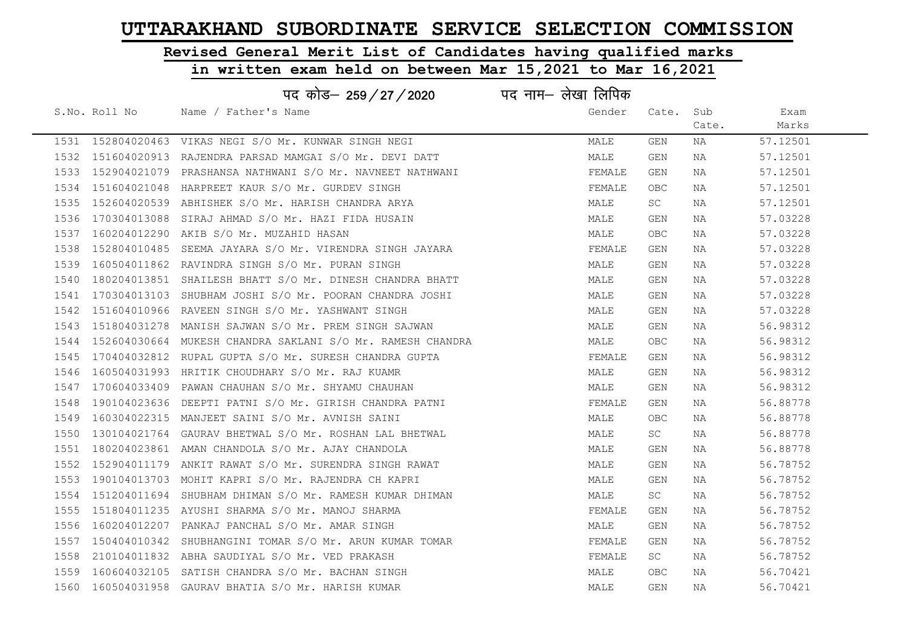# UTTARAKHAND SUBORDINATE SERVICE SELECTION COMMISSION

## Revised General Merit List of Candidates having qualified marks in written exam held on between Mar 15,2021 to Mar 16,2021

### पद कोड– 259/27/2020 पद नाम– लेखा लिपिक

| S.No. | Roll No | Name / Father's Name | Gender | Cate. | Sub Cate. | Exam Marks |
|---|---|---|---|---|---|---|
| 1531 | 152804020463 | VIKAS NEGI S/O Mr. KUNWAR SINGH NEGI | MALE | GEN | NA | 57.12501 |
| 1532 | 151604020913 | RAJENDRA PARSAD MAMGAI S/O Mr. DEVI DATT | MALE | GEN | NA | 57.12501 |
| 1533 | 152904021079 | PRASHANSA NATHWANI S/O Mr. NAVNEET NATHWANI | FEMALE | GEN | NA | 57.12501 |
| 1534 | 151604021048 | HARPREET KAUR S/O Mr. GURDEV SINGH | FEMALE | OBC | NA | 57.12501 |
| 1535 | 152604020539 | ABHISHEK S/O Mr. HARISH CHANDRA ARYA | MALE | SC | NA | 57.12501 |
| 1536 | 170304013088 | SIRAJ AHMAD S/O Mr. HAZI FIDA HUSAIN | MALE | GEN | NA | 57.03228 |
| 1537 | 160204012290 | AKIB S/O Mr. MUZAHID HASAN | MALE | OBC | NA | 57.03228 |
| 1538 | 152804010485 | SEEMA JAYARA S/O Mr. VIRENDRA SINGH JAYARA | FEMALE | GEN | NA | 57.03228 |
| 1539 | 160504011862 | RAVINDRA SINGH S/O Mr. PURAN SINGH | MALE | GEN | NA | 57.03228 |
| 1540 | 180204013851 | SHAILESH BHATT S/O Mr. DINESH CHANDRA BHATT | MALE | GEN | NA | 57.03228 |
| 1541 | 170304013103 | SHUBHAM JOSHI S/O Mr. POORAN CHANDRA JOSHI | MALE | GEN | NA | 57.03228 |
| 1542 | 151604010966 | RAVEEN SINGH S/O Mr. YASHWANT SINGH | MALE | GEN | NA | 57.03228 |
| 1543 | 151804031278 | MANISH SAJWAN S/O Mr. PREM SINGH SAJWAN | MALE | GEN | NA | 56.98312 |
| 1544 | 152604030664 | MUKESH CHANDRA SAKLANI S/O Mr. RAMESH CHANDRA | MALE | OBC | NA | 56.98312 |
| 1545 | 170404032812 | RUPAL GUPTA S/O Mr. SURESH CHANDRA GUPTA | FEMALE | GEN | NA | 56.98312 |
| 1546 | 160504031993 | HRITIK CHOUDHARY S/O Mr. RAJ KUAMR | MALE | GEN | NA | 56.98312 |
| 1547 | 170604033409 | PAWAN CHAUHAN S/O Mr. SHYAMU CHAUHAN | MALE | GEN | NA | 56.98312 |
| 1548 | 190104023636 | DEEPTI PATNI S/O Mr. GIRISH CHANDRA PATNI | FEMALE | GEN | NA | 56.88778 |
| 1549 | 160304022315 | MANJEET SAINI S/O Mr. AVNISH SAINI | MALE | OBC | NA | 56.88778 |
| 1550 | 130104021764 | GAURAV BHETWAL S/O Mr. ROSHAN LAL BHETWAL | MALE | SC | NA | 56.88778 |
| 1551 | 180204023861 | AMAN CHANDOLA S/O Mr. AJAY CHANDOLA | MALE | GEN | NA | 56.88778 |
| 1552 | 152904011179 | ANKIT RAWAT S/O Mr. SURENDRA SINGH RAWAT | MALE | GEN | NA | 56.78752 |
| 1553 | 190104013703 | MOHIT KAPRI S/O Mr. RAJENDRA CH KAPRI | MALE | GEN | NA | 56.78752 |
| 1554 | 151204011694 | SHUBHAM DHIMAN S/O Mr. RAMESH KUMAR DHIMAN | MALE | SC | NA | 56.78752 |
| 1555 | 151804011235 | AYUSHI SHARMA S/O Mr. MANOJ SHARMA | FEMALE | GEN | NA | 56.78752 |
| 1556 | 160204012207 | PANKAJ PANCHAL S/O Mr. AMAR SINGH | MALE | GEN | NA | 56.78752 |
| 1557 | 150404010342 | SHUBHANGINI TOMAR S/O Mr. ARUN KUMAR TOMAR | FEMALE | GEN | NA | 56.78752 |
| 1558 | 210104011832 | ABHA SAUDIYAL S/O Mr. VED PRAKASH | FEMALE | SC | NA | 56.78752 |
| 1559 | 160604032105 | SATISH CHANDRA S/O Mr. BACHAN SINGH | MALE | OBC | NA | 56.70421 |
| 1560 | 160504031958 | GAURAV BHATIA S/O Mr. HARISH KUMAR | MALE | GEN | NA | 56.70421 |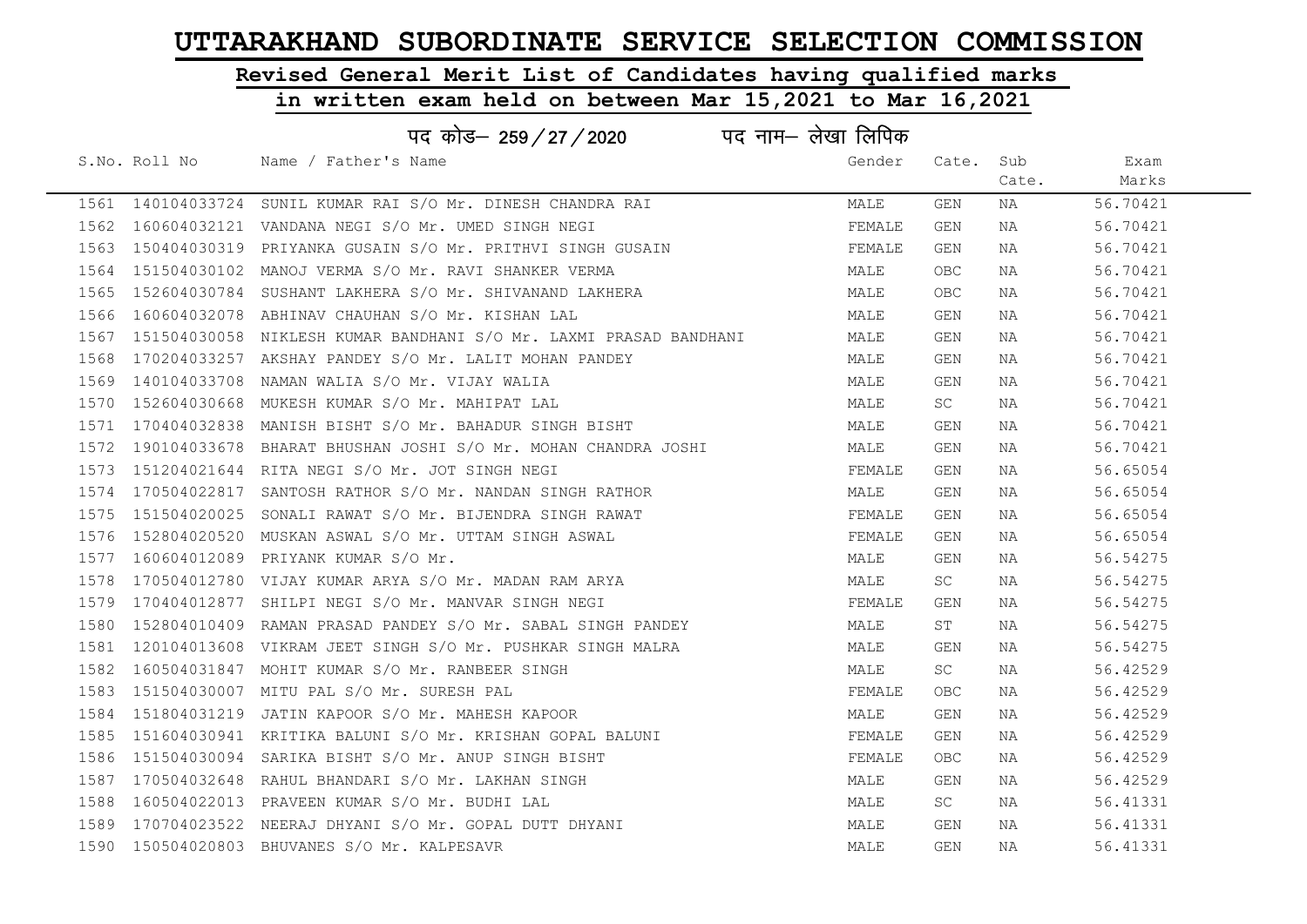# UTTARAKHAND SUBORDINATE SERVICE SELECTION COMMISSION

## Revised General Merit List of Candidates having qualified marks in written exam held on between Mar 15,2021 to Mar 16,2021

### पद कोड– 259 / 27 / 2020 पद नाम– लेखा लिपिक

| S.No. | Roll No | Name / Father's Name | Gender | Cate. | Sub Cate. | Exam Marks |
|---|---|---|---|---|---|---|
| 1561 | 140104033724 | SUNIL KUMAR RAI S/O Mr. DINESH CHANDRA RAI | MALE | GEN | NA | 56.70421 |
| 1562 | 160604032121 | VANDANA NEGI S/O Mr. UMED SINGH NEGI | FEMALE | GEN | NA | 56.70421 |
| 1563 | 150404030319 | PRIYANKA GUSAIN S/O Mr. PRITHVI SINGH GUSAIN | FEMALE | GEN | NA | 56.70421 |
| 1564 | 151504030102 | MANOJ VERMA S/O Mr. RAVI SHANKER VERMA | MALE | OBC | NA | 56.70421 |
| 1565 | 152604030784 | SUSHANT LAKHERA S/O Mr. SHIVANAND LAKHERA | MALE | OBC | NA | 56.70421 |
| 1566 | 160604032078 | ABHINAV CHAUHAN S/O Mr. KISHAN LAL | MALE | GEN | NA | 56.70421 |
| 1567 | 151504030058 | NIKLESH KUMAR BANDHANI S/O Mr. LAXMI PRASAD BANDHANI | MALE | GEN | NA | 56.70421 |
| 1568 | 170204033257 | AKSHAY PANDEY S/O Mr. LALIT MOHAN PANDEY | MALE | GEN | NA | 56.70421 |
| 1569 | 140104033708 | NAMAN WALIA S/O Mr. VIJAY WALIA | MALE | GEN | NA | 56.70421 |
| 1570 | 152604030668 | MUKESH KUMAR S/O Mr. MAHIPAT LAL | MALE | SC | NA | 56.70421 |
| 1571 | 170404032838 | MANISH BISHT S/O Mr. BAHADUR SINGH BISHT | MALE | GEN | NA | 56.70421 |
| 1572 | 190104033678 | BHARAT BHUSHAN JOSHI S/O Mr. MOHAN CHANDRA JOSHI | MALE | GEN | NA | 56.70421 |
| 1573 | 151204021644 | RITA NEGI S/O Mr. JOT SINGH NEGI | FEMALE | GEN | NA | 56.65054 |
| 1574 | 170504022817 | SANTOSH RATHOR S/O Mr. NANDAN SINGH RATHOR | MALE | GEN | NA | 56.65054 |
| 1575 | 151504020025 | SONALI RAWAT S/O Mr. BIJENDRA SINGH RAWAT | FEMALE | GEN | NA | 56.65054 |
| 1576 | 152804020520 | MUSKAN ASWAL S/O Mr. UTTAM SINGH ASWAL | FEMALE | GEN | NA | 56.65054 |
| 1577 | 160604012089 | PRIYANK KUMAR S/O Mr. | MALE | GEN | NA | 56.54275 |
| 1578 | 170504012780 | VIJAY KUMAR ARYA S/O Mr. MADAN RAM ARYA | MALE | SC | NA | 56.54275 |
| 1579 | 170404012877 | SHILPI NEGI S/O Mr. MANVAR SINGH NEGI | FEMALE | GEN | NA | 56.54275 |
| 1580 | 152804010409 | RAMAN PRASAD PANDEY S/O Mr. SABAL SINGH PANDEY | MALE | ST | NA | 56.54275 |
| 1581 | 120104013608 | VIKRAM JEET SINGH S/O Mr. PUSHKAR SINGH MALRA | MALE | GEN | NA | 56.54275 |
| 1582 | 160504031847 | MOHIT KUMAR S/O Mr. RANBEER SINGH | MALE | SC | NA | 56.42529 |
| 1583 | 151504030007 | MITU PAL S/O Mr. SURESH PAL | FEMALE | OBC | NA | 56.42529 |
| 1584 | 151804031219 | JATIN KAPOOR S/O Mr. MAHESH KAPOOR | MALE | GEN | NA | 56.42529 |
| 1585 | 151604030941 | KRITIKA BALUNI S/O Mr. KRISHAN GOPAL BALUNI | FEMALE | GEN | NA | 56.42529 |
| 1586 | 151504030094 | SARIKA BISHT S/O Mr. ANUP SINGH BISHT | FEMALE | OBC | NA | 56.42529 |
| 1587 | 170504032648 | RAHUL BHANDARI S/O Mr. LAKHAN SINGH | MALE | GEN | NA | 56.42529 |
| 1588 | 160504022013 | PRAVEEN KUMAR S/O Mr. BUDHI LAL | MALE | SC | NA | 56.41331 |
| 1589 | 170704023522 | NEERAJ DHYANI S/O Mr. GOPAL DUTT DHYANI | MALE | GEN | NA | 56.41331 |
| 1590 | 150504020803 | BHUVANES S/O Mr. KALPESAVR | MALE | GEN | NA | 56.41331 |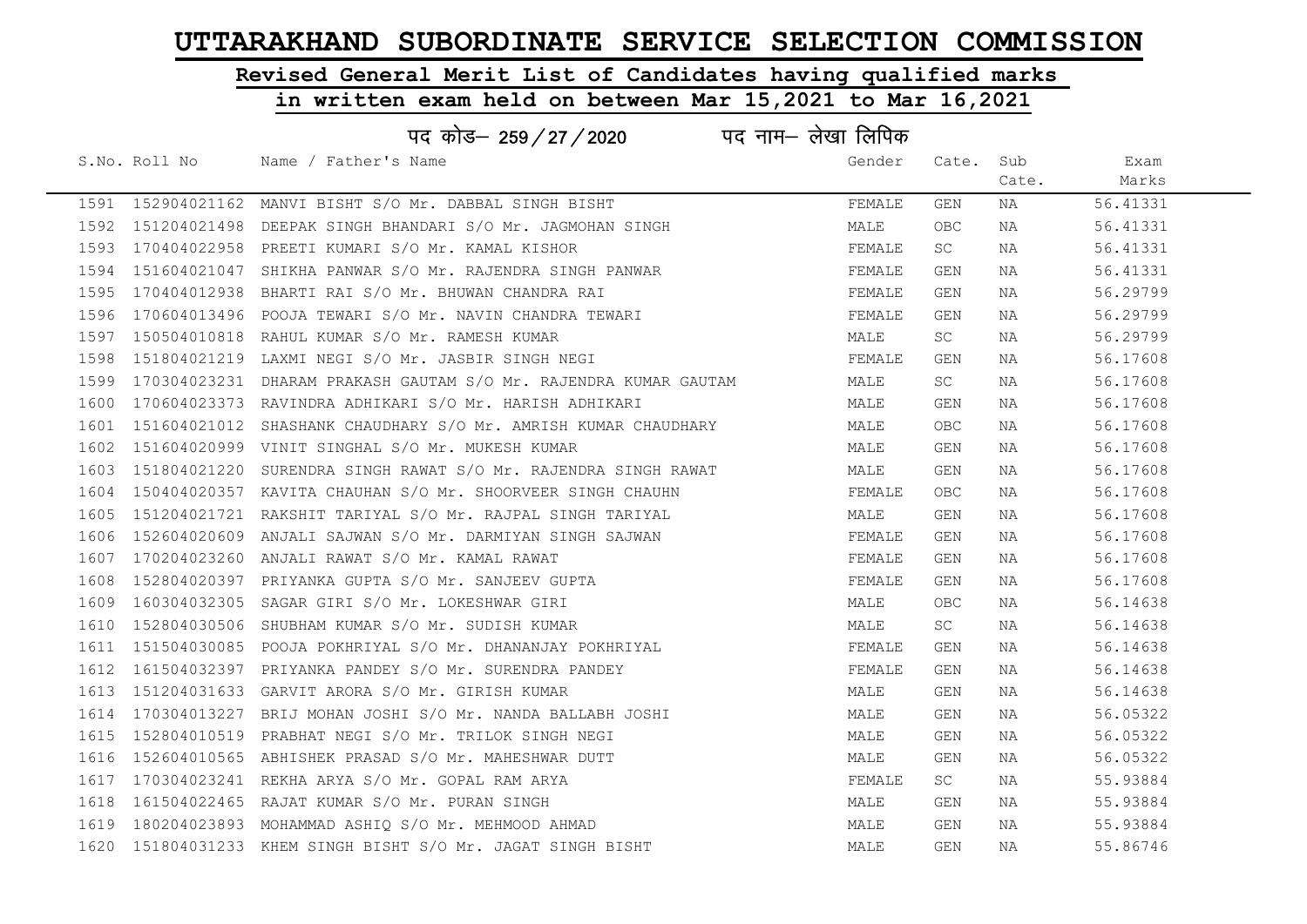# UTTARAKHAND SUBORDINATE SERVICE SELECTION COMMISSION

## Revised General Merit List of Candidates having qualified marks in written exam held on between Mar 15,2021 to Mar 16,2021

### पद कोड– 259/27/2020 पद नाम– लेखा लिपिक

| S.No. | Roll No | Name / Father's Name | Gender | Cate. | Sub Cate. | Exam Marks |
|---|---|---|---|---|---|---|
| 1591 | 152904021162 | MANVI BISHT S/O Mr. DABBAL SINGH BISHT | FEMALE | GEN | NA | 56.41331 |
| 1592 | 151204021498 | DEEPAK SINGH BHANDARI S/O Mr. JAGMOHAN SINGH | MALE | OBC | NA | 56.41331 |
| 1593 | 170404022958 | PREETI KUMARI S/O Mr. KAMAL KISHOR | FEMALE | SC | NA | 56.41331 |
| 1594 | 151604021047 | SHIKHA PANWAR S/O Mr. RAJENDRA SINGH PANWAR | FEMALE | GEN | NA | 56.41331 |
| 1595 | 170404012938 | BHARTI RAI S/O Mr. BHUWAN CHANDRA RAI | FEMALE | GEN | NA | 56.29799 |
| 1596 | 170604013496 | POOJA TEWARI S/O Mr. NAVIN CHANDRA TEWARI | FEMALE | GEN | NA | 56.29799 |
| 1597 | 150504010818 | RAHUL KUMAR S/O Mr. RAMESH KUMAR | MALE | SC | NA | 56.29799 |
| 1598 | 151804021219 | LAXMI NEGI S/O Mr. JASBIR SINGH NEGI | FEMALE | GEN | NA | 56.17608 |
| 1599 | 170304023231 | DHARAM PRAKASH GAUTAM S/O Mr. RAJENDRA KUMAR GAUTAM | MALE | SC | NA | 56.17608 |
| 1600 | 170604023373 | RAVINDRA ADHIKARI S/O Mr. HARISH ADHIKARI | MALE | GEN | NA | 56.17608 |
| 1601 | 151604021012 | SHASHANK CHAUDHARY S/O Mr. AMRISH KUMAR CHAUDHARY | MALE | OBC | NA | 56.17608 |
| 1602 | 151604020999 | VINIT SINGHAL S/O Mr. MUKESH KUMAR | MALE | GEN | NA | 56.17608 |
| 1603 | 151804021220 | SURENDRA SINGH RAWAT S/O Mr. RAJENDRA SINGH RAWAT | MALE | GEN | NA | 56.17608 |
| 1604 | 150404020357 | KAVITA CHAUHAN S/O Mr. SHOORVEER SINGH CHAUHN | FEMALE | OBC | NA | 56.17608 |
| 1605 | 151204021721 | RAKSHIT TARIYAL S/O Mr. RAJPAL SINGH TARIYAL | MALE | GEN | NA | 56.17608 |
| 1606 | 152604020609 | ANJALI SAJWAN S/O Mr. DARMIYAN SINGH SAJWAN | FEMALE | GEN | NA | 56.17608 |
| 1607 | 170204023260 | ANJALI RAWAT S/O Mr. KAMAL RAWAT | FEMALE | GEN | NA | 56.17608 |
| 1608 | 152804020397 | PRIYANKA GUPTA S/O Mr. SANJEEV GUPTA | FEMALE | GEN | NA | 56.17608 |
| 1609 | 160304032305 | SAGAR GIRI S/O Mr. LOKESHWAR GIRI | MALE | OBC | NA | 56.14638 |
| 1610 | 152804030506 | SHUBHAM KUMAR S/O Mr. SUDISH KUMAR | MALE | SC | NA | 56.14638 |
| 1611 | 151504030085 | POOJA POKHRIYAL S/O Mr. DHANANJAY POKHRIYAL | FEMALE | GEN | NA | 56.14638 |
| 1612 | 161504032397 | PRIYANKA PANDEY S/O Mr. SURENDRA PANDEY | FEMALE | GEN | NA | 56.14638 |
| 1613 | 151204031633 | GARVIT ARORA S/O Mr. GIRISH KUMAR | MALE | GEN | NA | 56.14638 |
| 1614 | 170304013227 | BRIJ MOHAN JOSHI S/O Mr. NANDA BALLABH JOSHI | MALE | GEN | NA | 56.05322 |
| 1615 | 152804010519 | PRABHAT NEGI S/O Mr. TRILOK SINGH NEGI | MALE | GEN | NA | 56.05322 |
| 1616 | 152604010565 | ABHISHEK PRASAD S/O Mr. MAHESHWAR DUTT | MALE | GEN | NA | 56.05322 |
| 1617 | 170304023241 | REKHA ARYA S/O Mr. GOPAL RAM ARYA | FEMALE | SC | NA | 55.93884 |
| 1618 | 161504022465 | RAJAT KUMAR S/O Mr. PURAN SINGH | MALE | GEN | NA | 55.93884 |
| 1619 | 180204023893 | MOHAMMAD ASHIQ S/O Mr. MEHMOOD AHMAD | MALE | GEN | NA | 55.93884 |
| 1620 | 151804031233 | KHEM SINGH BISHT S/O Mr. JAGAT SINGH BISHT | MALE | GEN | NA | 55.86746 |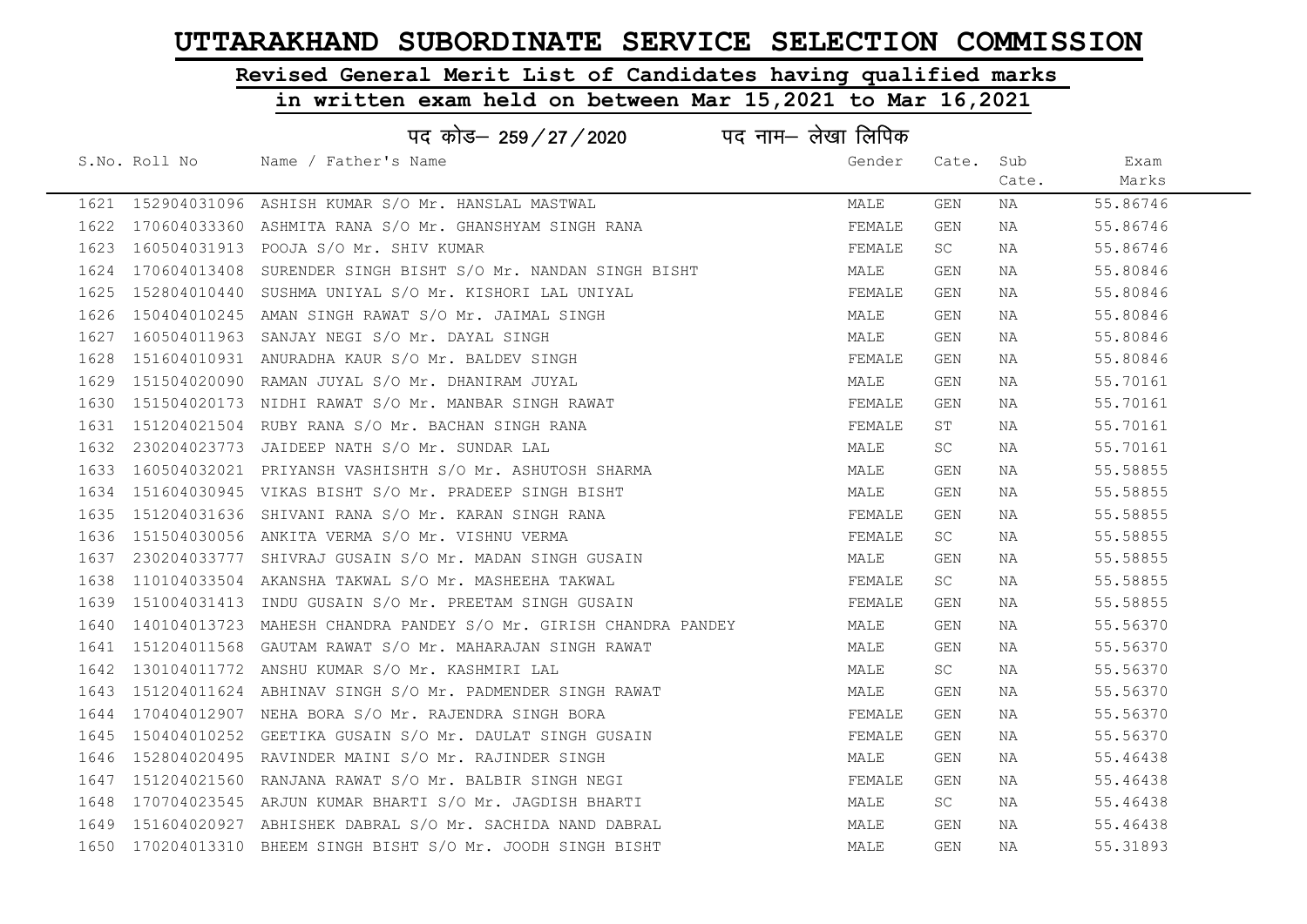# UTTARAKHAND SUBORDINATE SERVICE SELECTION COMMISSION

## Revised General Merit List of Candidates having qualified marks

## in written exam held on between Mar 15,2021 to Mar 16,2021

### पद कोड– 259/27/2020 पद नाम– लेखा लिपिक

| S.No. | Roll No | Name / Father's Name | Gender | Cate. | Sub Cate. | Exam Marks |
|---|---|---|---|---|---|---|
| 1621 | 152904031096 | ASHISH KUMAR S/O Mr. HANSLAL MASTWAL | MALE | GEN | NA | 55.86746 |
| 1622 | 170604033360 | ASHMITA RANA S/O Mr. GHANSHYAM SINGH RANA | FEMALE | GEN | NA | 55.86746 |
| 1623 | 160504031913 | POOJA S/O Mr. SHIV KUMAR | FEMALE | SC | NA | 55.86746 |
| 1624 | 170604013408 | SURENDER SINGH BISHT S/O Mr. NANDAN SINGH BISHT | MALE | GEN | NA | 55.80846 |
| 1625 | 152804010440 | SUSHMA UNIYAL S/O Mr. KISHORI LAL UNIYAL | FEMALE | GEN | NA | 55.80846 |
| 1626 | 150404010245 | AMAN SINGH RAWAT S/O Mr. JAIMAL SINGH | MALE | GEN | NA | 55.80846 |
| 1627 | 160504011963 | SANJAY NEGI S/O Mr. DAYAL SINGH | MALE | GEN | NA | 55.80846 |
| 1628 | 151604010931 | ANURADHA KAUR S/O Mr. BALDEV SINGH | FEMALE | GEN | NA | 55.80846 |
| 1629 | 151504020090 | RAMAN JUYAL S/O Mr. DHANIRAM JUYAL | MALE | GEN | NA | 55.70161 |
| 1630 | 151504020173 | NIDHI RAWAT S/O Mr. MANBAR SINGH RAWAT | FEMALE | GEN | NA | 55.70161 |
| 1631 | 151204021504 | RUBY RANA S/O Mr. BACHAN SINGH RANA | FEMALE | ST | NA | 55.70161 |
| 1632 | 230204023773 | JAIDEEP NATH S/O Mr. SUNDAR LAL | MALE | SC | NA | 55.70161 |
| 1633 | 160504032021 | PRIYANSH VASHISHTH S/O Mr. ASHUTOSH SHARMA | MALE | GEN | NA | 55.58855 |
| 1634 | 151604030945 | VIKAS BISHT S/O Mr. PRADEEP SINGH BISHT | MALE | GEN | NA | 55.58855 |
| 1635 | 151204031636 | SHIVANI RANA S/O Mr. KARAN SINGH RANA | FEMALE | GEN | NA | 55.58855 |
| 1636 | 151504030056 | ANKITA VERMA S/O Mr. VISHNU VERMA | FEMALE | SC | NA | 55.58855 |
| 1637 | 230204033777 | SHIVRAJ GUSAIN S/O Mr. MADAN SINGH GUSAIN | MALE | GEN | NA | 55.58855 |
| 1638 | 110104033504 | AKANSHA TAKWAL S/O Mr. MASHEEHA TAKWAL | FEMALE | SC | NA | 55.58855 |
| 1639 | 151004031413 | INDU GUSAIN S/O Mr. PREETAM SINGH GUSAIN | FEMALE | GEN | NA | 55.58855 |
| 1640 | 140104013723 | MAHESH CHANDRA PANDEY S/O Mr. GIRISH CHANDRA PANDEY | MALE | GEN | NA | 55.56370 |
| 1641 | 151204011568 | GAUTAM RAWAT S/O Mr. MAHARAJAN SINGH RAWAT | MALE | GEN | NA | 55.56370 |
| 1642 | 130104011772 | ANSHU KUMAR S/O Mr. KASHMIRI LAL | MALE | SC | NA | 55.56370 |
| 1643 | 151204011624 | ABHINAV SINGH S/O Mr. PADMENDER SINGH RAWAT | MALE | GEN | NA | 55.56370 |
| 1644 | 170404012907 | NEHA BORA S/O Mr. RAJENDRA SINGH BORA | FEMALE | GEN | NA | 55.56370 |
| 1645 | 150404010252 | GEETIKA GUSAIN S/O Mr. DAULAT SINGH GUSAIN | FEMALE | GEN | NA | 55.56370 |
| 1646 | 152804020495 | RAVINDER MAINI S/O Mr. RAJINDER SINGH | MALE | GEN | NA | 55.46438 |
| 1647 | 151204021560 | RANJANA RAWAT S/O Mr. BALBIR SINGH NEGI | FEMALE | GEN | NA | 55.46438 |
| 1648 | 170704023545 | ARJUN KUMAR BHARTI S/O Mr. JAGDISH BHARTI | MALE | SC | NA | 55.46438 |
| 1649 | 151604020927 | ABHISHEK DABRAL S/O Mr. SACHIDA NAND DABRAL | MALE | GEN | NA | 55.46438 |
| 1650 | 170204013310 | BHEEM SINGH BISHT S/O Mr. JOODH SINGH BISHT | MALE | GEN | NA | 55.31893 |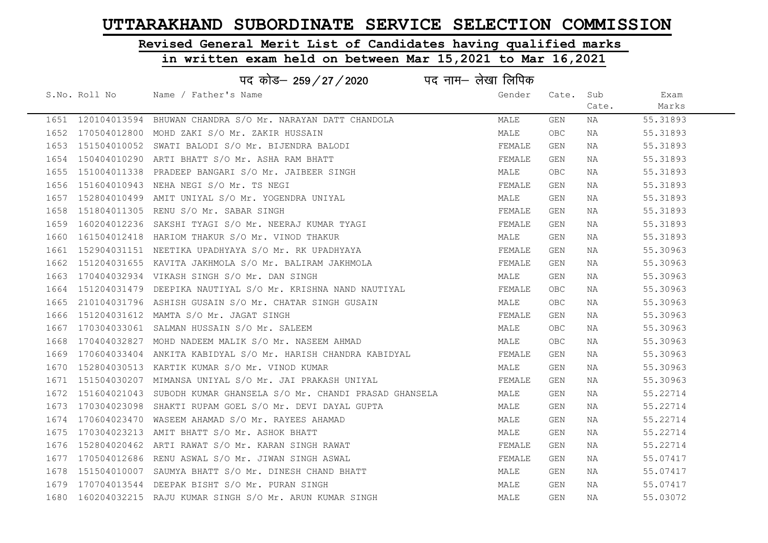# UTTARAKHAND SUBORDINATE SERVICE SELECTION COMMISSION

## Revised General Merit List of Candidates having qualified marks

## in written exam held on between Mar 15,2021 to Mar 16,2021

### पद कोड– 259/27/2020 पद नाम– लेखा लिपिक

| S.No. | Roll No | Name / Father's Name | Gender | Cate. | Sub Cate. | Exam Marks |
|---|---|---|---|---|---|---|
| 1651 | 120104013594 | BHUWAN CHANDRA S/O Mr. NARAYAN DATT CHANDOLA | MALE | GEN | NA | 55.31893 |
| 1652 | 170504012800 | MOHD ZAKI S/O Mr. ZAKIR HUSSAIN | MALE | OBC | NA | 55.31893 |
| 1653 | 151504010052 | SWATI BALODI S/O Mr. BIJENDRA BALODI | FEMALE | GEN | NA | 55.31893 |
| 1654 | 150404010290 | ARTI BHATT S/O Mr. ASHA RAM BHATT | FEMALE | GEN | NA | 55.31893 |
| 1655 | 151004011338 | PRADEEP BANGARI S/O Mr. JAIBEER SINGH | MALE | OBC | NA | 55.31893 |
| 1656 | 151604010943 | NEHA NEGI S/O Mr. TS NEGI | FEMALE | GEN | NA | 55.31893 |
| 1657 | 152804010499 | AMIT UNIYAL S/O Mr. YOGENDRA UNIYAL | MALE | GEN | NA | 55.31893 |
| 1658 | 151804011305 | RENU S/O Mr. SABAR SINGH | FEMALE | GEN | NA | 55.31893 |
| 1659 | 160204012236 | SAKSHI TYAGI S/O Mr. NEERAJ KUMAR TYAGI | FEMALE | GEN | NA | 55.31893 |
| 1660 | 161504012418 | HARIOM THAKUR S/O Mr. VINOD THAKUR | MALE | GEN | NA | 55.31893 |
| 1661 | 152904031151 | NEETIKA UPADHYAYA S/O Mr. RK UPADHYAYA | FEMALE | GEN | NA | 55.30963 |
| 1662 | 151204031655 | KAVITA JAKHMOLA S/O Mr. BALIRAM JAKHMOLA | FEMALE | GEN | NA | 55.30963 |
| 1663 | 170404032934 | VIKASH SINGH S/O Mr. DAN SINGH | MALE | GEN | NA | 55.30963 |
| 1664 | 151204031479 | DEEPIKA NAUTIYAL S/O Mr. KRISHNA NAND NAUTIYAL | FEMALE | OBC | NA | 55.30963 |
| 1665 | 210104031796 | ASHISH GUSAIN S/O Mr. CHATAR SINGH GUSAIN | MALE | OBC | NA | 55.30963 |
| 1666 | 151204031612 | MAMTA S/O Mr. JAGAT SINGH | FEMALE | GEN | NA | 55.30963 |
| 1667 | 170304033061 | SALMAN HUSSAIN S/O Mr. SALEEM | MALE | OBC | NA | 55.30963 |
| 1668 | 170404032827 | MOHD NADEEM MALIK S/O Mr. NASEEM AHMAD | MALE | OBC | NA | 55.30963 |
| 1669 | 170604033404 | ANKITA KABIDYAL S/O Mr. HARISH CHANDRA KABIDYAL | FEMALE | GEN | NA | 55.30963 |
| 1670 | 152804030513 | KARTIK KUMAR S/O Mr. VINOD KUMAR | MALE | GEN | NA | 55.30963 |
| 1671 | 151504030207 | MIMANSA UNIYAL S/O Mr. JAI PRAKASH UNIYAL | FEMALE | GEN | NA | 55.30963 |
| 1672 | 151604021043 | SUBODH KUMAR GHANSELA S/O Mr. CHANDI PRASAD GHANSELA | MALE | GEN | NA | 55.22714 |
| 1673 | 170304023098 | SHAKTI RUPAM GOEL S/O Mr. DEVI DAYAL GUPTA | MALE | GEN | NA | 55.22714 |
| 1674 | 170604023470 | WASEEM AHAMAD S/O Mr. RAYEES AHAMAD | MALE | GEN | NA | 55.22714 |
| 1675 | 170304023213 | AMIT BHATT S/O Mr. ASHOK BHATT | MALE | GEN | NA | 55.22714 |
| 1676 | 152804020462 | ARTI RAWAT S/O Mr. KARAN SINGH RAWAT | FEMALE | GEN | NA | 55.22714 |
| 1677 | 170504012686 | RENU ASWAL S/O Mr. JIWAN SINGH ASWAL | FEMALE | GEN | NA | 55.07417 |
| 1678 | 151504010007 | SAUMYA BHATT S/O Mr. DINESH CHAND BHATT | MALE | GEN | NA | 55.07417 |
| 1679 | 170704013544 | DEEPAK BISHT S/O Mr. PURAN SINGH | MALE | GEN | NA | 55.07417 |
| 1680 | 160204032215 | RAJU KUMAR SINGH S/O Mr. ARUN KUMAR SINGH | MALE | GEN | NA | 55.03072 |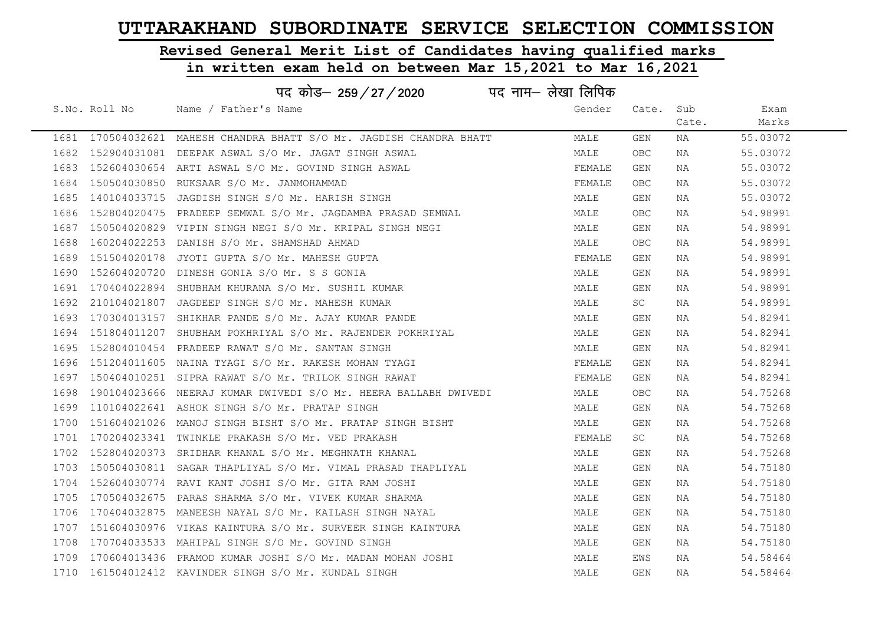# UTTARAKHAND SUBORDINATE SERVICE SELECTION COMMISSION

## Revised General Merit List of Candidates having qualified marks in written exam held on between Mar 15,2021 to Mar 16,2021

### पद कोड– 259/27/2020 पद नाम– लेखा लिपिक

| S.No. | Roll No | Name / Father's Name | Gender | Cate. | Sub Cate. | Exam Marks |
|---|---|---|---|---|---|---|
| 1681 | 170504032621 | MAHESH CHANDRA BHATT S/O Mr. JAGDISH CHANDRA BHATT | MALE | GEN | NA | 55.03072 |
| 1682 | 152904031081 | DEEPAK ASWAL S/O Mr. JAGAT SINGH ASWAL | MALE | OBC | NA | 55.03072 |
| 1683 | 152604030654 | ARTI ASWAL S/O Mr. GOVIND SINGH ASWAL | FEMALE | GEN | NA | 55.03072 |
| 1684 | 150504030850 | RUKSAAR S/O Mr. JANMOHAMMAD | FEMALE | OBC | NA | 55.03072 |
| 1685 | 140104033715 | JAGDISH SINGH S/O Mr. HARISH SINGH | MALE | GEN | NA | 55.03072 |
| 1686 | 152804020475 | PRADEEP SEMWAL S/O Mr. JAGDAMBA PRASAD SEMWAL | MALE | OBC | NA | 54.98991 |
| 1687 | 150504020829 | VIPIN SINGH NEGI S/O Mr. KRIPAL SINGH NEGI | MALE | GEN | NA | 54.98991 |
| 1688 | 160204022253 | DANISH S/O Mr. SHAMSHAD AHMAD | MALE | OBC | NA | 54.98991 |
| 1689 | 151504020178 | JYOTI GUPTA S/O Mr. MAHESH GUPTA | FEMALE | GEN | NA | 54.98991 |
| 1690 | 152604020720 | DINESH GONIA S/O Mr. S S GONIA | MALE | GEN | NA | 54.98991 |
| 1691 | 170404022894 | SHUBHAM KHURANA S/O Mr. SUSHIL KUMAR | MALE | GEN | NA | 54.98991 |
| 1692 | 210104021807 | JAGDEEP SINGH S/O Mr. MAHESH KUMAR | MALE | SC | NA | 54.98991 |
| 1693 | 170304013157 | SHIKHAR PANDE S/O Mr. AJAY KUMAR PANDE | MALE | GEN | NA | 54.82941 |
| 1694 | 151804011207 | SHUBHAM POKHRIYAL S/O Mr. RAJENDER POKHRIYAL | MALE | GEN | NA | 54.82941 |
| 1695 | 152804010454 | PRADEEP RAWAT S/O Mr. SANTAN SINGH | MALE | GEN | NA | 54.82941 |
| 1696 | 151204011605 | NAINA TYAGI S/O Mr. RAKESH MOHAN TYAGI | FEMALE | GEN | NA | 54.82941 |
| 1697 | 150404010251 | SIPRA RAWAT S/O Mr. TRILOK SINGH RAWAT | FEMALE | GEN | NA | 54.82941 |
| 1698 | 190104023666 | NEERAJ KUMAR DWIVEDI S/O Mr. HEERA BALLABH DWIVEDI | MALE | OBC | NA | 54.75268 |
| 1699 | 110104022641 | ASHOK SINGH S/O Mr. PRATAP SINGH | MALE | GEN | NA | 54.75268 |
| 1700 | 151604021026 | MANOJ SINGH BISHT S/O Mr. PRATAP SINGH BISHT | MALE | GEN | NA | 54.75268 |
| 1701 | 170204023341 | TWINKLE PRAKASH S/O Mr. VED PRAKASH | FEMALE | SC | NA | 54.75268 |
| 1702 | 152804020373 | SRIDHAR KHANAL S/O Mr. MEGHNATH KHANAL | MALE | GEN | NA | 54.75268 |
| 1703 | 150504030811 | SAGAR THAPLIYAL S/O Mr. VIMAL PRASAD THAPLIYAL | MALE | GEN | NA | 54.75180 |
| 1704 | 152604030774 | RAVI KANT JOSHI S/O Mr. GITA RAM JOSHI | MALE | GEN | NA | 54.75180 |
| 1705 | 170504032675 | PARAS SHARMA S/O Mr. VIVEK KUMAR SHARMA | MALE | GEN | NA | 54.75180 |
| 1706 | 170404032875 | MANEESH NAYAL S/O Mr. KAILASH SINGH NAYAL | MALE | GEN | NA | 54.75180 |
| 1707 | 151604030976 | VIKAS KAINTURA S/O Mr. SURVEER SINGH KAINTURA | MALE | GEN | NA | 54.75180 |
| 1708 | 170704033533 | MAHIPAL SINGH S/O Mr. GOVIND SINGH | MALE | GEN | NA | 54.75180 |
| 1709 | 170604013436 | PRAMOD KUMAR JOSHI S/O Mr. MADAN MOHAN JOSHI | MALE | EWS | NA | 54.58464 |
| 1710 | 161504012412 | KAVINDER SINGH S/O Mr. KUNDAL SINGH | MALE | GEN | NA | 54.58464 |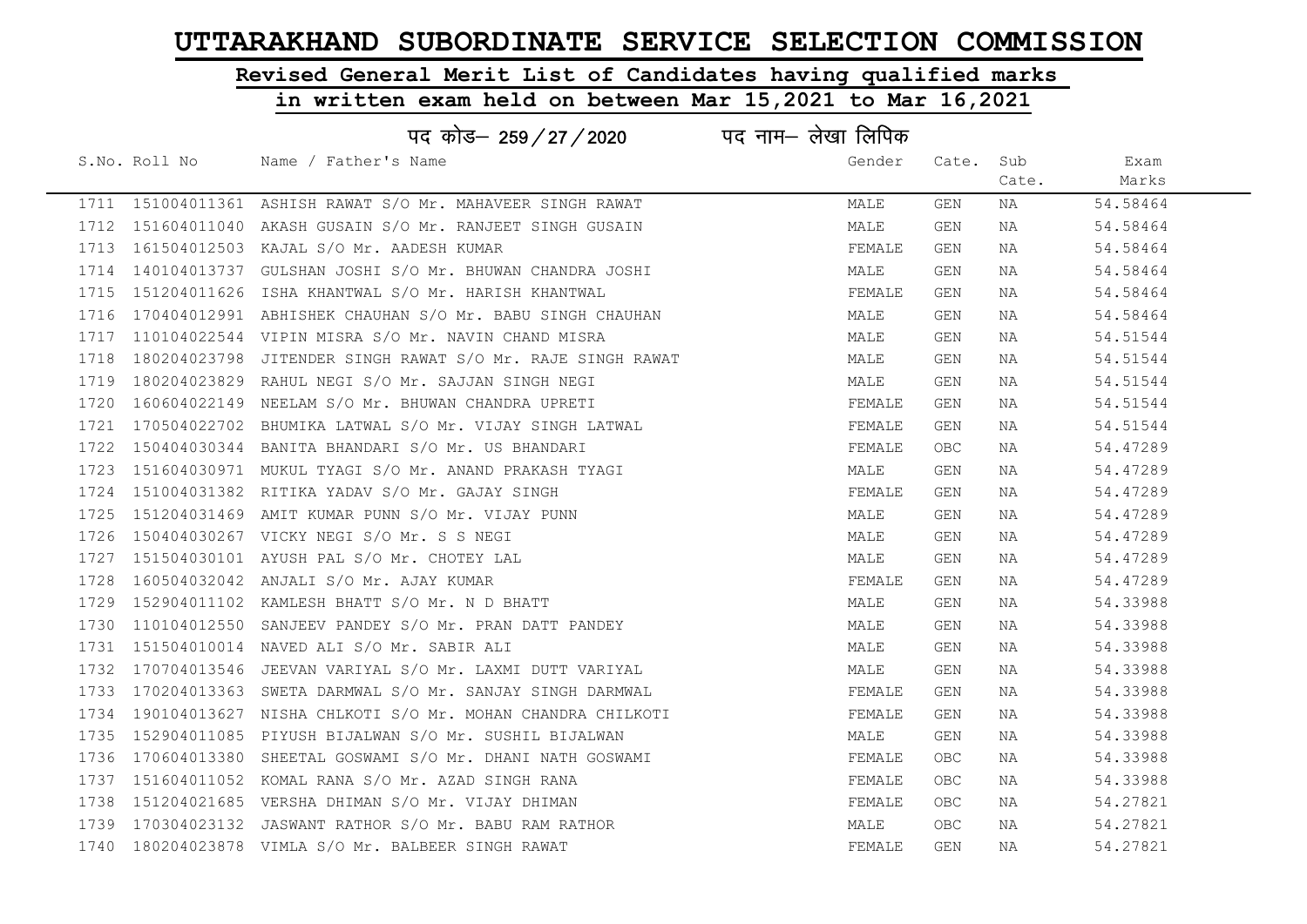# UTTARAKHAND SUBORDINATE SERVICE SELECTION COMMISSION

## Revised General Merit List of Candidates having qualified marks

## in written exam held on between Mar 15,2021 to Mar 16,2021

### पद कोड– 259/27/2020 पद नाम– लेखा लिपिक

| S.No. | Roll No | Name / Father's Name | Gender | Cate. | Sub Cate. | Exam Marks |
|---|---|---|---|---|---|---|
| 1711 | 151004011361 | ASHISH RAWAT S/O Mr. MAHAVEER SINGH RAWAT | MALE | GEN | NA | 54.58464 |
| 1712 | 151604011040 | AKASH GUSAIN S/O Mr. RANJEET SINGH GUSAIN | MALE | GEN | NA | 54.58464 |
| 1713 | 161504012503 | KAJAL S/O Mr. AADESH KUMAR | FEMALE | GEN | NA | 54.58464 |
| 1714 | 140104013737 | GULSHAN JOSHI S/O Mr. BHUWAN CHANDRA JOSHI | MALE | GEN | NA | 54.58464 |
| 1715 | 151204011626 | ISHA KHANTWAL S/O Mr. HARISH KHANTWAL | FEMALE | GEN | NA | 54.58464 |
| 1716 | 170404012991 | ABHISHEK CHAUHAN S/O Mr. BABU SINGH CHAUHAN | MALE | GEN | NA | 54.58464 |
| 1717 | 110104022544 | VIPIN MISRA S/O Mr. NAVIN CHAND MISRA | MALE | GEN | NA | 54.51544 |
| 1718 | 180204023798 | JITENDER SINGH RAWAT S/O Mr. RAJE SINGH RAWAT | MALE | GEN | NA | 54.51544 |
| 1719 | 180204023829 | RAHUL NEGI S/O Mr. SAJJAN SINGH NEGI | MALE | GEN | NA | 54.51544 |
| 1720 | 160604022149 | NEELAM S/O Mr. BHUWAN CHANDRA UPRETI | FEMALE | GEN | NA | 54.51544 |
| 1721 | 170504022702 | BHUMIKA LATWAL S/O Mr. VIJAY SINGH LATWAL | FEMALE | GEN | NA | 54.51544 |
| 1722 | 150404030344 | BANITA BHANDARI S/O Mr. US BHANDARI | FEMALE | OBC | NA | 54.47289 |
| 1723 | 151604030971 | MUKUL TYAGI S/O Mr. ANAND PRAKASH TYAGI | MALE | GEN | NA | 54.47289 |
| 1724 | 151004031382 | RITIKA YADAV S/O Mr. GAJAY SINGH | FEMALE | GEN | NA | 54.47289 |
| 1725 | 151204031469 | AMIT KUMAR PUNN S/O Mr. VIJAY PUNN | MALE | GEN | NA | 54.47289 |
| 1726 | 150404030267 | VICKY NEGI S/O Mr. S S NEGI | MALE | GEN | NA | 54.47289 |
| 1727 | 151504030101 | AYUSH PAL S/O Mr. CHOTEY LAL | MALE | GEN | NA | 54.47289 |
| 1728 | 160504032042 | ANJALI S/O Mr. AJAY KUMAR | FEMALE | GEN | NA | 54.47289 |
| 1729 | 152904011102 | KAMLESH BHATT S/O Mr. N D BHATT | MALE | GEN | NA | 54.33988 |
| 1730 | 110104012550 | SANJEEV PANDEY S/O Mr. PRAN DATT PANDEY | MALE | GEN | NA | 54.33988 |
| 1731 | 151504010014 | NAVED ALI S/O Mr. SABIR ALI | MALE | GEN | NA | 54.33988 |
| 1732 | 170704013546 | JEEVAN VARIYAL S/O Mr. LAXMI DUTT VARIYAL | MALE | GEN | NA | 54.33988 |
| 1733 | 170204013363 | SWETA DARMWAL S/O Mr. SANJAY SINGH DARMWAL | FEMALE | GEN | NA | 54.33988 |
| 1734 | 190104013627 | NISHA CHLKOTI S/O Mr. MOHAN CHANDRA CHILKOTI | FEMALE | GEN | NA | 54.33988 |
| 1735 | 152904011085 | PIYUSH BIJALWAN S/O Mr. SUSHIL BIJALWAN | MALE | GEN | NA | 54.33988 |
| 1736 | 170604013380 | SHEETAL GOSWAMI S/O Mr. DHANI NATH GOSWAMI | FEMALE | OBC | NA | 54.33988 |
| 1737 | 151604011052 | KOMAL RANA S/O Mr. AZAD SINGH RANA | FEMALE | OBC | NA | 54.33988 |
| 1738 | 151204021685 | VERSHA DHIMAN S/O Mr. VIJAY DHIMAN | FEMALE | OBC | NA | 54.27821 |
| 1739 | 170304023132 | JASWANT RATHOR S/O Mr. BABU RAM RATHOR | MALE | OBC | NA | 54.27821 |
| 1740 | 180204023878 | VIMLA S/O Mr. BALBEER SINGH RAWAT | FEMALE | GEN | NA | 54.27821 |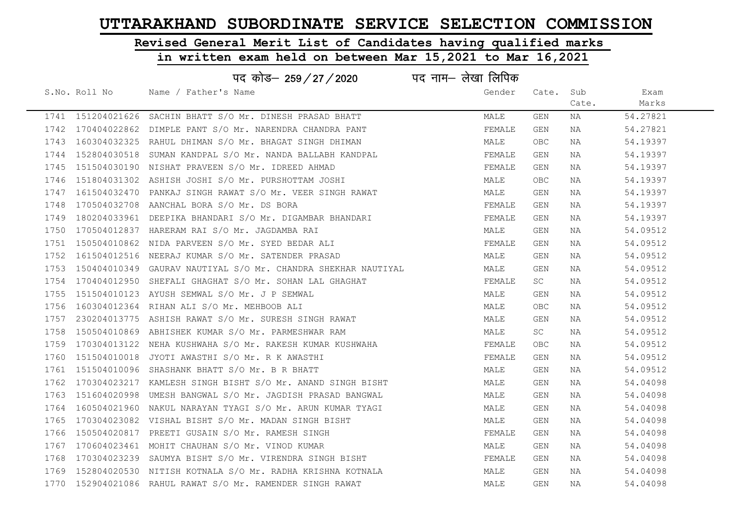# UTTARAKHAND SUBORDINATE SERVICE SELECTION COMMISSION

## Revised General Merit List of Candidates having qualified marks

## in written exam held on between Mar 15,2021 to Mar 16,2021

पद कोड– 259/27/2020 पद नाम– लेखा लिपिक

| S.No. | Roll No | Name / Father's Name | Gender | Cate. | Sub Cate. | Exam Marks |
|---|---|---|---|---|---|---|
| 1741 | 151204021626 | SACHIN BHATT S/O Mr. DINESH PRASAD BHATT | MALE | GEN | NA | 54.27821 |
| 1742 | 170404022862 | DIMPLE PANT S/O Mr. NARENDRA CHANDRA PANT | FEMALE | GEN | NA | 54.27821 |
| 1743 | 160304032325 | RAHUL DHIMAN S/O Mr. BHAGAT SINGH DHIMAN | MALE | OBC | NA | 54.19397 |
| 1744 | 152804030518 | SUMAN KANDPAL S/O Mr. NANDA BALLABH KANDPAL | FEMALE | GEN | NA | 54.19397 |
| 1745 | 151504030190 | NISHAT PRAVEEN S/O Mr. IDREED AHMAD | FEMALE | GEN | NA | 54.19397 |
| 1746 | 151804031302 | ASHISH JOSHI S/O Mr. PURSHOTTAM JOSHI | MALE | OBC | NA | 54.19397 |
| 1747 | 161504032470 | PANKAJ SINGH RAWAT S/O Mr. VEER SINGH RAWAT | MALE | GEN | NA | 54.19397 |
| 1748 | 170504032708 | AANCHAL BORA S/O Mr. DS BORA | FEMALE | GEN | NA | 54.19397 |
| 1749 | 180204033961 | DEEPIKA BHANDARI S/O Mr. DIGAMBAR BHANDARI | FEMALE | GEN | NA | 54.19397 |
| 1750 | 170504012837 | HARERAM RAI S/O Mr. JAGDAMBA RAI | MALE | GEN | NA | 54.09512 |
| 1751 | 150504010862 | NIDA PARVEEN S/O Mr. SYED BEDAR ALI | FEMALE | GEN | NA | 54.09512 |
| 1752 | 161504012516 | NEERAJ KUMAR S/O Mr. SATENDER PRASAD | MALE | GEN | NA | 54.09512 |
| 1753 | 150404010349 | GAURAV NAUTIYAL S/O Mr. CHANDRA SHEKHAR NAUTIYAL | MALE | GEN | NA | 54.09512 |
| 1754 | 170404012950 | SHEFALI GHAGHAT S/O Mr. SOHAN LAL GHAGHAT | FEMALE | SC | NA | 54.09512 |
| 1755 | 151504010123 | AYUSH SEMWAL S/O Mr. J P SEMWAL | MALE | GEN | NA | 54.09512 |
| 1756 | 160304012364 | RIHAN ALI S/O Mr. MEHBOOB ALI | MALE | OBC | NA | 54.09512 |
| 1757 | 230204013775 | ASHISH RAWAT S/O Mr. SURESH SINGH RAWAT | MALE | GEN | NA | 54.09512 |
| 1758 | 150504010869 | ABHISHEK KUMAR S/O Mr. PARMESHWAR RAM | MALE | SC | NA | 54.09512 |
| 1759 | 170304013122 | NEHA KUSHWAHA S/O Mr. RAKESH KUMAR KUSHWAHA | FEMALE | OBC | NA | 54.09512 |
| 1760 | 151504010018 | JYOTI AWASTHI S/O Mr. R K AWASTHI | FEMALE | GEN | NA | 54.09512 |
| 1761 | 151504010096 | SHASHANK BHATT S/O Mr. B R BHATT | MALE | GEN | NA | 54.09512 |
| 1762 | 170304023217 | KAMLESH SINGH BISHT S/O Mr. ANAND SINGH BISHT | MALE | GEN | NA | 54.04098 |
| 1763 | 151604020998 | UMESH BANGWAL S/O Mr. JAGDISH PRASAD BANGWAL | MALE | GEN | NA | 54.04098 |
| 1764 | 160504021960 | NAKUL NARAYAN TYAGI S/O Mr. ARUN KUMAR TYAGI | MALE | GEN | NA | 54.04098 |
| 1765 | 170304023082 | VISHAL BISHT S/O Mr. MADAN SINGH BISHT | MALE | GEN | NA | 54.04098 |
| 1766 | 150504020817 | PREETI GUSAIN S/O Mr. RAMESH SINGH | FEMALE | GEN | NA | 54.04098 |
| 1767 | 170604023461 | MOHIT CHAUHAN S/O Mr. VINOD KUMAR | MALE | GEN | NA | 54.04098 |
| 1768 | 170304023239 | SAUMYA BISHT S/O Mr. VIRENDRA SINGH BISHT | FEMALE | GEN | NA | 54.04098 |
| 1769 | 152804020530 | NITISH KOTNALA S/O Mr. RADHA KRISHNA KOTNALA | MALE | GEN | NA | 54.04098 |
| 1770 | 152904021086 | RAHUL RAWAT S/O Mr. RAMENDER SINGH RAWAT | MALE | GEN | NA | 54.04098 |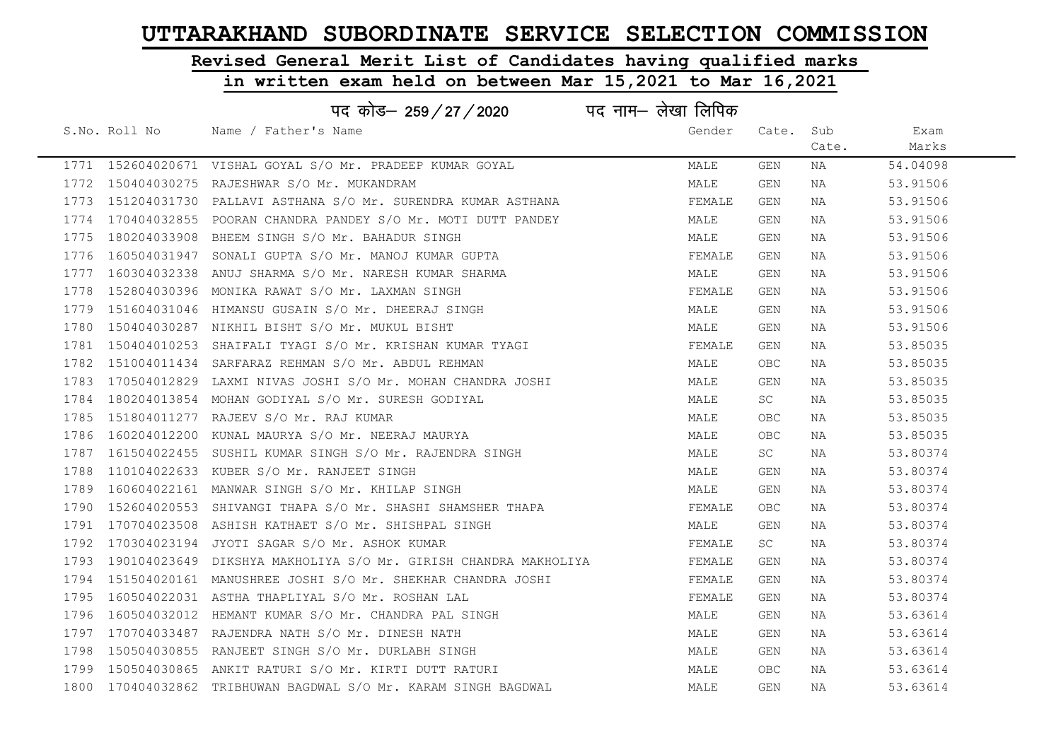# UTTARAKHAND SUBORDINATE SERVICE SELECTION COMMISSION

## Revised General Merit List of Candidates having qualified marks

## in written exam held on between Mar 15,2021 to Mar 16,2021

पद कोड– 259/27/2020 पद नाम– लेखा लिपिक

| S.No. | Roll No | Name / Father's Name | Gender | Cate. | Sub Cate. | Exam Marks |
|---|---|---|---|---|---|---|
| 1771 | 152604020671 | VISHAL GOYAL S/O Mr. PRADEEP KUMAR GOYAL | MALE | GEN | NA | 54.04098 |
| 1772 | 150404030275 | RAJESHWAR S/O Mr. MUKANDRAM | MALE | GEN | NA | 53.91506 |
| 1773 | 151204031730 | PALLAVI ASTHANA S/O Mr. SURENDRA KUMAR ASTHANA | FEMALE | GEN | NA | 53.91506 |
| 1774 | 170404032855 | POORAN CHANDRA PANDEY S/O Mr. MOTI DUTT PANDEY | MALE | GEN | NA | 53.91506 |
| 1775 | 180204033908 | BHEEM SINGH S/O Mr. BAHADUR SINGH | MALE | GEN | NA | 53.91506 |
| 1776 | 160504031947 | SONALI GUPTA S/O Mr. MANOJ KUMAR GUPTA | FEMALE | GEN | NA | 53.91506 |
| 1777 | 160304032338 | ANUJ SHARMA S/O Mr. NARESH KUMAR SHARMA | MALE | GEN | NA | 53.91506 |
| 1778 | 152804030396 | MONIKA RAWAT S/O Mr. LAXMAN SINGH | FEMALE | GEN | NA | 53.91506 |
| 1779 | 151604031046 | HIMANSU GUSAIN S/O Mr. DHEERAJ SINGH | MALE | GEN | NA | 53.91506 |
| 1780 | 150404030287 | NIKHIL BISHT S/O Mr. MUKUL BISHT | MALE | GEN | NA | 53.91506 |
| 1781 | 150404010253 | SHAIFALI TYAGI S/O Mr. KRISHAN KUMAR TYAGI | FEMALE | GEN | NA | 53.85035 |
| 1782 | 151004011434 | SARFARAZ REHMAN S/O Mr. ABDUL REHMAN | MALE | OBC | NA | 53.85035 |
| 1783 | 170504012829 | LAXMI NIVAS JOSHI S/O Mr. MOHAN CHANDRA JOSHI | MALE | GEN | NA | 53.85035 |
| 1784 | 180204013854 | MOHAN GODIYAL S/O Mr. SURESH GODIYAL | MALE | SC | NA | 53.85035 |
| 1785 | 151804011277 | RAJEEV S/O Mr. RAJ KUMAR | MALE | OBC | NA | 53.85035 |
| 1786 | 160204012200 | KUNAL MAURYA S/O Mr. NEERAJ MAURYA | MALE | OBC | NA | 53.85035 |
| 1787 | 161504022455 | SUSHIL KUMAR SINGH S/O Mr. RAJENDRA SINGH | MALE | SC | NA | 53.80374 |
| 1788 | 110104022633 | KUBER S/O Mr. RANJEET SINGH | MALE | GEN | NA | 53.80374 |
| 1789 | 160604022161 | MANWAR SINGH S/O Mr. KHILAP SINGH | MALE | GEN | NA | 53.80374 |
| 1790 | 152604020553 | SHIVANGI THAPA S/O Mr. SHASHI SHAMSHER THAPA | FEMALE | OBC | NA | 53.80374 |
| 1791 | 170704023508 | ASHISH KATHAET S/O Mr. SHISHPAL SINGH | MALE | GEN | NA | 53.80374 |
| 1792 | 170304023194 | JYOTI SAGAR S/O Mr. ASHOK KUMAR | FEMALE | SC | NA | 53.80374 |
| 1793 | 190104023649 | DIKSHYA MAKHOLIYA S/O Mr. GIRISH CHANDRA MAKHOLIYA | FEMALE | GEN | NA | 53.80374 |
| 1794 | 151504020161 | MANUSHREE JOSHI S/O Mr. SHEKHAR CHANDRA JOSHI | FEMALE | GEN | NA | 53.80374 |
| 1795 | 160504022031 | ASTHA THAPLIYAL S/O Mr. ROSHAN LAL | FEMALE | GEN | NA | 53.80374 |
| 1796 | 160504032012 | HEMANT KUMAR S/O Mr. CHANDRA PAL SINGH | MALE | GEN | NA | 53.63614 |
| 1797 | 170704033487 | RAJENDRA NATH S/O Mr. DINESH NATH | MALE | GEN | NA | 53.63614 |
| 1798 | 150504030855 | RANJEET SINGH S/O Mr. DURLABH SINGH | MALE | GEN | NA | 53.63614 |
| 1799 | 150504030865 | ANKIT RATURI S/O Mr. KIRTI DUTT RATURI | MALE | OBC | NA | 53.63614 |
| 1800 | 170404032862 | TRIBHUWAN BAGDWAL S/O Mr. KARAM SINGH BAGDWAL | MALE | GEN | NA | 53.63614 |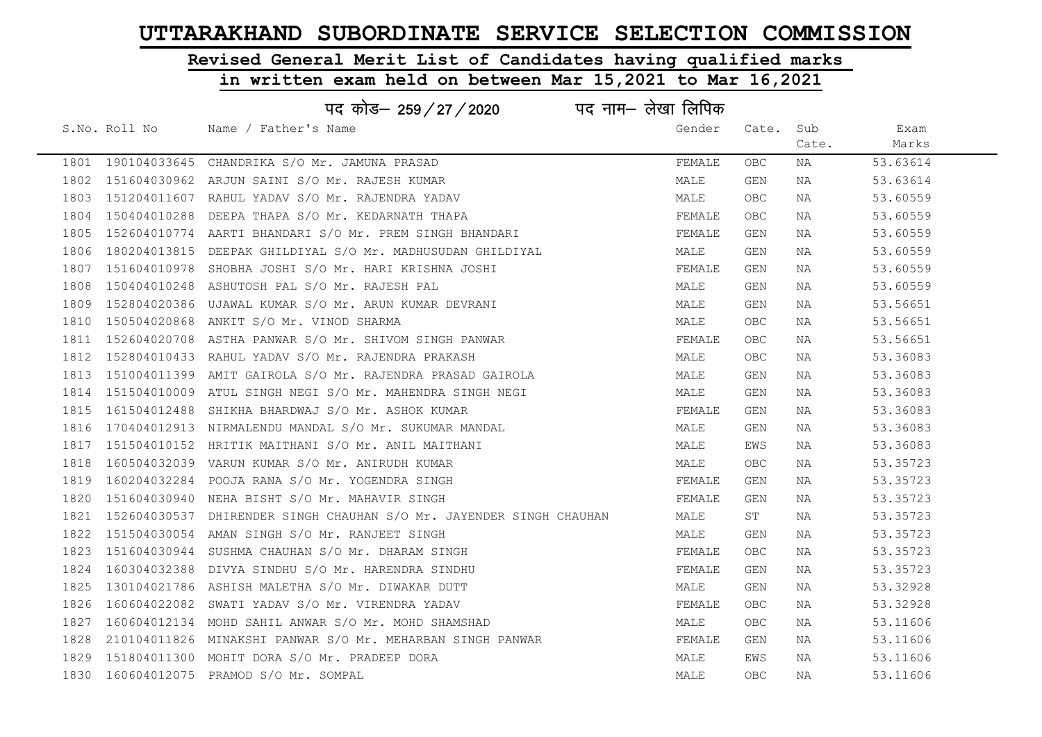# UTTARAKHAND SUBORDINATE SERVICE SELECTION COMMISSION

## Revised General Merit List of Candidates having qualified marks in written exam held on between Mar 15,2021 to Mar 16,2021

### पद कोड– 259/27/2020 पद नाम– लेखा लिपिक

| S.No. | Roll No | Name / Father's Name | Gender | Cate. | Sub Cate. | Exam Marks |
|---|---|---|---|---|---|---|
| 1801 | 190104033645 | CHANDRIKA S/O Mr. JAMUNA PRASAD | FEMALE | OBC | NA | 53.63614 |
| 1802 | 151604030962 | ARJUN SAINI S/O Mr. RAJESH KUMAR | MALE | GEN | NA | 53.63614 |
| 1803 | 151204011607 | RAHUL YADAV S/O Mr. RAJENDRA YADAV | MALE | OBC | NA | 53.60559 |
| 1804 | 150404010288 | DEEPA THAPA S/O Mr. KEDARNATH THAPA | FEMALE | OBC | NA | 53.60559 |
| 1805 | 152604010774 | AARTI BHANDARI S/O Mr. PREM SINGH BHANDARI | FEMALE | GEN | NA | 53.60559 |
| 1806 | 180204013815 | DEEPAK GHILDIYAL S/O Mr. MADHUSUDAN GHILDIYAL | MALE | GEN | NA | 53.60559 |
| 1807 | 151604010978 | SHOBHA JOSHI S/O Mr. HARI KRISHNA JOSHI | FEMALE | GEN | NA | 53.60559 |
| 1808 | 150404010248 | ASHUTOSH PAL S/O Mr. RAJESH PAL | MALE | GEN | NA | 53.60559 |
| 1809 | 152804020386 | UJAWAL KUMAR S/O Mr. ARUN KUMAR DEVRANI | MALE | GEN | NA | 53.56651 |
| 1810 | 150504020868 | ANKIT S/O Mr. VINOD SHARMA | MALE | OBC | NA | 53.56651 |
| 1811 | 152604020708 | ASTHA PANWAR S/O Mr. SHIVOM SINGH PANWAR | FEMALE | OBC | NA | 53.56651 |
| 1812 | 152804010433 | RAHUL YADAV S/O Mr. RAJENDRA PRAKASH | MALE | OBC | NA | 53.36083 |
| 1813 | 151004011399 | AMIT GAIROLA S/O Mr. RAJENDRA PRASAD GAIROLA | MALE | GEN | NA | 53.36083 |
| 1814 | 151504010009 | ATUL SINGH NEGI S/O Mr. MAHENDRA SINGH NEGI | MALE | GEN | NA | 53.36083 |
| 1815 | 161504012488 | SHIKHA BHARDWAJ S/O Mr. ASHOK KUMAR | FEMALE | GEN | NA | 53.36083 |
| 1816 | 170404012913 | NIRMALENDU MANDAL S/O Mr. SUKUMAR MANDAL | MALE | GEN | NA | 53.36083 |
| 1817 | 151504010152 | HRITIK MAITHANI S/O Mr. ANIL MAITHANI | MALE | EWS | NA | 53.36083 |
| 1818 | 160504032039 | VARUN KUMAR S/O Mr. ANIRUDH KUMAR | MALE | OBC | NA | 53.35723 |
| 1819 | 160204032284 | POOJA RANA S/O Mr. YOGENDRA SINGH | FEMALE | GEN | NA | 53.35723 |
| 1820 | 151604030940 | NEHA BISHT S/O Mr. MAHAVIR SINGH | FEMALE | GEN | NA | 53.35723 |
| 1821 | 152604030537 | DHIRENDER SINGH CHAUHAN S/O Mr. JAYENDER SINGH CHAUHAN | MALE | ST | NA | 53.35723 |
| 1822 | 151504030054 | AMAN SINGH S/O Mr. RANJEET SINGH | MALE | GEN | NA | 53.35723 |
| 1823 | 151604030944 | SUSHMA CHAUHAN S/O Mr. DHARAM SINGH | FEMALE | OBC | NA | 53.35723 |
| 1824 | 160304032388 | DIVYA SINDHU S/O Mr. HARENDRA SINDHU | FEMALE | GEN | NA | 53.35723 |
| 1825 | 130104021786 | ASHISH MALETHA S/O Mr. DIWAKAR DUTT | MALE | GEN | NA | 53.32928 |
| 1826 | 160604022082 | SWATI YADAV S/O Mr. VIRENDRA YADAV | FEMALE | OBC | NA | 53.32928 |
| 1827 | 160604012134 | MOHD SAHIL ANWAR S/O Mr. MOHD SHAMSHAD | MALE | OBC | NA | 53.11606 |
| 1828 | 210104011826 | MINAKSHI PANWAR S/O Mr. MEHARBAN SINGH PANWAR | FEMALE | GEN | NA | 53.11606 |
| 1829 | 151804011300 | MOHIT DORA S/O Mr. PRADEEP DORA | MALE | EWS | NA | 53.11606 |
| 1830 | 160604012075 | PRAMOD S/O Mr. SOMPAL | MALE | OBC | NA | 53.11606 |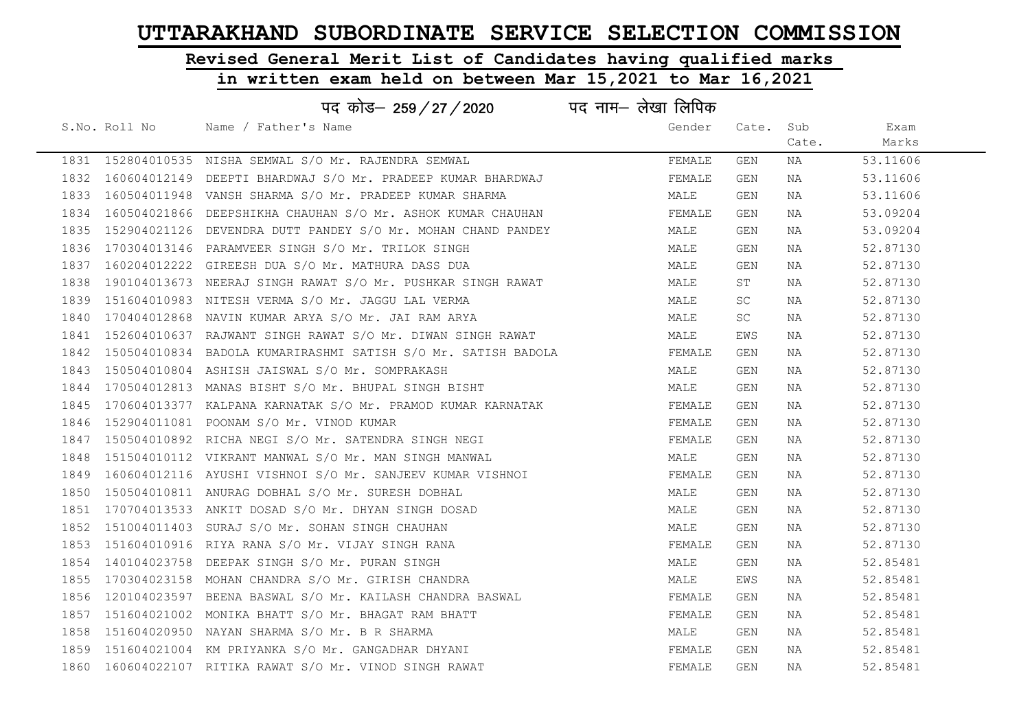# UTTARAKHAND SUBORDINATE SERVICE SELECTION COMMISSION

## Revised General Merit List of Candidates having qualified marks

## in written exam held on between Mar 15,2021 to Mar 16,2021

पद कोड– 259/27/2020 पद नाम– लेखा लिपिक

| S.No. | Roll No | Name / Father's Name | Gender | Cate. | Sub Cate. | Exam Marks |
|---|---|---|---|---|---|---|
| 1831 | 152804010535 | NISHA SEMWAL S/O Mr. RAJENDRA SEMWAL | FEMALE | GEN | NA | 53.11606 |
| 1832 | 160604012149 | DEEPTI BHARDWAJ S/O Mr. PRADEEP KUMAR BHARDWAJ | FEMALE | GEN | NA | 53.11606 |
| 1833 | 160504011948 | VANSH SHARMA S/O Mr. PRADEEP KUMAR SHARMA | MALE | GEN | NA | 53.11606 |
| 1834 | 160504021866 | DEEPSHIKHA CHAUHAN S/O Mr. ASHOK KUMAR CHAUHAN | FEMALE | GEN | NA | 53.09204 |
| 1835 | 152904021126 | DEVENDRA DUTT PANDEY S/O Mr. MOHAN CHAND PANDEY | MALE | GEN | NA | 53.09204 |
| 1836 | 170304013146 | PARAMVEER SINGH S/O Mr. TRILOK SINGH | MALE | GEN | NA | 52.87130 |
| 1837 | 160204012222 | GIREESH DUA S/O Mr. MATHURA DASS DUA | MALE | GEN | NA | 52.87130 |
| 1838 | 190104013673 | NEERAJ SINGH RAWAT S/O Mr. PUSHKAR SINGH RAWAT | MALE | ST | NA | 52.87130 |
| 1839 | 151604010983 | NITESH VERMA S/O Mr. JAGGU LAL VERMA | MALE | SC | NA | 52.87130 |
| 1840 | 170404012868 | NAVIN KUMAR ARYA S/O Mr. JAI RAM ARYA | MALE | SC | NA | 52.87130 |
| 1841 | 152604010637 | RAJWANT SINGH RAWAT S/O Mr. DIWAN SINGH RAWAT | MALE | EWS | NA | 52.87130 |
| 1842 | 150504010834 | BADOLA KUMARIRASHMI SATISH S/O Mr. SATISH BADOLA | FEMALE | GEN | NA | 52.87130 |
| 1843 | 150504010804 | ASHISH JAISWAL S/O Mr. SOMPRAKASH | MALE | GEN | NA | 52.87130 |
| 1844 | 170504012813 | MANAS BISHT S/O Mr. BHUPAL SINGH BISHT | MALE | GEN | NA | 52.87130 |
| 1845 | 170604013377 | KALPANA KARNATAK S/O Mr. PRAMOD KUMAR KARNATAK | FEMALE | GEN | NA | 52.87130 |
| 1846 | 152904011081 | POONAM S/O Mr. VINOD KUMAR | FEMALE | GEN | NA | 52.87130 |
| 1847 | 150504010892 | RICHA NEGI S/O Mr. SATENDRA SINGH NEGI | FEMALE | GEN | NA | 52.87130 |
| 1848 | 151504010112 | VIKRANT MANWAL S/O Mr. MAN SINGH MANWAL | MALE | GEN | NA | 52.87130 |
| 1849 | 160604012116 | AYUSHI VISHNOI S/O Mr. SANJEEV KUMAR VISHNOI | FEMALE | GEN | NA | 52.87130 |
| 1850 | 150504010811 | ANURAG DOBHAL S/O Mr. SURESH DOBHAL | MALE | GEN | NA | 52.87130 |
| 1851 | 170704013533 | ANKIT DOSAD S/O Mr. DHYAN SINGH DOSAD | MALE | GEN | NA | 52.87130 |
| 1852 | 151004011403 | SURAJ S/O Mr. SOHAN SINGH CHAUHAN | MALE | GEN | NA | 52.87130 |
| 1853 | 151604010916 | RIYA RANA S/O Mr. VIJAY SINGH RANA | FEMALE | GEN | NA | 52.87130 |
| 1854 | 140104023758 | DEEPAK SINGH S/O Mr. PURAN SINGH | MALE | GEN | NA | 52.85481 |
| 1855 | 170304023158 | MOHAN CHANDRA S/O Mr. GIRISH CHANDRA | MALE | EWS | NA | 52.85481 |
| 1856 | 120104023597 | BEENA BASWAL S/O Mr. KAILASH CHANDRA BASWAL | FEMALE | GEN | NA | 52.85481 |
| 1857 | 151604021002 | MONIKA BHATT S/O Mr. BHAGAT RAM BHATT | FEMALE | GEN | NA | 52.85481 |
| 1858 | 151604020950 | NAYAN SHARMA S/O Mr. B R SHARMA | MALE | GEN | NA | 52.85481 |
| 1859 | 151604021004 | KM PRIYANKA S/O Mr. GANGADHAR DHYANI | FEMALE | GEN | NA | 52.85481 |
| 1860 | 160604022107 | RITIKA RAWAT S/O Mr. VINOD SINGH RAWAT | FEMALE | GEN | NA | 52.85481 |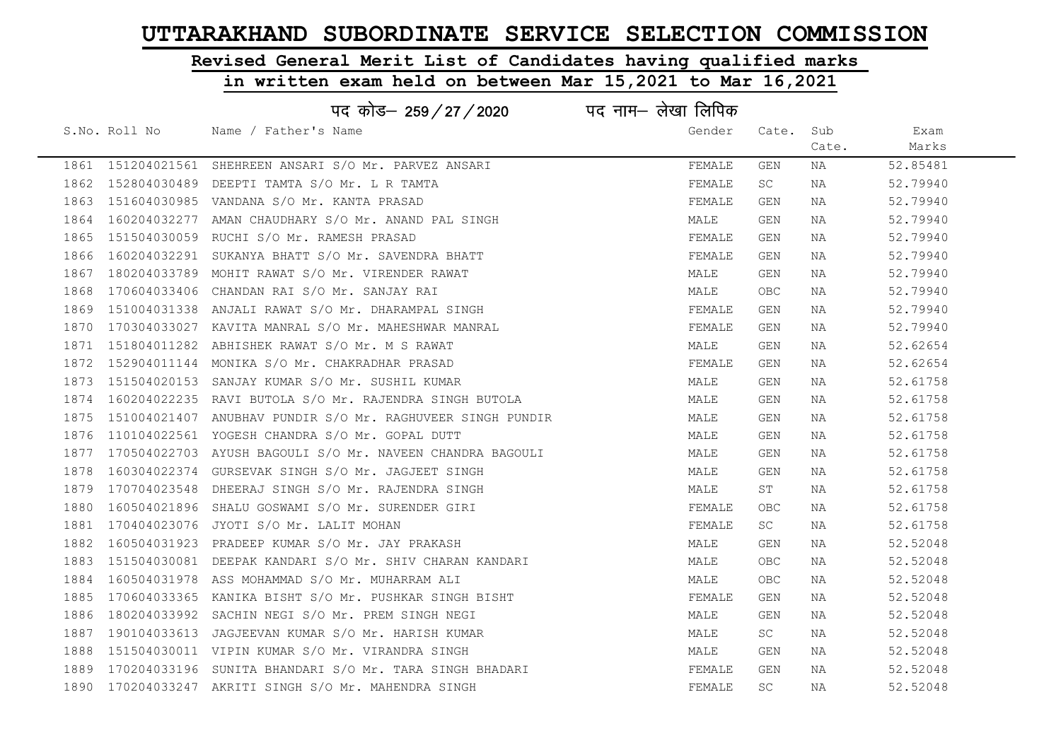# UTTARAKHAND SUBORDINATE SERVICE SELECTION COMMISSION

## Revised General Merit List of Candidates having qualified marks in written exam held on between Mar 15,2021 to Mar 16,2021

### पद कोड– 259/27/2020 पद नाम– लेखा लिपिक

| S.No. | Roll No | Name / Father's Name | Gender | Cate. | Sub Cate. | Exam Marks |
|---|---|---|---|---|---|---|
| 1861 | 151204021561 | SHEHREEN ANSARI S/O Mr. PARVEZ ANSARI | FEMALE | GEN | NA | 52.85481 |
| 1862 | 152804030489 | DEEPTI TAMTA S/O Mr. L R TAMTA | FEMALE | SC | NA | 52.79940 |
| 1863 | 151604030985 | VANDANA S/O Mr. KANTA PRASAD | FEMALE | GEN | NA | 52.79940 |
| 1864 | 160204032277 | AMAN CHAUDHARY S/O Mr. ANAND PAL SINGH | MALE | GEN | NA | 52.79940 |
| 1865 | 151504030059 | RUCHI S/O Mr. RAMESH PRASAD | FEMALE | GEN | NA | 52.79940 |
| 1866 | 160204032291 | SUKANYA BHATT S/O Mr. SAVENDRA BHATT | FEMALE | GEN | NA | 52.79940 |
| 1867 | 180204033789 | MOHIT RAWAT S/O Mr. VIRENDER RAWAT | MALE | GEN | NA | 52.79940 |
| 1868 | 170604033406 | CHANDAN RAI S/O Mr. SANJAY RAI | MALE | OBC | NA | 52.79940 |
| 1869 | 151004031338 | ANJALI RAWAT S/O Mr. DHARAMPAL SINGH | FEMALE | GEN | NA | 52.79940 |
| 1870 | 170304033027 | KAVITA MANRAL S/O Mr. MAHESHWAR MANRAL | FEMALE | GEN | NA | 52.79940 |
| 1871 | 151804011282 | ABHISHEK RAWAT S/O Mr. M S RAWAT | MALE | GEN | NA | 52.62654 |
| 1872 | 152904011144 | MONIKA S/O Mr. CHAKRADHAR PRASAD | FEMALE | GEN | NA | 52.62654 |
| 1873 | 151504020153 | SANJAY KUMAR S/O Mr. SUSHIL KUMAR | MALE | GEN | NA | 52.61758 |
| 1874 | 160204022235 | RAVI BUTOLA S/O Mr. RAJENDRA SINGH BUTOLA | MALE | GEN | NA | 52.61758 |
| 1875 | 151004021407 | ANUBHAV PUNDIR S/O Mr. RAGHUVEER SINGH PUNDIR | MALE | GEN | NA | 52.61758 |
| 1876 | 110104022561 | YOGESH CHANDRA S/O Mr. GOPAL DUTT | MALE | GEN | NA | 52.61758 |
| 1877 | 170504022703 | AYUSH BAGOULI S/O Mr. NAVEEN CHANDRA BAGOULI | MALE | GEN | NA | 52.61758 |
| 1878 | 160304022374 | GURSEVAK SINGH S/O Mr. JAGJEET SINGH | MALE | GEN | NA | 52.61758 |
| 1879 | 170704023548 | DHEERAJ SINGH S/O Mr. RAJENDRA SINGH | MALE | ST | NA | 52.61758 |
| 1880 | 160504021896 | SHALU GOSWAMI S/O Mr. SURENDER GIRI | FEMALE | OBC | NA | 52.61758 |
| 1881 | 170404023076 | JYOTI S/O Mr. LALIT MOHAN | FEMALE | SC | NA | 52.61758 |
| 1882 | 160504031923 | PRADEEP KUMAR S/O Mr. JAY PRAKASH | MALE | GEN | NA | 52.52048 |
| 1883 | 151504030081 | DEEPAK KANDARI S/O Mr. SHIV CHARAN KANDARI | MALE | OBC | NA | 52.52048 |
| 1884 | 160504031978 | ASS MOHAMMAD S/O Mr. MUHARRAM ALI | MALE | OBC | NA | 52.52048 |
| 1885 | 170604033365 | KANIKA BISHT S/O Mr. PUSHKAR SINGH BISHT | FEMALE | GEN | NA | 52.52048 |
| 1886 | 180204033992 | SACHIN NEGI S/O Mr. PREM SINGH NEGI | MALE | GEN | NA | 52.52048 |
| 1887 | 190104033613 | JAGJEEVAN KUMAR S/O Mr. HARISH KUMAR | MALE | SC | NA | 52.52048 |
| 1888 | 151504030011 | VIPIN KUMAR S/O Mr. VIRANDRA SINGH | MALE | GEN | NA | 52.52048 |
| 1889 | 170204033196 | SUNITA BHANDARI S/O Mr. TARA SINGH BHADARI | FEMALE | GEN | NA | 52.52048 |
| 1890 | 170204033247 | AKRITI SINGH S/O Mr. MAHENDRA SINGH | FEMALE | SC | NA | 52.52048 |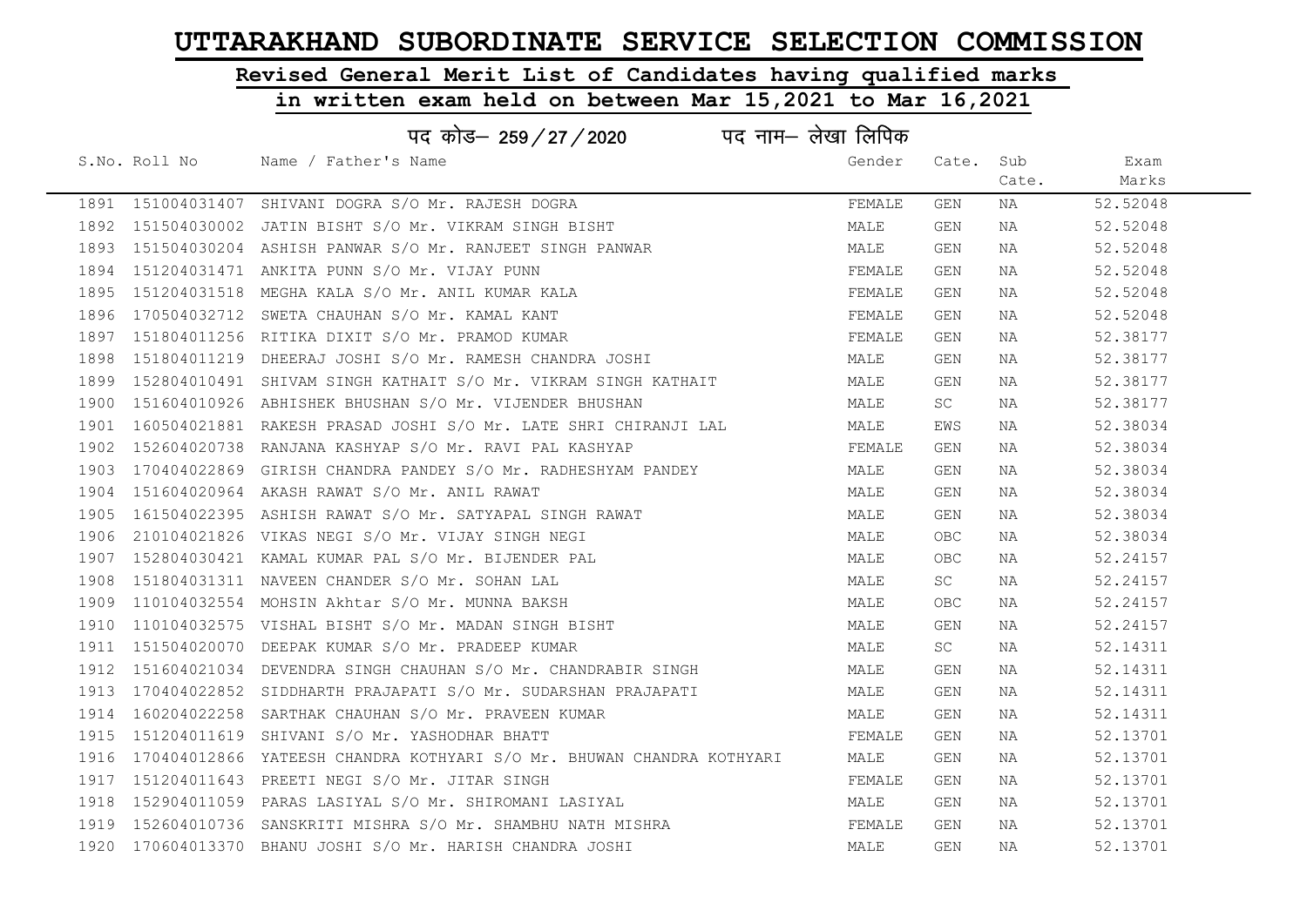# UTTARAKHAND SUBORDINATE SERVICE SELECTION COMMISSION

## Revised General Merit List of Candidates having qualified marks

## in written exam held on between Mar 15,2021 to Mar 16,2021

पद कोड– 259/27/2020 पद नाम– लेखा लिपिक

| S.No. | Roll No | Name / Father's Name | Gender | Cate. | Sub Cate. | Exam Marks |
|---|---|---|---|---|---|---|
| 1891 | 151004031407 | SHIVANI DOGRA S/O Mr. RAJESH DOGRA | FEMALE | GEN | NA | 52.52048 |
| 1892 | 151504030002 | JATIN BISHT S/O Mr. VIKRAM SINGH BISHT | MALE | GEN | NA | 52.52048 |
| 1893 | 151504030204 | ASHISH PANWAR S/O Mr. RANJEET SINGH PANWAR | MALE | GEN | NA | 52.52048 |
| 1894 | 151204031471 | ANKITA PUNN S/O Mr. VIJAY PUNN | FEMALE | GEN | NA | 52.52048 |
| 1895 | 151204031518 | MEGHA KALA S/O Mr. ANIL KUMAR KALA | FEMALE | GEN | NA | 52.52048 |
| 1896 | 170504032712 | SWETA CHAUHAN S/O Mr. KAMAL KANT | FEMALE | GEN | NA | 52.52048 |
| 1897 | 151804011256 | RITIKA DIXIT S/O Mr. PRAMOD KUMAR | FEMALE | GEN | NA | 52.38177 |
| 1898 | 151804011219 | DHEERAJ JOSHI S/O Mr. RAMESH CHANDRA JOSHI | MALE | GEN | NA | 52.38177 |
| 1899 | 152804010491 | SHIVAM SINGH KATHAIT S/O Mr. VIKRAM SINGH KATHAIT | MALE | GEN | NA | 52.38177 |
| 1900 | 151604010926 | ABHISHEK BHUSHAN S/O Mr. VIJENDER BHUSHAN | MALE | SC | NA | 52.38177 |
| 1901 | 160504021881 | RAKESH PRASAD JOSHI S/O Mr. LATE SHRI CHIRANJI LAL | MALE | EWS | NA | 52.38034 |
| 1902 | 152604020738 | RANJANA KASHYAP S/O Mr. RAVI PAL KASHYAP | FEMALE | GEN | NA | 52.38034 |
| 1903 | 170404022869 | GIRISH CHANDRA PANDEY S/O Mr. RADHESHYAM PANDEY | MALE | GEN | NA | 52.38034 |
| 1904 | 151604020964 | AKASH RAWAT S/O Mr. ANIL RAWAT | MALE | GEN | NA | 52.38034 |
| 1905 | 161504022395 | ASHISH RAWAT S/O Mr. SATYAPAL SINGH RAWAT | MALE | GEN | NA | 52.38034 |
| 1906 | 210104021826 | VIKAS NEGI S/O Mr. VIJAY SINGH NEGI | MALE | OBC | NA | 52.38034 |
| 1907 | 152804030421 | KAMAL KUMAR PAL S/O Mr. BIJENDER PAL | MALE | OBC | NA | 52.24157 |
| 1908 | 151804031311 | NAVEEN CHANDER S/O Mr. SOHAN LAL | MALE | SC | NA | 52.24157 |
| 1909 | 110104032554 | MOHSIN Akhtar S/O Mr. MUNNA BAKSH | MALE | OBC | NA | 52.24157 |
| 1910 | 110104032575 | VISHAL BISHT S/O Mr. MADAN SINGH BISHT | MALE | GEN | NA | 52.24157 |
| 1911 | 151504020070 | DEEPAK KUMAR S/O Mr. PRADEEP KUMAR | MALE | SC | NA | 52.14311 |
| 1912 | 151604021034 | DEVENDRA SINGH CHAUHAN S/O Mr. CHANDRABIR SINGH | MALE | GEN | NA | 52.14311 |
| 1913 | 170404022852 | SIDDHARTH PRAJAPATI S/O Mr. SUDARSHAN PRAJAPATI | MALE | GEN | NA | 52.14311 |
| 1914 | 160204022258 | SARTHAK CHAUHAN S/O Mr. PRAVEEN KUMAR | MALE | GEN | NA | 52.14311 |
| 1915 | 151204011619 | SHIVANI S/O Mr. YASHODHAR BHATT | FEMALE | GEN | NA | 52.13701 |
| 1916 | 170404012866 | YATEESH CHANDRA KOTHYARI S/O Mr. BHUWAN CHANDRA KOTHYARI | MALE | GEN | NA | 52.13701 |
| 1917 | 151204011643 | PREETI NEGI S/O Mr. JITAR SINGH | FEMALE | GEN | NA | 52.13701 |
| 1918 | 152904011059 | PARAS LASIYAL S/O Mr. SHIROMANI LASIYAL | MALE | GEN | NA | 52.13701 |
| 1919 | 152604010736 | SANSKRITI MISHRA S/O Mr. SHAMBHU NATH MISHRA | FEMALE | GEN | NA | 52.13701 |
| 1920 | 170604013370 | BHANU JOSHI S/O Mr. HARISH CHANDRA JOSHI | MALE | GEN | NA | 52.13701 |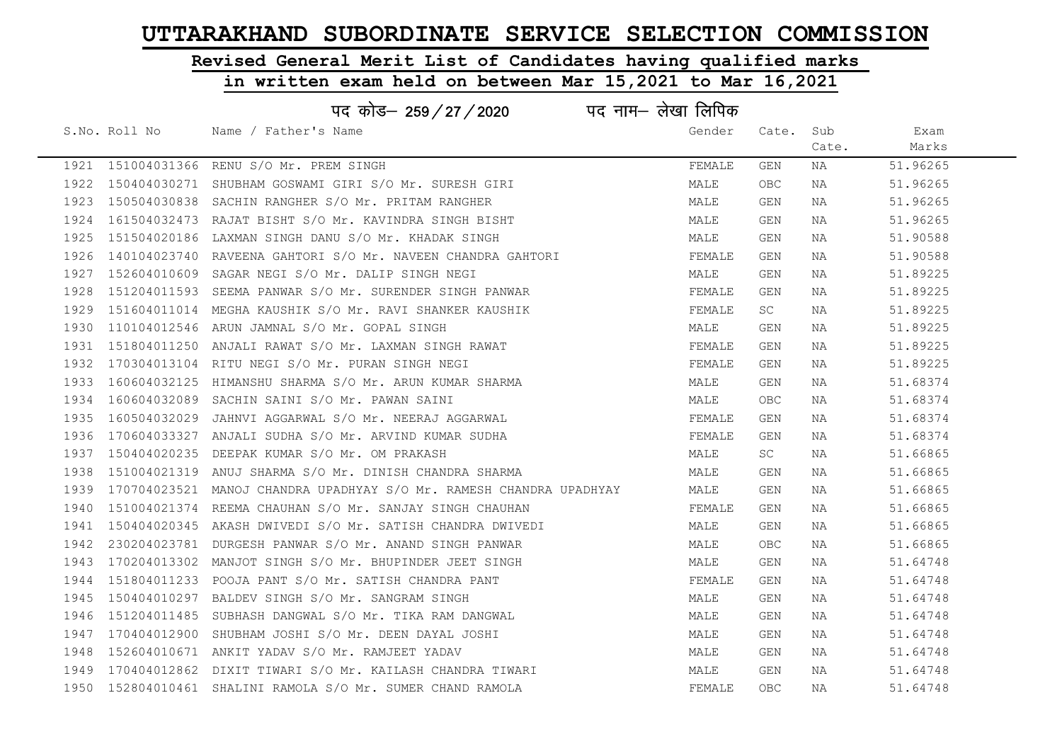# UTTARAKHAND SUBORDINATE SERVICE SELECTION COMMISSION

## Revised General Merit List of Candidates having qualified marks

## in written exam held on between Mar 15,2021 to Mar 16,2021

पद कोड– 259/27/2020 पद नाम– लेखा लिपिक

| S.No. | Roll No | Name / Father's Name | Gender | Cate. | Sub Cate. | Exam Marks |
|---|---|---|---|---|---|---|
| 1921 | 151004031366 | RENU S/O Mr. PREM SINGH | FEMALE | GEN | NA | 51.96265 |
| 1922 | 150404030271 | SHUBHAM GOSWAMI GIRI S/O Mr. SURESH GIRI | MALE | OBC | NA | 51.96265 |
| 1923 | 150504030838 | SACHIN RANGHER S/O Mr. PRITAM RANGHER | MALE | GEN | NA | 51.96265 |
| 1924 | 161504032473 | RAJAT BISHT S/O Mr. KAVINDRA SINGH BISHT | MALE | GEN | NA | 51.96265 |
| 1925 | 151504020186 | LAXMAN SINGH DANU S/O Mr. KHADAK SINGH | MALE | GEN | NA | 51.90588 |
| 1926 | 140104023740 | RAVEENA GAHTORI S/O Mr. NAVEEN CHANDRA GAHTORI | FEMALE | GEN | NA | 51.90588 |
| 1927 | 152604010609 | SAGAR NEGI S/O Mr. DALIP SINGH NEGI | MALE | GEN | NA | 51.89225 |
| 1928 | 151204011593 | SEEMA PANWAR S/O Mr. SURENDER SINGH PANWAR | FEMALE | GEN | NA | 51.89225 |
| 1929 | 151604011014 | MEGHA KAUSHIK S/O Mr. RAVI SHANKER KAUSHIK | FEMALE | SC | NA | 51.89225 |
| 1930 | 110104012546 | ARUN JAMNAL S/O Mr. GOPAL SINGH | MALE | GEN | NA | 51.89225 |
| 1931 | 151804011250 | ANJALI RAWAT S/O Mr. LAXMAN SINGH RAWAT | FEMALE | GEN | NA | 51.89225 |
| 1932 | 170304013104 | RITU NEGI S/O Mr. PURAN SINGH NEGI | FEMALE | GEN | NA | 51.89225 |
| 1933 | 160604032125 | HIMANSHU SHARMA S/O Mr. ARUN KUMAR SHARMA | MALE | GEN | NA | 51.68374 |
| 1934 | 160604032089 | SACHIN SAINI S/O Mr. PAWAN SAINI | MALE | OBC | NA | 51.68374 |
| 1935 | 160504032029 | JAHNVI AGGARWAL S/O Mr. NEERAJ AGGARWAL | FEMALE | GEN | NA | 51.68374 |
| 1936 | 170604033327 | ANJALI SUDHA S/O Mr. ARVIND KUMAR SUDHA | FEMALE | GEN | NA | 51.68374 |
| 1937 | 150404020235 | DEEPAK KUMAR S/O Mr. OM PRAKASH | MALE | SC | NA | 51.66865 |
| 1938 | 151004021319 | ANUJ SHARMA S/O Mr. DINISH CHANDRA SHARMA | MALE | GEN | NA | 51.66865 |
| 1939 | 170704023521 | MANOJ CHANDRA UPADHYAY S/O Mr. RAMESH CHANDRA UPADHYAY | MALE | GEN | NA | 51.66865 |
| 1940 | 151004021374 | REEMA CHAUHAN S/O Mr. SANJAY SINGH CHAUHAN | FEMALE | GEN | NA | 51.66865 |
| 1941 | 150404020345 | AKASH DWIVEDI S/O Mr. SATISH CHANDRA DWIVEDI | MALE | GEN | NA | 51.66865 |
| 1942 | 230204023781 | DURGESH PANWAR S/O Mr. ANAND SINGH PANWAR | MALE | OBC | NA | 51.66865 |
| 1943 | 170204013302 | MANJOT SINGH S/O Mr. BHUPINDER JEET SINGH | MALE | GEN | NA | 51.64748 |
| 1944 | 151804011233 | POOJA PANT S/O Mr. SATISH CHANDRA PANT | FEMALE | GEN | NA | 51.64748 |
| 1945 | 150404010297 | BALDEV SINGH S/O Mr. SANGRAM SINGH | MALE | GEN | NA | 51.64748 |
| 1946 | 151204011485 | SUBHASH DANGWAL S/O Mr. TIKA RAM DANGWAL | MALE | GEN | NA | 51.64748 |
| 1947 | 170404012900 | SHUBHAM JOSHI S/O Mr. DEEN DAYAL JOSHI | MALE | GEN | NA | 51.64748 |
| 1948 | 152604010671 | ANKIT YADAV S/O Mr. RAMJEET YADAV | MALE | GEN | NA | 51.64748 |
| 1949 | 170404012862 | DIXIT TIWARI S/O Mr. KAILASH CHANDRA TIWARI | MALE | GEN | NA | 51.64748 |
| 1950 | 152804010461 | SHALINI RAMOLA S/O Mr. SUMER CHAND RAMOLA | FEMALE | OBC | NA | 51.64748 |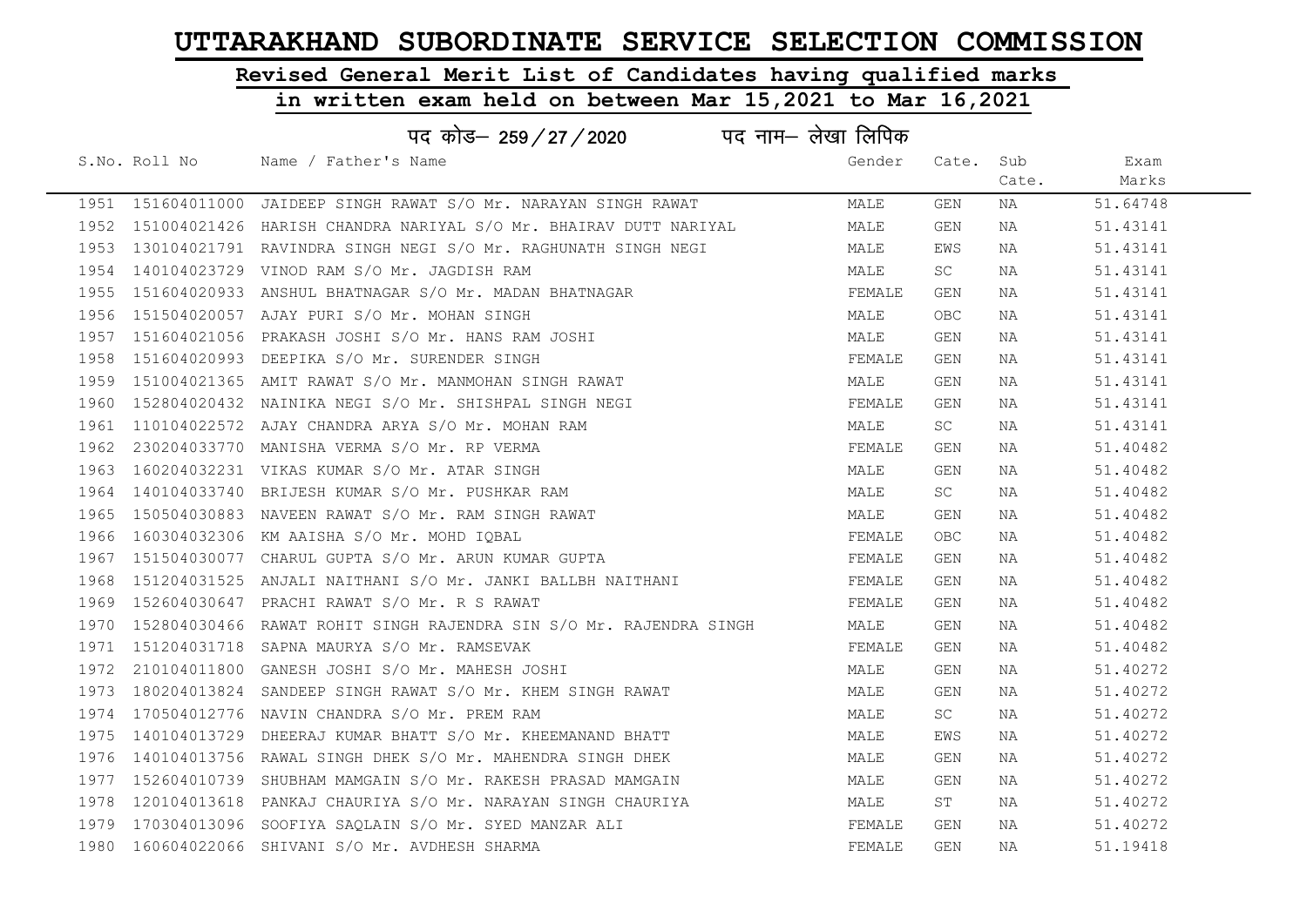# UTTARAKHAND SUBORDINATE SERVICE SELECTION COMMISSION

## Revised General Merit List of Candidates having qualified marks

## in written exam held on between Mar 15,2021 to Mar 16,2021

### पद कोड– 259/27/2020 पद नाम– लेखा लिपिक

| S.No. | Roll No | Name / Father's Name | Gender | Cate. | Sub Cate. | Exam Marks |
|---|---|---|---|---|---|---|
| 1951 | 151604011000 | JAIDEEP SINGH RAWAT S/O Mr. NARAYAN SINGH RAWAT | MALE | GEN | NA | 51.64748 |
| 1952 | 151004021426 | HARISH CHANDRA NARIYAL S/O Mr. BHAIRAV DUTT NARIYAL | MALE | GEN | NA | 51.43141 |
| 1953 | 130104021791 | RAVINDRA SINGH NEGI S/O Mr. RAGHUNATH SINGH NEGI | MALE | EWS | NA | 51.43141 |
| 1954 | 140104023729 | VINOD RAM S/O Mr. JAGDISH RAM | MALE | SC | NA | 51.43141 |
| 1955 | 151604020933 | ANSHUL BHATNAGAR S/O Mr. MADAN BHATNAGAR | FEMALE | GEN | NA | 51.43141 |
| 1956 | 151504020057 | AJAY PURI S/O Mr. MOHAN SINGH | MALE | OBC | NA | 51.43141 |
| 1957 | 151604021056 | PRAKASH JOSHI S/O Mr. HANS RAM JOSHI | MALE | GEN | NA | 51.43141 |
| 1958 | 151604020993 | DEEPIKA S/O Mr. SURENDER SINGH | FEMALE | GEN | NA | 51.43141 |
| 1959 | 151004021365 | AMIT RAWAT S/O Mr. MANMOHAN SINGH RAWAT | MALE | GEN | NA | 51.43141 |
| 1960 | 152804020432 | NAINIKA NEGI S/O Mr. SHISHPAL SINGH NEGI | FEMALE | GEN | NA | 51.43141 |
| 1961 | 110104022572 | AJAY CHANDRA ARYA S/O Mr. MOHAN RAM | MALE | SC | NA | 51.43141 |
| 1962 | 230204033770 | MANISHA VERMA S/O Mr. RP VERMA | FEMALE | GEN | NA | 51.40482 |
| 1963 | 160204032231 | VIKAS KUMAR S/O Mr. ATAR SINGH | MALE | GEN | NA | 51.40482 |
| 1964 | 140104033740 | BRIJESH KUMAR S/O Mr. PUSHKAR RAM | MALE | SC | NA | 51.40482 |
| 1965 | 150504030883 | NAVEEN RAWAT S/O Mr. RAM SINGH RAWAT | MALE | GEN | NA | 51.40482 |
| 1966 | 160304032306 | KM AAISHA S/O Mr. MOHD IQBAL | FEMALE | OBC | NA | 51.40482 |
| 1967 | 151504030077 | CHARUL GUPTA S/O Mr. ARUN KUMAR GUPTA | FEMALE | GEN | NA | 51.40482 |
| 1968 | 151204031525 | ANJALI NAITHANI S/O Mr. JANKI BALLBH NAITHANI | FEMALE | GEN | NA | 51.40482 |
| 1969 | 152604030647 | PRACHI RAWAT S/O Mr. R S RAWAT | FEMALE | GEN | NA | 51.40482 |
| 1970 | 152804030466 | RAWAT ROHIT SINGH RAJENDRA SIN S/O Mr. RAJENDRA SINGH | MALE | GEN | NA | 51.40482 |
| 1971 | 151204031718 | SAPNA MAURYA S/O Mr. RAMSEVAK | FEMALE | GEN | NA | 51.40482 |
| 1972 | 210104011800 | GANESH JOSHI S/O Mr. MAHESH JOSHI | MALE | GEN | NA | 51.40272 |
| 1973 | 180204013824 | SANDEEP SINGH RAWAT S/O Mr. KHEM SINGH RAWAT | MALE | GEN | NA | 51.40272 |
| 1974 | 170504012776 | NAVIN CHANDRA S/O Mr. PREM RAM | MALE | SC | NA | 51.40272 |
| 1975 | 140104013729 | DHEERAJ KUMAR BHATT S/O Mr. KHEEMANAND BHATT | MALE | EWS | NA | 51.40272 |
| 1976 | 140104013756 | RAWAL SINGH DHEK S/O Mr. MAHENDRA SINGH DHEK | MALE | GEN | NA | 51.40272 |
| 1977 | 152604010739 | SHUBHAM MAMGAIN S/O Mr. RAKESH PRASAD MAMGAIN | MALE | GEN | NA | 51.40272 |
| 1978 | 120104013618 | PANKAJ CHAURIYA S/O Mr. NARAYAN SINGH CHAURIYA | MALE | ST | NA | 51.40272 |
| 1979 | 170304013096 | SOOFIYA SAQLAIN S/O Mr. SYED MANZAR ALI | FEMALE | GEN | NA | 51.40272 |
| 1980 | 160604022066 | SHIVANI S/O Mr. AVDHESH SHARMA | FEMALE | GEN | NA | 51.19418 |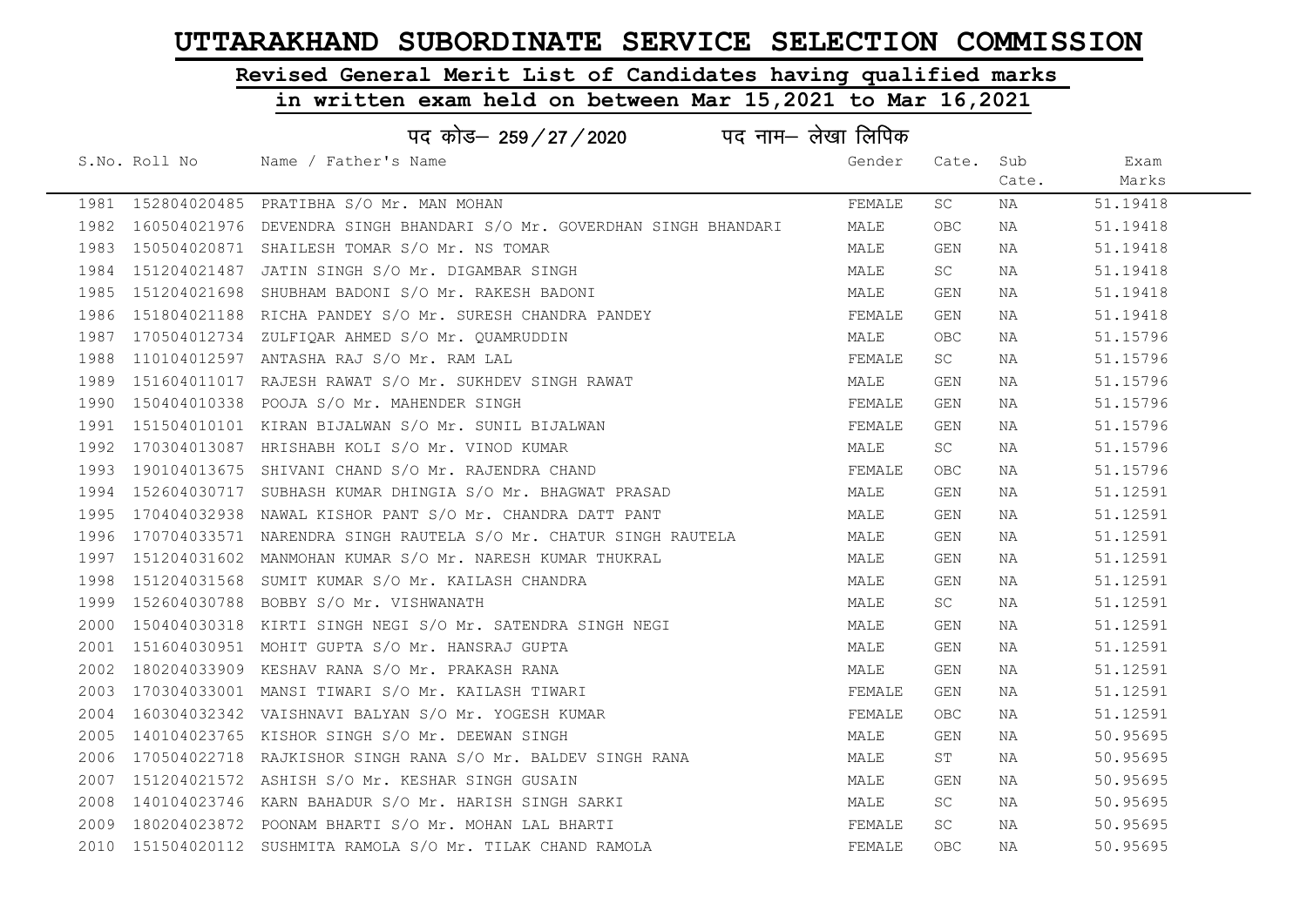# UTTARAKHAND SUBORDINATE SERVICE SELECTION COMMISSION

## Revised General Merit List of Candidates having qualified marks in written exam held on between Mar 15,2021 to Mar 16,2021

### पद कोड– 259 / 27 / 2020 पद नाम– लेखा लिपिक

| S.No. | Roll No | Name / Father's Name | Gender | Cate. | Sub Cate. | Exam Marks |
|---|---|---|---|---|---|---|
| 1981 | 152804020485 | PRATIBHA S/O Mr. MAN MOHAN | FEMALE | SC | NA | 51.19418 |
| 1982 | 160504021976 | DEVENDRA SINGH BHANDARI S/O Mr. GOVERDHAN SINGH BHANDARI | MALE | OBC | NA | 51.19418 |
| 1983 | 150504020871 | SHAILESH TOMAR S/O Mr. NS TOMAR | MALE | GEN | NA | 51.19418 |
| 1984 | 151204021487 | JATIN SINGH S/O Mr. DIGAMBAR SINGH | MALE | SC | NA | 51.19418 |
| 1985 | 151204021698 | SHUBHAM BADONI S/O Mr. RAKESH BADONI | MALE | GEN | NA | 51.19418 |
| 1986 | 151804021188 | RICHA PANDEY S/O Mr. SURESH CHANDRA PANDEY | FEMALE | GEN | NA | 51.19418 |
| 1987 | 170504012734 | ZULFIQAR AHMED S/O Mr. QUAMRUDDIN | MALE | OBC | NA | 51.15796 |
| 1988 | 110104012597 | ANTASHA RAJ S/O Mr. RAM LAL | FEMALE | SC | NA | 51.15796 |
| 1989 | 151604011017 | RAJESH RAWAT S/O Mr. SUKHDEV SINGH RAWAT | MALE | GEN | NA | 51.15796 |
| 1990 | 150404010338 | POOJA S/O Mr. MAHENDER SINGH | FEMALE | GEN | NA | 51.15796 |
| 1991 | 151504010101 | KIRAN BIJALWAN S/O Mr. SUNIL BIJALWAN | FEMALE | GEN | NA | 51.15796 |
| 1992 | 170304013087 | HRISHABH KOLI S/O Mr. VINOD KUMAR | MALE | SC | NA | 51.15796 |
| 1993 | 190104013675 | SHIVANI CHAND S/O Mr. RAJENDRA CHAND | FEMALE | OBC | NA | 51.15796 |
| 1994 | 152604030717 | SUBHASH KUMAR DHINGIA S/O Mr. BHAGWAT PRASAD | MALE | GEN | NA | 51.12591 |
| 1995 | 170404032938 | NAWAL KISHOR PANT S/O Mr. CHANDRA DATT PANT | MALE | GEN | NA | 51.12591 |
| 1996 | 170704033571 | NARENDRA SINGH RAUTELA S/O Mr. CHATUR SINGH RAUTELA | MALE | GEN | NA | 51.12591 |
| 1997 | 151204031602 | MANMOHAN KUMAR S/O Mr. NARESH KUMAR THUKRAL | MALE | GEN | NA | 51.12591 |
| 1998 | 151204031568 | SUMIT KUMAR S/O Mr. KAILASH CHANDRA | MALE | GEN | NA | 51.12591 |
| 1999 | 152604030788 | BOBBY S/O Mr. VISHWANATH | MALE | SC | NA | 51.12591 |
| 2000 | 150404030318 | KIRTI SINGH NEGI S/O Mr. SATENDRA SINGH NEGI | MALE | GEN | NA | 51.12591 |
| 2001 | 151604030951 | MOHIT GUPTA S/O Mr. HANSRAJ GUPTA | MALE | GEN | NA | 51.12591 |
| 2002 | 180204033909 | KESHAV RANA S/O Mr. PRAKASH RANA | MALE | GEN | NA | 51.12591 |
| 2003 | 170304033001 | MANSI TIWARI S/O Mr. KAILASH TIWARI | FEMALE | GEN | NA | 51.12591 |
| 2004 | 160304032342 | VAISHNAVI BALYAN S/O Mr. YOGESH KUMAR | FEMALE | OBC | NA | 51.12591 |
| 2005 | 140104023765 | KISHOR SINGH S/O Mr. DEEWAN SINGH | MALE | GEN | NA | 50.95695 |
| 2006 | 170504022718 | RAJKISHOR SINGH RANA S/O Mr. BALDEV SINGH RANA | MALE | ST | NA | 50.95695 |
| 2007 | 151204021572 | ASHISH S/O Mr. KESHAR SINGH GUSAIN | MALE | GEN | NA | 50.95695 |
| 2008 | 140104023746 | KARN BAHADUR S/O Mr. HARISH SINGH SARKI | MALE | SC | NA | 50.95695 |
| 2009 | 180204023872 | POONAM BHARTI S/O Mr. MOHAN LAL BHARTI | FEMALE | SC | NA | 50.95695 |
| 2010 | 151504020112 | SUSHMITA RAMOLA S/O Mr. TILAK CHAND RAMOLA | FEMALE | OBC | NA | 50.95695 |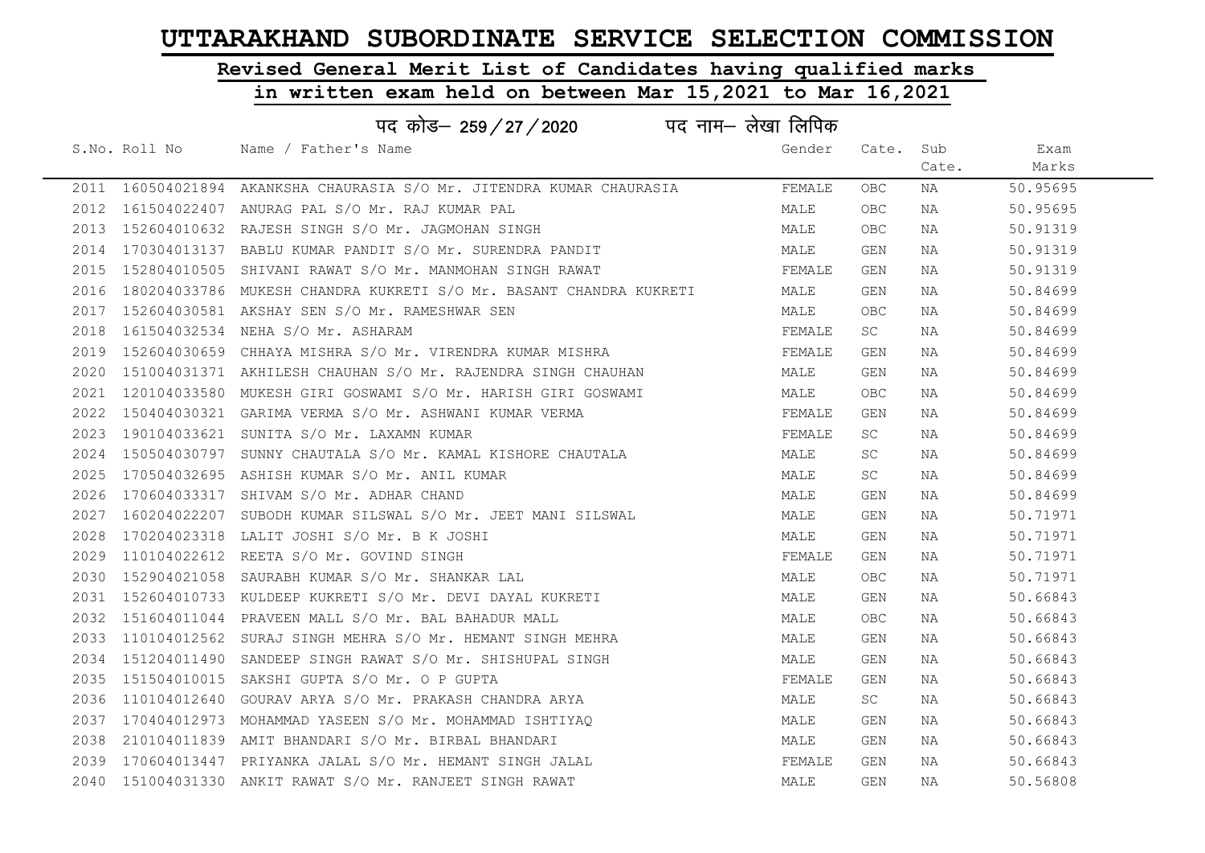# UTTARAKHAND SUBORDINATE SERVICE SELECTION COMMISSION

## Revised General Merit List of Candidates having qualified marks

## in written exam held on between Mar 15,2021 to Mar 16,2021

पद कोड– 259/27/2020 पद नाम– लेखा लिपिक

| S.No. | Roll No | Name / Father's Name | Gender | Cate. | Sub Cate. | Exam Marks |
|---|---|---|---|---|---|---|
| 2011 | 160504021894 | AKANKSHA CHAURASIA S/O Mr. JITENDRA KUMAR CHAURASIA | FEMALE | OBC | NA | 50.95695 |
| 2012 | 161504022407 | ANURAG PAL S/O Mr. RAJ KUMAR PAL | MALE | OBC | NA | 50.95695 |
| 2013 | 152604010632 | RAJESH SINGH S/O Mr. JAGMOHAN SINGH | MALE | OBC | NA | 50.91319 |
| 2014 | 170304013137 | BABLU KUMAR PANDIT S/O Mr. SURENDRA PANDIT | MALE | GEN | NA | 50.91319 |
| 2015 | 152804010505 | SHIVANI RAWAT S/O Mr. MANMOHAN SINGH RAWAT | FEMALE | GEN | NA | 50.91319 |
| 2016 | 180204033786 | MUKESH CHANDRA KUKRETI S/O Mr. BASANT CHANDRA KUKRETI | MALE | GEN | NA | 50.84699 |
| 2017 | 152604030581 | AKSHAY SEN S/O Mr. RAMESHWAR SEN | MALE | OBC | NA | 50.84699 |
| 2018 | 161504032534 | NEHA S/O Mr. ASHARAM | FEMALE | SC | NA | 50.84699 |
| 2019 | 152604030659 | CHHAYA MISHRA S/O Mr. VIRENDRA KUMAR MISHRA | FEMALE | GEN | NA | 50.84699 |
| 2020 | 151004031371 | AKHILESH CHAUHAN S/O Mr. RAJENDRA SINGH CHAUHAN | MALE | GEN | NA | 50.84699 |
| 2021 | 120104033580 | MUKESH GIRI GOSWAMI S/O Mr. HARISH GIRI GOSWAMI | MALE | OBC | NA | 50.84699 |
| 2022 | 150404030321 | GARIMA VERMA S/O Mr. ASHWANI KUMAR VERMA | FEMALE | GEN | NA | 50.84699 |
| 2023 | 190104033621 | SUNITA S/O Mr. LAXAMN KUMAR | FEMALE | SC | NA | 50.84699 |
| 2024 | 150504030797 | SUNNY CHAUTALA S/O Mr. KAMAL KISHORE CHAUTALA | MALE | SC | NA | 50.84699 |
| 2025 | 170504032695 | ASHISH KUMAR S/O Mr. ANIL KUMAR | MALE | SC | NA | 50.84699 |
| 2026 | 170604033317 | SHIVAM S/O Mr. ADHAR CHAND | MALE | GEN | NA | 50.84699 |
| 2027 | 160204022207 | SUBODH KUMAR SILSWAL S/O Mr. JEET MANI SILSWAL | MALE | GEN | NA | 50.71971 |
| 2028 | 170204023318 | LALIT JOSHI S/O Mr. B K JOSHI | MALE | GEN | NA | 50.71971 |
| 2029 | 110104022612 | REETA S/O Mr. GOVIND SINGH | FEMALE | GEN | NA | 50.71971 |
| 2030 | 152904021058 | SAURABH KUMAR S/O Mr. SHANKAR LAL | MALE | OBC | NA | 50.71971 |
| 2031 | 152604010733 | KULDEEP KUKRETI S/O Mr. DEVI DAYAL KUKRETI | MALE | GEN | NA | 50.66843 |
| 2032 | 151604011044 | PRAVEEN MALL S/O Mr. BAL BAHADUR MALL | MALE | OBC | NA | 50.66843 |
| 2033 | 110104012562 | SURAJ SINGH MEHRA S/O Mr. HEMANT SINGH MEHRA | MALE | GEN | NA | 50.66843 |
| 2034 | 151204011490 | SANDEEP SINGH RAWAT S/O Mr. SHISHUPAL SINGH | MALE | GEN | NA | 50.66843 |
| 2035 | 151504010015 | SAKSHI GUPTA S/O Mr. O P GUPTA | FEMALE | GEN | NA | 50.66843 |
| 2036 | 110104012640 | GOURAV ARYA S/O Mr. PRAKASH CHANDRA ARYA | MALE | SC | NA | 50.66843 |
| 2037 | 170404012973 | MOHAMMAD YASEEN S/O Mr. MOHAMMAD ISHTIYAQ | MALE | GEN | NA | 50.66843 |
| 2038 | 210104011839 | AMIT BHANDARI S/O Mr. BIRBAL BHANDARI | MALE | GEN | NA | 50.66843 |
| 2039 | 170604013447 | PRIYANKA JALAL S/O Mr. HEMANT SINGH JALAL | FEMALE | GEN | NA | 50.66843 |
| 2040 | 151004031330 | ANKIT RAWAT S/O Mr. RANJEET SINGH RAWAT | MALE | GEN | NA | 50.56808 |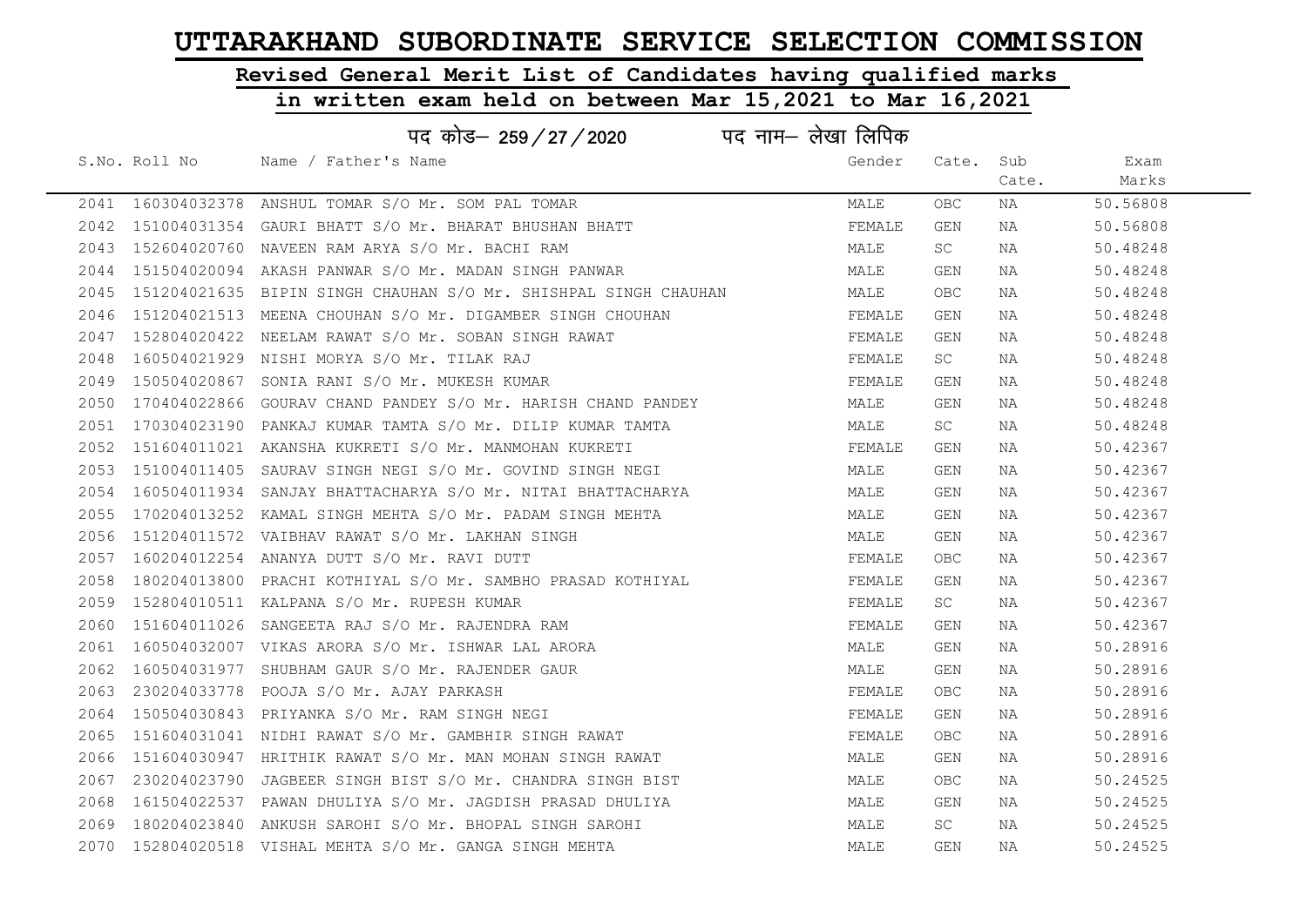# UTTARAKHAND SUBORDINATE SERVICE SELECTION COMMISSION

## Revised General Merit List of Candidates having qualified marks

## in written exam held on between Mar 15,2021 to Mar 16,2021

पद कोड– 259/27/2020 पद नाम– लेखा लिपिक

| S.No. | Roll No | Name / Father's Name | Gender | Cate. | Sub Cate. | Exam Marks |
|---|---|---|---|---|---|---|
| 2041 | 160304032378 | ANSHUL TOMAR S/O Mr. SOM PAL TOMAR | MALE | OBC | NA | 50.56808 |
| 2042 | 151004031354 | GAURI BHATT S/O Mr. BHARAT BHUSHAN BHATT | FEMALE | GEN | NA | 50.56808 |
| 2043 | 152604020760 | NAVEEN RAM ARYA S/O Mr. BACHI RAM | MALE | SC | NA | 50.48248 |
| 2044 | 151504020094 | AKASH PANWAR S/O Mr. MADAN SINGH PANWAR | MALE | GEN | NA | 50.48248 |
| 2045 | 151204021635 | BIPIN SINGH CHAUHAN S/O Mr. SHISHPAL SINGH CHAUHAN | MALE | OBC | NA | 50.48248 |
| 2046 | 151204021513 | MEENA CHOUHAN S/O Mr. DIGAMBER SINGH CHOUHAN | FEMALE | GEN | NA | 50.48248 |
| 2047 | 152804020422 | NEELAM RAWAT S/O Mr. SOBAN SINGH RAWAT | FEMALE | GEN | NA | 50.48248 |
| 2048 | 160504021929 | NISHI MORYA S/O Mr. TILAK RAJ | FEMALE | SC | NA | 50.48248 |
| 2049 | 150504020867 | SONIA RANI S/O Mr. MUKESH KUMAR | FEMALE | GEN | NA | 50.48248 |
| 2050 | 170404022866 | GOURAV CHAND PANDEY S/O Mr. HARISH CHAND PANDEY | MALE | GEN | NA | 50.48248 |
| 2051 | 170304023190 | PANKAJ KUMAR TAMTA S/O Mr. DILIP KUMAR TAMTA | MALE | SC | NA | 50.48248 |
| 2052 | 151604011021 | AKANSHA KUKRETI S/O Mr. MANMOHAN KUKRETI | FEMALE | GEN | NA | 50.42367 |
| 2053 | 151004011405 | SAURAV SINGH NEGI S/O Mr. GOVIND SINGH NEGI | MALE | GEN | NA | 50.42367 |
| 2054 | 160504011934 | SANJAY BHATTACHARYA S/O Mr. NITAI BHATTACHARYA | MALE | GEN | NA | 50.42367 |
| 2055 | 170204013252 | KAMAL SINGH MEHTA S/O Mr. PADAM SINGH MEHTA | MALE | GEN | NA | 50.42367 |
| 2056 | 151204011572 | VAIBHAV RAWAT S/O Mr. LAKHAN SINGH | MALE | GEN | NA | 50.42367 |
| 2057 | 160204012254 | ANANYA DUTT S/O Mr. RAVI DUTT | FEMALE | OBC | NA | 50.42367 |
| 2058 | 180204013800 | PRACHI KOTHIYAL S/O Mr. SAMBHO PRASAD KOTHIYAL | FEMALE | GEN | NA | 50.42367 |
| 2059 | 152804010511 | KALPANA S/O Mr. RUPESH KUMAR | FEMALE | SC | NA | 50.42367 |
| 2060 | 151604011026 | SANGEETA RAJ S/O Mr. RAJENDRA RAM | FEMALE | GEN | NA | 50.42367 |
| 2061 | 160504032007 | VIKAS ARORA S/O Mr. ISHWAR LAL ARORA | MALE | GEN | NA | 50.28916 |
| 2062 | 160504031977 | SHUBHAM GAUR S/O Mr. RAJENDER GAUR | MALE | GEN | NA | 50.28916 |
| 2063 | 230204033778 | POOJA S/O Mr. AJAY PARKASH | FEMALE | OBC | NA | 50.28916 |
| 2064 | 150504030843 | PRIYANKA S/O Mr. RAM SINGH NEGI | FEMALE | GEN | NA | 50.28916 |
| 2065 | 151604031041 | NIDHI RAWAT S/O Mr. GAMBHIR SINGH RAWAT | FEMALE | OBC | NA | 50.28916 |
| 2066 | 151604030947 | HRITHIK RAWAT S/O Mr. MAN MOHAN SINGH RAWAT | MALE | GEN | NA | 50.28916 |
| 2067 | 230204023790 | JAGBEER SINGH BIST S/O Mr. CHANDRA SINGH BIST | MALE | OBC | NA | 50.24525 |
| 2068 | 161504022537 | PAWAN DHULIYA S/O Mr. JAGDISH PRASAD DHULIYA | MALE | GEN | NA | 50.24525 |
| 2069 | 180204023840 | ANKUSH SAROHI S/O Mr. BHOPAL SINGH SAROHI | MALE | SC | NA | 50.24525 |
| 2070 | 152804020518 | VISHAL MEHTA S/O Mr. GANGA SINGH MEHTA | MALE | GEN | NA | 50.24525 |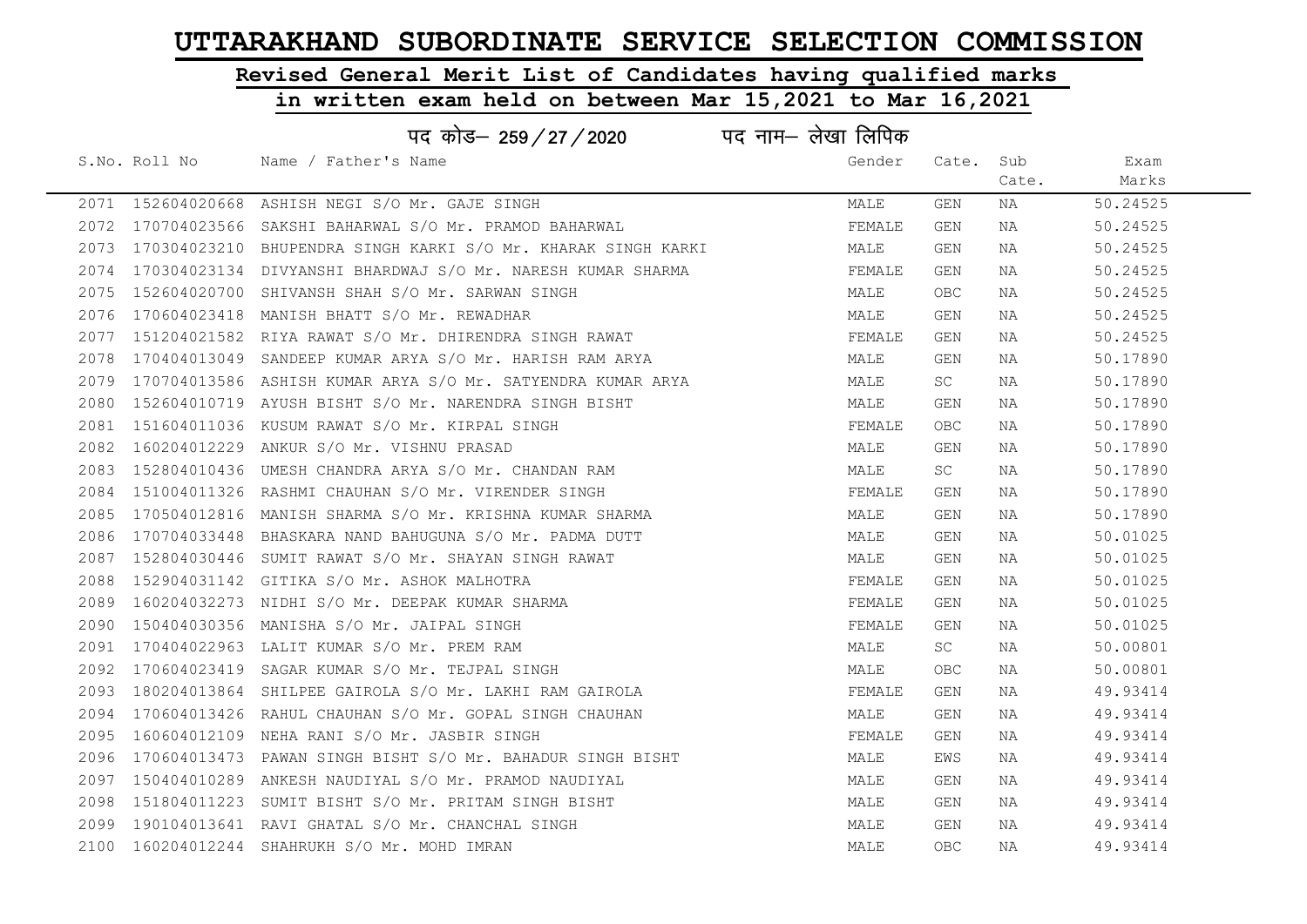# UTTARAKHAND SUBORDINATE SERVICE SELECTION COMMISSION

## Revised General Merit List of Candidates having qualified marks

## in written exam held on between Mar 15,2021 to Mar 16,2021

पद कोड– 259/27/2020 पद नाम– लेखा लिपिक

| S.No. | Roll No | Name / Father's Name | Gender | Cate. | Sub Cate. | Exam Marks |
|---|---|---|---|---|---|---|
| 2071 | 152604020668 | ASHISH NEGI S/O Mr. GAJE SINGH | MALE | GEN | NA | 50.24525 |
| 2072 | 170704023566 | SAKSHI BAHARWAL S/O Mr. PRAMOD BAHARWAL | FEMALE | GEN | NA | 50.24525 |
| 2073 | 170304023210 | BHUPENDRA SINGH KARKI S/O Mr. KHARAK SINGH KARKI | MALE | GEN | NA | 50.24525 |
| 2074 | 170304023134 | DIVYANSHI BHARDWAJ S/O Mr. NARESH KUMAR SHARMA | FEMALE | GEN | NA | 50.24525 |
| 2075 | 152604020700 | SHIVANSH SHAH S/O Mr. SARWAN SINGH | MALE | OBC | NA | 50.24525 |
| 2076 | 170604023418 | MANISH BHATT S/O Mr. REWADHAR | MALE | GEN | NA | 50.24525 |
| 2077 | 151204021582 | RIYA RAWAT S/O Mr. DHIRENDRA SINGH RAWAT | FEMALE | GEN | NA | 50.24525 |
| 2078 | 170404013049 | SANDEEP KUMAR ARYA S/O Mr. HARISH RAM ARYA | MALE | GEN | NA | 50.17890 |
| 2079 | 170704013586 | ASHISH KUMAR ARYA S/O Mr. SATYENDRA KUMAR ARYA | MALE | SC | NA | 50.17890 |
| 2080 | 152604010719 | AYUSH BISHT S/O Mr. NARENDRA SINGH BISHT | MALE | GEN | NA | 50.17890 |
| 2081 | 151604011036 | KUSUM RAWAT S/O Mr. KIRPAL SINGH | FEMALE | OBC | NA | 50.17890 |
| 2082 | 160204012229 | ANKUR S/O Mr. VISHNU PRASAD | MALE | GEN | NA | 50.17890 |
| 2083 | 152804010436 | UMESH CHANDRA ARYA S/O Mr. CHANDAN RAM | MALE | SC | NA | 50.17890 |
| 2084 | 151004011326 | RASHMI CHAUHAN S/O Mr. VIRENDER SINGH | FEMALE | GEN | NA | 50.17890 |
| 2085 | 170504012816 | MANISH SHARMA S/O Mr. KRISHNA KUMAR SHARMA | MALE | GEN | NA | 50.17890 |
| 2086 | 170704033448 | BHASKARA NAND BAHUGUNA S/O Mr. PADMA DUTT | MALE | GEN | NA | 50.01025 |
| 2087 | 152804030446 | SUMIT RAWAT S/O Mr. SHAYAN SINGH RAWAT | MALE | GEN | NA | 50.01025 |
| 2088 | 152904031142 | GITIKA S/O Mr. ASHOK MALHOTRA | FEMALE | GEN | NA | 50.01025 |
| 2089 | 160204032273 | NIDHI S/O Mr. DEEPAK KUMAR SHARMA | FEMALE | GEN | NA | 50.01025 |
| 2090 | 150404030356 | MANISHA S/O Mr. JAIPAL SINGH | FEMALE | GEN | NA | 50.01025 |
| 2091 | 170404022963 | LALIT KUMAR S/O Mr. PREM RAM | MALE | SC | NA | 50.00801 |
| 2092 | 170604023419 | SAGAR KUMAR S/O Mr. TEJPAL SINGH | MALE | OBC | NA | 50.00801 |
| 2093 | 180204013864 | SHILPEE GAIROLA S/O Mr. LAKHI RAM GAIROLA | FEMALE | GEN | NA | 49.93414 |
| 2094 | 170604013426 | RAHUL CHAUHAN S/O Mr. GOPAL SINGH CHAUHAN | MALE | GEN | NA | 49.93414 |
| 2095 | 160604012109 | NEHA RANI S/O Mr. JASBIR SINGH | FEMALE | GEN | NA | 49.93414 |
| 2096 | 170604013473 | PAWAN SINGH BISHT S/O Mr. BAHADUR SINGH BISHT | MALE | EWS | NA | 49.93414 |
| 2097 | 150404010289 | ANKESH NAUDIYAL S/O Mr. PRAMOD NAUDIYAL | MALE | GEN | NA | 49.93414 |
| 2098 | 151804011223 | SUMIT BISHT S/O Mr. PRITAM SINGH BISHT | MALE | GEN | NA | 49.93414 |
| 2099 | 190104013641 | RAVI GHATAL S/O Mr. CHANCHAL SINGH | MALE | GEN | NA | 49.93414 |
| 2100 | 160204012244 | SHAHRUKH S/O Mr. MOHD IMRAN | MALE | OBC | NA | 49.93414 |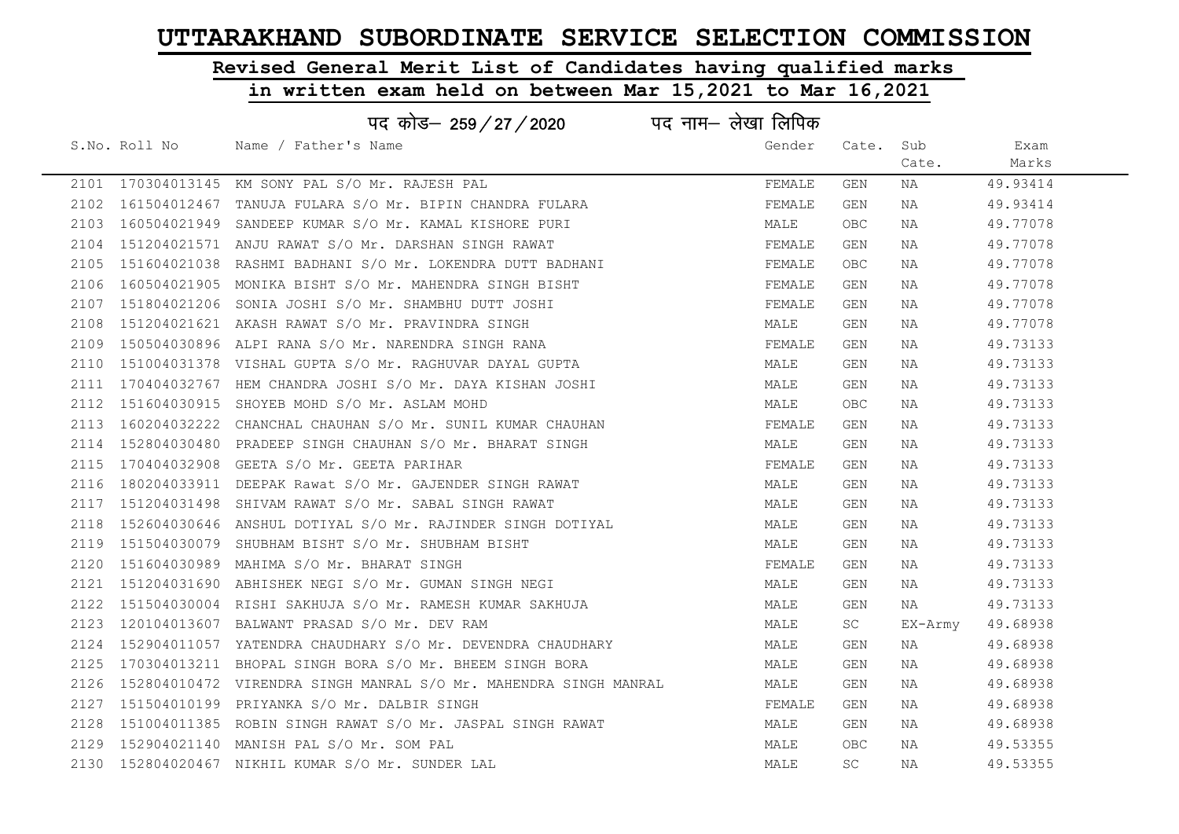# UTTARAKHAND SUBORDINATE SERVICE SELECTION COMMISSION

## Revised General Merit List of Candidates having qualified marks in written exam held on between Mar 15,2021 to Mar 16,2021

पद कोड– 259/27/2020 पद नाम– लेखा लिपिक

| S.No. | Roll No | Name / Father's Name | Gender | Cate. | Sub Cate. | Exam Marks |
|---|---|---|---|---|---|---|
| 2101 | 170304013145 | KM SONY PAL S/O Mr. RAJESH PAL | FEMALE | GEN | NA | 49.93414 |
| 2102 | 161504012467 | TANUJA FULARA S/O Mr. BIPIN CHANDRA FULARA | FEMALE | GEN | NA | 49.93414 |
| 2103 | 160504021949 | SANDEEP KUMAR S/O Mr. KAMAL KISHORE PURI | MALE | OBC | NA | 49.77078 |
| 2104 | 151204021571 | ANJU RAWAT S/O Mr. DARSHAN SINGH RAWAT | FEMALE | GEN | NA | 49.77078 |
| 2105 | 151604021038 | RASHMI BADHANI S/O Mr. LOKENDRA DUTT BADHANI | FEMALE | OBC | NA | 49.77078 |
| 2106 | 160504021905 | MONIKA BISHT S/O Mr. MAHENDRA SINGH BISHT | FEMALE | GEN | NA | 49.77078 |
| 2107 | 151804021206 | SONIA JOSHI S/O Mr. SHAMBHU DUTT JOSHI | FEMALE | GEN | NA | 49.77078 |
| 2108 | 151204021621 | AKASH RAWAT S/O Mr. PRAVINDRA SINGH | MALE | GEN | NA | 49.77078 |
| 2109 | 150504030896 | ALPI RANA S/O Mr. NARENDRA SINGH RANA | FEMALE | GEN | NA | 49.73133 |
| 2110 | 151004031378 | VISHAL GUPTA S/O Mr. RAGHUVAR DAYAL GUPTA | MALE | GEN | NA | 49.73133 |
| 2111 | 170404032767 | HEM CHANDRA JOSHI S/O Mr. DAYA KISHAN JOSHI | MALE | GEN | NA | 49.73133 |
| 2112 | 151604030915 | SHOYEB MOHD S/O Mr. ASLAM MOHD | MALE | OBC | NA | 49.73133 |
| 2113 | 160204032222 | CHANCHAL CHAUHAN S/O Mr. SUNIL KUMAR CHAUHAN | FEMALE | GEN | NA | 49.73133 |
| 2114 | 152804030480 | PRADEEP SINGH CHAUHAN S/O Mr. BHARAT SINGH | MALE | GEN | NA | 49.73133 |
| 2115 | 170404032908 | GEETA S/O Mr. GEETA PARIHAR | FEMALE | GEN | NA | 49.73133 |
| 2116 | 180204033911 | DEEPAK Rawat S/O Mr. GAJENDER SINGH RAWAT | MALE | GEN | NA | 49.73133 |
| 2117 | 151204031498 | SHIVAM RAWAT S/O Mr. SABAL SINGH RAWAT | MALE | GEN | NA | 49.73133 |
| 2118 | 152604030646 | ANSHUL DOTIYAL S/O Mr. RAJINDER SINGH DOTIYAL | MALE | GEN | NA | 49.73133 |
| 2119 | 151504030079 | SHUBHAM BISHT S/O Mr. SHUBHAM BISHT | MALE | GEN | NA | 49.73133 |
| 2120 | 151604030989 | MAHIMA S/O Mr. BHARAT SINGH | FEMALE | GEN | NA | 49.73133 |
| 2121 | 151204031690 | ABHISHEK NEGI S/O Mr. GUMAN SINGH NEGI | MALE | GEN | NA | 49.73133 |
| 2122 | 151504030004 | RISHI SAKHUJA S/O Mr. RAMESH KUMAR SAKHUJA | MALE | GEN | NA | 49.73133 |
| 2123 | 120104013607 | BALWANT PRASAD S/O Mr. DEV RAM | MALE | SC | EX-Army | 49.68938 |
| 2124 | 152904011057 | YATENDRA CHAUDHARY S/O Mr. DEVENDRA CHAUDHARY | MALE | GEN | NA | 49.68938 |
| 2125 | 170304013211 | BHOPAL SINGH BORA S/O Mr. BHEEM SINGH BORA | MALE | GEN | NA | 49.68938 |
| 2126 | 152804010472 | VIRENDRA SINGH MANRAL S/O Mr. MAHENDRA SINGH MANRAL | MALE | GEN | NA | 49.68938 |
| 2127 | 151504010199 | PRIYANKA S/O Mr. DALBIR SINGH | FEMALE | GEN | NA | 49.68938 |
| 2128 | 151004011385 | ROBIN SINGH RAWAT S/O Mr. JASPAL SINGH RAWAT | MALE | GEN | NA | 49.68938 |
| 2129 | 152904021140 | MANISH PAL S/O Mr. SOM PAL | MALE | OBC | NA | 49.53355 |
| 2130 | 152804020467 | NIKHIL KUMAR S/O Mr. SUNDER LAL | MALE | SC | NA | 49.53355 |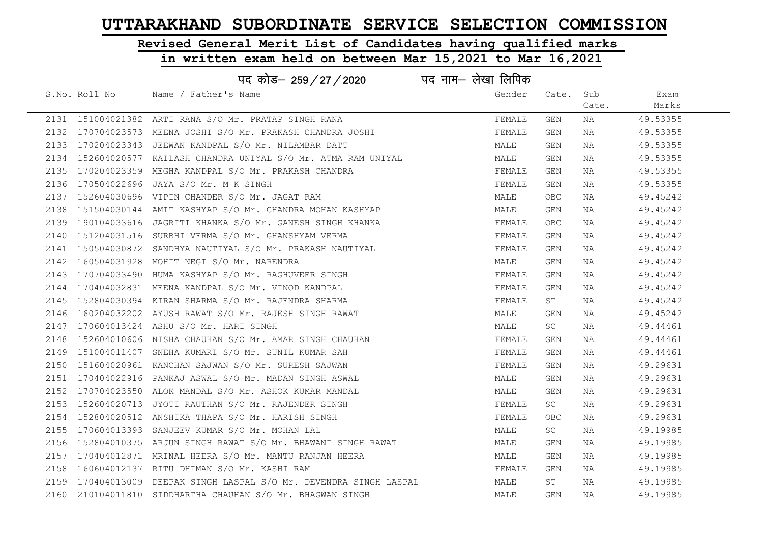# UTTARAKHAND SUBORDINATE SERVICE SELECTION COMMISSION

## Revised General Merit List of Candidates having qualified marks

## in written exam held on between Mar 15,2021 to Mar 16,2021

### पद कोड– 259/27/2020 पद नाम– लेखा लिपिक

| S.No. | Roll No | Name / Father's Name | Gender | Cate. | Sub Cate. | Exam Marks |
|---|---|---|---|---|---|---|
| 2131 | 151004021382 | ARTI RANA S/O Mr. PRATAP SINGH RANA | FEMALE | GEN | NA | 49.53355 |
| 2132 | 170704023573 | MEENA JOSHI S/O Mr. PRAKASH CHANDRA JOSHI | FEMALE | GEN | NA | 49.53355 |
| 2133 | 170204023343 | JEEWAN KANDPAL S/O Mr. NILAMBAR DATT | MALE | GEN | NA | 49.53355 |
| 2134 | 152604020577 | KAILASH CHANDRA UNIYAL S/O Mr. ATMA RAM UNIYAL | MALE | GEN | NA | 49.53355 |
| 2135 | 170204023359 | MEGHA KANDPAL S/O Mr. PRAKASH CHANDRA | FEMALE | GEN | NA | 49.53355 |
| 2136 | 170504022696 | JAYA S/O Mr. M K SINGH | FEMALE | GEN | NA | 49.53355 |
| 2137 | 152604030696 | VIPIN CHANDER S/O Mr. JAGAT RAM | MALE | OBC | NA | 49.45242 |
| 2138 | 151504030144 | AMIT KASHYAP S/O Mr. CHANDRA MOHAN KASHYAP | MALE | GEN | NA | 49.45242 |
| 2139 | 190104033616 | JAGRITI KHANKA S/O Mr. GANESH SINGH KHANKA | FEMALE | OBC | NA | 49.45242 |
| 2140 | 151204031516 | SURBHI VERMA S/O Mr. GHANSHYAM VERMA | FEMALE | GEN | NA | 49.45242 |
| 2141 | 150504030872 | SANDHYA NAUTIYAL S/O Mr. PRAKASH NAUTIYAL | FEMALE | GEN | NA | 49.45242 |
| 2142 | 160504031928 | MOHIT NEGI S/O Mr. NARENDRA | MALE | GEN | NA | 49.45242 |
| 2143 | 170704033490 | HUMA KASHYAP S/O Mr. RAGHUVEER SINGH | FEMALE | GEN | NA | 49.45242 |
| 2144 | 170404032831 | MEENA KANDPAL S/O Mr. VINOD KANDPAL | FEMALE | GEN | NA | 49.45242 |
| 2145 | 152804030394 | KIRAN SHARMA S/O Mr. RAJENDRA SHARMA | FEMALE | ST | NA | 49.45242 |
| 2146 | 160204032202 | AYUSH RAWAT S/O Mr. RAJESH SINGH RAWAT | MALE | GEN | NA | 49.45242 |
| 2147 | 170604013424 | ASHU S/O Mr. HARI SINGH | MALE | SC | NA | 49.44461 |
| 2148 | 152604010606 | NISHA CHAUHAN S/O Mr. AMAR SINGH CHAUHAN | FEMALE | GEN | NA | 49.44461 |
| 2149 | 151004011407 | SNEHA KUMARI S/O Mr. SUNIL KUMAR SAH | FEMALE | GEN | NA | 49.44461 |
| 2150 | 151604020961 | KANCHAN SAJWAN S/O Mr. SURESH SAJWAN | FEMALE | GEN | NA | 49.29631 |
| 2151 | 170404022916 | PANKAJ ASWAL S/O Mr. MADAN SINGH ASWAL | MALE | GEN | NA | 49.29631 |
| 2152 | 170704023550 | ALOK MANDAL S/O Mr. ASHOK KUMAR MANDAL | MALE | GEN | NA | 49.29631 |
| 2153 | 152604020713 | JYOTI RAUTHAN S/O Mr. RAJENDER SINGH | FEMALE | SC | NA | 49.29631 |
| 2154 | 152804020512 | ANSHIKA THAPA S/O Mr. HARISH SINGH | FEMALE | OBC | NA | 49.29631 |
| 2155 | 170604013393 | SANJEEV KUMAR S/O Mr. MOHAN LAL | MALE | SC | NA | 49.19985 |
| 2156 | 152804010375 | ARJUN SINGH RAWAT S/O Mr. BHAWANI SINGH RAWAT | MALE | GEN | NA | 49.19985 |
| 2157 | 170404012871 | MRINAL HEERA S/O Mr. MANTU RANJAN HEERA | MALE | GEN | NA | 49.19985 |
| 2158 | 160604012137 | RITU DHIMAN S/O Mr. KASHI RAM | FEMALE | GEN | NA | 49.19985 |
| 2159 | 170404013009 | DEEPAK SINGH LASPAL S/O Mr. DEVENDRA SINGH LASPAL | MALE | ST | NA | 49.19985 |
| 2160 | 210104011810 | SIDDHARTHA CHAUHAN S/O Mr. BHAGWAN SINGH | MALE | GEN | NA | 49.19985 |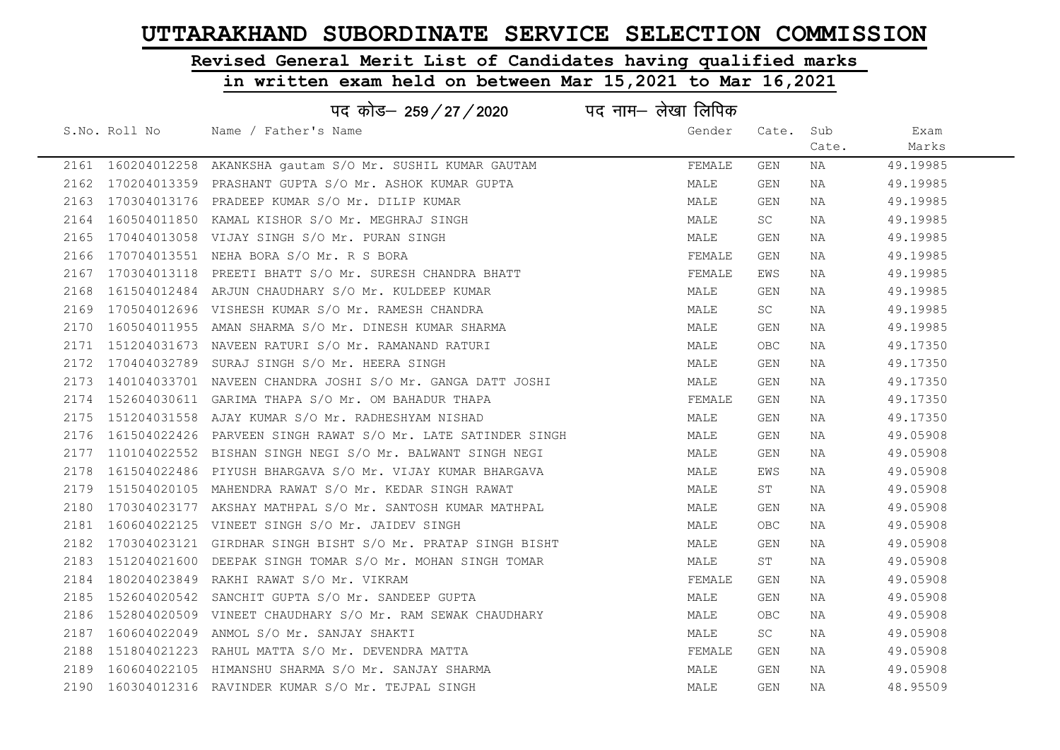# UTTARAKHAND SUBORDINATE SERVICE SELECTION COMMISSION

## Revised General Merit List of Candidates having qualified marks in written exam held on between Mar 15,2021 to Mar 16,2021

### पद कोड– 259/27/2020 पद नाम– लेखा लिपिक

| S.No. | Roll No | Name / Father's Name | Gender | Cate. | Sub Cate. | Exam Marks |
|---|---|---|---|---|---|---|
| 2161 | 160204012258 | AKANKSHA gautam S/O Mr. SUSHIL KUMAR GAUTAM | FEMALE | GEN | NA | 49.19985 |
| 2162 | 170204013359 | PRASHANT GUPTA S/O Mr. ASHOK KUMAR GUPTA | MALE | GEN | NA | 49.19985 |
| 2163 | 170304013176 | PRADEEP KUMAR S/O Mr. DILIP KUMAR | MALE | GEN | NA | 49.19985 |
| 2164 | 160504011850 | KAMAL KISHOR S/O Mr. MEGHRAJ SINGH | MALE | SC | NA | 49.19985 |
| 2165 | 170404013058 | VIJAY SINGH S/O Mr. PURAN SINGH | MALE | GEN | NA | 49.19985 |
| 2166 | 170704013551 | NEHA BORA S/O Mr. R S BORA | FEMALE | GEN | NA | 49.19985 |
| 2167 | 170304013118 | PREETI BHATT S/O Mr. SURESH CHANDRA BHATT | FEMALE | EWS | NA | 49.19985 |
| 2168 | 161504012484 | ARJUN CHAUDHARY S/O Mr. KULDEEP KUMAR | MALE | GEN | NA | 49.19985 |
| 2169 | 170504012696 | VISHESH KUMAR S/O Mr. RAMESH CHANDRA | MALE | SC | NA | 49.19985 |
| 2170 | 160504011955 | AMAN SHARMA S/O Mr. DINESH KUMAR SHARMA | MALE | GEN | NA | 49.19985 |
| 2171 | 151204031673 | NAVEEN RATURI S/O Mr. RAMANAND RATURI | MALE | OBC | NA | 49.17350 |
| 2172 | 170404032789 | SURAJ SINGH S/O Mr. HEERA SINGH | MALE | GEN | NA | 49.17350 |
| 2173 | 140104033701 | NAVEEN CHANDRA JOSHI S/O Mr. GANGA DATT JOSHI | MALE | GEN | NA | 49.17350 |
| 2174 | 152604030611 | GARIMA THAPA S/O Mr. OM BAHADUR THAPA | FEMALE | GEN | NA | 49.17350 |
| 2175 | 151204031558 | AJAY KUMAR S/O Mr. RADHESHYAM NISHAD | MALE | GEN | NA | 49.17350 |
| 2176 | 161504022426 | PARVEEN SINGH RAWAT S/O Mr. LATE SATINDER SINGH | MALE | GEN | NA | 49.05908 |
| 2177 | 110104022552 | BISHAN SINGH NEGI S/O Mr. BALWANT SINGH NEGI | MALE | GEN | NA | 49.05908 |
| 2178 | 161504022486 | PIYUSH BHARGAVA S/O Mr. VIJAY KUMAR BHARGAVA | MALE | EWS | NA | 49.05908 |
| 2179 | 151504020105 | MAHENDRA RAWAT S/O Mr. KEDAR SINGH RAWAT | MALE | ST | NA | 49.05908 |
| 2180 | 170304023177 | AKSHAY MATHPAL S/O Mr. SANTOSH KUMAR MATHPAL | MALE | GEN | NA | 49.05908 |
| 2181 | 160604022125 | VINEET SINGH S/O Mr. JAIDEV SINGH | MALE | OBC | NA | 49.05908 |
| 2182 | 170304023121 | GIRDHAR SINGH BISHT S/O Mr. PRATAP SINGH BISHT | MALE | GEN | NA | 49.05908 |
| 2183 | 151204021600 | DEEPAK SINGH TOMAR S/O Mr. MOHAN SINGH TOMAR | MALE | ST | NA | 49.05908 |
| 2184 | 180204023849 | RAKHI RAWAT S/O Mr. VIKRAM | FEMALE | GEN | NA | 49.05908 |
| 2185 | 152604020542 | SANCHIT GUPTA S/O Mr. SANDEEP GUPTA | MALE | GEN | NA | 49.05908 |
| 2186 | 152804020509 | VINEET CHAUDHARY S/O Mr. RAM SEWAK CHAUDHARY | MALE | OBC | NA | 49.05908 |
| 2187 | 160604022049 | ANMOL S/O Mr. SANJAY SHAKTI | MALE | SC | NA | 49.05908 |
| 2188 | 151804021223 | RAHUL MATTA S/O Mr. DEVENDRA MATTA | FEMALE | GEN | NA | 49.05908 |
| 2189 | 160604022105 | HIMANSHU SHARMA S/O Mr. SANJAY SHARMA | MALE | GEN | NA | 49.05908 |
| 2190 | 160304012316 | RAVINDER KUMAR S/O Mr. TEJPAL SINGH | MALE | GEN | NA | 48.95509 |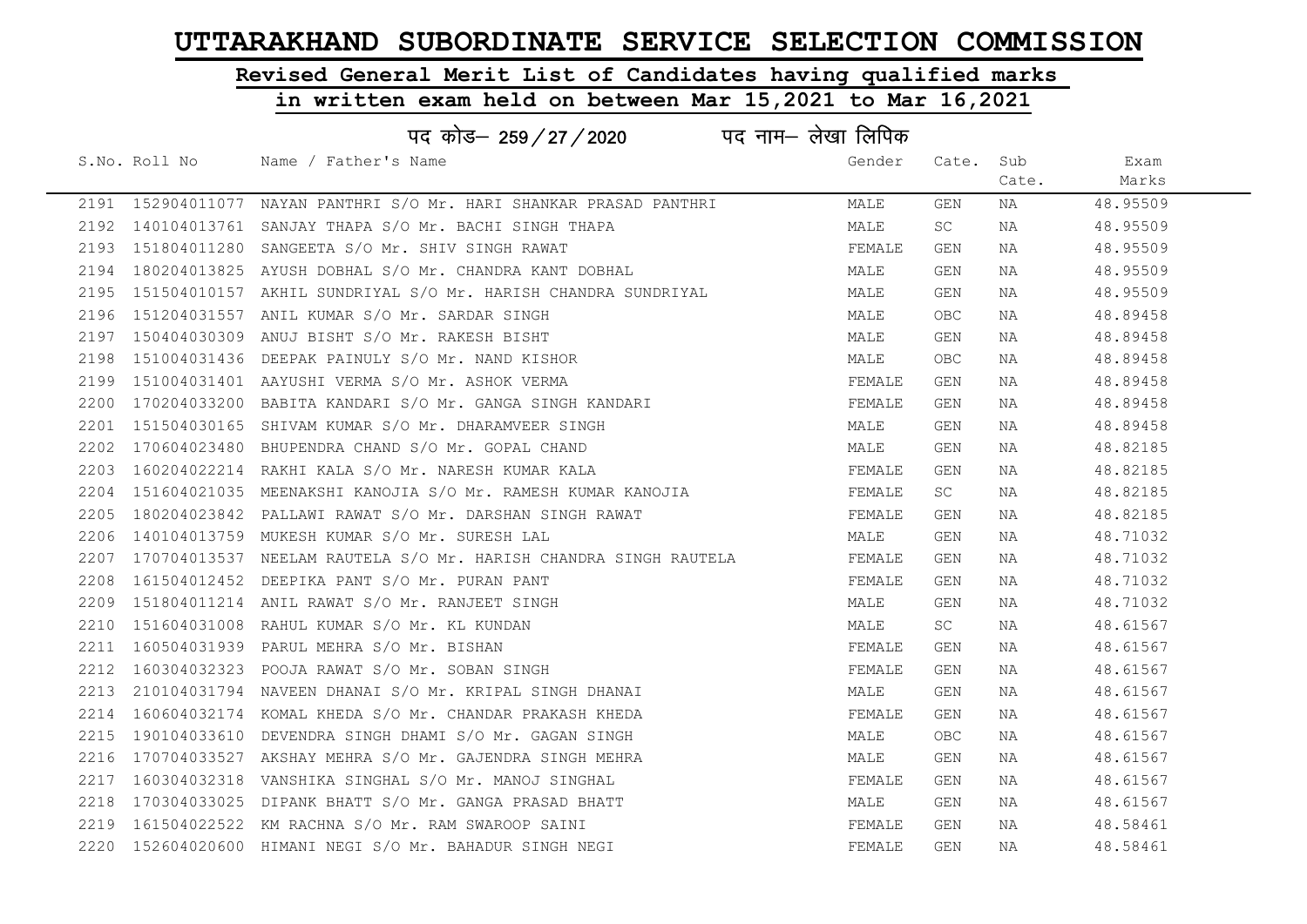# UTTARAKHAND SUBORDINATE SERVICE SELECTION COMMISSION

## Revised General Merit List of Candidates having qualified marks in written exam held on between Mar 15,2021 to Mar 16,2021

### पद कोड– 259/27/2020 पद नाम– लेखा लिपिक

| S.No. | Roll No | Name / Father's Name | Gender | Cate. | Sub Cate. | Exam Marks |
|---|---|---|---|---|---|---|
| 2191 | 152904011077 | NAYAN PANTHRI S/O Mr. HARI SHANKAR PRASAD PANTHRI | MALE | GEN | NA | 48.95509 |
| 2192 | 140104013761 | SANJAY THAPA S/O Mr. BACHI SINGH THAPA | MALE | SC | NA | 48.95509 |
| 2193 | 151804011280 | SANGEETA S/O Mr. SHIV SINGH RAWAT | FEMALE | GEN | NA | 48.95509 |
| 2194 | 180204013825 | AYUSH DOBHAL S/O Mr. CHANDRA KANT DOBHAL | MALE | GEN | NA | 48.95509 |
| 2195 | 151504010157 | AKHIL SUNDRIYAL S/O Mr. HARISH CHANDRA SUNDRIYAL | MALE | GEN | NA | 48.95509 |
| 2196 | 151204031557 | ANIL KUMAR S/O Mr. SARDAR SINGH | MALE | OBC | NA | 48.89458 |
| 2197 | 150404030309 | ANUJ BISHT S/O Mr. RAKESH BISHT | MALE | GEN | NA | 48.89458 |
| 2198 | 151004031436 | DEEPAK PAINULY S/O Mr. NAND KISHOR | MALE | OBC | NA | 48.89458 |
| 2199 | 151004031401 | AAYUSHI VERMA S/O Mr. ASHOK VERMA | FEMALE | GEN | NA | 48.89458 |
| 2200 | 170204033200 | BABITA KANDARI S/O Mr. GANGA SINGH KANDARI | FEMALE | GEN | NA | 48.89458 |
| 2201 | 151504030165 | SHIVAM KUMAR S/O Mr. DHARAMVEER SINGH | MALE | GEN | NA | 48.89458 |
| 2202 | 170604023480 | BHUPENDRA CHAND S/O Mr. GOPAL CHAND | MALE | GEN | NA | 48.82185 |
| 2203 | 160204022214 | RAKHI KALA S/O Mr. NARESH KUMAR KALA | FEMALE | GEN | NA | 48.82185 |
| 2204 | 151604021035 | MEENAKSHI KANOJIA S/O Mr. RAMESH KUMAR KANOJIA | FEMALE | SC | NA | 48.82185 |
| 2205 | 180204023842 | PALLAWI RAWAT S/O Mr. DARSHAN SINGH RAWAT | FEMALE | GEN | NA | 48.82185 |
| 2206 | 140104013759 | MUKESH KUMAR S/O Mr. SURESH LAL | MALE | GEN | NA | 48.71032 |
| 2207 | 170704013537 | NEELAM RAUTELA S/O Mr. HARISH CHANDRA SINGH RAUTELA | FEMALE | GEN | NA | 48.71032 |
| 2208 | 161504012452 | DEEPIKA PANT S/O Mr. PURAN PANT | FEMALE | GEN | NA | 48.71032 |
| 2209 | 151804011214 | ANIL RAWAT S/O Mr. RANJEET SINGH | MALE | GEN | NA | 48.71032 |
| 2210 | 151604031008 | RAHUL KUMAR S/O Mr. KL KUNDAN | MALE | SC | NA | 48.61567 |
| 2211 | 160504031939 | PARUL MEHRA S/O Mr. BISHAN | FEMALE | GEN | NA | 48.61567 |
| 2212 | 160304032323 | POOJA RAWAT S/O Mr. SOBAN SINGH | FEMALE | GEN | NA | 48.61567 |
| 2213 | 210104031794 | NAVEEN DHANAI S/O Mr. KRIPAL SINGH DHANAI | MALE | GEN | NA | 48.61567 |
| 2214 | 160604032174 | KOMAL KHEDA S/O Mr. CHANDAR PRAKASH KHEDA | FEMALE | GEN | NA | 48.61567 |
| 2215 | 190104033610 | DEVENDRA SINGH DHAMI S/O Mr. GAGAN SINGH | MALE | OBC | NA | 48.61567 |
| 2216 | 170704033527 | AKSHAY MEHRA S/O Mr. GAJENDRA SINGH MEHRA | MALE | GEN | NA | 48.61567 |
| 2217 | 160304032318 | VANSHIKA SINGHAL S/O Mr. MANOJ SINGHAL | FEMALE | GEN | NA | 48.61567 |
| 2218 | 170304033025 | DIPANK BHATT S/O Mr. GANGA PRASAD BHATT | MALE | GEN | NA | 48.61567 |
| 2219 | 161504022522 | KM RACHNA S/O Mr. RAM SWAROOP SAINI | FEMALE | GEN | NA | 48.58461 |
| 2220 | 152604020600 | HIMANI NEGI S/O Mr. BAHADUR SINGH NEGI | FEMALE | GEN | NA | 48.58461 |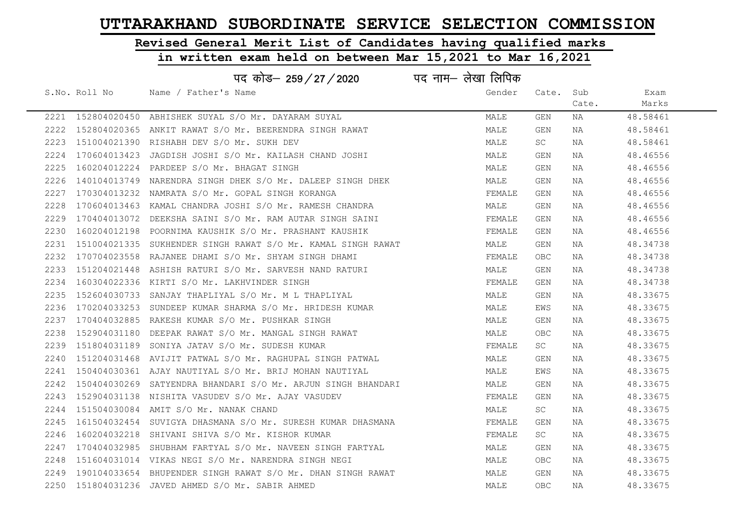# UTTARAKHAND SUBORDINATE SERVICE SELECTION COMMISSION

## Revised General Merit List of Candidates having qualified marks

## in written exam held on between Mar 15,2021 to Mar 16,2021

पद कोड– 259/27/2020 पद नाम– लेखा लिपिक

| S.No. | Roll No | Name / Father's Name | Gender | Cate. | Sub Cate. | Exam Marks |
|---|---|---|---|---|---|---|
| 2221 | 152804020450 | ABHISHEK SUYAL S/O Mr. DAYARAM SUYAL | MALE | GEN | NA | 48.58461 |
| 2222 | 152804020365 | ANKIT RAWAT S/O Mr. BEERENDRA SINGH RAWAT | MALE | GEN | NA | 48.58461 |
| 2223 | 151004021390 | RISHABH DEV S/O Mr. SUKH DEV | MALE | SC | NA | 48.58461 |
| 2224 | 170604013423 | JAGDISH JOSHI S/O Mr. KAILASH CHAND JOSHI | MALE | GEN | NA | 48.46556 |
| 2225 | 160204012224 | PARDEEP S/O Mr. BHAGAT SINGH | MALE | GEN | NA | 48.46556 |
| 2226 | 140104013749 | NARENDRA SINGH DHEK S/O Mr. DALEEP SINGH DHEK | MALE | GEN | NA | 48.46556 |
| 2227 | 170304013232 | NAMRATA S/O Mr. GOPAL SINGH KORANGA | FEMALE | GEN | NA | 48.46556 |
| 2228 | 170604013463 | KAMAL CHANDRA JOSHI S/O Mr. RAMESH CHANDRA | MALE | GEN | NA | 48.46556 |
| 2229 | 170404013072 | DEEKSHA SAINI S/O Mr. RAM AUTAR SINGH SAINI | FEMALE | GEN | NA | 48.46556 |
| 2230 | 160204012198 | POORNIMA KAUSHIK S/O Mr. PRASHANT KAUSHIK | FEMALE | GEN | NA | 48.46556 |
| 2231 | 151004021335 | SUKHENDER SINGH RAWAT S/O Mr. KAMAL SINGH RAWAT | MALE | GEN | NA | 48.34738 |
| 2232 | 170704023558 | RAJANEE DHAMI S/O Mr. SHYAM SINGH DHAMI | FEMALE | OBC | NA | 48.34738 |
| 2233 | 151204021448 | ASHISH RATURI S/O Mr. SARVESH NAND RATURI | MALE | GEN | NA | 48.34738 |
| 2234 | 160304022336 | KIRTI S/O Mr. LAKHVINDER SINGH | FEMALE | GEN | NA | 48.34738 |
| 2235 | 152604030733 | SANJAY THAPLIYAL S/O Mr. M L THAPLIYAL | MALE | GEN | NA | 48.33675 |
| 2236 | 170204033253 | SUNDEEP KUMAR SHARMA S/O Mr. HRIDESH KUMAR | MALE | EWS | NA | 48.33675 |
| 2237 | 170404032885 | RAKESH KUMAR S/O Mr. PUSHKAR SINGH | MALE | GEN | NA | 48.33675 |
| 2238 | 152904031180 | DEEPAK RAWAT S/O Mr. MANGAL SINGH RAWAT | MALE | OBC | NA | 48.33675 |
| 2239 | 151804031189 | SONIYA JATAV S/O Mr. SUDESH KUMAR | FEMALE | SC | NA | 48.33675 |
| 2240 | 151204031468 | AVIJIT PATWAL S/O Mr. RAGHUPAL SINGH PATWAL | MALE | GEN | NA | 48.33675 |
| 2241 | 150404030361 | AJAY NAUTIYAL S/O Mr. BRIJ MOHAN NAUTIYAL | MALE | EWS | NA | 48.33675 |
| 2242 | 150404030269 | SATYENDRA BHANDARI S/O Mr. ARJUN SINGH BHANDARI | MALE | GEN | NA | 48.33675 |
| 2243 | 152904031138 | NISHITA VASUDEV S/O Mr. AJAY VASUDEV | FEMALE | GEN | NA | 48.33675 |
| 2244 | 151504030084 | AMIT S/O Mr. NANAK CHAND | MALE | SC | NA | 48.33675 |
| 2245 | 161504032454 | SUVIGYA DHASMANA S/O Mr. SURESH KUMAR DHASMANA | FEMALE | GEN | NA | 48.33675 |
| 2246 | 160204032218 | SHIVANI SHIVA S/O Mr. KISHOR KUMAR | FEMALE | SC | NA | 48.33675 |
| 2247 | 170404032985 | SHUBHAM FARTYAL S/O Mr. NAVEEN SINGH FARTYAL | MALE | GEN | NA | 48.33675 |
| 2248 | 151604031014 | VIKAS NEGI S/O Mr. NARENDRA SINGH NEGI | MALE | OBC | NA | 48.33675 |
| 2249 | 190104033654 | BHUPENDER SINGH RAWAT S/O Mr. DHAN SINGH RAWAT | MALE | GEN | NA | 48.33675 |
| 2250 | 151804031236 | JAVED AHMED S/O Mr. SABIR AHMED | MALE | OBC | NA | 48.33675 |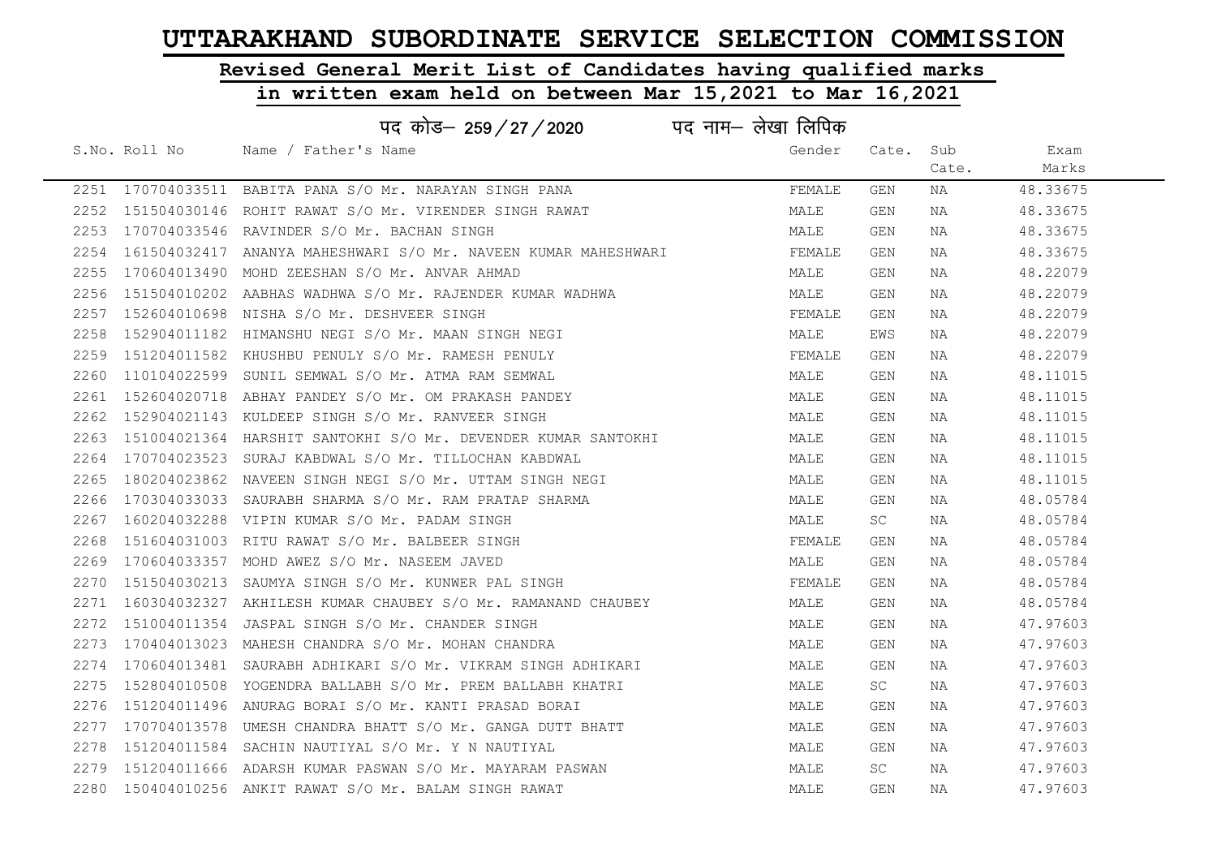# UTTARAKHAND SUBORDINATE SERVICE SELECTION COMMISSION

## Revised General Merit List of Candidates having qualified marks in written exam held on between Mar 15,2021 to Mar 16,2021

### पद कोड– 259 / 27 / 2020 पद नाम– लेखा लिपिक

| S.No. | Roll No | Name / Father's Name | Gender | Cate. | Sub Cate. | Exam Marks |
|---|---|---|---|---|---|---|
| 2251 | 170704033511 | BABITA PANA S/O Mr. NARAYAN SINGH PANA | FEMALE | GEN | NA | 48.33675 |
| 2252 | 151504030146 | ROHIT RAWAT S/O Mr. VIRENDER SINGH RAWAT | MALE | GEN | NA | 48.33675 |
| 2253 | 170704033546 | RAVINDER S/O Mr. BACHAN SINGH | MALE | GEN | NA | 48.33675 |
| 2254 | 161504032417 | ANANYA MAHESHWARI S/O Mr. NAVEEN KUMAR MAHESHWARI | FEMALE | GEN | NA | 48.33675 |
| 2255 | 170604013490 | MOHD ZEESHAN S/O Mr. ANVAR AHMAD | MALE | GEN | NA | 48.22079 |
| 2256 | 151504010202 | AABHAS WADHWA S/O Mr. RAJENDER KUMAR WADHWA | MALE | GEN | NA | 48.22079 |
| 2257 | 152604010698 | NISHA S/O Mr. DESHVEER SINGH | FEMALE | GEN | NA | 48.22079 |
| 2258 | 152904011182 | HIMANSHU NEGI S/O Mr. MAAN SINGH NEGI | MALE | EWS | NA | 48.22079 |
| 2259 | 151204011582 | KHUSHBU PENULY S/O Mr. RAMESH PENULY | FEMALE | GEN | NA | 48.22079 |
| 2260 | 110104022599 | SUNIL SEMWAL S/O Mr. ATMA RAM SEMWAL | MALE | GEN | NA | 48.11015 |
| 2261 | 152604020718 | ABHAY PANDEY S/O Mr. OM PRAKASH PANDEY | MALE | GEN | NA | 48.11015 |
| 2262 | 152904021143 | KULDEEP SINGH S/O Mr. RANVEER SINGH | MALE | GEN | NA | 48.11015 |
| 2263 | 151004021364 | HARSHIT SANTOKHI S/O Mr. DEVENDER KUMAR SANTOKHI | MALE | GEN | NA | 48.11015 |
| 2264 | 170704023523 | SURAJ KABDWAL S/O Mr. TILLOCHAN KABDWAL | MALE | GEN | NA | 48.11015 |
| 2265 | 180204023862 | NAVEEN SINGH NEGI S/O Mr. UTTAM SINGH NEGI | MALE | GEN | NA | 48.11015 |
| 2266 | 170304033033 | SAURABH SHARMA S/O Mr. RAM PRATAP SHARMA | MALE | GEN | NA | 48.05784 |
| 2267 | 160204032288 | VIPIN KUMAR S/O Mr. PADAM SINGH | MALE | SC | NA | 48.05784 |
| 2268 | 151604031003 | RITU RAWAT S/O Mr. BALBEER SINGH | FEMALE | GEN | NA | 48.05784 |
| 2269 | 170604033357 | MOHD AWEZ S/O Mr. NASEEM JAVED | MALE | GEN | NA | 48.05784 |
| 2270 | 151504030213 | SAUMYA SINGH S/O Mr. KUNWER PAL SINGH | FEMALE | GEN | NA | 48.05784 |
| 2271 | 160304032327 | AKHILESH KUMAR CHAUBEY S/O Mr. RAMANAND CHAUBEY | MALE | GEN | NA | 48.05784 |
| 2272 | 151004011354 | JASPAL SINGH S/O Mr. CHANDER SINGH | MALE | GEN | NA | 47.97603 |
| 2273 | 170404013023 | MAHESH CHANDRA S/O Mr. MOHAN CHANDRA | MALE | GEN | NA | 47.97603 |
| 2274 | 170604013481 | SAURABH ADHIKARI S/O Mr. VIKRAM SINGH ADHIKARI | MALE | GEN | NA | 47.97603 |
| 2275 | 152804010508 | YOGENDRA BALLABH S/O Mr. PREM BALLABH KHATRI | MALE | SC | NA | 47.97603 |
| 2276 | 151204011496 | ANURAG BORAI S/O Mr. KANTI PRASAD BORAI | MALE | GEN | NA | 47.97603 |
| 2277 | 170704013578 | UMESH CHANDRA BHATT S/O Mr. GANGA DUTT BHATT | MALE | GEN | NA | 47.97603 |
| 2278 | 151204011584 | SACHIN NAUTIYAL S/O Mr. Y N NAUTIYAL | MALE | GEN | NA | 47.97603 |
| 2279 | 151204011666 | ADARSH KUMAR PASWAN S/O Mr. MAYARAM PASWAN | MALE | SC | NA | 47.97603 |
| 2280 | 150404010256 | ANKIT RAWAT S/O Mr. BALAM SINGH RAWAT | MALE | GEN | NA | 47.97603 |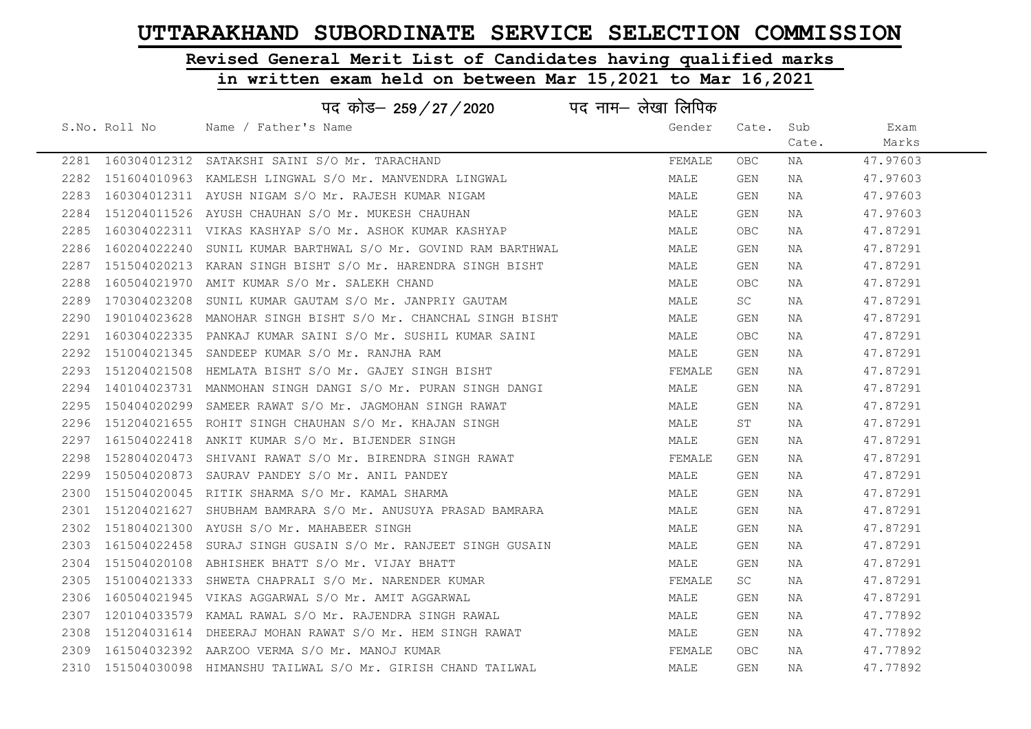# UTTARAKHAND SUBORDINATE SERVICE SELECTION COMMISSION

## Revised General Merit List of Candidates having qualified marks

## in written exam held on between Mar 15,2021 to Mar 16,2021

पद कोड– 259/27/2020 पद नाम– लेखा लिपिक

| S.No. | Roll No | Name / Father's Name | Gender | Cate. | Sub Cate. | Exam Marks |
|---|---|---|---|---|---|---|
| 2281 | 160304012312 | SATAKSHI SAINI S/O Mr. TARACHAND | FEMALE | OBC | NA | 47.97603 |
| 2282 | 151604010963 | KAMLESH LINGWAL S/O Mr. MANVENDRA LINGWAL | MALE | GEN | NA | 47.97603 |
| 2283 | 160304012311 | AYUSH NIGAM S/O Mr. RAJESH KUMAR NIGAM | MALE | GEN | NA | 47.97603 |
| 2284 | 151204011526 | AYUSH CHAUHAN S/O Mr. MUKESH CHAUHAN | MALE | GEN | NA | 47.97603 |
| 2285 | 160304022311 | VIKAS KASHYAP S/O Mr. ASHOK KUMAR KASHYAP | MALE | OBC | NA | 47.87291 |
| 2286 | 160204022240 | SUNIL KUMAR BARTHWAL S/O Mr. GOVIND RAM BARTHWAL | MALE | GEN | NA | 47.87291 |
| 2287 | 151504020213 | KARAN SINGH BISHT S/O Mr. HARENDRA SINGH BISHT | MALE | GEN | NA | 47.87291 |
| 2288 | 160504021970 | AMIT KUMAR S/O Mr. SALEKH CHAND | MALE | OBC | NA | 47.87291 |
| 2289 | 170304023208 | SUNIL KUMAR GAUTAM S/O Mr. JANPRIY GAUTAM | MALE | SC | NA | 47.87291 |
| 2290 | 190104023628 | MANOHAR SINGH BISHT S/O Mr. CHANCHAL SINGH BISHT | MALE | GEN | NA | 47.87291 |
| 2291 | 160304022335 | PANKAJ KUMAR SAINI S/O Mr. SUSHIL KUMAR SAINI | MALE | OBC | NA | 47.87291 |
| 2292 | 151004021345 | SANDEEP KUMAR S/O Mr. RANJHA RAM | MALE | GEN | NA | 47.87291 |
| 2293 | 151204021508 | HEMLATA BISHT S/O Mr. GAJEY SINGH BISHT | FEMALE | GEN | NA | 47.87291 |
| 2294 | 140104023731 | MANMOHAN SINGH DANGI S/O Mr. PURAN SINGH DANGI | MALE | GEN | NA | 47.87291 |
| 2295 | 150404020299 | SAMEER RAWAT S/O Mr. JAGMOHAN SINGH RAWAT | MALE | GEN | NA | 47.87291 |
| 2296 | 151204021655 | ROHIT SINGH CHAUHAN S/O Mr. KHAJAN SINGH | MALE | ST | NA | 47.87291 |
| 2297 | 161504022418 | ANKIT KUMAR S/O Mr. BIJENDER SINGH | MALE | GEN | NA | 47.87291 |
| 2298 | 152804020473 | SHIVANI RAWAT S/O Mr. BIRENDRA SINGH RAWAT | FEMALE | GEN | NA | 47.87291 |
| 2299 | 150504020873 | SAURAV PANDEY S/O Mr. ANIL PANDEY | MALE | GEN | NA | 47.87291 |
| 2300 | 151504020045 | RITIK SHARMA S/O Mr. KAMAL SHARMA | MALE | GEN | NA | 47.87291 |
| 2301 | 151204021627 | SHUBHAM BAMRARA S/O Mr. ANUSUYA PRASAD BAMRARA | MALE | GEN | NA | 47.87291 |
| 2302 | 151804021300 | AYUSH S/O Mr. MAHABEER SINGH | MALE | GEN | NA | 47.87291 |
| 2303 | 161504022458 | SURAJ SINGH GUSAIN S/O Mr. RANJEET SINGH GUSAIN | MALE | GEN | NA | 47.87291 |
| 2304 | 151504020108 | ABHISHEK BHATT S/O Mr. VIJAY BHATT | MALE | GEN | NA | 47.87291 |
| 2305 | 151004021333 | SHWETA CHAPRALI S/O Mr. NARENDER KUMAR | FEMALE | SC | NA | 47.87291 |
| 2306 | 160504021945 | VIKAS AGGARWAL S/O Mr. AMIT AGGARWAL | MALE | GEN | NA | 47.87291 |
| 2307 | 120104033579 | KAMAL RAWAL S/O Mr. RAJENDRA SINGH RAWAL | MALE | GEN | NA | 47.77892 |
| 2308 | 151204031614 | DHEERAJ MOHAN RAWAT S/O Mr. HEM SINGH RAWAT | MALE | GEN | NA | 47.77892 |
| 2309 | 161504032392 | AARZOO VERMA S/O Mr. MANOJ KUMAR | FEMALE | OBC | NA | 47.77892 |
| 2310 | 151504030098 | HIMANSHU TAILWAL S/O Mr. GIRISH CHAND TAILWAL | MALE | GEN | NA | 47.77892 |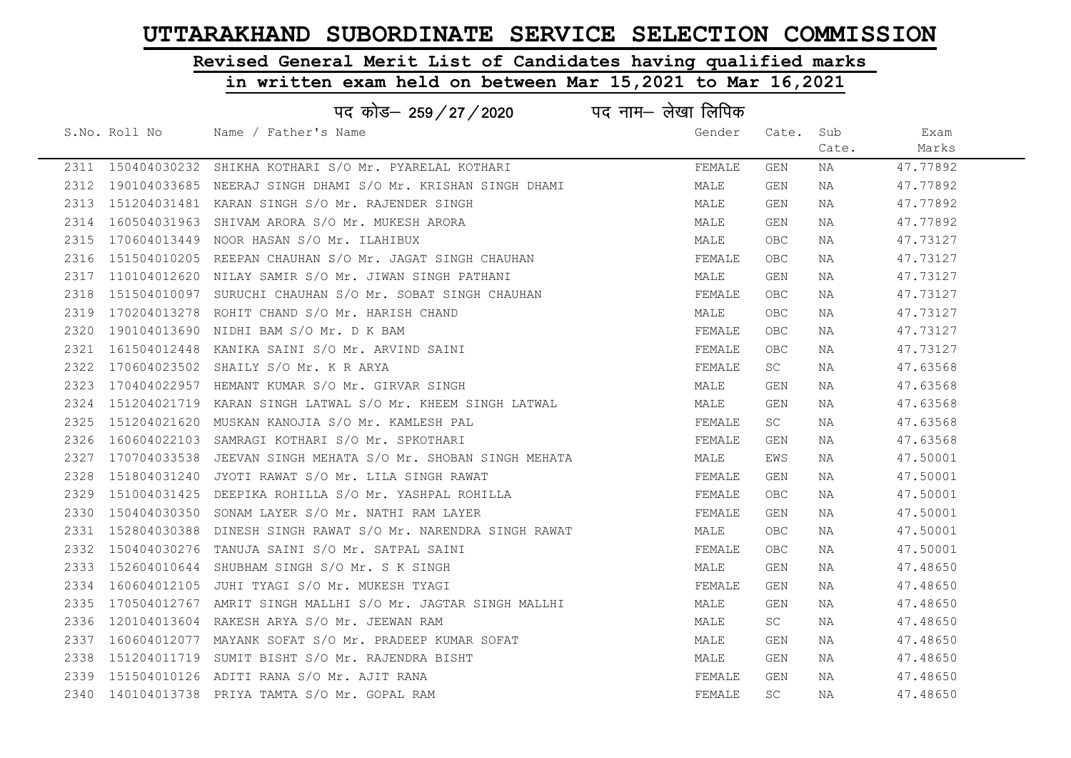# UTTARAKHAND SUBORDINATE SERVICE SELECTION COMMISSION

## Revised General Merit List of Candidates having qualified marks in written exam held on between Mar 15,2021 to Mar 16,2021

### पद कोड– 259/27/2020 पद नाम– लेखा लिपिक

| S.No. | Roll No | Name / Father's Name | Gender | Cate. | Sub Cate. | Exam Marks |
|---|---|---|---|---|---|---|
| 2311 | 150404030232 | SHIKHA KOTHARI S/O Mr. PYARELAL KOTHARI | FEMALE | GEN | NA | 47.77892 |
| 2312 | 190104033685 | NEERAJ SINGH DHAMI S/O Mr. KRISHAN SINGH DHAMI | MALE | GEN | NA | 47.77892 |
| 2313 | 151204031481 | KARAN SINGH S/O Mr. RAJENDER SINGH | MALE | GEN | NA | 47.77892 |
| 2314 | 160504031963 | SHIVAM ARORA S/O Mr. MUKESH ARORA | MALE | GEN | NA | 47.77892 |
| 2315 | 170604013449 | NOOR HASAN S/O Mr. ILAHIBUX | MALE | OBC | NA | 47.73127 |
| 2316 | 151504010205 | REEPAN CHAUHAN S/O Mr. JAGAT SINGH CHAUHAN | FEMALE | OBC | NA | 47.73127 |
| 2317 | 110104012620 | NILAY SAMIR S/O Mr. JIWAN SINGH PATHANI | MALE | GEN | NA | 47.73127 |
| 2318 | 151504010097 | SURUCHI CHAUHAN S/O Mr. SOBAT SINGH CHAUHAN | FEMALE | OBC | NA | 47.73127 |
| 2319 | 170204013278 | ROHIT CHAND S/O Mr. HARISH CHAND | MALE | OBC | NA | 47.73127 |
| 2320 | 190104013690 | NIDHI BAM S/O Mr. D K BAM | FEMALE | OBC | NA | 47.73127 |
| 2321 | 161504012448 | KANIKA SAINI S/O Mr. ARVIND SAINI | FEMALE | OBC | NA | 47.73127 |
| 2322 | 170604023502 | SHAILY S/O Mr. K R ARYA | FEMALE | SC | NA | 47.63568 |
| 2323 | 170404022957 | HEMANT KUMAR S/O Mr. GIRVAR SINGH | MALE | GEN | NA | 47.63568 |
| 2324 | 151204021719 | KARAN SINGH LATWAL S/O Mr. KHEEM SINGH LATWAL | MALE | GEN | NA | 47.63568 |
| 2325 | 151204021620 | MUSKAN KANOJIA S/O Mr. KAMLESH PAL | FEMALE | SC | NA | 47.63568 |
| 2326 | 160604022103 | SAMRAGI KOTHARI S/O Mr. SPKOTHARI | FEMALE | GEN | NA | 47.63568 |
| 2327 | 170704033538 | JEEVAN SINGH MEHATA S/O Mr. SHOBAN SINGH MEHATA | MALE | EWS | NA | 47.50001 |
| 2328 | 151804031240 | JYOTI RAWAT S/O Mr. LILA SINGH RAWAT | FEMALE | GEN | NA | 47.50001 |
| 2329 | 151004031425 | DEEPIKA ROHILLA S/O Mr. YASHPAL ROHILLA | FEMALE | OBC | NA | 47.50001 |
| 2330 | 150404030350 | SONAM LAYER S/O Mr. NATHI RAM LAYER | FEMALE | GEN | NA | 47.50001 |
| 2331 | 152804030388 | DINESH SINGH RAWAT S/O Mr. NARENDRA SINGH RAWAT | MALE | OBC | NA | 47.50001 |
| 2332 | 150404030276 | TANUJA SAINI S/O Mr. SATPAL SAINI | FEMALE | OBC | NA | 47.50001 |
| 2333 | 152604010644 | SHUBHAM SINGH S/O Mr. S K SINGH | MALE | GEN | NA | 47.48650 |
| 2334 | 160604012105 | JUHI TYAGI S/O Mr. MUKESH TYAGI | FEMALE | GEN | NA | 47.48650 |
| 2335 | 170504012767 | AMRIT SINGH MALLHI S/O Mr. JAGTAR SINGH MALLHI | MALE | GEN | NA | 47.48650 |
| 2336 | 120104013604 | RAKESH ARYA S/O Mr. JEEWAN RAM | MALE | SC | NA | 47.48650 |
| 2337 | 160604012077 | MAYANK SOFAT S/O Mr. PRADEEP KUMAR SOFAT | MALE | GEN | NA | 47.48650 |
| 2338 | 151204011719 | SUMIT BISHT S/O Mr. RAJENDRA BISHT | MALE | GEN | NA | 47.48650 |
| 2339 | 151504010126 | ADITI RANA S/O Mr. AJIT RANA | FEMALE | GEN | NA | 47.48650 |
| 2340 | 140104013738 | PRIYA TAMTA S/O Mr. GOPAL RAM | FEMALE | SC | NA | 47.48650 |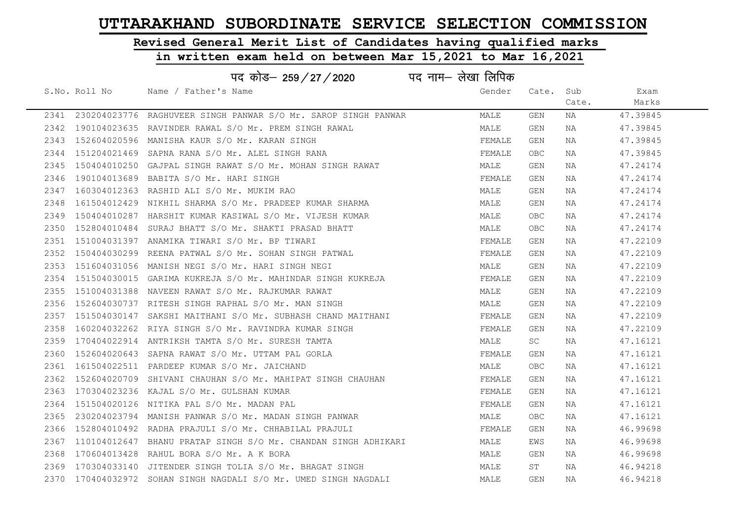# UTTARAKHAND SUBORDINATE SERVICE SELECTION COMMISSION

## Revised General Merit List of Candidates having qualified marks

## in written exam held on between Mar 15,2021 to Mar 16,2021

### पद कोड– 259/27/2020 पद नाम– लेखा लिपिक

| S.No. | Roll No | Name / Father's Name | Gender | Cate. | Sub Cate. | Exam Marks |
|---|---|---|---|---|---|---|
| 2341 | 230204023776 | RAGHUVEER SINGH PANWAR S/O Mr. SAROP SINGH PANWAR | MALE | GEN | NA | 47.39845 |
| 2342 | 190104023635 | RAVINDER RAWAL S/O Mr. PREM SINGH RAWAL | MALE | GEN | NA | 47.39845 |
| 2343 | 152604020596 | MANISHA KAUR S/O Mr. KARAN SINGH | FEMALE | GEN | NA | 47.39845 |
| 2344 | 151204021469 | SAPNA RANA S/O Mr. ALEL SINGH RANA | FEMALE | OBC | NA | 47.39845 |
| 2345 | 150404010250 | GAJPAL SINGH RAWAT S/O Mr. MOHAN SINGH RAWAT | MALE | GEN | NA | 47.24174 |
| 2346 | 190104013689 | BABITA S/O Mr. HARI SINGH | FEMALE | GEN | NA | 47.24174 |
| 2347 | 160304012363 | RASHID ALI S/O Mr. MUKIM RAO | MALE | GEN | NA | 47.24174 |
| 2348 | 161504012429 | NIKHIL SHARMA S/O Mr. PRADEEP KUMAR SHARMA | MALE | GEN | NA | 47.24174 |
| 2349 | 150404010287 | HARSHIT KUMAR KASIWAL S/O Mr. VIJESH KUMAR | MALE | OBC | NA | 47.24174 |
| 2350 | 152804010484 | SURAJ BHATT S/O Mr. SHAKTI PRASAD BHATT | MALE | OBC | NA | 47.24174 |
| 2351 | 151004031397 | ANAMIKA TIWARI S/O Mr. BP TIWARI | FEMALE | GEN | NA | 47.22109 |
| 2352 | 150404030299 | REENA PATWAL S/O Mr. SOHAN SINGH PATWAL | FEMALE | GEN | NA | 47.22109 |
| 2353 | 151604031056 | MANISH NEGI S/O Mr. HARI SINGH NEGI | MALE | GEN | NA | 47.22109 |
| 2354 | 151504030015 | GARIMA KUKREJA S/O Mr. MAHINDAR SINGH KUKREJA | FEMALE | GEN | NA | 47.22109 |
| 2355 | 151004031388 | NAVEEN RAWAT S/O Mr. RAJKUMAR RAWAT | MALE | GEN | NA | 47.22109 |
| 2356 | 152604030737 | RITESH SINGH RAPHAL S/O Mr. MAN SINGH | MALE | GEN | NA | 47.22109 |
| 2357 | 151504030147 | SAKSHI MAITHANI S/O Mr. SUBHASH CHAND MAITHANI | FEMALE | GEN | NA | 47.22109 |
| 2358 | 160204032262 | RIYA SINGH S/O Mr. RAVINDRA KUMAR SINGH | FEMALE | GEN | NA | 47.22109 |
| 2359 | 170404022914 | ANTRIKSH TAMTA S/O Mr. SURESH TAMTA | MALE | SC | NA | 47.16121 |
| 2360 | 152604020643 | SAPNA RAWAT S/O Mr. UTTAM PAL GORLA | FEMALE | GEN | NA | 47.16121 |
| 2361 | 161504022511 | PARDEEP KUMAR S/O Mr. JAICHAND | MALE | OBC | NA | 47.16121 |
| 2362 | 152604020709 | SHIVANI CHAUHAN S/O Mr. MAHIPAT SINGH CHAUHAN | FEMALE | GEN | NA | 47.16121 |
| 2363 | 170304023236 | KAJAL S/O Mr. GULSHAN KUMAR | FEMALE | GEN | NA | 47.16121 |
| 2364 | 151504020126 | NITIKA PAL S/O Mr. MADAN PAL | FEMALE | GEN | NA | 47.16121 |
| 2365 | 230204023794 | MANISH PANWAR S/O Mr. MADAN SINGH PANWAR | MALE | OBC | NA | 47.16121 |
| 2366 | 152804010492 | RADHA PRAJULI S/O Mr. CHHABILAL PRAJULI | FEMALE | GEN | NA | 46.99698 |
| 2367 | 110104012647 | BHANU PRATAP SINGH S/O Mr. CHANDAN SINGH ADHIKARI | MALE | EWS | NA | 46.99698 |
| 2368 | 170604013428 | RAHUL BORA S/O Mr. A K BORA | MALE | GEN | NA | 46.99698 |
| 2369 | 170304033140 | JITENDER SINGH TOLIA S/O Mr. BHAGAT SINGH | MALE | ST | NA | 46.94218 |
| 2370 | 170404032972 | SOHAN SINGH NAGDALI S/O Mr. UMED SINGH NAGDALI | MALE | GEN | NA | 46.94218 |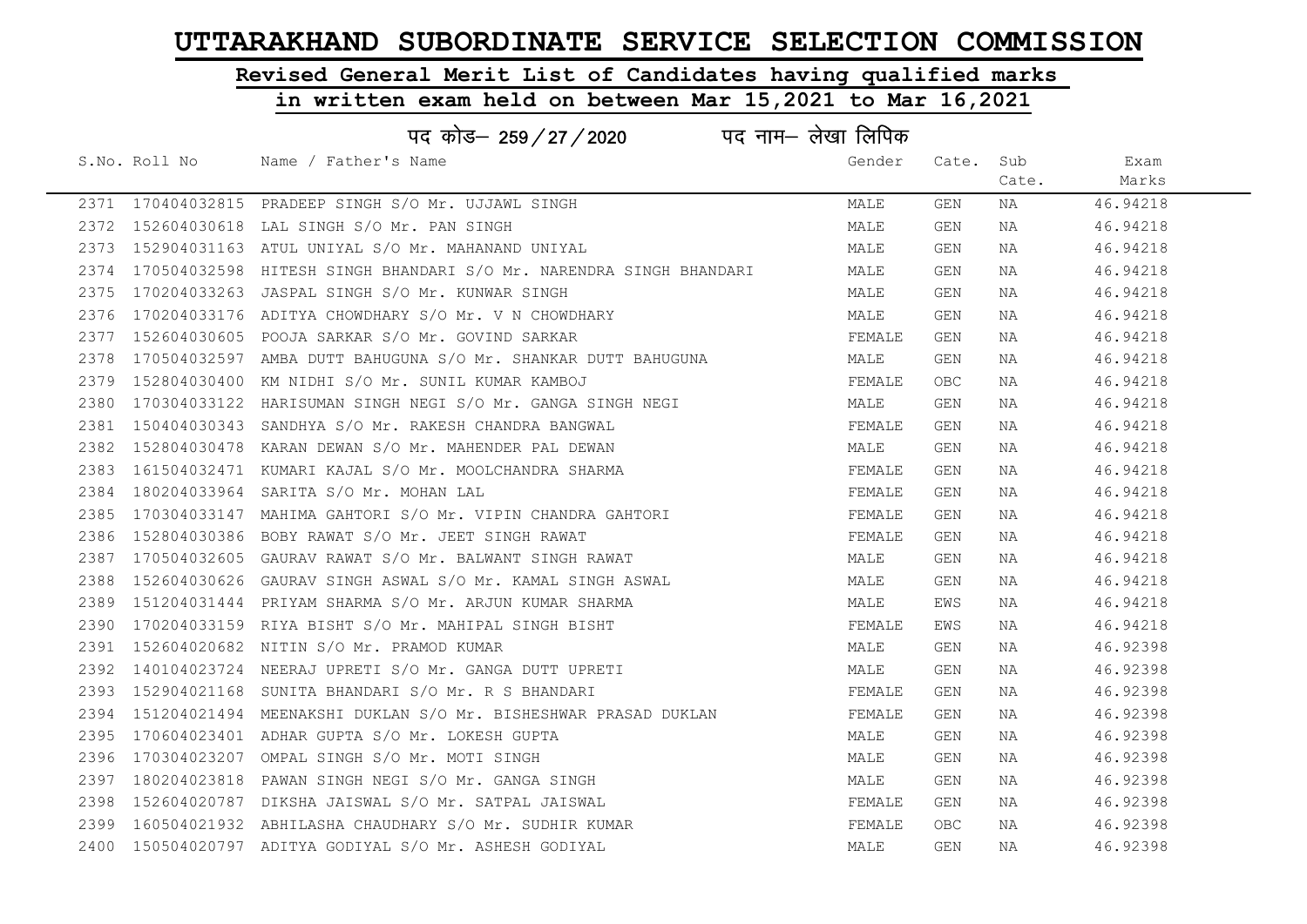# UTTARAKHAND SUBORDINATE SERVICE SELECTION COMMISSION

## Revised General Merit List of Candidates having qualified marks

## in written exam held on between Mar 15,2021 to Mar 16,2021

पद कोड– 259/27/2020 पद नाम– लेखा लिपिक

| S.No. | Roll No | Name / Father's Name | Gender | Cate. | Sub Cate. | Exam Marks |
|---|---|---|---|---|---|---|
| 2371 | 170404032815 | PRADEEP SINGH S/O Mr. UJJAWL SINGH | MALE | GEN | NA | 46.94218 |
| 2372 | 152604030618 | LAL SINGH S/O Mr. PAN SINGH | MALE | GEN | NA | 46.94218 |
| 2373 | 152904031163 | ATUL UNIYAL S/O Mr. MAHANAND UNIYAL | MALE | GEN | NA | 46.94218 |
| 2374 | 170504032598 | HITESH SINGH BHANDARI S/O Mr. NARENDRA SINGH BHANDARI | MALE | GEN | NA | 46.94218 |
| 2375 | 170204033263 | JASPAL SINGH S/O Mr. KUNWAR SINGH | MALE | GEN | NA | 46.94218 |
| 2376 | 170204033176 | ADITYA CHOWDHARY S/O Mr. V N CHOWDHARY | MALE | GEN | NA | 46.94218 |
| 2377 | 152604030605 | POOJA SARKAR S/O Mr. GOVIND SARKAR | FEMALE | GEN | NA | 46.94218 |
| 2378 | 170504032597 | AMBA DUTT BAHUGUNA S/O Mr. SHANKAR DUTT BAHUGUNA | MALE | GEN | NA | 46.94218 |
| 2379 | 152804030400 | KM NIDHI S/O Mr. SUNIL KUMAR KAMBOJ | FEMALE | OBC | NA | 46.94218 |
| 2380 | 170304033122 | HARISUMAN SINGH NEGI S/O Mr. GANGA SINGH NEGI | MALE | GEN | NA | 46.94218 |
| 2381 | 150404030343 | SANDHYA S/O Mr. RAKESH CHANDRA BANGWAL | FEMALE | GEN | NA | 46.94218 |
| 2382 | 152804030478 | KARAN DEWAN S/O Mr. MAHENDER PAL DEWAN | MALE | GEN | NA | 46.94218 |
| 2383 | 161504032471 | KUMARI KAJAL S/O Mr. MOOLCHANDRA SHARMA | FEMALE | GEN | NA | 46.94218 |
| 2384 | 180204033964 | SARITA S/O Mr. MOHAN LAL | FEMALE | GEN | NA | 46.94218 |
| 2385 | 170304033147 | MAHIMA GAHTORI S/O Mr. VIPIN CHANDRA GAHTORI | FEMALE | GEN | NA | 46.94218 |
| 2386 | 152804030386 | BOBY RAWAT S/O Mr. JEET SINGH RAWAT | FEMALE | GEN | NA | 46.94218 |
| 2387 | 170504032605 | GAURAV RAWAT S/O Mr. BALWANT SINGH RAWAT | MALE | GEN | NA | 46.94218 |
| 2388 | 152604030626 | GAURAV SINGH ASWAL S/O Mr. KAMAL SINGH ASWAL | MALE | GEN | NA | 46.94218 |
| 2389 | 151204031444 | PRIYAM SHARMA S/O Mr. ARJUN KUMAR SHARMA | MALE | EWS | NA | 46.94218 |
| 2390 | 170204033159 | RIYA BISHT S/O Mr. MAHIPAL SINGH BISHT | FEMALE | EWS | NA | 46.94218 |
| 2391 | 152604020682 | NITIN S/O Mr. PRAMOD KUMAR | MALE | GEN | NA | 46.92398 |
| 2392 | 140104023724 | NEERAJ UPRETI S/O Mr. GANGA DUTT UPRETI | MALE | GEN | NA | 46.92398 |
| 2393 | 152904021168 | SUNITA BHANDARI S/O Mr. R S BHANDARI | FEMALE | GEN | NA | 46.92398 |
| 2394 | 151204021494 | MEENAKSHI DUKLAN S/O Mr. BISHESHWAR PRASAD DUKLAN | FEMALE | GEN | NA | 46.92398 |
| 2395 | 170604023401 | ADHAR GUPTA S/O Mr. LOKESH GUPTA | MALE | GEN | NA | 46.92398 |
| 2396 | 170304023207 | OMPAL SINGH S/O Mr. MOTI SINGH | MALE | GEN | NA | 46.92398 |
| 2397 | 180204023818 | PAWAN SINGH NEGI S/O Mr. GANGA SINGH | MALE | GEN | NA | 46.92398 |
| 2398 | 152604020787 | DIKSHA JAISWAL S/O Mr. SATPAL JAISWAL | FEMALE | GEN | NA | 46.92398 |
| 2399 | 160504021932 | ABHILASHA CHAUDHARY S/O Mr. SUDHIR KUMAR | FEMALE | OBC | NA | 46.92398 |
| 2400 | 150504020797 | ADITYA GODIYAL S/O Mr. ASHESH GODIYAL | MALE | GEN | NA | 46.92398 |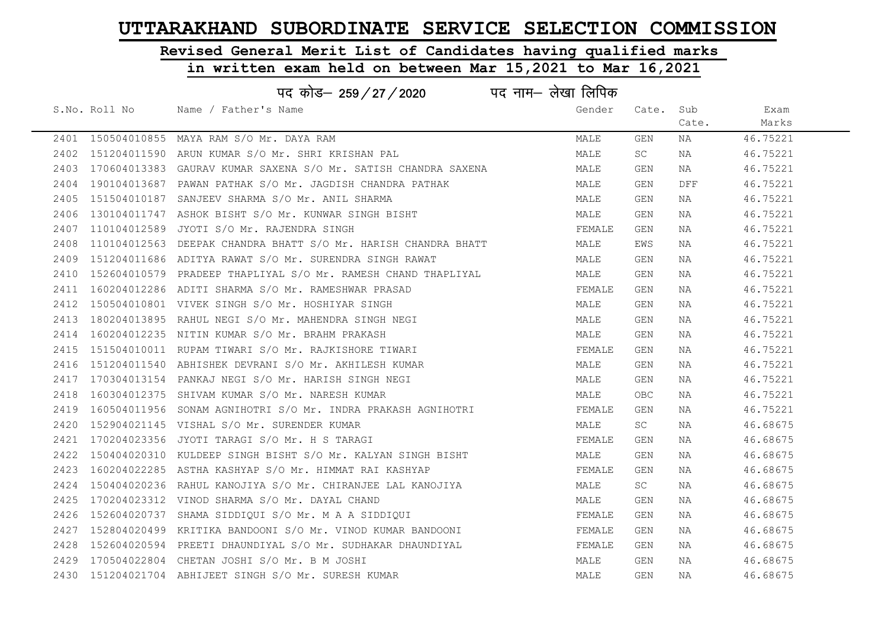# UTTARAKHAND SUBORDINATE SERVICE SELECTION COMMISSION

## Revised General Merit List of Candidates having qualified marks

## in written exam held on between Mar 15,2021 to Mar 16,2021

पद कोड– 259/27/2020 पद नाम– लेखा लिपिक

| S.No. | Roll No | Name / Father's Name | Gender | Cate. | Sub Cate. | Exam Marks |
|---|---|---|---|---|---|---|
| 2401 | 150504010855 | MAYA RAM S/O Mr. DAYA RAM | MALE | GEN | NA | 46.75221 |
| 2402 | 151204011590 | ARUN KUMAR S/O Mr. SHRI KRISHAN PAL | MALE | SC | NA | 46.75221 |
| 2403 | 170604013383 | GAURAV KUMAR SAXENA S/O Mr. SATISH CHANDRA SAXENA | MALE | GEN | NA | 46.75221 |
| 2404 | 190104013687 | PAWAN PATHAK S/O Mr. JAGDISH CHANDRA PATHAK | MALE | GEN | DFF | 46.75221 |
| 2405 | 151504010187 | SANJEEV SHARMA S/O Mr. ANIL SHARMA | MALE | GEN | NA | 46.75221 |
| 2406 | 130104011747 | ASHOK BISHT S/O Mr. KUNWAR SINGH BISHT | MALE | GEN | NA | 46.75221 |
| 2407 | 110104012589 | JYOTI S/O Mr. RAJENDRA SINGH | FEMALE | GEN | NA | 46.75221 |
| 2408 | 110104012563 | DEEPAK CHANDRA BHATT S/O Mr. HARISH CHANDRA BHATT | MALE | EWS | NA | 46.75221 |
| 2409 | 151204011686 | ADITYA RAWAT S/O Mr. SURENDRA SINGH RAWAT | MALE | GEN | NA | 46.75221 |
| 2410 | 152604010579 | PRADEEP THAPLIYAL S/O Mr. RAMESH CHAND THAPLIYAL | MALE | GEN | NA | 46.75221 |
| 2411 | 160204012286 | ADITI SHARMA S/O Mr. RAMESHWAR PRASAD | FEMALE | GEN | NA | 46.75221 |
| 2412 | 150504010801 | VIVEK SINGH S/O Mr. HOSHIYAR SINGH | MALE | GEN | NA | 46.75221 |
| 2413 | 180204013895 | RAHUL NEGI S/O Mr. MAHENDRA SINGH NEGI | MALE | GEN | NA | 46.75221 |
| 2414 | 160204012235 | NITIN KUMAR S/O Mr. BRAHM PRAKASH | MALE | GEN | NA | 46.75221 |
| 2415 | 151504010011 | RUPAM TIWARI S/O Mr. RAJKISHORE TIWARI | FEMALE | GEN | NA | 46.75221 |
| 2416 | 151204011540 | ABHISHEK DEVRANI S/O Mr. AKHILESH KUMAR | MALE | GEN | NA | 46.75221 |
| 2417 | 170304013154 | PANKAJ NEGI S/O Mr. HARISH SINGH NEGI | MALE | GEN | NA | 46.75221 |
| 2418 | 160304012375 | SHIVAM KUMAR S/O Mr. NARESH KUMAR | MALE | OBC | NA | 46.75221 |
| 2419 | 160504011956 | SONAM AGNIHOTRI S/O Mr. INDRA PRAKASH AGNIHOTRI | FEMALE | GEN | NA | 46.75221 |
| 2420 | 152904021145 | VISHAL S/O Mr. SURENDER KUMAR | MALE | SC | NA | 46.68675 |
| 2421 | 170204023356 | JYOTI TARAGI S/O Mr. H S TARAGI | FEMALE | GEN | NA | 46.68675 |
| 2422 | 150404020310 | KULDEEP SINGH BISHT S/O Mr. KALYAN SINGH BISHT | MALE | GEN | NA | 46.68675 |
| 2423 | 160204022285 | ASTHA KASHYAP S/O Mr. HIMMAT RAI KASHYAP | FEMALE | GEN | NA | 46.68675 |
| 2424 | 150404020236 | RAHUL KANOJIYA S/O Mr. CHIRANJEE LAL KANOJIYA | MALE | SC | NA | 46.68675 |
| 2425 | 170204023312 | VINOD SHARMA S/O Mr. DAYAL CHAND | MALE | GEN | NA | 46.68675 |
| 2426 | 152604020737 | SHAMA SIDDIQUI S/O Mr. M A A SIDDIQUI | FEMALE | GEN | NA | 46.68675 |
| 2427 | 152804020499 | KRITIKA BANDOONI S/O Mr. VINOD KUMAR BANDOONI | FEMALE | GEN | NA | 46.68675 |
| 2428 | 152604020594 | PREETI DHAUNDIYAL S/O Mr. SUDHAKAR DHAUNDIYAL | FEMALE | GEN | NA | 46.68675 |
| 2429 | 170504022804 | CHETAN JOSHI S/O Mr. B M JOSHI | MALE | GEN | NA | 46.68675 |
| 2430 | 151204021704 | ABHIJEET SINGH S/O Mr. SURESH KUMAR | MALE | GEN | NA | 46.68675 |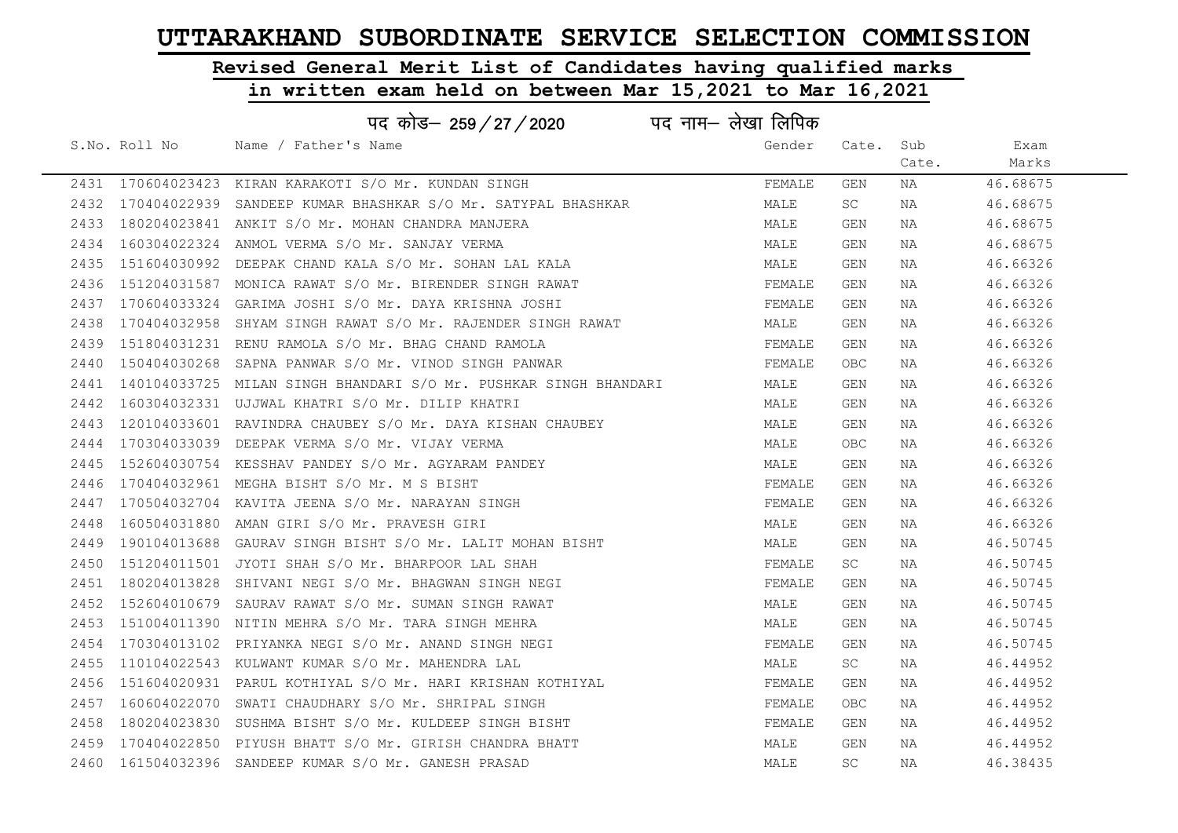# UTTARAKHAND SUBORDINATE SERVICE SELECTION COMMISSION

## Revised General Merit List of Candidates having qualified marks in written exam held on between Mar 15,2021 to Mar 16,2021

### पद कोड– 259/27/2020 पद नाम– लेखा लिपिक

| S.No. | Roll No | Name / Father's Name | Gender | Cate. | Sub Cate. | Exam Marks |
|---|---|---|---|---|---|---|
| 2431 | 170604023423 | KIRAN KARAKOTI S/O Mr. KUNDAN SINGH | FEMALE | GEN | NA | 46.68675 |
| 2432 | 170404022939 | SANDEEP KUMAR BHASHKAR S/O Mr. SATYPAL BHASHKAR | MALE | SC | NA | 46.68675 |
| 2433 | 180204023841 | ANKIT S/O Mr. MOHAN CHANDRA MANJERA | MALE | GEN | NA | 46.68675 |
| 2434 | 160304022324 | ANMOL VERMA S/O Mr. SANJAY VERMA | MALE | GEN | NA | 46.68675 |
| 2435 | 151604030992 | DEEPAK CHAND KALA S/O Mr. SOHAN LAL KALA | MALE | GEN | NA | 46.66326 |
| 2436 | 151204031587 | MONICA RAWAT S/O Mr. BIRENDER SINGH RAWAT | FEMALE | GEN | NA | 46.66326 |
| 2437 | 170604033324 | GARIMA JOSHI S/O Mr. DAYA KRISHNA JOSHI | FEMALE | GEN | NA | 46.66326 |
| 2438 | 170404032958 | SHYAM SINGH RAWAT S/O Mr. RAJENDER SINGH RAWAT | MALE | GEN | NA | 46.66326 |
| 2439 | 151804031231 | RENU RAMOLA S/O Mr. BHAG CHAND RAMOLA | FEMALE | GEN | NA | 46.66326 |
| 2440 | 150404030268 | SAPNA PANWAR S/O Mr. VINOD SINGH PANWAR | FEMALE | OBC | NA | 46.66326 |
| 2441 | 140104033725 | MILAN SINGH BHANDARI S/O Mr. PUSHKAR SINGH BHANDARI | MALE | GEN | NA | 46.66326 |
| 2442 | 160304032331 | UJJWAL KHATRI S/O Mr. DILIP KHATRI | MALE | GEN | NA | 46.66326 |
| 2443 | 120104033601 | RAVINDRA CHAUBEY S/O Mr. DAYA KISHAN CHAUBEY | MALE | GEN | NA | 46.66326 |
| 2444 | 170304033039 | DEEPAK VERMA S/O Mr. VIJAY VERMA | MALE | OBC | NA | 46.66326 |
| 2445 | 152604030754 | KESSHAV PANDEY S/O Mr. AGYARAM PANDEY | MALE | GEN | NA | 46.66326 |
| 2446 | 170404032961 | MEGHA BISHT S/O Mr. M S BISHT | FEMALE | GEN | NA | 46.66326 |
| 2447 | 170504032704 | KAVITA JEENA S/O Mr. NARAYAN SINGH | FEMALE | GEN | NA | 46.66326 |
| 2448 | 160504031880 | AMAN GIRI S/O Mr. PRAVESH GIRI | MALE | GEN | NA | 46.66326 |
| 2449 | 190104013688 | GAURAV SINGH BISHT S/O Mr. LALIT MOHAN BISHT | MALE | GEN | NA | 46.50745 |
| 2450 | 151204011501 | JYOTI SHAH S/O Mr. BHARPOOR LAL SHAH | FEMALE | SC | NA | 46.50745 |
| 2451 | 180204013828 | SHIVANI NEGI S/O Mr. BHAGWAN SINGH NEGI | FEMALE | GEN | NA | 46.50745 |
| 2452 | 152604010679 | SAURAV RAWAT S/O Mr. SUMAN SINGH RAWAT | MALE | GEN | NA | 46.50745 |
| 2453 | 151004011390 | NITIN MEHRA S/O Mr. TARA SINGH MEHRA | MALE | GEN | NA | 46.50745 |
| 2454 | 170304013102 | PRIYANKA NEGI S/O Mr. ANAND SINGH NEGI | FEMALE | GEN | NA | 46.50745 |
| 2455 | 110104022543 | KULWANT KUMAR S/O Mr. MAHENDRA LAL | MALE | SC | NA | 46.44952 |
| 2456 | 151604020931 | PARUL KOTHIYAL S/O Mr. HARI KRISHAN KOTHIYAL | FEMALE | GEN | NA | 46.44952 |
| 2457 | 160604022070 | SWATI CHAUDHARY S/O Mr. SHRIPAL SINGH | FEMALE | OBC | NA | 46.44952 |
| 2458 | 180204023830 | SUSHMA BISHT S/O Mr. KULDEEP SINGH BISHT | FEMALE | GEN | NA | 46.44952 |
| 2459 | 170404022850 | PIYUSH BHATT S/O Mr. GIRISH CHANDRA BHATT | MALE | GEN | NA | 46.44952 |
| 2460 | 161504032396 | SANDEEP KUMAR S/O Mr. GANESH PRASAD | MALE | SC | NA | 46.38435 |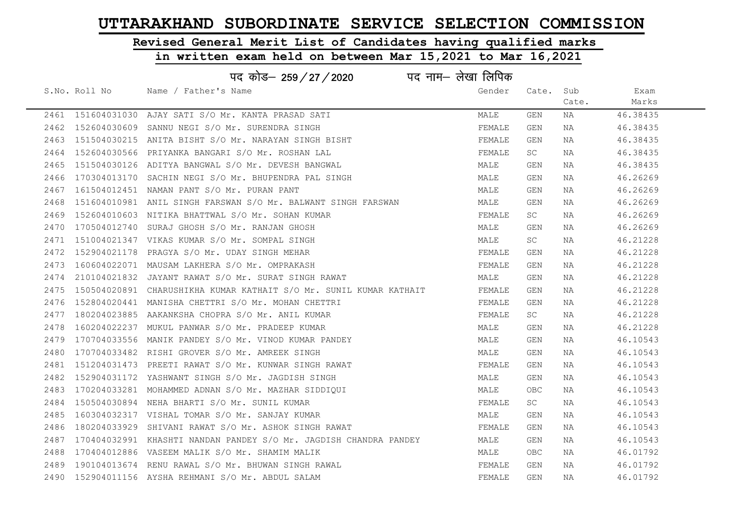# UTTARAKHAND SUBORDINATE SERVICE SELECTION COMMISSION

## Revised General Merit List of Candidates having qualified marks

## in written exam held on between Mar 15,2021 to Mar 16,2021

पद कोड– 259/27/2020 पद नाम– लेखा लिपिक

| S.No. | Roll No | Name / Father's Name | Gender | Cate. | Sub Cate. | Exam Marks |
|---|---|---|---|---|---|---|
| 2461 | 151604031030 | AJAY SATI S/O Mr. KANTA PRASAD SATI | MALE | GEN | NA | 46.38435 |
| 2462 | 152604030609 | SANNU NEGI S/O Mr. SURENDRA SINGH | FEMALE | GEN | NA | 46.38435 |
| 2463 | 151504030215 | ANITA BISHT S/O Mr. NARAYAN SINGH BISHT | FEMALE | GEN | NA | 46.38435 |
| 2464 | 152604030566 | PRIYANKA BANGARI S/O Mr. ROSHAN LAL | FEMALE | SC | NA | 46.38435 |
| 2465 | 151504030126 | ADITYA BANGWAL S/O Mr. DEVESH BANGWAL | MALE | GEN | NA | 46.38435 |
| 2466 | 170304013170 | SACHIN NEGI S/O Mr. BHUPENDRA PAL SINGH | MALE | GEN | NA | 46.26269 |
| 2467 | 161504012451 | NAMAN PANT S/O Mr. PURAN PANT | MALE | GEN | NA | 46.26269 |
| 2468 | 151604010981 | ANIL SINGH FARSWAN S/O Mr. BALWANT SINGH FARSWAN | MALE | GEN | NA | 46.26269 |
| 2469 | 152604010603 | NITIKA BHATTWAL S/O Mr. SOHAN KUMAR | FEMALE | SC | NA | 46.26269 |
| 2470 | 170504012740 | SURAJ GHOSH S/O Mr. RANJAN GHOSH | MALE | GEN | NA | 46.26269 |
| 2471 | 151004021347 | VIKAS KUMAR S/O Mr. SOMPAL SINGH | MALE | SC | NA | 46.21228 |
| 2472 | 152904021178 | PRAGYA S/O Mr. UDAY SINGH MEHAR | FEMALE | GEN | NA | 46.21228 |
| 2473 | 160604022071 | MAUSAM LAKHERA S/O Mr. OMPRAKASH | FEMALE | GEN | NA | 46.21228 |
| 2474 | 210104021832 | JAYANT RAWAT S/O Mr. SURAT SINGH RAWAT | MALE | GEN | NA | 46.21228 |
| 2475 | 150504020891 | CHARUSHIKHA KUMAR KATHAIT S/O Mr. SUNIL KUMAR KATHAIT | FEMALE | GEN | NA | 46.21228 |
| 2476 | 152804020441 | MANISHA CHETTRI S/O Mr. MOHAN CHETTRI | FEMALE | GEN | NA | 46.21228 |
| 2477 | 180204023885 | AAKANKSHA CHOPRA S/O Mr. ANIL KUMAR | FEMALE | SC | NA | 46.21228 |
| 2478 | 160204022237 | MUKUL PANWAR S/O Mr. PRADEEP KUMAR | MALE | GEN | NA | 46.21228 |
| 2479 | 170704033556 | MANIK PANDEY S/O Mr. VINOD KUMAR PANDEY | MALE | GEN | NA | 46.10543 |
| 2480 | 170704033482 | RISHI GROVER S/O Mr. AMREEK SINGH | MALE | GEN | NA | 46.10543 |
| 2481 | 151204031473 | PREETI RAWAT S/O Mr. KUNWAR SINGH RAWAT | FEMALE | GEN | NA | 46.10543 |
| 2482 | 152904031172 | YASHWANT SINGH S/O Mr. JAGDISH SINGH | MALE | GEN | NA | 46.10543 |
| 2483 | 170204033281 | MOHAMMED ADNAN S/O Mr. MAZHAR SIDDIQUI | MALE | OBC | NA | 46.10543 |
| 2484 | 150504030894 | NEHA BHARTI S/O Mr. SUNIL KUMAR | FEMALE | SC | NA | 46.10543 |
| 2485 | 160304032317 | VISHAL TOMAR S/O Mr. SANJAY KUMAR | MALE | GEN | NA | 46.10543 |
| 2486 | 180204033929 | SHIVANI RAWAT S/O Mr. ASHOK SINGH RAWAT | FEMALE | GEN | NA | 46.10543 |
| 2487 | 170404032991 | KHASHTI NANDAN PANDEY S/O Mr. JAGDISH CHANDRA PANDEY | MALE | GEN | NA | 46.10543 |
| 2488 | 170404012886 | VASEEM MALIK S/O Mr. SHAMIM MALIK | MALE | OBC | NA | 46.01792 |
| 2489 | 190104013674 | RENU RAWAL S/O Mr. BHUWAN SINGH RAWAL | FEMALE | GEN | NA | 46.01792 |
| 2490 | 152904011156 | AYSHA REHMANI S/O Mr. ABDUL SALAM | FEMALE | GEN | NA | 46.01792 |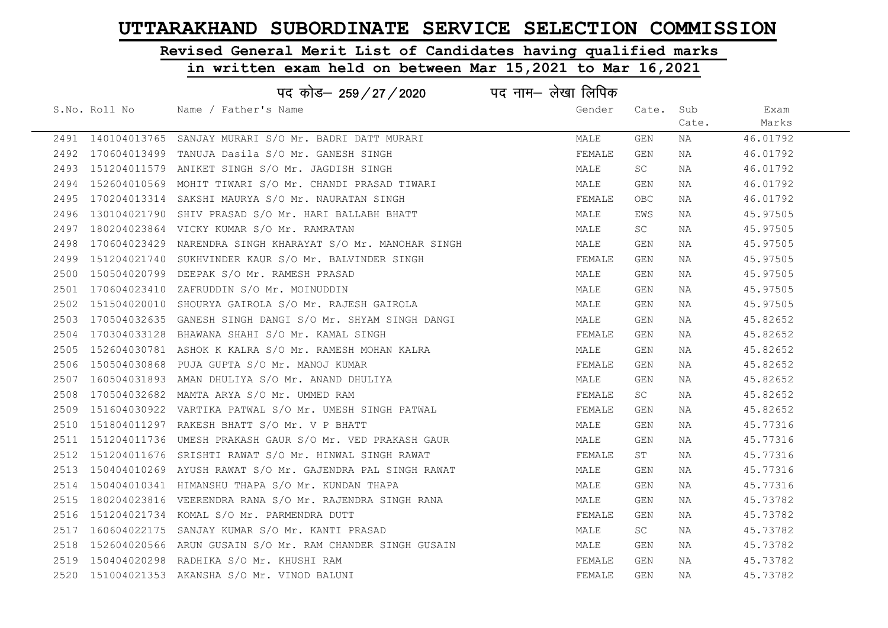# UTTARAKHAND SUBORDINATE SERVICE SELECTION COMMISSION

## Revised General Merit List of Candidates having qualified marks

## in written exam held on between Mar 15,2021 to Mar 16,2021

पद कोड– 259/27/2020 पद नाम– लेखा लिपिक

| S.No. | Roll No | Name / Father's Name | Gender | Cate. | Sub Cate. | Exam Marks |
|---|---|---|---|---|---|---|
| 2491 | 140104013765 | SANJAY MURARI S/O Mr. BADRI DATT MURARI | MALE | GEN | NA | 46.01792 |
| 2492 | 170604013499 | TANUJA Dasila S/O Mr. GANESH SINGH | FEMALE | GEN | NA | 46.01792 |
| 2493 | 151204011579 | ANIKET SINGH S/O Mr. JAGDISH SINGH | MALE | SC | NA | 46.01792 |
| 2494 | 152604010569 | MOHIT TIWARI S/O Mr. CHANDI PRASAD TIWARI | MALE | GEN | NA | 46.01792 |
| 2495 | 170204013314 | SAKSHI MAURYA S/O Mr. NAURATAN SINGH | FEMALE | OBC | NA | 46.01792 |
| 2496 | 130104021790 | SHIV PRASAD S/O Mr. HARI BALLABH BHATT | MALE | EWS | NA | 45.97505 |
| 2497 | 180204023864 | VICKY KUMAR S/O Mr. RAMRATAN | MALE | SC | NA | 45.97505 |
| 2498 | 170604023429 | NARENDRA SINGH KHARAYAT S/O Mr. MANOHAR SINGH | MALE | GEN | NA | 45.97505 |
| 2499 | 151204021740 | SUKHVINDER KAUR S/O Mr. BALVINDER SINGH | FEMALE | GEN | NA | 45.97505 |
| 2500 | 150504020799 | DEEPAK S/O Mr. RAMESH PRASAD | MALE | GEN | NA | 45.97505 |
| 2501 | 170604023410 | ZAFRUDDIN S/O Mr. MOINUDDIN | MALE | GEN | NA | 45.97505 |
| 2502 | 151504020010 | SHOURYA GAIROLA S/O Mr. RAJESH GAIROLA | MALE | GEN | NA | 45.97505 |
| 2503 | 170504032635 | GANESH SINGH DANGI S/O Mr. SHYAM SINGH DANGI | MALE | GEN | NA | 45.82652 |
| 2504 | 170304033128 | BHAWANA SHAHI S/O Mr. KAMAL SINGH | FEMALE | GEN | NA | 45.82652 |
| 2505 | 152604030781 | ASHOK K KALRA S/O Mr. RAMESH MOHAN KALRA | MALE | GEN | NA | 45.82652 |
| 2506 | 150504030868 | PUJA GUPTA S/O Mr. MANOJ KUMAR | FEMALE | GEN | NA | 45.82652 |
| 2507 | 160504031893 | AMAN DHULIYA S/O Mr. ANAND DHULIYA | MALE | GEN | NA | 45.82652 |
| 2508 | 170504032682 | MAMTA ARYA S/O Mr. UMMED RAM | FEMALE | SC | NA | 45.82652 |
| 2509 | 151604030922 | VARTIKA PATWAL S/O Mr. UMESH SINGH PATWAL | FEMALE | GEN | NA | 45.82652 |
| 2510 | 151804011297 | RAKESH BHATT S/O Mr. V P BHATT | MALE | GEN | NA | 45.77316 |
| 2511 | 151204011736 | UMESH PRAKASH GAUR S/O Mr. VED PRAKASH GAUR | MALE | GEN | NA | 45.77316 |
| 2512 | 151204011676 | SRISHTI RAWAT S/O Mr. HINWAL SINGH RAWAT | FEMALE | ST | NA | 45.77316 |
| 2513 | 150404010269 | AYUSH RAWAT S/O Mr. GAJENDRA PAL SINGH RAWAT | MALE | GEN | NA | 45.77316 |
| 2514 | 150404010341 | HIMANSHU THAPA S/O Mr. KUNDAN THAPA | MALE | GEN | NA | 45.77316 |
| 2515 | 180204023816 | VEERENDRA RANA S/O Mr. RAJENDRA SINGH RANA | MALE | GEN | NA | 45.73782 |
| 2516 | 151204021734 | KOMAL S/O Mr. PARMENDRA DUTT | FEMALE | GEN | NA | 45.73782 |
| 2517 | 160604022175 | SANJAY KUMAR S/O Mr. KANTI PRASAD | MALE | SC | NA | 45.73782 |
| 2518 | 152604020566 | ARUN GUSAIN S/O Mr. RAM CHANDER SINGH GUSAIN | MALE | GEN | NA | 45.73782 |
| 2519 | 150404020298 | RADHIKA S/O Mr. KHUSHI RAM | FEMALE | GEN | NA | 45.73782 |
| 2520 | 151004021353 | AKANSHA S/O Mr. VINOD BALUNI | FEMALE | GEN | NA | 45.73782 |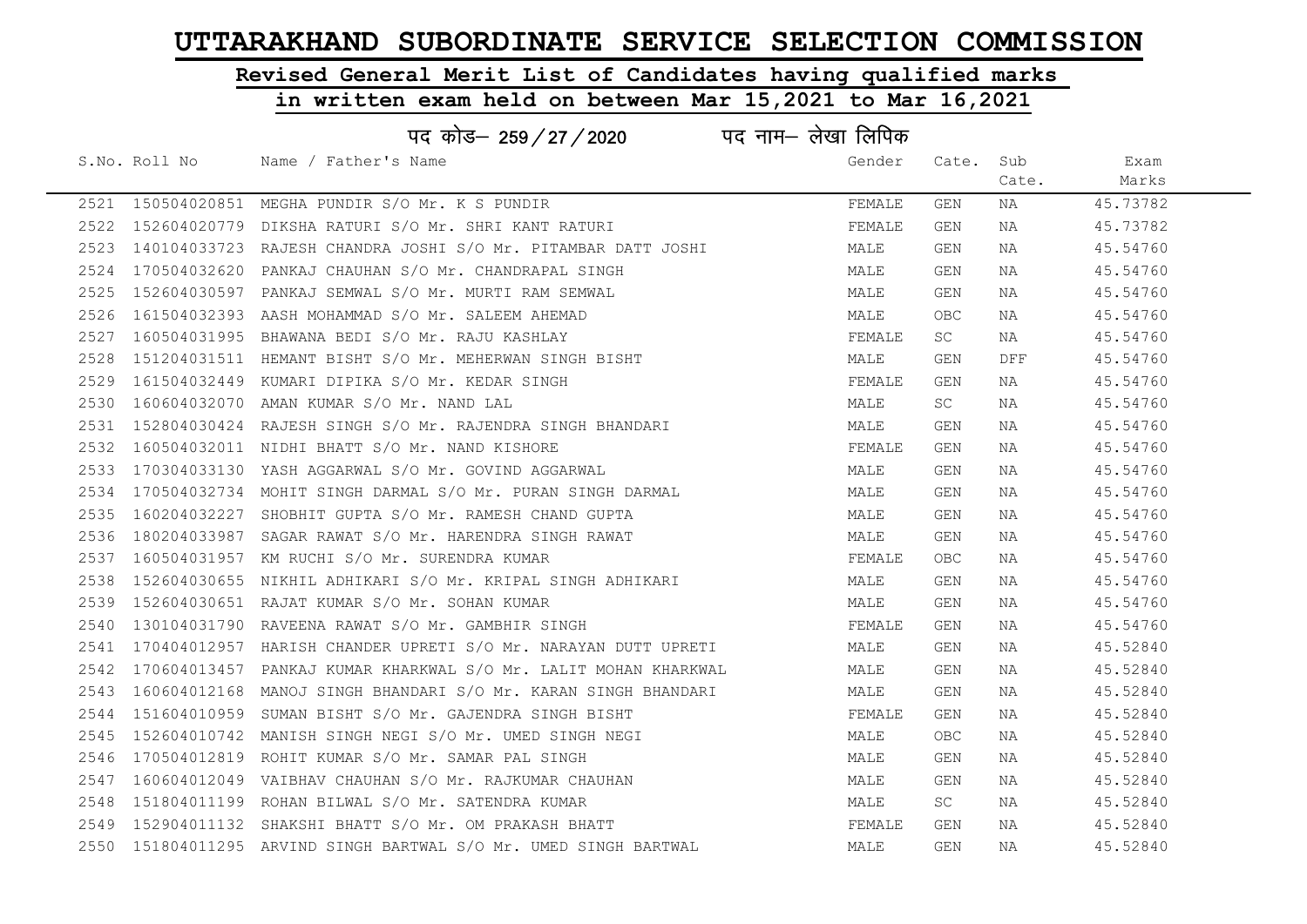# UTTARAKHAND SUBORDINATE SERVICE SELECTION COMMISSION

## Revised General Merit List of Candidates having qualified marks

## in written exam held on between Mar 15,2021 to Mar 16,2021

### पद कोड– 259/27/2020 पद नाम– लेखा लिपिक

| S.No. | Roll No | Name / Father's Name | Gender | Cate. | Sub Cate. | Exam Marks |
|---|---|---|---|---|---|---|
| 2521 | 150504020851 | MEGHA PUNDIR S/O Mr. K S PUNDIR | FEMALE | GEN | NA | 45.73782 |
| 2522 | 152604020779 | DIKSHA RATURI S/O Mr. SHRI KANT RATURI | FEMALE | GEN | NA | 45.73782 |
| 2523 | 140104033723 | RAJESH CHANDRA JOSHI S/O Mr. PITAMBAR DATT JOSHI | MALE | GEN | NA | 45.54760 |
| 2524 | 170504032620 | PANKAJ CHAUHAN S/O Mr. CHANDRAPAL SINGH | MALE | GEN | NA | 45.54760 |
| 2525 | 152604030597 | PANKAJ SEMWAL S/O Mr. MURTI RAM SEMWAL | MALE | GEN | NA | 45.54760 |
| 2526 | 161504032393 | AASH MOHAMMAD S/O Mr. SALEEM AHEMAD | MALE | OBC | NA | 45.54760 |
| 2527 | 160504031995 | BHAWANA BEDI S/O Mr. RAJU KASHLAY | FEMALE | SC | NA | 45.54760 |
| 2528 | 151204031511 | HEMANT BISHT S/O Mr. MEHERWAN SINGH BISHT | MALE | GEN | DFF | 45.54760 |
| 2529 | 161504032449 | KUMARI DIPIKA S/O Mr. KEDAR SINGH | FEMALE | GEN | NA | 45.54760 |
| 2530 | 160604032070 | AMAN KUMAR S/O Mr. NAND LAL | MALE | SC | NA | 45.54760 |
| 2531 | 152804030424 | RAJESH SINGH S/O Mr. RAJENDRA SINGH BHANDARI | MALE | GEN | NA | 45.54760 |
| 2532 | 160504032011 | NIDHI BHATT S/O Mr. NAND KISHORE | FEMALE | GEN | NA | 45.54760 |
| 2533 | 170304033130 | YASH AGGARWAL S/O Mr. GOVIND AGGARWAL | MALE | GEN | NA | 45.54760 |
| 2534 | 170504032734 | MOHIT SINGH DARMAL S/O Mr. PURAN SINGH DARMAL | MALE | GEN | NA | 45.54760 |
| 2535 | 160204032227 | SHOBHIT GUPTA S/O Mr. RAMESH CHAND GUPTA | MALE | GEN | NA | 45.54760 |
| 2536 | 180204033987 | SAGAR RAWAT S/O Mr. HARENDRA SINGH RAWAT | MALE | GEN | NA | 45.54760 |
| 2537 | 160504031957 | KM RUCHI S/O Mr. SURENDRA KUMAR | FEMALE | OBC | NA | 45.54760 |
| 2538 | 152604030655 | NIKHIL ADHIKARI S/O Mr. KRIPAL SINGH ADHIKARI | MALE | GEN | NA | 45.54760 |
| 2539 | 152604030651 | RAJAT KUMAR S/O Mr. SOHAN KUMAR | MALE | GEN | NA | 45.54760 |
| 2540 | 130104031790 | RAVEENA RAWAT S/O Mr. GAMBHIR SINGH | FEMALE | GEN | NA | 45.54760 |
| 2541 | 170404012957 | HARISH CHANDER UPRETI S/O Mr. NARAYAN DUTT UPRETI | MALE | GEN | NA | 45.52840 |
| 2542 | 170604013457 | PANKAJ KUMAR KHARKWAL S/O Mr. LALIT MOHAN KHARKWAL | MALE | GEN | NA | 45.52840 |
| 2543 | 160604012168 | MANOJ SINGH BHANDARI S/O Mr. KARAN SINGH BHANDARI | MALE | GEN | NA | 45.52840 |
| 2544 | 151604010959 | SUMAN BISHT S/O Mr. GAJENDRA SINGH BISHT | FEMALE | GEN | NA | 45.52840 |
| 2545 | 152604010742 | MANISH SINGH NEGI S/O Mr. UMED SINGH NEGI | MALE | OBC | NA | 45.52840 |
| 2546 | 170504012819 | ROHIT KUMAR S/O Mr. SAMAR PAL SINGH | MALE | GEN | NA | 45.52840 |
| 2547 | 160604012049 | VAIBHAV CHAUHAN S/O Mr. RAJKUMAR CHAUHAN | MALE | GEN | NA | 45.52840 |
| 2548 | 151804011199 | ROHAN BILWAL S/O Mr. SATENDRA KUMAR | MALE | SC | NA | 45.52840 |
| 2549 | 152904011132 | SHAKSHI BHATT S/O Mr. OM PRAKASH BHATT | FEMALE | GEN | NA | 45.52840 |
| 2550 | 151804011295 | ARVIND SINGH BARTWAL S/O Mr. UMED SINGH BARTWAL | MALE | GEN | NA | 45.52840 |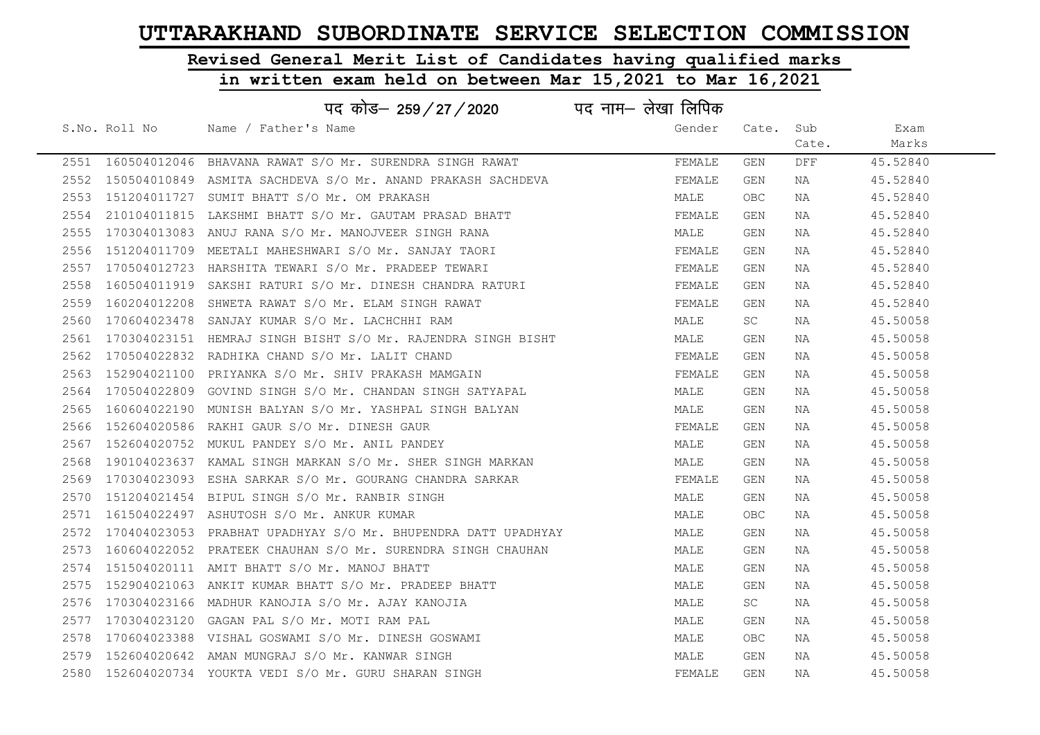# UTTARAKHAND SUBORDINATE SERVICE SELECTION COMMISSION

## Revised General Merit List of Candidates having qualified marks in written exam held on between Mar 15,2021 to Mar 16,2021

### पद कोड– 259/27/2020 पद नाम– लेखा लिपिक

| S.No. | Roll No | Name / Father's Name | Gender | Cate. | Sub Cate. | Exam Marks |
|---|---|---|---|---|---|---|
| 2551 | 160504012046 | BHAVANA RAWAT S/O Mr. SURENDRA SINGH RAWAT | FEMALE | GEN | DFF | 45.52840 |
| 2552 | 150504010849 | ASMITA SACHDEVA S/O Mr. ANAND PRAKASH SACHDEVA | FEMALE | GEN | NA | 45.52840 |
| 2553 | 151204011727 | SUMIT BHATT S/O Mr. OM PRAKASH | MALE | OBC | NA | 45.52840 |
| 2554 | 210104011815 | LAKSHMI BHATT S/O Mr. GAUTAM PRASAD BHATT | FEMALE | GEN | NA | 45.52840 |
| 2555 | 170304013083 | ANUJ RANA S/O Mr. MANOJVEER SINGH RANA | MALE | GEN | NA | 45.52840 |
| 2556 | 151204011709 | MEETALI MAHESHWARI S/O Mr. SANJAY TAORI | FEMALE | GEN | NA | 45.52840 |
| 2557 | 170504012723 | HARSHITA TEWARI S/O Mr. PRADEEP TEWARI | FEMALE | GEN | NA | 45.52840 |
| 2558 | 160504011919 | SAKSHI RATURI S/O Mr. DINESH CHANDRA RATURI | FEMALE | GEN | NA | 45.52840 |
| 2559 | 160204012208 | SHWETA RAWAT S/O Mr. ELAM SINGH RAWAT | FEMALE | GEN | NA | 45.52840 |
| 2560 | 170604023478 | SANJAY KUMAR S/O Mr. LACHCHHI RAM | MALE | SC | NA | 45.50058 |
| 2561 | 170304023151 | HEMRAJ SINGH BISHT S/O Mr. RAJENDRA SINGH BISHT | MALE | GEN | NA | 45.50058 |
| 2562 | 170504022832 | RADHIKA CHAND S/O Mr. LALIT CHAND | FEMALE | GEN | NA | 45.50058 |
| 2563 | 152904021100 | PRIYANKA S/O Mr. SHIV PRAKASH MAMGAIN | FEMALE | GEN | NA | 45.50058 |
| 2564 | 170504022809 | GOVIND SINGH S/O Mr. CHANDAN SINGH SATYAPAL | MALE | GEN | NA | 45.50058 |
| 2565 | 160604022190 | MUNISH BALYAN S/O Mr. YASHPAL SINGH BALYAN | MALE | GEN | NA | 45.50058 |
| 2566 | 152604020586 | RAKHI GAUR S/O Mr. DINESH GAUR | FEMALE | GEN | NA | 45.50058 |
| 2567 | 152604020752 | MUKUL PANDEY S/O Mr. ANIL PANDEY | MALE | GEN | NA | 45.50058 |
| 2568 | 190104023637 | KAMAL SINGH MARKAN S/O Mr. SHER SINGH MARKAN | MALE | GEN | NA | 45.50058 |
| 2569 | 170304023093 | ESHA SARKAR S/O Mr. GOURANG CHANDRA SARKAR | FEMALE | GEN | NA | 45.50058 |
| 2570 | 151204021454 | BIPUL SINGH S/O Mr. RANBIR SINGH | MALE | GEN | NA | 45.50058 |
| 2571 | 161504022497 | ASHUTOSH S/O Mr. ANKUR KUMAR | MALE | OBC | NA | 45.50058 |
| 2572 | 170404023053 | PRABHAT UPADHYAY S/O Mr. BHUPENDRA DATT UPADHYAY | MALE | GEN | NA | 45.50058 |
| 2573 | 160604022052 | PRATEEK CHAUHAN S/O Mr. SURENDRA SINGH CHAUHAN | MALE | GEN | NA | 45.50058 |
| 2574 | 151504020111 | AMIT BHATT S/O Mr. MANOJ BHATT | MALE | GEN | NA | 45.50058 |
| 2575 | 152904021063 | ANKIT KUMAR BHATT S/O Mr. PRADEEP BHATT | MALE | GEN | NA | 45.50058 |
| 2576 | 170304023166 | MADHUR KANOJIA S/O Mr. AJAY KANOJIA | MALE | SC | NA | 45.50058 |
| 2577 | 170304023120 | GAGAN PAL S/O Mr. MOTI RAM PAL | MALE | GEN | NA | 45.50058 |
| 2578 | 170604023388 | VISHAL GOSWAMI S/O Mr. DINESH GOSWAMI | MALE | OBC | NA | 45.50058 |
| 2579 | 152604020642 | AMAN MUNGRAJ S/O Mr. KANWAR SINGH | MALE | GEN | NA | 45.50058 |
| 2580 | 152604020734 | YOUKTA VEDI S/O Mr. GURU SHARAN SINGH | FEMALE | GEN | NA | 45.50058 |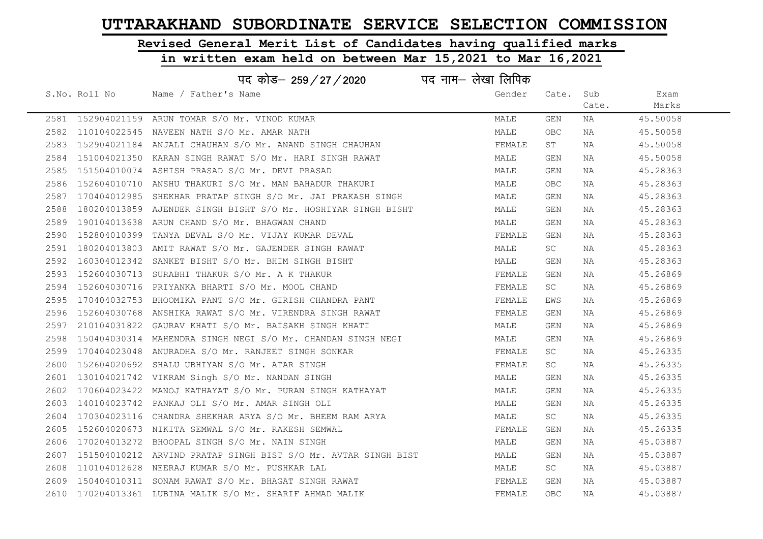# UTTARAKHAND SUBORDINATE SERVICE SELECTION COMMISSION

## Revised General Merit List of Candidates having qualified marks

## in written exam held on between Mar 15,2021 to Mar 16,2021

पद कोड– 259/27/2020 पद नाम– लेखा लिपिक

| S.No. | Roll No | Name / Father's Name | Gender | Cate. | Sub Cate. | Exam Marks |
|---|---|---|---|---|---|---|
| 2581 | 152904021159 | ARUN TOMAR S/O Mr. VINOD KUMAR | MALE | GEN | NA | 45.50058 |
| 2582 | 110104022545 | NAVEEN NATH S/O Mr. AMAR NATH | MALE | OBC | NA | 45.50058 |
| 2583 | 152904021184 | ANJALI CHAUHAN S/O Mr. ANAND SINGH CHAUHAN | FEMALE | ST | NA | 45.50058 |
| 2584 | 151004021350 | KARAN SINGH RAWAT S/O Mr. HARI SINGH RAWAT | MALE | GEN | NA | 45.50058 |
| 2585 | 151504010074 | ASHISH PRASAD S/O Mr. DEVI PRASAD | MALE | GEN | NA | 45.28363 |
| 2586 | 152604010710 | ANSHU THAKURI S/O Mr. MAN BAHADUR THAKURI | MALE | OBC | NA | 45.28363 |
| 2587 | 170404012985 | SHEKHAR PRATAP SINGH S/O Mr. JAI PRAKASH SINGH | MALE | GEN | NA | 45.28363 |
| 2588 | 180204013859 | AJENDER SINGH BISHT S/O Mr. HOSHIYAR SINGH BISHT | MALE | GEN | NA | 45.28363 |
| 2589 | 190104013638 | ARUN CHAND S/O Mr. BHAGWAN CHAND | MALE | GEN | NA | 45.28363 |
| 2590 | 152804010399 | TANYA DEVAL S/O Mr. VIJAY KUMAR DEVAL | FEMALE | GEN | NA | 45.28363 |
| 2591 | 180204013803 | AMIT RAWAT S/O Mr. GAJENDER SINGH RAWAT | MALE | SC | NA | 45.28363 |
| 2592 | 160304012342 | SANKET BISHT S/O Mr. BHIM SINGH BISHT | MALE | GEN | NA | 45.28363 |
| 2593 | 152604030713 | SURABHI THAKUR S/O Mr. A K THAKUR | FEMALE | GEN | NA | 45.26869 |
| 2594 | 152604030716 | PRIYANKA BHARTI S/O Mr. MOOL CHAND | FEMALE | SC | NA | 45.26869 |
| 2595 | 170404032753 | BHOOMIKA PANT S/O Mr. GIRISH CHANDRA PANT | FEMALE | EWS | NA | 45.26869 |
| 2596 | 152604030768 | ANSHIKA RAWAT S/O Mr. VIRENDRA SINGH RAWAT | FEMALE | GEN | NA | 45.26869 |
| 2597 | 210104031822 | GAURAV KHATI S/O Mr. BAISAKH SINGH KHATI | MALE | GEN | NA | 45.26869 |
| 2598 | 150404030314 | MAHENDRA SINGH NEGI S/O Mr. CHANDAN SINGH NEGI | MALE | GEN | NA | 45.26869 |
| 2599 | 170404023048 | ANURADHA S/O Mr. RANJEET SINGH SONKAR | FEMALE | SC | NA | 45.26335 |
| 2600 | 152604020692 | SHALU UBHIYAN S/O Mr. ATAR SINGH | FEMALE | SC | NA | 45.26335 |
| 2601 | 130104021742 | VIKRAM Singh S/O Mr. NANDAN SINGH | MALE | GEN | NA | 45.26335 |
| 2602 | 170604023422 | MANOJ KATHAYAT S/O Mr. PURAN SINGH KATHAYAT | MALE | GEN | NA | 45.26335 |
| 2603 | 140104023742 | PANKAJ OLI S/O Mr. AMAR SINGH OLI | MALE | GEN | NA | 45.26335 |
| 2604 | 170304023116 | CHANDRA SHEKHAR ARYA S/O Mr. BHEEM RAM ARYA | MALE | SC | NA | 45.26335 |
| 2605 | 152604020673 | NIKITA SEMWAL S/O Mr. RAKESH SEMWAL | FEMALE | GEN | NA | 45.26335 |
| 2606 | 170204013272 | BHOOPAL SINGH S/O Mr. NAIN SINGH | MALE | GEN | NA | 45.03887 |
| 2607 | 151504010212 | ARVIND PRATAP SINGH BIST S/O Mr. AVTAR SINGH BIST | MALE | GEN | NA | 45.03887 |
| 2608 | 110104012628 | NEERAJ KUMAR S/O Mr. PUSHKAR LAL | MALE | SC | NA | 45.03887 |
| 2609 | 150404010311 | SONAM RAWAT S/O Mr. BHAGAT SINGH RAWAT | FEMALE | GEN | NA | 45.03887 |
| 2610 | 170204013361 | LUBINA MALIK S/O Mr. SHARIF AHMAD MALIK | FEMALE | OBC | NA | 45.03887 |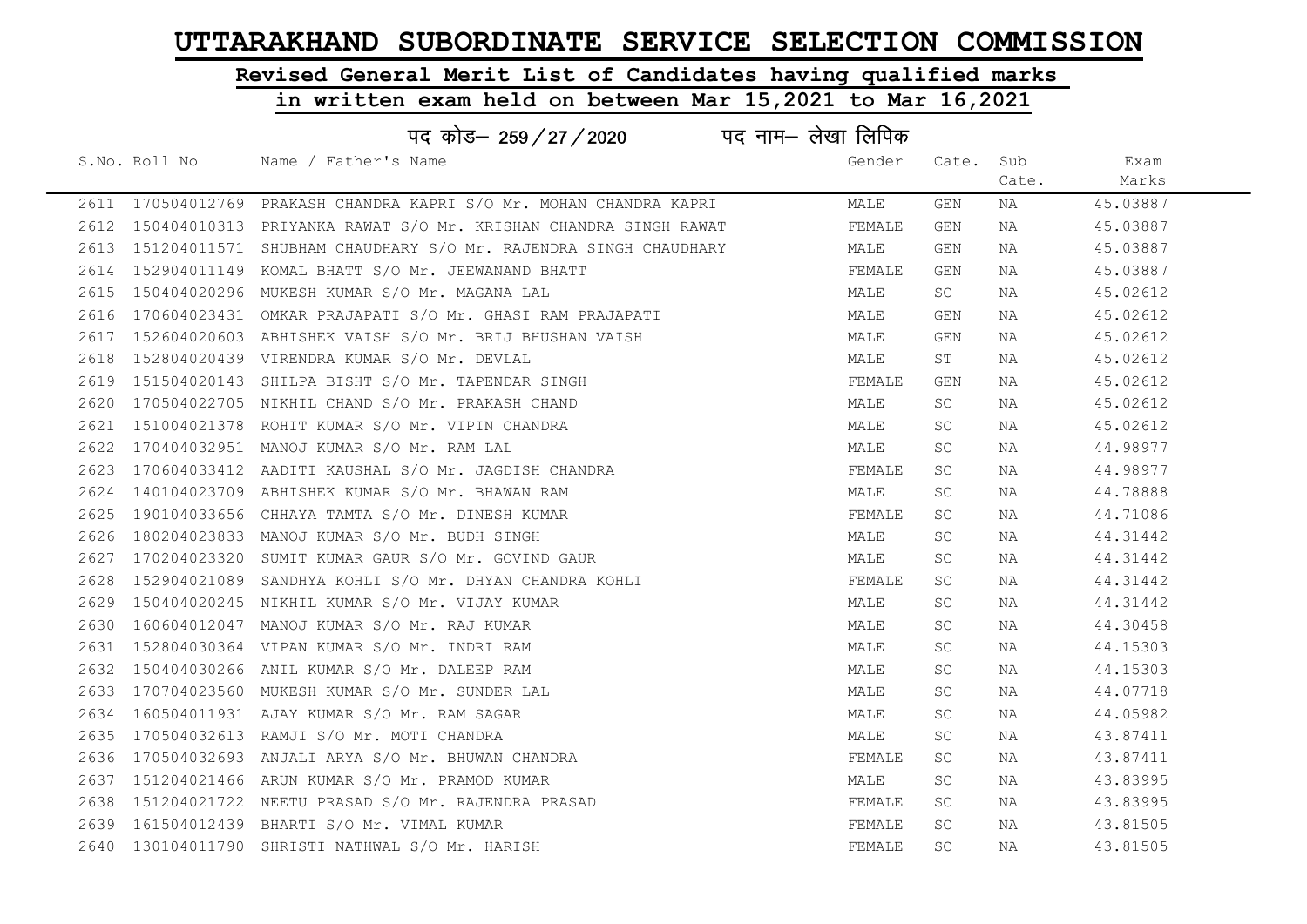# UTTARAKHAND SUBORDINATE SERVICE SELECTION COMMISSION

## Revised General Merit List of Candidates having qualified marks in written exam held on between Mar 15,2021 to Mar 16,2021

### पद कोड– 259 / 27 / 2020 पद नाम– लेखा लिपिक

| S.No. | Roll No | Name / Father's Name | Gender | Cate. | Sub Cate. | Exam Marks |
|---|---|---|---|---|---|---|
| 2611 | 170504012769 | PRAKASH CHANDRA KAPRI S/O Mr. MOHAN CHANDRA KAPRI | MALE | GEN | NA | 45.03887 |
| 2612 | 150404010313 | PRIYANKA RAWAT S/O Mr. KRISHAN CHANDRA SINGH RAWAT | FEMALE | GEN | NA | 45.03887 |
| 2613 | 151204011571 | SHUBHAM CHAUDHARY S/O Mr. RAJENDRA SINGH CHAUDHARY | MALE | GEN | NA | 45.03887 |
| 2614 | 152904011149 | KOMAL BHATT S/O Mr. JEEWANAND BHATT | FEMALE | GEN | NA | 45.03887 |
| 2615 | 150404020296 | MUKESH KUMAR S/O Mr. MAGANA LAL | MALE | SC | NA | 45.02612 |
| 2616 | 170604023431 | OMKAR PRAJAPATI S/O Mr. GHASI RAM PRAJAPATI | MALE | GEN | NA | 45.02612 |
| 2617 | 152604020603 | ABHISHEK VAISH S/O Mr. BRIJ BHUSHAN VAISH | MALE | GEN | NA | 45.02612 |
| 2618 | 152804020439 | VIRENDRA KUMAR S/O Mr. DEVLAL | MALE | ST | NA | 45.02612 |
| 2619 | 151504020143 | SHILPA BISHT S/O Mr. TAPENDAR SINGH | FEMALE | GEN | NA | 45.02612 |
| 2620 | 170504022705 | NIKHIL CHAND S/O Mr. PRAKASH CHAND | MALE | SC | NA | 45.02612 |
| 2621 | 151004021378 | ROHIT KUMAR S/O Mr. VIPIN CHANDRA | MALE | SC | NA | 45.02612 |
| 2622 | 170404032951 | MANOJ KUMAR S/O Mr. RAM LAL | MALE | SC | NA | 44.98977 |
| 2623 | 170604033412 | AADITI KAUSHAL S/O Mr. JAGDISH CHANDRA | FEMALE | SC | NA | 44.98977 |
| 2624 | 140104023709 | ABHISHEK KUMAR S/O Mr. BHAWAN RAM | MALE | SC | NA | 44.78888 |
| 2625 | 190104033656 | CHHAYA TAMTA S/O Mr. DINESH KUMAR | FEMALE | SC | NA | 44.71086 |
| 2626 | 180204023833 | MANOJ KUMAR S/O Mr. BUDH SINGH | MALE | SC | NA | 44.31442 |
| 2627 | 170204023320 | SUMIT KUMAR GAUR S/O Mr. GOVIND GAUR | MALE | SC | NA | 44.31442 |
| 2628 | 152904021089 | SANDHYA KOHLI S/O Mr. DHYAN CHANDRA KOHLI | FEMALE | SC | NA | 44.31442 |
| 2629 | 150404020245 | NIKHIL KUMAR S/O Mr. VIJAY KUMAR | MALE | SC | NA | 44.31442 |
| 2630 | 160604012047 | MANOJ KUMAR S/O Mr. RAJ KUMAR | MALE | SC | NA | 44.30458 |
| 2631 | 152804030364 | VIPAN KUMAR S/O Mr. INDRI RAM | MALE | SC | NA | 44.15303 |
| 2632 | 150404030266 | ANIL KUMAR S/O Mr. DALEEP RAM | MALE | SC | NA | 44.15303 |
| 2633 | 170704023560 | MUKESH KUMAR S/O Mr. SUNDER LAL | MALE | SC | NA | 44.07718 |
| 2634 | 160504011931 | AJAY KUMAR S/O Mr. RAM SAGAR | MALE | SC | NA | 44.05982 |
| 2635 | 170504032613 | RAMJI S/O Mr. MOTI CHANDRA | MALE | SC | NA | 43.87411 |
| 2636 | 170504032693 | ANJALI ARYA S/O Mr. BHUWAN CHANDRA | FEMALE | SC | NA | 43.87411 |
| 2637 | 151204021466 | ARUN KUMAR S/O Mr. PRAMOD KUMAR | MALE | SC | NA | 43.83995 |
| 2638 | 151204021722 | NEETU PRASAD S/O Mr. RAJENDRA PRASAD | FEMALE | SC | NA | 43.83995 |
| 2639 | 161504012439 | BHARTI S/O Mr. VIMAL KUMAR | FEMALE | SC | NA | 43.81505 |
| 2640 | 130104011790 | SHRISTI NATHWAL S/O Mr. HARISH | FEMALE | SC | NA | 43.81505 |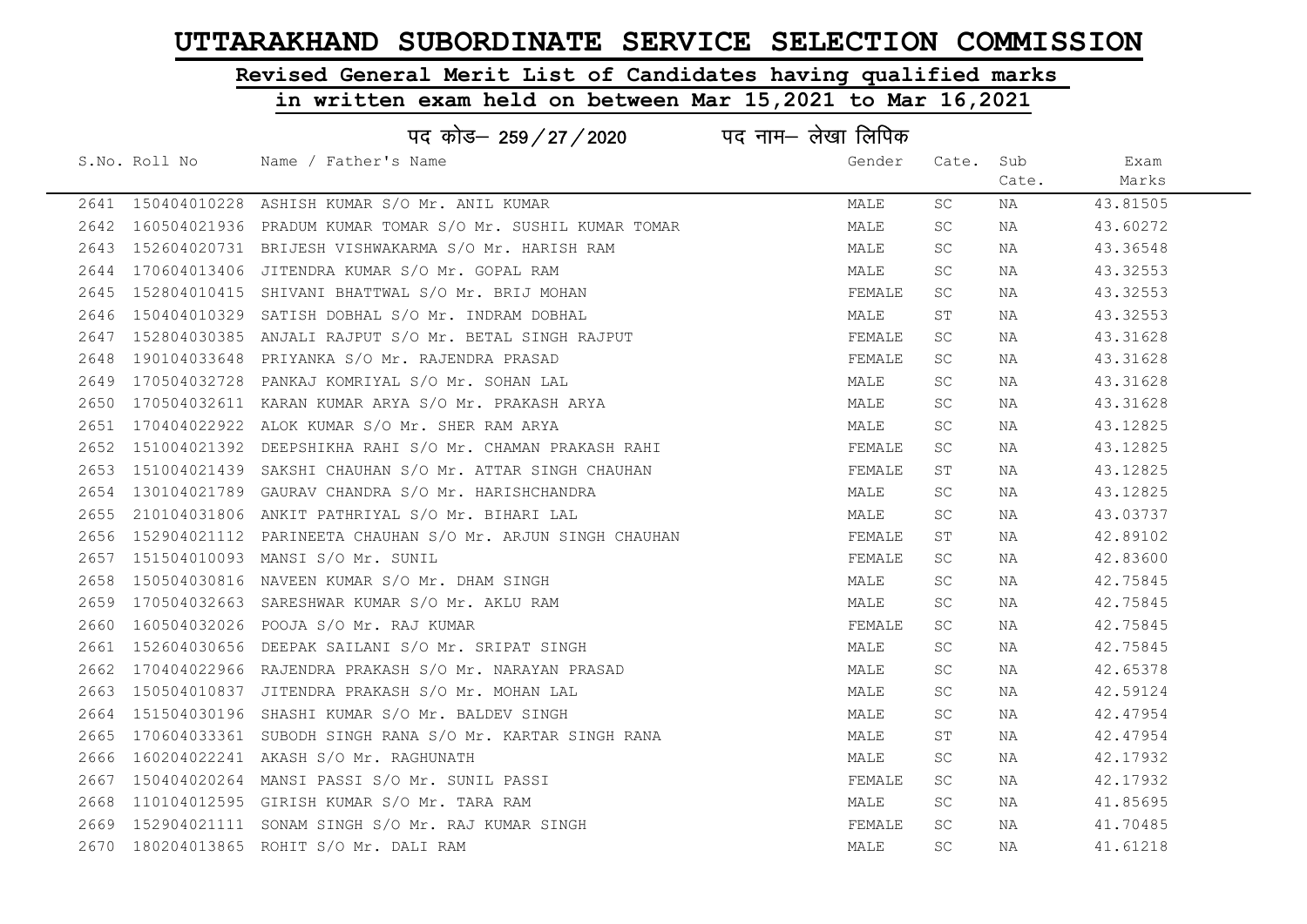# UTTARAKHAND SUBORDINATE SERVICE SELECTION COMMISSION

## Revised General Merit List of Candidates having qualified marks in written exam held on between Mar 15,2021 to Mar 16,2021

### पद कोड– 259/27/2020 पद नाम– लेखा लिपिक

| S.No. | Roll No | Name / Father's Name | Gender | Cate. | Sub Cate. | Exam Marks |
|---|---|---|---|---|---|---|
| 2641 | 150404010228 | ASHISH KUMAR S/O Mr. ANIL KUMAR | MALE | SC | NA | 43.81505 |
| 2642 | 160504021936 | PRADUM KUMAR TOMAR S/O Mr. SUSHIL KUMAR TOMAR | MALE | SC | NA | 43.60272 |
| 2643 | 152604020731 | BRIJESH VISHWAKARMA S/O Mr. HARISH RAM | MALE | SC | NA | 43.36548 |
| 2644 | 170604013406 | JITENDRA KUMAR S/O Mr. GOPAL RAM | MALE | SC | NA | 43.32553 |
| 2645 | 152804010415 | SHIVANI BHATTWAL S/O Mr. BRIJ MOHAN | FEMALE | SC | NA | 43.32553 |
| 2646 | 150404010329 | SATISH DOBHAL S/O Mr. INDRAM DOBHAL | MALE | ST | NA | 43.32553 |
| 2647 | 152804030385 | ANJALI RAJPUT S/O Mr. BETAL SINGH RAJPUT | FEMALE | SC | NA | 43.31628 |
| 2648 | 190104033648 | PRIYANKA S/O Mr. RAJENDRA PRASAD | FEMALE | SC | NA | 43.31628 |
| 2649 | 170504032728 | PANKAJ KOMRIYAL S/O Mr. SOHAN LAL | MALE | SC | NA | 43.31628 |
| 2650 | 170504032611 | KARAN KUMAR ARYA S/O Mr. PRAKASH ARYA | MALE | SC | NA | 43.31628 |
| 2651 | 170404022922 | ALOK KUMAR S/O Mr. SHER RAM ARYA | MALE | SC | NA | 43.12825 |
| 2652 | 151004021392 | DEEPSHIKHA RAHI S/O Mr. CHAMAN PRAKASH RAHI | FEMALE | SC | NA | 43.12825 |
| 2653 | 151004021439 | SAKSHI CHAUHAN S/O Mr. ATTAR SINGH CHAUHAN | FEMALE | ST | NA | 43.12825 |
| 2654 | 130104021789 | GAURAV CHANDRA S/O Mr. HARISHCHANDRA | MALE | SC | NA | 43.12825 |
| 2655 | 210104031806 | ANKIT PATHRIYAL S/O Mr. BIHARI LAL | MALE | SC | NA | 43.03737 |
| 2656 | 152904021112 | PARINEETA CHAUHAN S/O Mr. ARJUN SINGH CHAUHAN | FEMALE | ST | NA | 42.89102 |
| 2657 | 151504010093 | MANSI S/O Mr. SUNIL | FEMALE | SC | NA | 42.83600 |
| 2658 | 150504030816 | NAVEEN KUMAR S/O Mr. DHAM SINGH | MALE | SC | NA | 42.75845 |
| 2659 | 170504032663 | SARESHWAR KUMAR S/O Mr. AKLU RAM | MALE | SC | NA | 42.75845 |
| 2660 | 160504032026 | POOJA S/O Mr. RAJ KUMAR | FEMALE | SC | NA | 42.75845 |
| 2661 | 152604030656 | DEEPAK SAILANI S/O Mr. SRIPAT SINGH | MALE | SC | NA | 42.75845 |
| 2662 | 170404022966 | RAJENDRA PRAKASH S/O Mr. NARAYAN PRASAD | MALE | SC | NA | 42.65378 |
| 2663 | 150504010837 | JITENDRA PRAKASH S/O Mr. MOHAN LAL | MALE | SC | NA | 42.59124 |
| 2664 | 151504030196 | SHASHI KUMAR S/O Mr. BALDEV SINGH | MALE | SC | NA | 42.47954 |
| 2665 | 170604033361 | SUBODH SINGH RANA S/O Mr. KARTAR SINGH RANA | MALE | ST | NA | 42.47954 |
| 2666 | 160204022241 | AKASH S/O Mr. RAGHUNATH | MALE | SC | NA | 42.17932 |
| 2667 | 150404020264 | MANSI PASSI S/O Mr. SUNIL PASSI | FEMALE | SC | NA | 42.17932 |
| 2668 | 110104012595 | GIRISH KUMAR S/O Mr. TARA RAM | MALE | SC | NA | 41.85695 |
| 2669 | 152904021111 | SONAM SINGH S/O Mr. RAJ KUMAR SINGH | FEMALE | SC | NA | 41.70485 |
| 2670 | 180204013865 | ROHIT S/O Mr. DALI RAM | MALE | SC | NA | 41.61218 |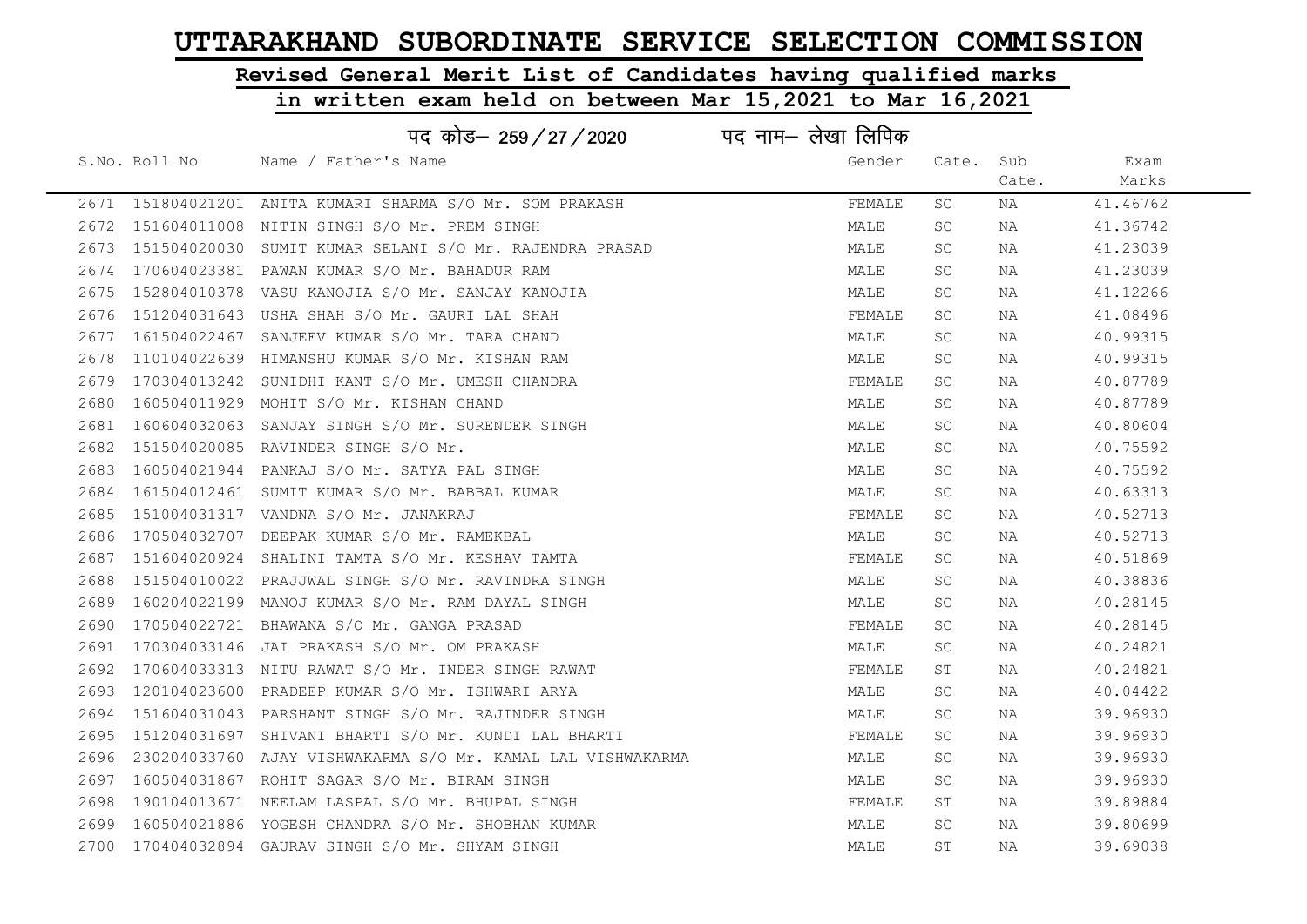# UTTARAKHAND SUBORDINATE SERVICE SELECTION COMMISSION

## Revised General Merit List of Candidates having qualified marks in written exam held on between Mar 15,2021 to Mar 16,2021

पद कोड– 259/27/2020 पद नाम– लेखा लिपिक

| S.No. | Roll No | Name / Father's Name | Gender | Cate. | Sub Cate. | Exam Marks |
|---|---|---|---|---|---|---|
| 2671 | 151804021201 | ANITA KUMARI SHARMA S/O Mr. SOM PRAKASH | FEMALE | SC | NA | 41.46762 |
| 2672 | 151604011008 | NITIN SINGH S/O Mr. PREM SINGH | MALE | SC | NA | 41.36742 |
| 2673 | 151504020030 | SUMIT KUMAR SELANI S/O Mr. RAJENDRA PRASAD | MALE | SC | NA | 41.23039 |
| 2674 | 170604023381 | PAWAN KUMAR S/O Mr. BAHADUR RAM | MALE | SC | NA | 41.23039 |
| 2675 | 152804010378 | VASU KANOJIA S/O Mr. SANJAY KANOJIA | MALE | SC | NA | 41.12266 |
| 2676 | 151204031643 | USHA SHAH S/O Mr. GAURI LAL SHAH | FEMALE | SC | NA | 41.08496 |
| 2677 | 161504022467 | SANJEEV KUMAR S/O Mr. TARA CHAND | MALE | SC | NA | 40.99315 |
| 2678 | 110104022639 | HIMANSHU KUMAR S/O Mr. KISHAN RAM | MALE | SC | NA | 40.99315 |
| 2679 | 170304013242 | SUNIDHI KANT S/O Mr. UMESH CHANDRA | FEMALE | SC | NA | 40.87789 |
| 2680 | 160504011929 | MOHIT S/O Mr. KISHAN CHAND | MALE | SC | NA | 40.87789 |
| 2681 | 160604032063 | SANJAY SINGH S/O Mr. SURENDER SINGH | MALE | SC | NA | 40.80604 |
| 2682 | 151504020085 | RAVINDER SINGH S/O Mr. | MALE | SC | NA | 40.75592 |
| 2683 | 160504021944 | PANKAJ S/O Mr. SATYA PAL SINGH | MALE | SC | NA | 40.75592 |
| 2684 | 161504012461 | SUMIT KUMAR S/O Mr. BABBAL KUMAR | MALE | SC | NA | 40.63313 |
| 2685 | 151004031317 | VANDNA S/O Mr. JANAKRAJ | FEMALE | SC | NA | 40.52713 |
| 2686 | 170504032707 | DEEPAK KUMAR S/O Mr. RAMEKBAL | MALE | SC | NA | 40.52713 |
| 2687 | 151604020924 | SHALINI TAMTA S/O Mr. KESHAV TAMTA | FEMALE | SC | NA | 40.51869 |
| 2688 | 151504010022 | PRAJJWAL SINGH S/O Mr. RAVINDRA SINGH | MALE | SC | NA | 40.38836 |
| 2689 | 160204022199 | MANOJ KUMAR S/O Mr. RAM DAYAL SINGH | MALE | SC | NA | 40.28145 |
| 2690 | 170504022721 | BHAWANA S/O Mr. GANGA PRASAD | FEMALE | SC | NA | 40.28145 |
| 2691 | 170304033146 | JAI PRAKASH S/O Mr. OM PRAKASH | MALE | SC | NA | 40.24821 |
| 2692 | 170604033313 | NITU RAWAT S/O Mr. INDER SINGH RAWAT | FEMALE | ST | NA | 40.24821 |
| 2693 | 120104023600 | PRADEEP KUMAR S/O Mr. ISHWARI ARYA | MALE | SC | NA | 40.04422 |
| 2694 | 151604031043 | PARSHANT SINGH S/O Mr. RAJINDER SINGH | MALE | SC | NA | 39.96930 |
| 2695 | 151204031697 | SHIVANI BHARTI S/O Mr. KUNDI LAL BHARTI | FEMALE | SC | NA | 39.96930 |
| 2696 | 230204033760 | AJAY VISHWAKARMA S/O Mr. KAMAL LAL VISHWAKARMA | MALE | SC | NA | 39.96930 |
| 2697 | 160504031867 | ROHIT SAGAR S/O Mr. BIRAM SINGH | MALE | SC | NA | 39.96930 |
| 2698 | 190104013671 | NEELAM LASPAL S/O Mr. BHUPAL SINGH | FEMALE | ST | NA | 39.89884 |
| 2699 | 160504021886 | YOGESH CHANDRA S/O Mr. SHOBHAN KUMAR | MALE | SC | NA | 39.80699 |
| 2700 | 170404032894 | GAURAV SINGH S/O Mr. SHYAM SINGH | MALE | ST | NA | 39.69038 |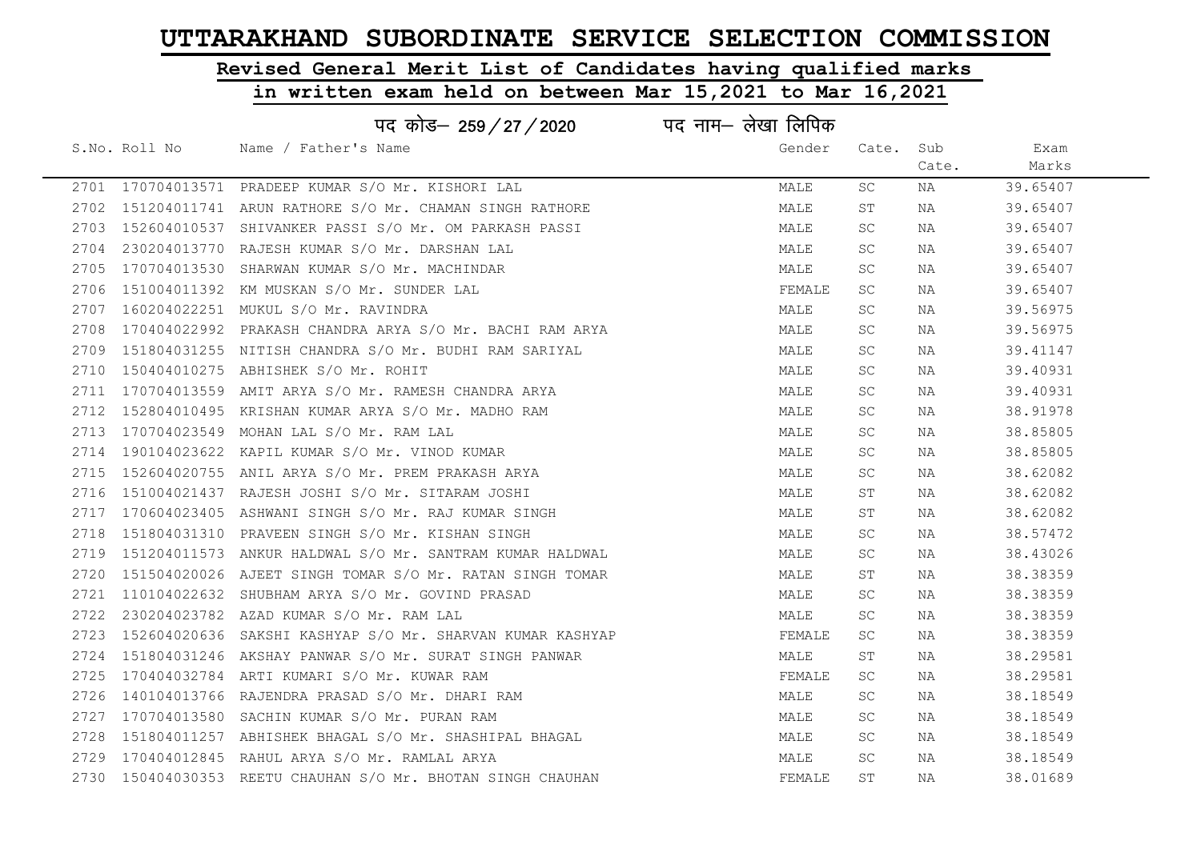# UTTARAKHAND SUBORDINATE SERVICE SELECTION COMMISSION

## Revised General Merit List of Candidates having qualified marks in written exam held on between Mar 15,2021 to Mar 16,2021

### पद कोड– 259/27/2020 पद नाम– लेखा लिपिक

| S.No. | Roll No | Name / Father's Name | Gender | Cate. | Sub Cate. | Exam Marks |
|---|---|---|---|---|---|---|
| 2701 | 170704013571 | PRADEEP KUMAR S/O Mr. KISHORI LAL | MALE | SC | NA | 39.65407 |
| 2702 | 151204011741 | ARUN RATHORE S/O Mr. CHAMAN SINGH RATHORE | MALE | ST | NA | 39.65407 |
| 2703 | 152604010537 | SHIVANKER PASSI S/O Mr. OM PARKASH PASSI | MALE | SC | NA | 39.65407 |
| 2704 | 230204013770 | RAJESH KUMAR S/O Mr. DARSHAN LAL | MALE | SC | NA | 39.65407 |
| 2705 | 170704013530 | SHARWAN KUMAR S/O Mr. MACHINDAR | MALE | SC | NA | 39.65407 |
| 2706 | 151004011392 | KM MUSKAN S/O Mr. SUNDER LAL | FEMALE | SC | NA | 39.65407 |
| 2707 | 160204022251 | MUKUL S/O Mr. RAVINDRA | MALE | SC | NA | 39.56975 |
| 2708 | 170404022992 | PRAKASH CHANDRA ARYA S/O Mr. BACHI RAM ARYA | MALE | SC | NA | 39.56975 |
| 2709 | 151804031255 | NITISH CHANDRA S/O Mr. BUDHI RAM SARIYAL | MALE | SC | NA | 39.41147 |
| 2710 | 150404010275 | ABHISHEK S/O Mr. ROHIT | MALE | SC | NA | 39.40931 |
| 2711 | 170704013559 | AMIT ARYA S/O Mr. RAMESH CHANDRA ARYA | MALE | SC | NA | 39.40931 |
| 2712 | 152804010495 | KRISHAN KUMAR ARYA S/O Mr. MADHO RAM | MALE | SC | NA | 38.91978 |
| 2713 | 170704023549 | MOHAN LAL S/O Mr. RAM LAL | MALE | SC | NA | 38.85805 |
| 2714 | 190104023622 | KAPIL KUMAR S/O Mr. VINOD KUMAR | MALE | SC | NA | 38.85805 |
| 2715 | 152604020755 | ANIL ARYA S/O Mr. PREM PRAKASH ARYA | MALE | SC | NA | 38.62082 |
| 2716 | 151004021437 | RAJESH JOSHI S/O Mr. SITARAM JOSHI | MALE | ST | NA | 38.62082 |
| 2717 | 170604023405 | ASHWANI SINGH S/O Mr. RAJ KUMAR SINGH | MALE | ST | NA | 38.62082 |
| 2718 | 151804031310 | PRAVEEN SINGH S/O Mr. KISHAN SINGH | MALE | SC | NA | 38.57472 |
| 2719 | 151204011573 | ANKUR HALDWAL S/O Mr. SANTRAM KUMAR HALDWAL | MALE | SC | NA | 38.43026 |
| 2720 | 151504020026 | AJEET SINGH TOMAR S/O Mr. RATAN SINGH TOMAR | MALE | ST | NA | 38.38359 |
| 2721 | 110104022632 | SHUBHAM ARYA S/O Mr. GOVIND PRASAD | MALE | SC | NA | 38.38359 |
| 2722 | 230204023782 | AZAD KUMAR S/O Mr. RAM LAL | MALE | SC | NA | 38.38359 |
| 2723 | 152604020636 | SAKSHI KASHYAP S/O Mr. SHARVAN KUMAR KASHYAP | FEMALE | SC | NA | 38.38359 |
| 2724 | 151804031246 | AKSHAY PANWAR S/O Mr. SURAT SINGH PANWAR | MALE | ST | NA | 38.29581 |
| 2725 | 170404032784 | ARTI KUMARI S/O Mr. KUWAR RAM | FEMALE | SC | NA | 38.29581 |
| 2726 | 140104013766 | RAJENDRA PRASAD S/O Mr. DHARI RAM | MALE | SC | NA | 38.18549 |
| 2727 | 170704013580 | SACHIN KUMAR S/O Mr. PURAN RAM | MALE | SC | NA | 38.18549 |
| 2728 | 151804011257 | ABHISHEK BHAGAL S/O Mr. SHASHIPAL BHAGAL | MALE | SC | NA | 38.18549 |
| 2729 | 170404012845 | RAHUL ARYA S/O Mr. RAMLAL ARYA | MALE | SC | NA | 38.18549 |
| 2730 | 150404030353 | REETU CHAUHAN S/O Mr. BHOTAN SINGH CHAUHAN | FEMALE | ST | NA | 38.01689 |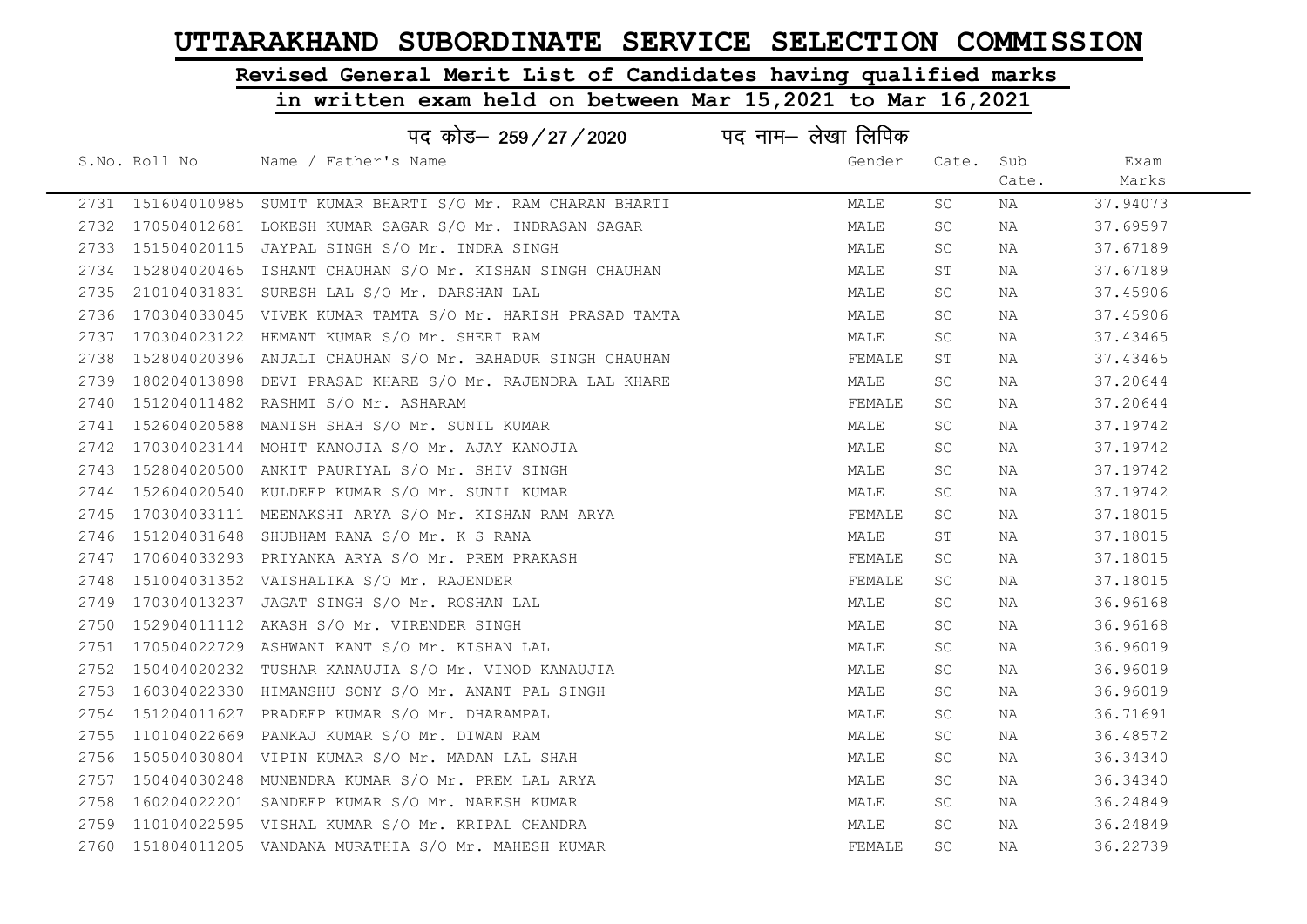# UTTARAKHAND SUBORDINATE SERVICE SELECTION COMMISSION

## Revised General Merit List of Candidates having qualified marks in written exam held on between Mar 15,2021 to Mar 16,2021

### पद कोड– 259 / 27 / 2020 पद नाम– लेखा लिपिक

| S.No. | Roll No | Name / Father's Name | Gender | Cate. | Sub Cate. | Exam Marks |
|---|---|---|---|---|---|---|
| 2731 | 151604010985 | SUMIT KUMAR BHARTI S/O Mr. RAM CHARAN BHARTI | MALE | SC | NA | 37.94073 |
| 2732 | 170504012681 | LOKESH KUMAR SAGAR S/O Mr. INDRASAN SAGAR | MALE | SC | NA | 37.69597 |
| 2733 | 151504020115 | JAYPAL SINGH S/O Mr. INDRA SINGH | MALE | SC | NA | 37.67189 |
| 2734 | 152804020465 | ISHANT CHAUHAN S/O Mr. KISHAN SINGH CHAUHAN | MALE | ST | NA | 37.67189 |
| 2735 | 210104031831 | SURESH LAL S/O Mr. DARSHAN LAL | MALE | SC | NA | 37.45906 |
| 2736 | 170304033045 | VIVEK KUMAR TAMTA S/O Mr. HARISH PRASAD TAMTA | MALE | SC | NA | 37.45906 |
| 2737 | 170304023122 | HEMANT KUMAR S/O Mr. SHERI RAM | MALE | SC | NA | 37.43465 |
| 2738 | 152804020396 | ANJALI CHAUHAN S/O Mr. BAHADUR SINGH CHAUHAN | FEMALE | ST | NA | 37.43465 |
| 2739 | 180204013898 | DEVI PRASAD KHARE S/O Mr. RAJENDRA LAL KHARE | MALE | SC | NA | 37.20644 |
| 2740 | 151204011482 | RASHMI S/O Mr. ASHARAM | FEMALE | SC | NA | 37.20644 |
| 2741 | 152604020588 | MANISH SHAH S/O Mr. SUNIL KUMAR | MALE | SC | NA | 37.19742 |
| 2742 | 170304023144 | MOHIT KANOJIA S/O Mr. AJAY KANOJIA | MALE | SC | NA | 37.19742 |
| 2743 | 152804020500 | ANKIT PAURIYAL S/O Mr. SHIV SINGH | MALE | SC | NA | 37.19742 |
| 2744 | 152604020540 | KULDEEP KUMAR S/O Mr. SUNIL KUMAR | MALE | SC | NA | 37.19742 |
| 2745 | 170304033111 | MEENAKSHI ARYA S/O Mr. KISHAN RAM ARYA | FEMALE | SC | NA | 37.18015 |
| 2746 | 151204031648 | SHUBHAM RANA S/O Mr. K S RANA | MALE | ST | NA | 37.18015 |
| 2747 | 170604033293 | PRIYANKA ARYA S/O Mr. PREM PRAKASH | FEMALE | SC | NA | 37.18015 |
| 2748 | 151004031352 | VAISHALIKA S/O Mr. RAJENDER | FEMALE | SC | NA | 37.18015 |
| 2749 | 170304013237 | JAGAT SINGH S/O Mr. ROSHAN LAL | MALE | SC | NA | 36.96168 |
| 2750 | 152904011112 | AKASH S/O Mr. VIRENDER SINGH | MALE | SC | NA | 36.96168 |
| 2751 | 170504022729 | ASHWANI KANT S/O Mr. KISHAN LAL | MALE | SC | NA | 36.96019 |
| 2752 | 150404020232 | TUSHAR KANAUJIA S/O Mr. VINOD KANAUJIA | MALE | SC | NA | 36.96019 |
| 2753 | 160304022330 | HIMANSHU SONY S/O Mr. ANANT PAL SINGH | MALE | SC | NA | 36.96019 |
| 2754 | 151204011627 | PRADEEP KUMAR S/O Mr. DHARAMPAL | MALE | SC | NA | 36.71691 |
| 2755 | 110104022669 | PANKAJ KUMAR S/O Mr. DIWAN RAM | MALE | SC | NA | 36.48572 |
| 2756 | 150504030804 | VIPIN KUMAR S/O Mr. MADAN LAL SHAH | MALE | SC | NA | 36.34340 |
| 2757 | 150404030248 | MUNENDRA KUMAR S/O Mr. PREM LAL ARYA | MALE | SC | NA | 36.34340 |
| 2758 | 160204022201 | SANDEEP KUMAR S/O Mr. NARESH KUMAR | MALE | SC | NA | 36.24849 |
| 2759 | 110104022595 | VISHAL KUMAR S/O Mr. KRIPAL CHANDRA | MALE | SC | NA | 36.24849 |
| 2760 | 151804011205 | VANDANA MURATHIA S/O Mr. MAHESH KUMAR | FEMALE | SC | NA | 36.22739 |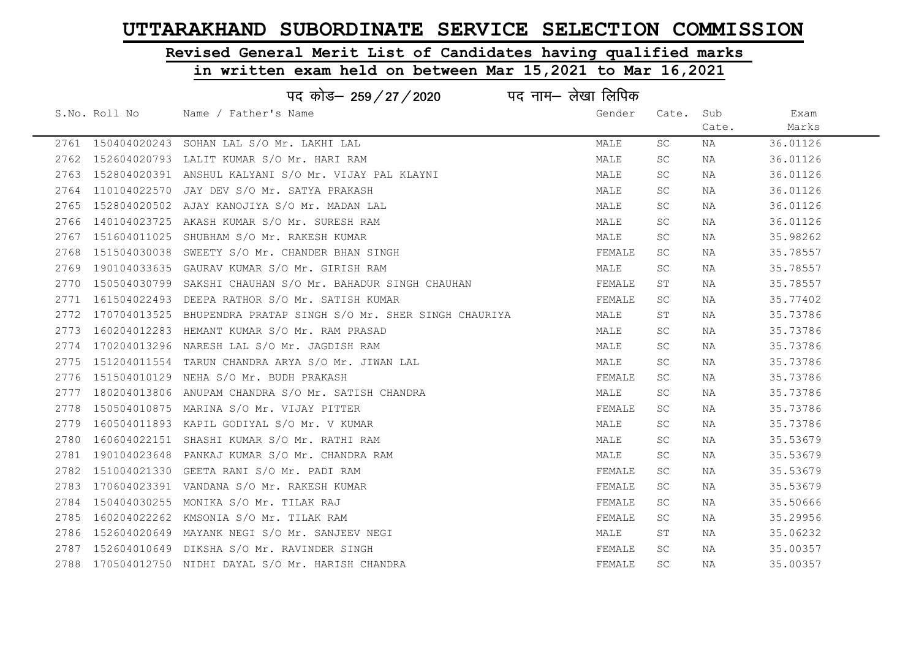# UTTARAKHAND SUBORDINATE SERVICE SELECTION COMMISSION

## Revised General Merit List of Candidates having qualified marks

## in written exam held on between Mar 15,2021 to Mar 16,2021

पद कोड– 259/27/2020 पद नाम– लेखा लिपिक

| S.No. | Roll No | Name / Father's Name | Gender | Cate. | Sub Cate. | Exam Marks |
|---|---|---|---|---|---|---|
| 2761 | 150404020243 | SOHAN LAL S/O Mr. LAKHI LAL | MALE | SC | NA | 36.01126 |
| 2762 | 152604020793 | LALIT KUMAR S/O Mr. HARI RAM | MALE | SC | NA | 36.01126 |
| 2763 | 152804020391 | ANSHUL KALYANI S/O Mr. VIJAY PAL KLAYNI | MALE | SC | NA | 36.01126 |
| 2764 | 110104022570 | JAY DEV S/O Mr. SATYA PRAKASH | MALE | SC | NA | 36.01126 |
| 2765 | 152804020502 | AJAY KANOJIYA S/O Mr. MADAN LAL | MALE | SC | NA | 36.01126 |
| 2766 | 140104023725 | AKASH KUMAR S/O Mr. SURESH RAM | MALE | SC | NA | 36.01126 |
| 2767 | 151604011025 | SHUBHAM S/O Mr. RAKESH KUMAR | MALE | SC | NA | 35.98262 |
| 2768 | 151504030038 | SWEETY S/O Mr. CHANDER BHAN SINGH | FEMALE | SC | NA | 35.78557 |
| 2769 | 190104033635 | GAURAV KUMAR S/O Mr. GIRISH RAM | MALE | SC | NA | 35.78557 |
| 2770 | 150504030799 | SAKSHI CHAUHAN S/O Mr. BAHADUR SINGH CHAUHAN | FEMALE | ST | NA | 35.78557 |
| 2771 | 161504022493 | DEEPA RATHOR S/O Mr. SATISH KUMAR | FEMALE | SC | NA | 35.77402 |
| 2772 | 170704013525 | BHUPENDRA PRATAP SINGH S/O Mr. SHER SINGH CHAURIYA | MALE | ST | NA | 35.73786 |
| 2773 | 160204012283 | HEMANT KUMAR S/O Mr. RAM PRASAD | MALE | SC | NA | 35.73786 |
| 2774 | 170204013296 | NARESH LAL S/O Mr. JAGDISH RAM | MALE | SC | NA | 35.73786 |
| 2775 | 151204011554 | TARUN CHANDRA ARYA S/O Mr. JIWAN LAL | MALE | SC | NA | 35.73786 |
| 2776 | 151504010129 | NEHA S/O Mr. BUDH PRAKASH | FEMALE | SC | NA | 35.73786 |
| 2777 | 180204013806 | ANUPAM CHANDRA S/O Mr. SATISH CHANDRA | MALE | SC | NA | 35.73786 |
| 2778 | 150504010875 | MARINA S/O Mr. VIJAY PITTER | FEMALE | SC | NA | 35.73786 |
| 2779 | 160504011893 | KAPIL GODIYAL S/O Mr. V KUMAR | MALE | SC | NA | 35.73786 |
| 2780 | 160604022151 | SHASHI KUMAR S/O Mr. RATHI RAM | MALE | SC | NA | 35.53679 |
| 2781 | 190104023648 | PANKAJ KUMAR S/O Mr. CHANDRA RAM | MALE | SC | NA | 35.53679 |
| 2782 | 151004021330 | GEETA RANI S/O Mr. PADI RAM | FEMALE | SC | NA | 35.53679 |
| 2783 | 170604023391 | VANDANA S/O Mr. RAKESH KUMAR | FEMALE | SC | NA | 35.53679 |
| 2784 | 150404030255 | MONIKA S/O Mr. TILAK RAJ | FEMALE | SC | NA | 35.50666 |
| 2785 | 160204022262 | KMSONIA S/O Mr. TILAK RAM | FEMALE | SC | NA | 35.29956 |
| 2786 | 152604020649 | MAYANK NEGI S/O Mr. SANJEEV NEGI | MALE | ST | NA | 35.06232 |
| 2787 | 152604010649 | DIKSHA S/O Mr. RAVINDER SINGH | FEMALE | SC | NA | 35.00357 |
| 2788 | 170504012750 | NIDHI DAYAL S/O Mr. HARISH CHANDRA | FEMALE | SC | NA | 35.00357 |